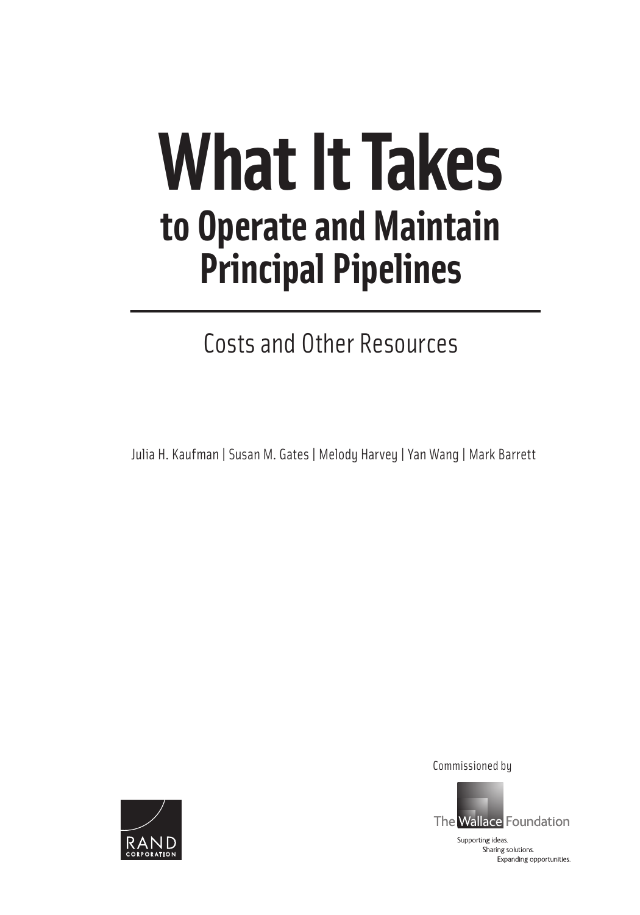# What It Takes

## to Operate and Maintain Principal Pipelines

---

Costs and Other Resources

Julia H. Kaufman | Susan M. Gates | Melody Harvey | Yan Wang | Mark Barrett

Commissioned by

The Wallace Foundation

Supporting ideas.
Sharing solutions.
Expanding opportunities.

RAND CORPORATION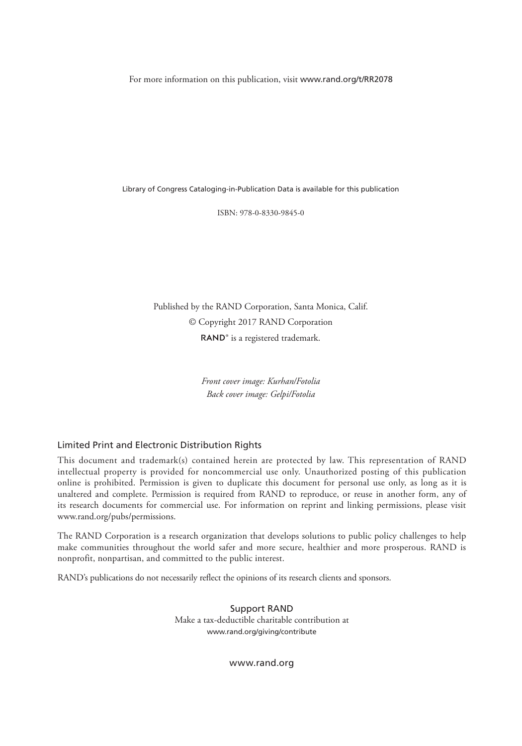For more information on this publication, visit www.rand.org/t/RR2078

Library of Congress Cataloging-in-Publication Data is available for this publication

ISBN: 978-0-8330-9845-0

Published by the RAND Corporation, Santa Monica, Calif.

© Copyright 2017 RAND Corporation

RAND® is a registered trademark.

*Front cover image: Kurhan/Fotolia*
*Back cover image: Gelpi/Fotolia*

## Limited Print and Electronic Distribution Rights

This document and trademark(s) contained herein are protected by law. This representation of RAND intellectual property is provided for noncommercial use only. Unauthorized posting of this publication online is prohibited. Permission is given to duplicate this document for personal use only, as long as it is unaltered and complete. Permission is required from RAND to reproduce, or reuse in another form, any of its research documents for commercial use. For information on reprint and linking permissions, please visit www.rand.org/pubs/permissions.

The RAND Corporation is a research organization that develops solutions to public policy challenges to help make communities throughout the world safer and more secure, healthier and more prosperous. RAND is nonprofit, nonpartisan, and committed to the public interest.

RAND's publications do not necessarily reflect the opinions of its research clients and sponsors.

Support RAND
Make a tax-deductible charitable contribution at
www.rand.org/giving/contribute

www.rand.org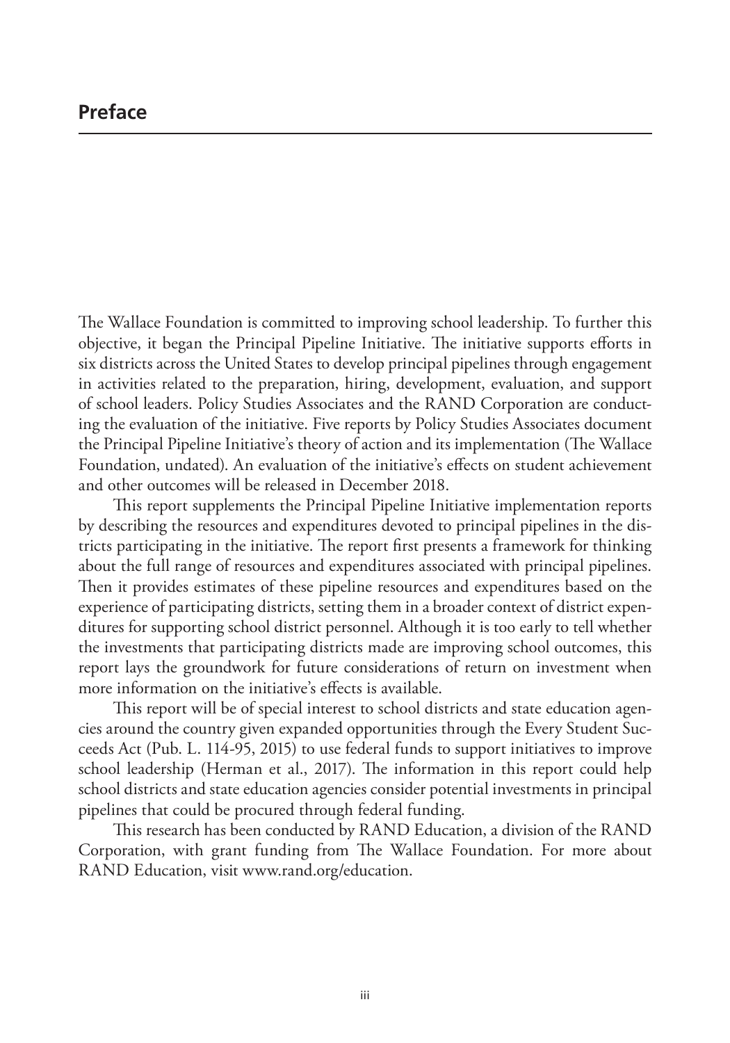# Preface

The Wallace Foundation is committed to improving school leadership. To further this objective, it began the Principal Pipeline Initiative. The initiative supports efforts in six districts across the United States to develop principal pipelines through engagement in activities related to the preparation, hiring, development, evaluation, and support of school leaders. Policy Studies Associates and the RAND Corporation are conducting the evaluation of the initiative. Five reports by Policy Studies Associates document the Principal Pipeline Initiative's theory of action and its implementation (The Wallace Foundation, undated). An evaluation of the initiative's effects on student achievement and other outcomes will be released in December 2018.

This report supplements the Principal Pipeline Initiative implementation reports by describing the resources and expenditures devoted to principal pipelines in the districts participating in the initiative. The report first presents a framework for thinking about the full range of resources and expenditures associated with principal pipelines. Then it provides estimates of these pipeline resources and expenditures based on the experience of participating districts, setting them in a broader context of district expenditures for supporting school district personnel. Although it is too early to tell whether the investments that participating districts made are improving school outcomes, this report lays the groundwork for future considerations of return on investment when more information on the initiative's effects is available.

This report will be of special interest to school districts and state education agencies around the country given expanded opportunities through the Every Student Succeeds Act (Pub. L. 114-95, 2015) to use federal funds to support initiatives to improve school leadership (Herman et al., 2017). The information in this report could help school districts and state education agencies consider potential investments in principal pipelines that could be procured through federal funding.

This research has been conducted by RAND Education, a division of the RAND Corporation, with grant funding from The Wallace Foundation. For more about RAND Education, visit www.rand.org/education.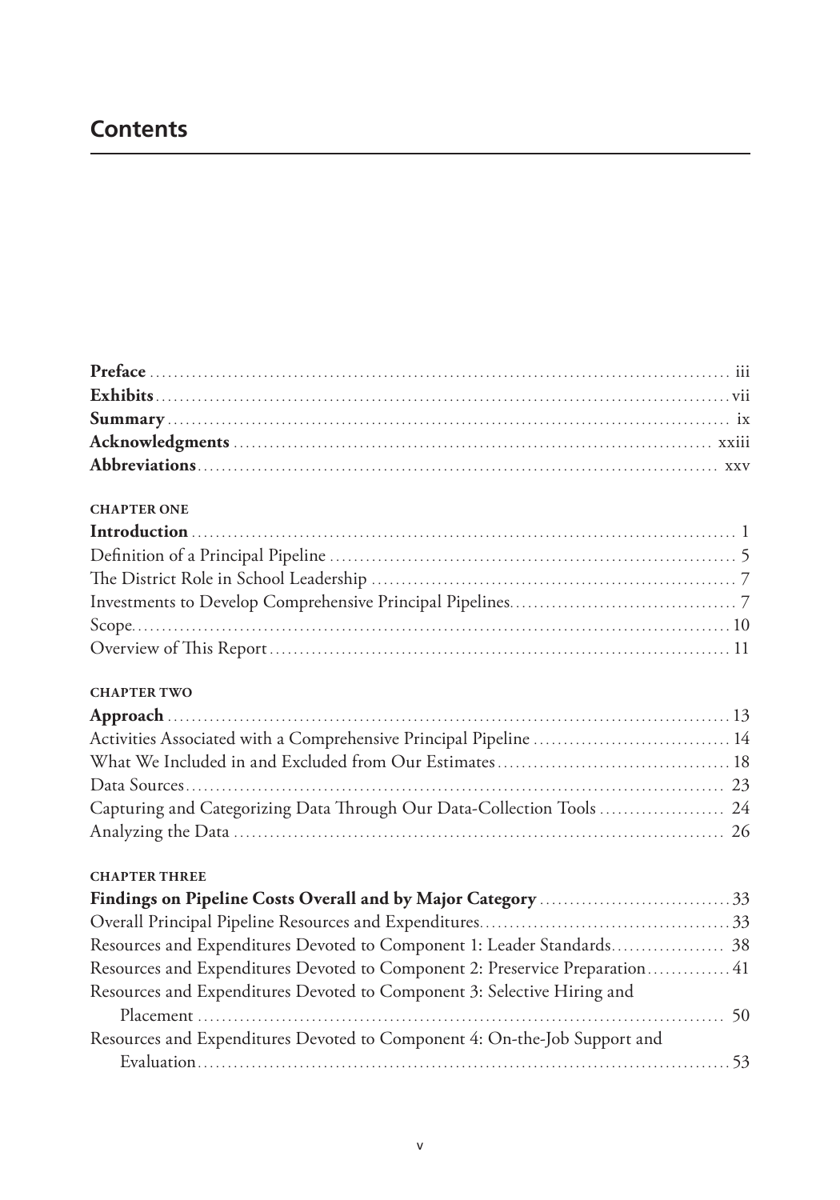# Contents

**Preface** ........ iii
**Exhibits** ........ vii
**Summary** ........ ix
**Acknowledgments** ........ xxiii
**Abbreviations** ........ xxv

**CHAPTER ONE**

**Introduction** ........ 1
Definition of a Principal Pipeline ........ 5
The District Role in School Leadership ........ 7
Investments to Develop Comprehensive Principal Pipelines ........ 7
Scope ........ 10
Overview of This Report ........ 11

**CHAPTER TWO**

**Approach** ........ 13
Activities Associated with a Comprehensive Principal Pipeline ........ 14
What We Included in and Excluded from Our Estimates ........ 18
Data Sources ........ 23
Capturing and Categorizing Data Through Our Data-Collection Tools ........ 24
Analyzing the Data ........ 26

**CHAPTER THREE**

**Findings on Pipeline Costs Overall and by Major Category** ........ 33
Overall Principal Pipeline Resources and Expenditures ........ 33
Resources and Expenditures Devoted to Component 1: Leader Standards ........ 38
Resources and Expenditures Devoted to Component 2: Preservice Preparation ........ 41
Resources and Expenditures Devoted to Component 3: Selective Hiring and Placement ........ 50
Resources and Expenditures Devoted to Component 4: On-the-Job Support and Evaluation ........ 53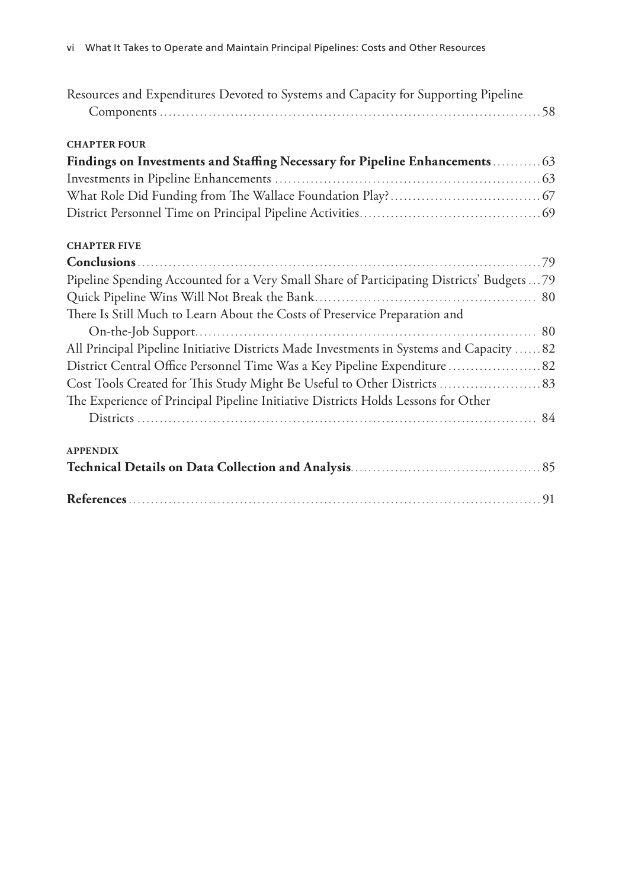Resources and Expenditures Devoted to Systems and Capacity for Supporting Pipeline Components ........ 58

**CHAPTER FOUR**

**Findings on Investments and Staffing Necessary for Pipeline Enhancements** ........ 63

Investments in Pipeline Enhancements ........ 63

What Role Did Funding from The Wallace Foundation Play? ........ 67

District Personnel Time on Principal Pipeline Activities ........ 69

**CHAPTER FIVE**

**Conclusions** ........ 79

Pipeline Spending Accounted for a Very Small Share of Participating Districts' Budgets ... 79

Quick Pipeline Wins Will Not Break the Bank ........ 80

There Is Still Much to Learn About the Costs of Preservice Preparation and On-the-Job Support ........ 80

All Principal Pipeline Initiative Districts Made Investments in Systems and Capacity ...... 82

District Central Office Personnel Time Was a Key Pipeline Expenditure ........ 82

Cost Tools Created for This Study Might Be Useful to Other Districts ........ 83

The Experience of Principal Pipeline Initiative Districts Holds Lessons for Other Districts ........ 84

**APPENDIX**

**Technical Details on Data Collection and Analysis** ........ 85

**References** ........ 91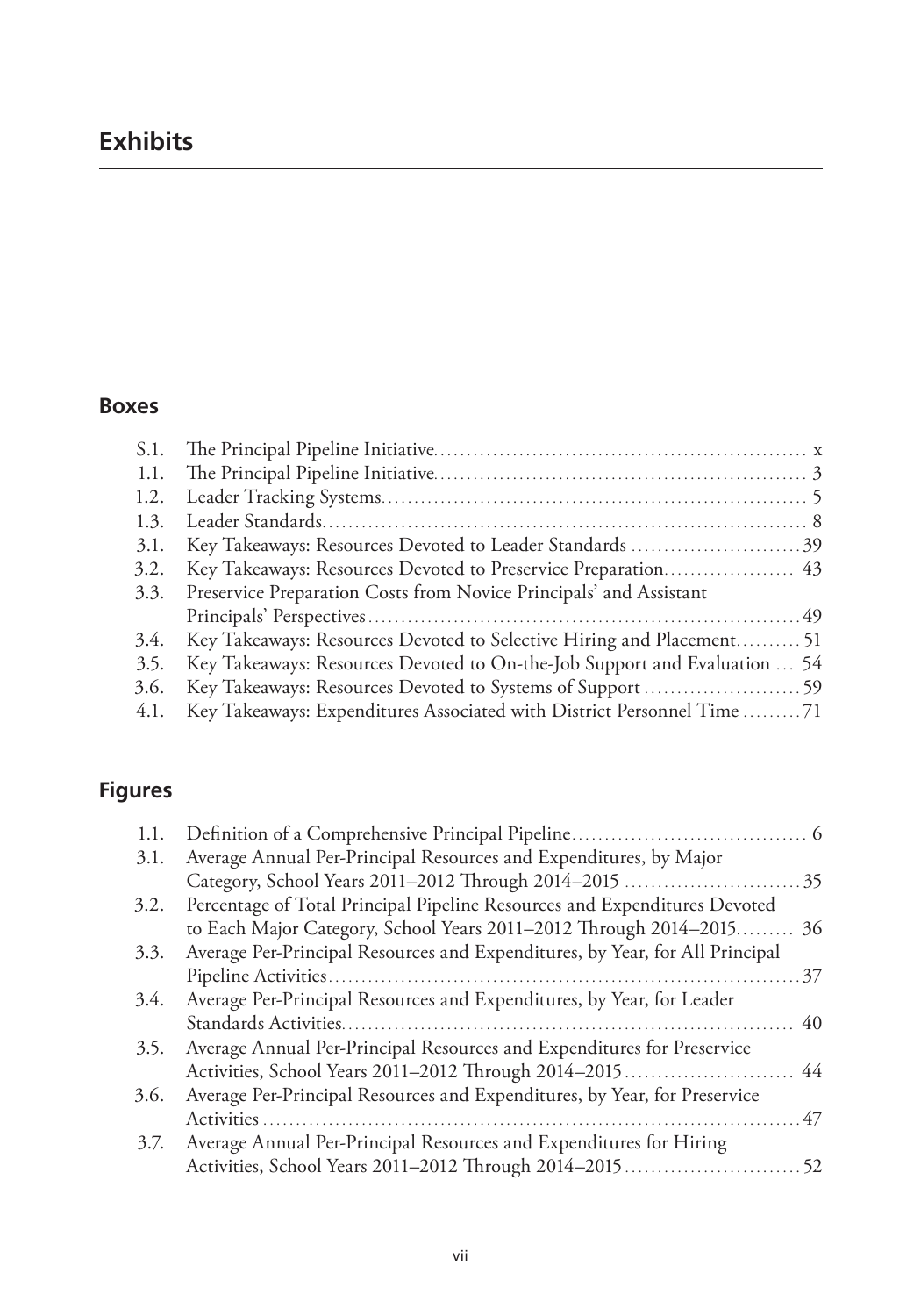# Exhibits

## Boxes

- S.1. The Principal Pipeline Initiative ........ x
- 1.1. The Principal Pipeline Initiative ........ 3
- 1.2. Leader Tracking Systems ........ 5
- 1.3. Leader Standards ........ 8
- 3.1. Key Takeaways: Resources Devoted to Leader Standards ........ 39
- 3.2. Key Takeaways: Resources Devoted to Preservice Preparation ........ 43
- 3.3. Preservice Preparation Costs from Novice Principals' and Assistant Principals' Perspectives ........ 49
- 3.4. Key Takeaways: Resources Devoted to Selective Hiring and Placement ........ 51
- 3.5. Key Takeaways: Resources Devoted to On-the-Job Support and Evaluation ... 54
- 3.6. Key Takeaways: Resources Devoted to Systems of Support ........ 59
- 4.1. Key Takeaways: Expenditures Associated with District Personnel Time ........ 71

## Figures

- 1.1. Definition of a Comprehensive Principal Pipeline ........ 6
- 3.1. Average Annual Per-Principal Resources and Expenditures, by Major Category, School Years 2011–2012 Through 2014–2015 ........ 35
- 3.2. Percentage of Total Principal Pipeline Resources and Expenditures Devoted to Each Major Category, School Years 2011–2012 Through 2014–2015 ........ 36
- 3.3. Average Per-Principal Resources and Expenditures, by Year, for All Principal Pipeline Activities ........ 37
- 3.4. Average Per-Principal Resources and Expenditures, by Year, for Leader Standards Activities ........ 40
- 3.5. Average Annual Per-Principal Resources and Expenditures for Preservice Activities, School Years 2011–2012 Through 2014–2015 ........ 44
- 3.6. Average Per-Principal Resources and Expenditures, by Year, for Preservice Activities ........ 47
- 3.7. Average Annual Per-Principal Resources and Expenditures for Hiring Activities, School Years 2011–2012 Through 2014–2015 ........ 52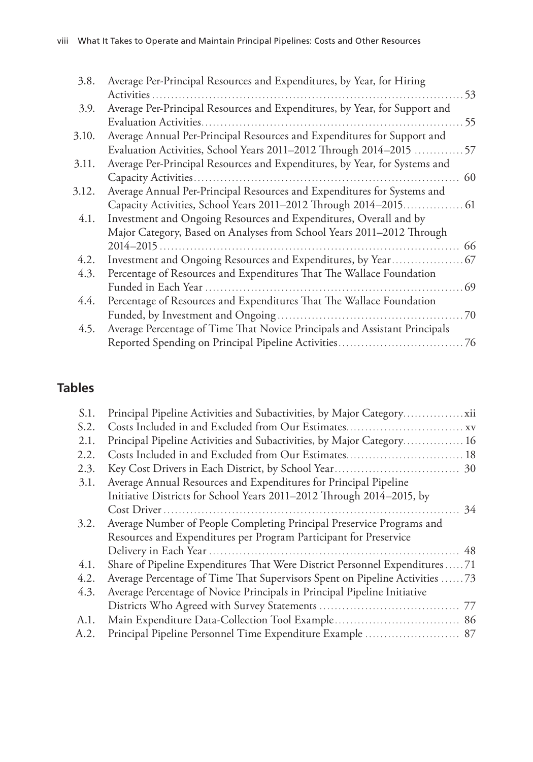3.8. Average Per-Principal Resources and Expenditures, by Year, for Hiring Activities ............ 53
3.9. Average Per-Principal Resources and Expenditures, by Year, for Support and Evaluation Activities ............ 55
3.10. Average Annual Per-Principal Resources and Expenditures for Support and Evaluation Activities, School Years 2011–2012 Through 2014–2015 ............ 57
3.11. Average Per-Principal Resources and Expenditures, by Year, for Systems and Capacity Activities ............ 60
3.12. Average Annual Per-Principal Resources and Expenditures for Systems and Capacity Activities, School Years 2011–2012 Through 2014–2015 ............ 61
4.1. Investment and Ongoing Resources and Expenditures, Overall and by Major Category, Based on Analyses from School Years 2011–2012 Through 2014–2015 ............ 66
4.2. Investment and Ongoing Resources and Expenditures, by Year ............ 67
4.3. Percentage of Resources and Expenditures That The Wallace Foundation Funded in Each Year ............ 69
4.4. Percentage of Resources and Expenditures That The Wallace Foundation Funded, by Investment and Ongoing ............ 70
4.5. Average Percentage of Time That Novice Principals and Assistant Principals Reported Spending on Principal Pipeline Activities ............ 76

## Tables

S.1. Principal Pipeline Activities and Subactivities, by Major Category ............ xii
S.2. Costs Included in and Excluded from Our Estimates ............ xv
2.1. Principal Pipeline Activities and Subactivities, by Major Category ............ 16
2.2. Costs Included in and Excluded from Our Estimates ............ 18
2.3. Key Cost Drivers in Each District, by School Year ............ 30
3.1. Average Annual Resources and Expenditures for Principal Pipeline Initiative Districts for School Years 2011–2012 Through 2014–2015, by Cost Driver ............ 34
3.2. Average Number of People Completing Principal Preservice Programs and Resources and Expenditures per Program Participant for Preservice Delivery in Each Year ............ 48
4.1. Share of Pipeline Expenditures That Were District Personnel Expenditures ............ 71
4.2. Average Percentage of Time That Supervisors Spent on Pipeline Activities ............ 73
4.3. Average Percentage of Novice Principals in Principal Pipeline Initiative Districts Who Agreed with Survey Statements ............ 77
A.1. Main Expenditure Data-Collection Tool Example ............ 86
A.2. Principal Pipeline Personnel Time Expenditure Example ............ 87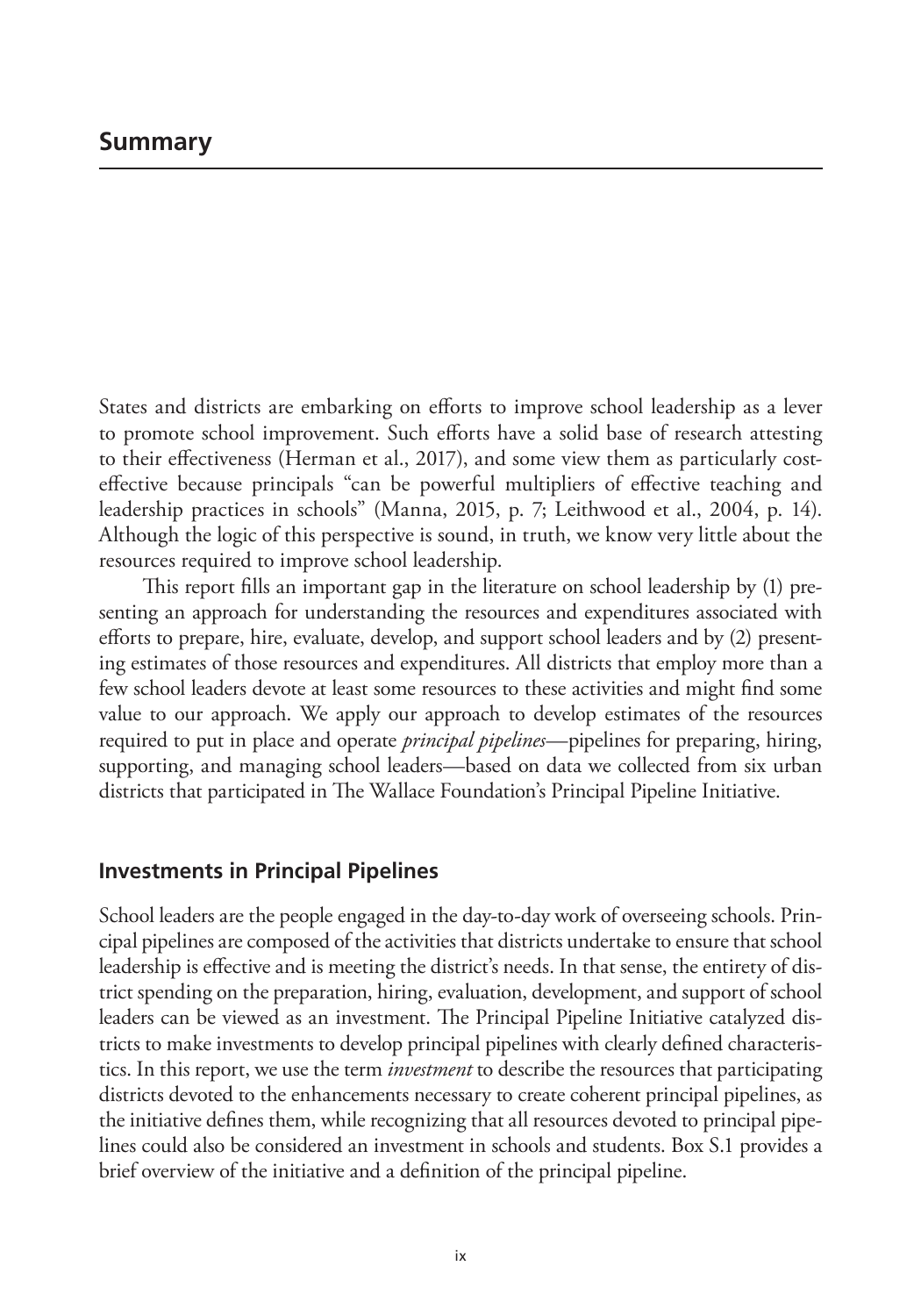# Summary

States and districts are embarking on efforts to improve school leadership as a lever to promote school improvement. Such efforts have a solid base of research attesting to their effectiveness (Herman et al., 2017), and some view them as particularly cost-effective because principals "can be powerful multipliers of effective teaching and leadership practices in schools" (Manna, 2015, p. 7; Leithwood et al., 2004, p. 14). Although the logic of this perspective is sound, in truth, we know very little about the resources required to improve school leadership.

This report fills an important gap in the literature on school leadership by (1) presenting an approach for understanding the resources and expenditures associated with efforts to prepare, hire, evaluate, develop, and support school leaders and by (2) presenting estimates of those resources and expenditures. All districts that employ more than a few school leaders devote at least some resources to these activities and might find some value to our approach. We apply our approach to develop estimates of the resources required to put in place and operate *principal pipelines*—pipelines for preparing, hiring, supporting, and managing school leaders—based on data we collected from six urban districts that participated in The Wallace Foundation's Principal Pipeline Initiative.

## Investments in Principal Pipelines

School leaders are the people engaged in the day-to-day work of overseeing schools. Principal pipelines are composed of the activities that districts undertake to ensure that school leadership is effective and is meeting the district's needs. In that sense, the entirety of district spending on the preparation, hiring, evaluation, development, and support of school leaders can be viewed as an investment. The Principal Pipeline Initiative catalyzed districts to make investments to develop principal pipelines with clearly defined characteristics. In this report, we use the term *investment* to describe the resources that participating districts devoted to the enhancements necessary to create coherent principal pipelines, as the initiative defines them, while recognizing that all resources devoted to principal pipelines could also be considered an investment in schools and students. Box S.1 provides a brief overview of the initiative and a definition of the principal pipeline.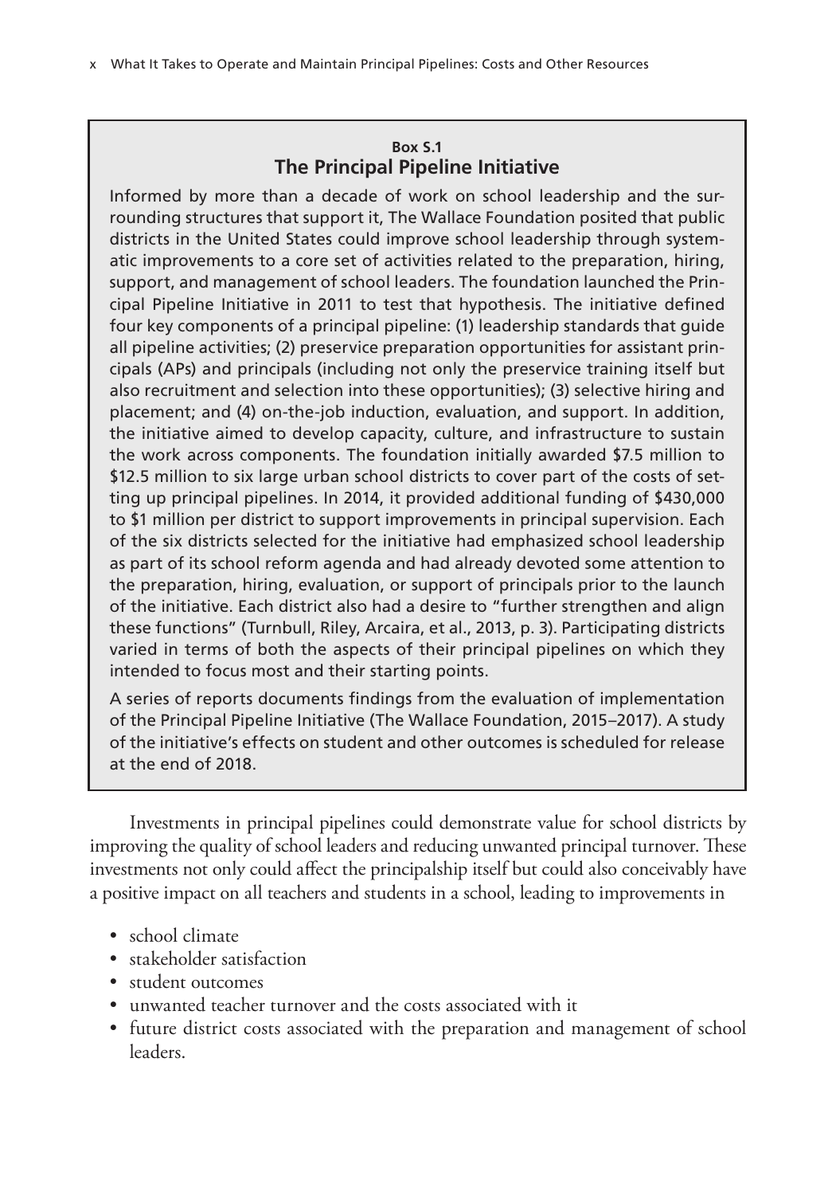**Box S.1**

**The Principal Pipeline Initiative**

Informed by more than a decade of work on school leadership and the surrounding structures that support it, The Wallace Foundation posited that public districts in the United States could improve school leadership through systematic improvements to a core set of activities related to the preparation, hiring, support, and management of school leaders. The foundation launched the Principal Pipeline Initiative in 2011 to test that hypothesis. The initiative defined four key components of a principal pipeline: (1) leadership standards that guide all pipeline activities; (2) preservice preparation opportunities for assistant principals (APs) and principals (including not only the preservice training itself but also recruitment and selection into these opportunities); (3) selective hiring and placement; and (4) on-the-job induction, evaluation, and support. In addition, the initiative aimed to develop capacity, culture, and infrastructure to sustain the work across components. The foundation initially awarded $7.5 million to $12.5 million to six large urban school districts to cover part of the costs of setting up principal pipelines. In 2014, it provided additional funding of $430,000 to $1 million per district to support improvements in principal supervision. Each of the six districts selected for the initiative had emphasized school leadership as part of its school reform agenda and had already devoted some attention to the preparation, hiring, evaluation, or support of principals prior to the launch of the initiative. Each district also had a desire to "further strengthen and align these functions" (Turnbull, Riley, Arcaira, et al., 2013, p. 3). Participating districts varied in terms of both the aspects of their principal pipelines on which they intended to focus most and their starting points.

A series of reports documents findings from the evaluation of implementation of the Principal Pipeline Initiative (The Wallace Foundation, 2015–2017). A study of the initiative's effects on student and other outcomes is scheduled for release at the end of 2018.

Investments in principal pipelines could demonstrate value for school districts by improving the quality of school leaders and reducing unwanted principal turnover. These investments not only could affect the principalship itself but could also conceivably have a positive impact on all teachers and students in a school, leading to improvements in

- school climate
- stakeholder satisfaction
- student outcomes
- unwanted teacher turnover and the costs associated with it
- future district costs associated with the preparation and management of school leaders.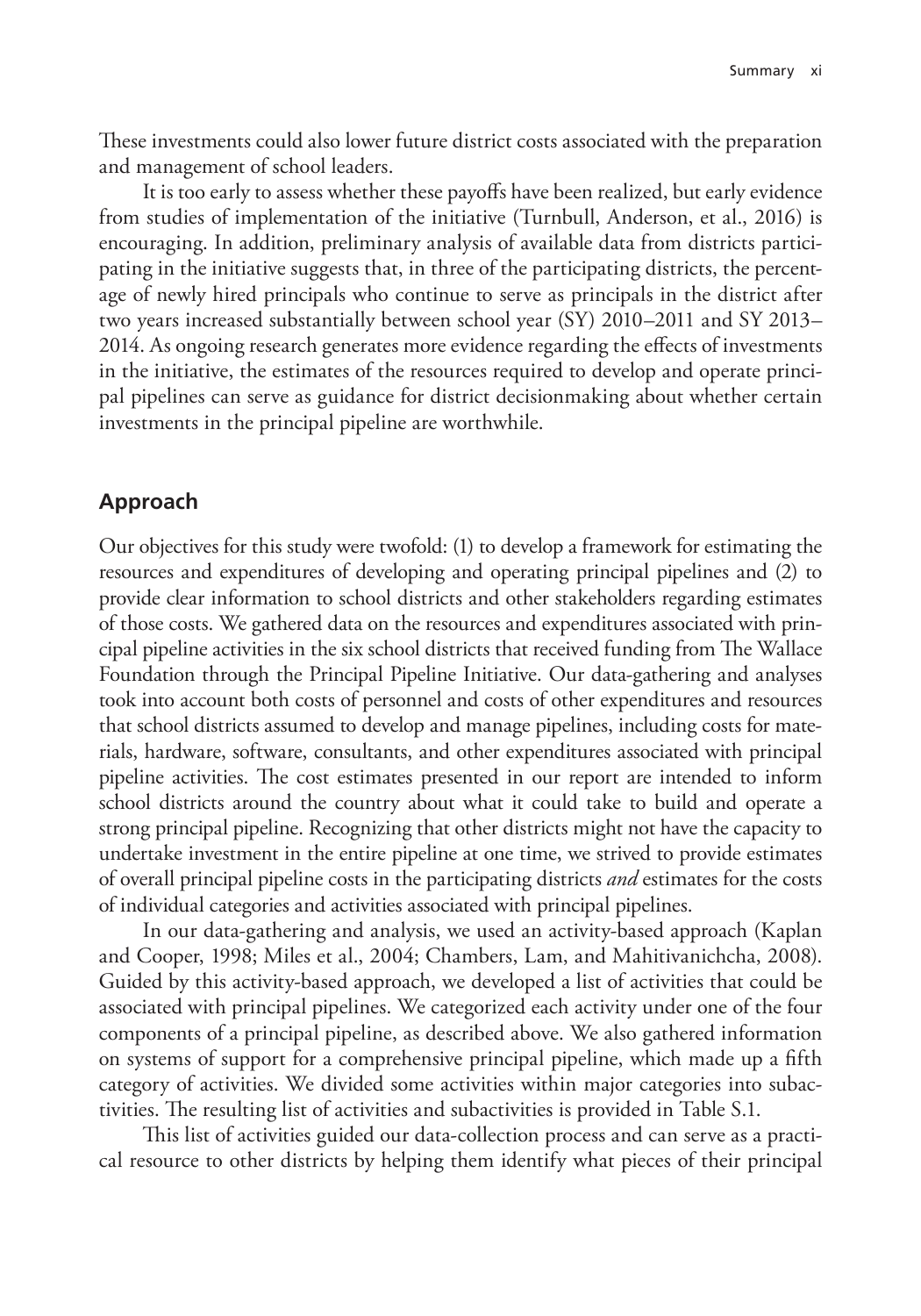These investments could also lower future district costs associated with the preparation and management of school leaders.

It is too early to assess whether these payoffs have been realized, but early evidence from studies of implementation of the initiative (Turnbull, Anderson, et al., 2016) is encouraging. In addition, preliminary analysis of available data from districts participating in the initiative suggests that, in three of the participating districts, the percentage of newly hired principals who continue to serve as principals in the district after two years increased substantially between school year (SY) 2010–2011 and SY 2013–2014. As ongoing research generates more evidence regarding the effects of investments in the initiative, the estimates of the resources required to develop and operate principal pipelines can serve as guidance for district decisionmaking about whether certain investments in the principal pipeline are worthwhile.

## Approach

Our objectives for this study were twofold: (1) to develop a framework for estimating the resources and expenditures of developing and operating principal pipelines and (2) to provide clear information to school districts and other stakeholders regarding estimates of those costs. We gathered data on the resources and expenditures associated with principal pipeline activities in the six school districts that received funding from The Wallace Foundation through the Principal Pipeline Initiative. Our data-gathering and analyses took into account both costs of personnel and costs of other expenditures and resources that school districts assumed to develop and manage pipelines, including costs for materials, hardware, software, consultants, and other expenditures associated with principal pipeline activities. The cost estimates presented in our report are intended to inform school districts around the country about what it could take to build and operate a strong principal pipeline. Recognizing that other districts might not have the capacity to undertake investment in the entire pipeline at one time, we strived to provide estimates of overall principal pipeline costs in the participating districts *and* estimates for the costs of individual categories and activities associated with principal pipelines.

In our data-gathering and analysis, we used an activity-based approach (Kaplan and Cooper, 1998; Miles et al., 2004; Chambers, Lam, and Mahitivanichcha, 2008). Guided by this activity-based approach, we developed a list of activities that could be associated with principal pipelines. We categorized each activity under one of the four components of a principal pipeline, as described above. We also gathered information on systems of support for a comprehensive principal pipeline, which made up a fifth category of activities. We divided some activities within major categories into subactivities. The resulting list of activities and subactivities is provided in Table S.1.

This list of activities guided our data-collection process and can serve as a practical resource to other districts by helping them identify what pieces of their principal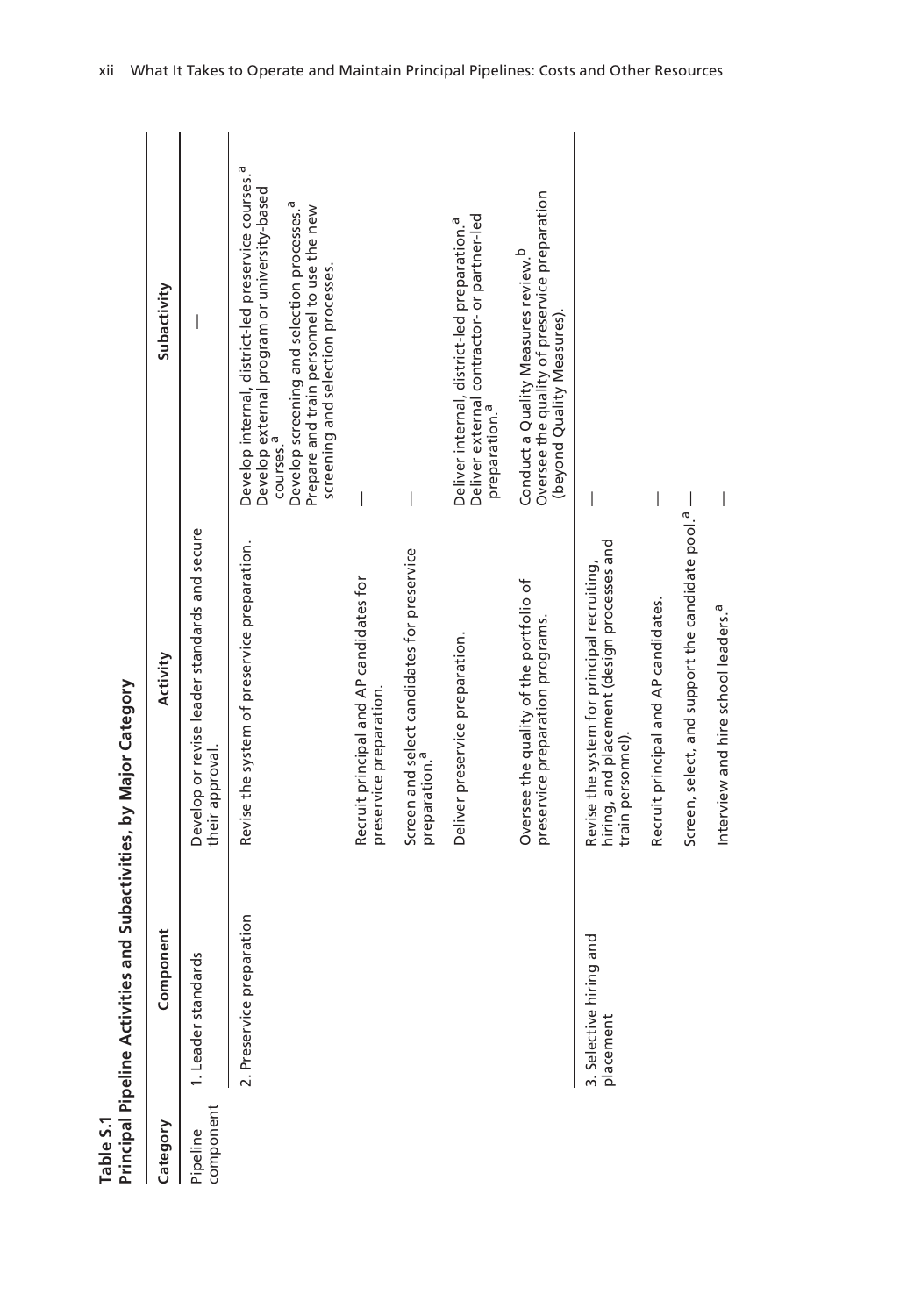**Table S.1**
**Principal Pipeline Activities and Subactivities, by Major Category**

| Category | Component | Activity | Subactivity |
|---|---|---|---|
| Pipeline component | 1. Leader standards | Develop or revise leader standards and secure their approval. | — |
| | 2. Preservice preparation | Revise the system of preservice preparation. | Develop internal, district-led preservice courses.[a]<br>Develop external program or university-based courses.[a]<br>Develop screening and selection processes.[a]<br>Prepare and train personnel to use the new screening and selection processes. |
| | | Recruit principal and AP candidates for preservice preparation. | — |
| | | Screen and select candidates for preservice preparation.[a] | — |
| | | Deliver preservice preparation. | Deliver internal, district-led preparation.[a]<br>Deliver external contractor- or partner-led preparation.[a] |
| | | Oversee the quality of the portfolio of preservice preparation programs. | Conduct a Quality Measures review.[b]<br>Oversee the quality of preservice preparation (beyond Quality Measures). |
| | 3. Selective hiring and placement | Revise the system for principal recruiting, hiring, and placement (design processes and train personnel). | — |
| | | Recruit principal and AP candidates. | — |
| | | Screen, select, and support the candidate pool.[a] | — |
| | | Interview and hire school leaders.[a] | — |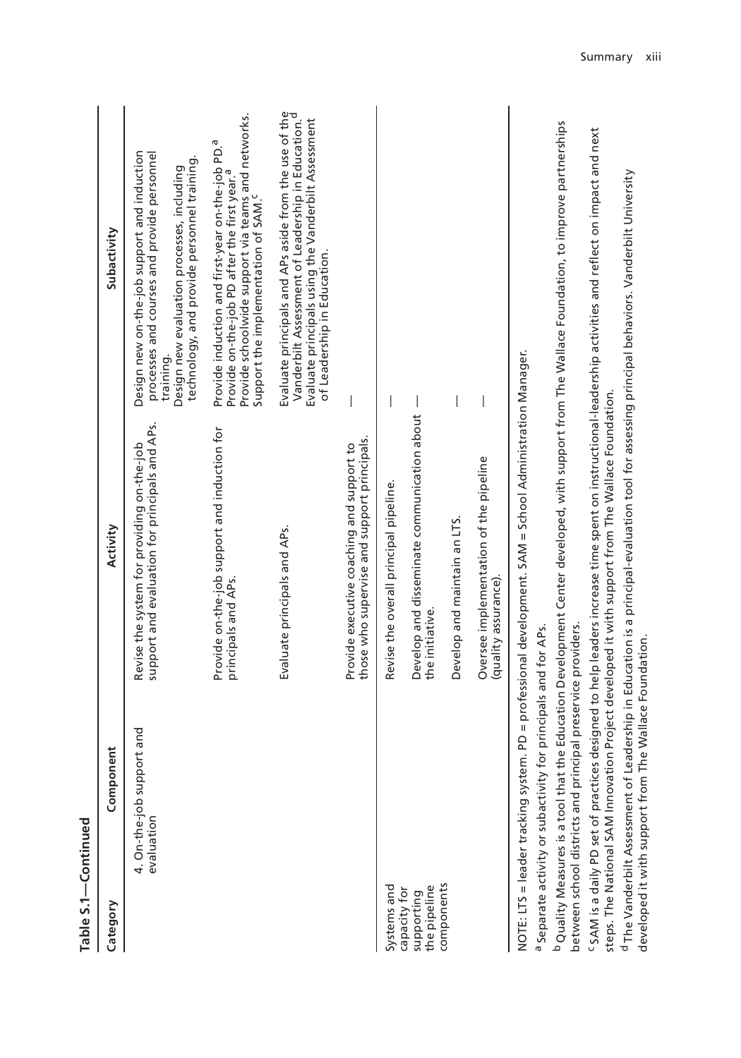**Table S.1—Continued**

| Category | Component | Activity | Subactivity |
|---|---|---|---|
| | 4. On-the-job support and evaluation | Revise the system for providing on-the-job support and evaluation for principals and APs. | Design new on-the-job support and induction processes and courses and provide personnel training.<br>Design new evaluation processes, including technology, and provide personnel training. |
| | | Provide on-the-job support and induction for principals and APs. | Provide induction and first-year on-the-job PD.[a]<br>Provide on-the-job PD after the first year.[a]<br>Provide schoolwide support via teams and networks.<br>Support the implementation of SAM.[c] |
| | | Evaluate principals and APs. | Evaluate principals and APs aside from the use of the Vanderbilt Assessment of Leadership in Education.[d]<br>Evaluate principals using the Vanderbilt Assessment of Leadership in Education. |
| | | Provide executive coaching and support to those who supervise and support principals. | — |
| Systems and capacity for supporting the pipeline components | | Revise the overall principal pipeline. | — |
| | | Develop and disseminate communication about the initiative. | — |
| | | Develop and maintain an LTS. | — |
| | | Oversee implementation of the pipeline (quality assurance). | — |

NOTE: LTS = leader tracking system. PD = professional development. SAM = School Administration Manager.

[a] Separate activity or subactivity for principals and for APs.

[b] Quality Measures is a tool that the Education Development Center developed, with support from The Wallace Foundation, to improve partnerships between school districts and principal preservice providers.

[c] SAM is a daily PD set of practices designed to help leaders increase time spent on instructional-leadership activities and reflect on impact and next steps. The National SAM Innovation Project developed it with support from The Wallace Foundation.

[d] The Vanderbilt Assessment of Leadership in Education is a principal-evaluation tool for assessing principal behaviors. Vanderbilt University developed it with support from The Wallace Foundation.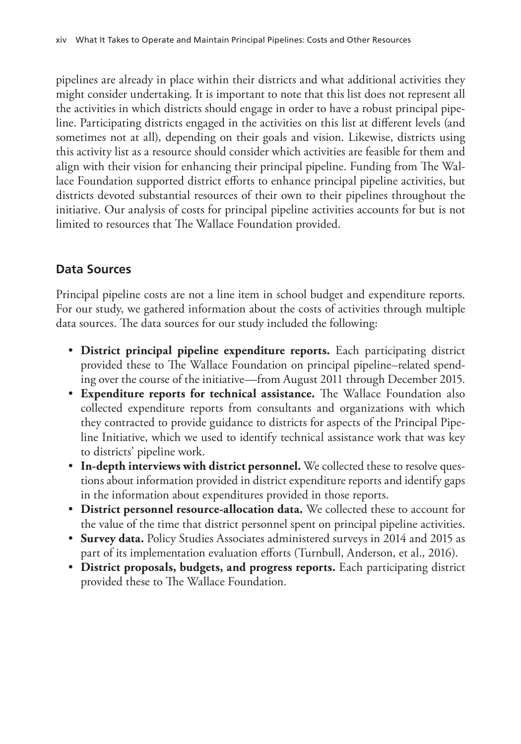pipelines are already in place within their districts and what additional activities they might consider undertaking. It is important to note that this list does not represent all the activities in which districts should engage in order to have a robust principal pipeline. Participating districts engaged in the activities on this list at different levels (and sometimes not at all), depending on their goals and vision. Likewise, districts using this activity list as a resource should consider which activities are feasible for them and align with their vision for enhancing their principal pipeline. Funding from The Wallace Foundation supported district efforts to enhance principal pipeline activities, but districts devoted substantial resources of their own to their pipelines throughout the initiative. Our analysis of costs for principal pipeline activities accounts for but is not limited to resources that The Wallace Foundation provided.

## Data Sources

Principal pipeline costs are not a line item in school budget and expenditure reports. For our study, we gathered information about the costs of activities through multiple data sources. The data sources for our study included the following:

- **District principal pipeline expenditure reports.** Each participating district provided these to The Wallace Foundation on principal pipeline–related spending over the course of the initiative—from August 2011 through December 2015.
- **Expenditure reports for technical assistance.** The Wallace Foundation also collected expenditure reports from consultants and organizations with which they contracted to provide guidance to districts for aspects of the Principal Pipeline Initiative, which we used to identify technical assistance work that was key to districts' pipeline work.
- **In-depth interviews with district personnel.** We collected these to resolve questions about information provided in district expenditure reports and identify gaps in the information about expenditures provided in those reports.
- **District personnel resource-allocation data.** We collected these to account for the value of the time that district personnel spent on principal pipeline activities.
- **Survey data.** Policy Studies Associates administered surveys in 2014 and 2015 as part of its implementation evaluation efforts (Turnbull, Anderson, et al., 2016).
- **District proposals, budgets, and progress reports.** Each participating district provided these to The Wallace Foundation.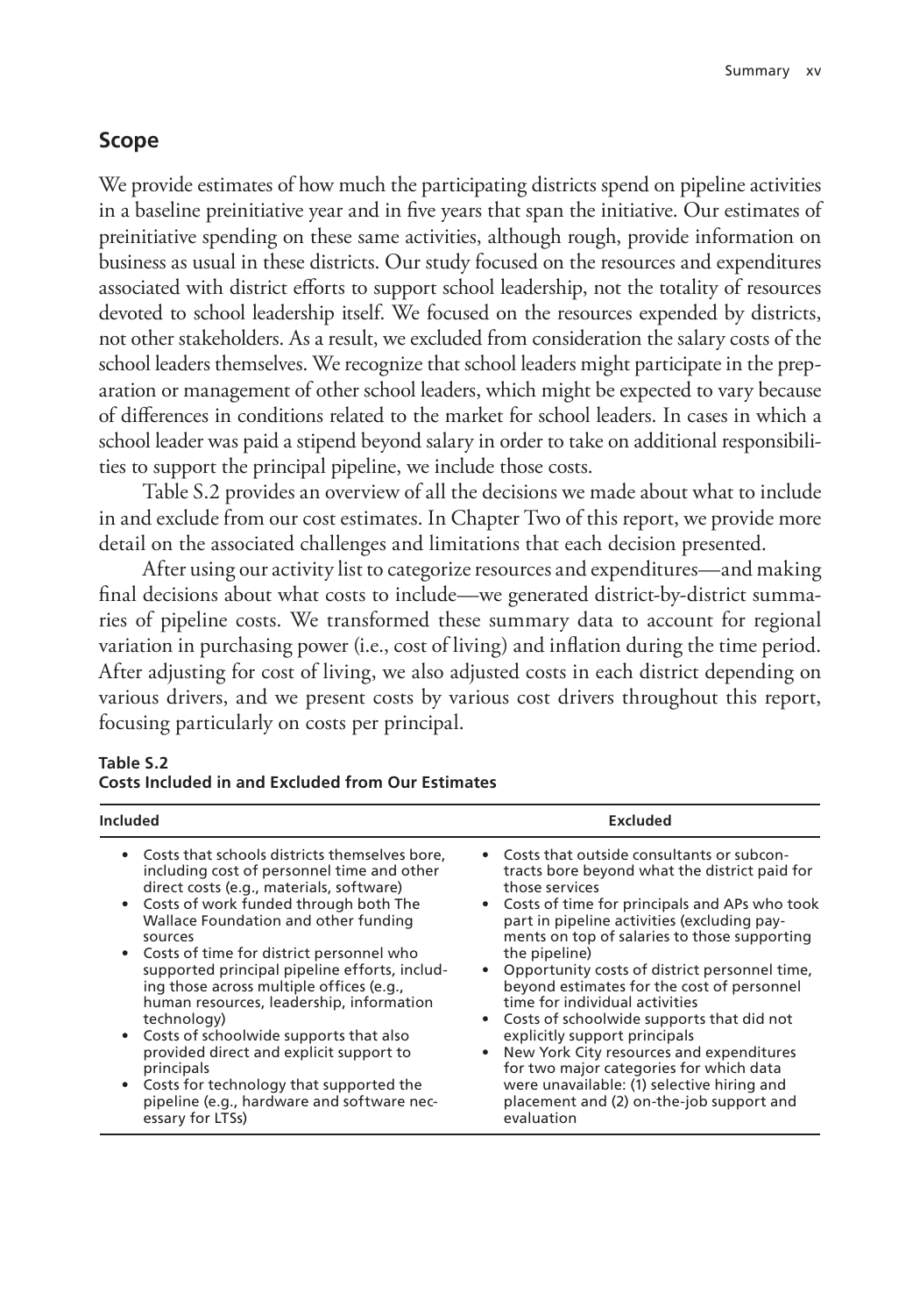## Scope

We provide estimates of how much the participating districts spend on pipeline activities in a baseline preinitiative year and in five years that span the initiative. Our estimates of preinitiative spending on these same activities, although rough, provide information on business as usual in these districts. Our study focused on the resources and expenditures associated with district efforts to support school leadership, not the totality of resources devoted to school leadership itself. We focused on the resources expended by districts, not other stakeholders. As a result, we excluded from consideration the salary costs of the school leaders themselves. We recognize that school leaders might participate in the preparation or management of other school leaders, which might be expected to vary because of differences in conditions related to the market for school leaders. In cases in which a school leader was paid a stipend beyond salary in order to take on additional responsibilities to support the principal pipeline, we include those costs.

Table S.2 provides an overview of all the decisions we made about what to include in and exclude from our cost estimates. In Chapter Two of this report, we provide more detail on the associated challenges and limitations that each decision presented.

After using our activity list to categorize resources and expenditures—and making final decisions about what costs to include—we generated district-by-district summaries of pipeline costs. We transformed these summary data to account for regional variation in purchasing power (i.e., cost of living) and inflation during the time period. After adjusting for cost of living, we also adjusted costs in each district depending on various drivers, and we present costs by various cost drivers throughout this report, focusing particularly on costs per principal.

**Table S.2**
**Costs Included in and Excluded from Our Estimates**

| Included | Excluded |
|---|---|
| • Costs that schools districts themselves bore, including cost of personnel time and other direct costs (e.g., materials, software)<br>• Costs of work funded through both The Wallace Foundation and other funding sources<br>• Costs of time for district personnel who supported principal pipeline efforts, including those across multiple offices (e.g., human resources, leadership, information technology)<br>• Costs of schoolwide supports that also provided direct and explicit support to principals<br>• Costs for technology that supported the pipeline (e.g., hardware and software necessary for LTSs) | • Costs that outside consultants or subcontracts bore beyond what the district paid for those services<br>• Costs of time for principals and APs who took part in pipeline activities (excluding payments on top of salaries to those supporting the pipeline)<br>• Opportunity costs of district personnel time, beyond estimates for the cost of personnel time for individual activities<br>• Costs of schoolwide supports that did not explicitly support principals<br>• New York City resources and expenditures for two major categories for which data were unavailable: (1) selective hiring and placement and (2) on-the-job support and evaluation |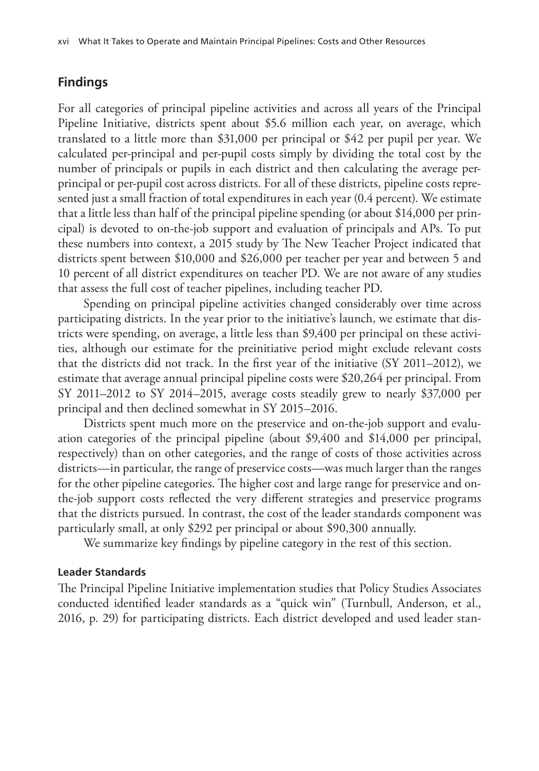## Findings

For all categories of principal pipeline activities and across all years of the Principal Pipeline Initiative, districts spent about $5.6 million each year, on average, which translated to a little more than $31,000 per principal or $42 per pupil per year. We calculated per-principal and per-pupil costs simply by dividing the total cost by the number of principals or pupils in each district and then calculating the average per-principal or per-pupil cost across districts. For all of these districts, pipeline costs represented just a small fraction of total expenditures in each year (0.4 percent). We estimate that a little less than half of the principal pipeline spending (or about $14,000 per principal) is devoted to on-the-job support and evaluation of principals and APs. To put these numbers into context, a 2015 study by The New Teacher Project indicated that districts spent between $10,000 and $26,000 per teacher per year and between 5 and 10 percent of all district expenditures on teacher PD. We are not aware of any studies that assess the full cost of teacher pipelines, including teacher PD.

Spending on principal pipeline activities changed considerably over time across participating districts. In the year prior to the initiative's launch, we estimate that districts were spending, on average, a little less than $9,400 per principal on these activities, although our estimate for the preinitiative period might exclude relevant costs that the districts did not track. In the first year of the initiative (SY 2011–2012), we estimate that average annual principal pipeline costs were $20,264 per principal. From SY 2011–2012 to SY 2014–2015, average costs steadily grew to nearly $37,000 per principal and then declined somewhat in SY 2015–2016.

Districts spent much more on the preservice and on-the-job support and evaluation categories of the principal pipeline (about $9,400 and $14,000 per principal, respectively) than on other categories, and the range of costs of those activities across districts—in particular, the range of preservice costs—was much larger than the ranges for the other pipeline categories. The higher cost and large range for preservice and on-the-job support costs reflected the very different strategies and preservice programs that the districts pursued. In contrast, the cost of the leader standards component was particularly small, at only $292 per principal or about $90,300 annually.

We summarize key findings by pipeline category in the rest of this section.

### Leader Standards

The Principal Pipeline Initiative implementation studies that Policy Studies Associates conducted identified leader standards as a "quick win" (Turnbull, Anderson, et al., 2016, p. 29) for participating districts. Each district developed and used leader stan-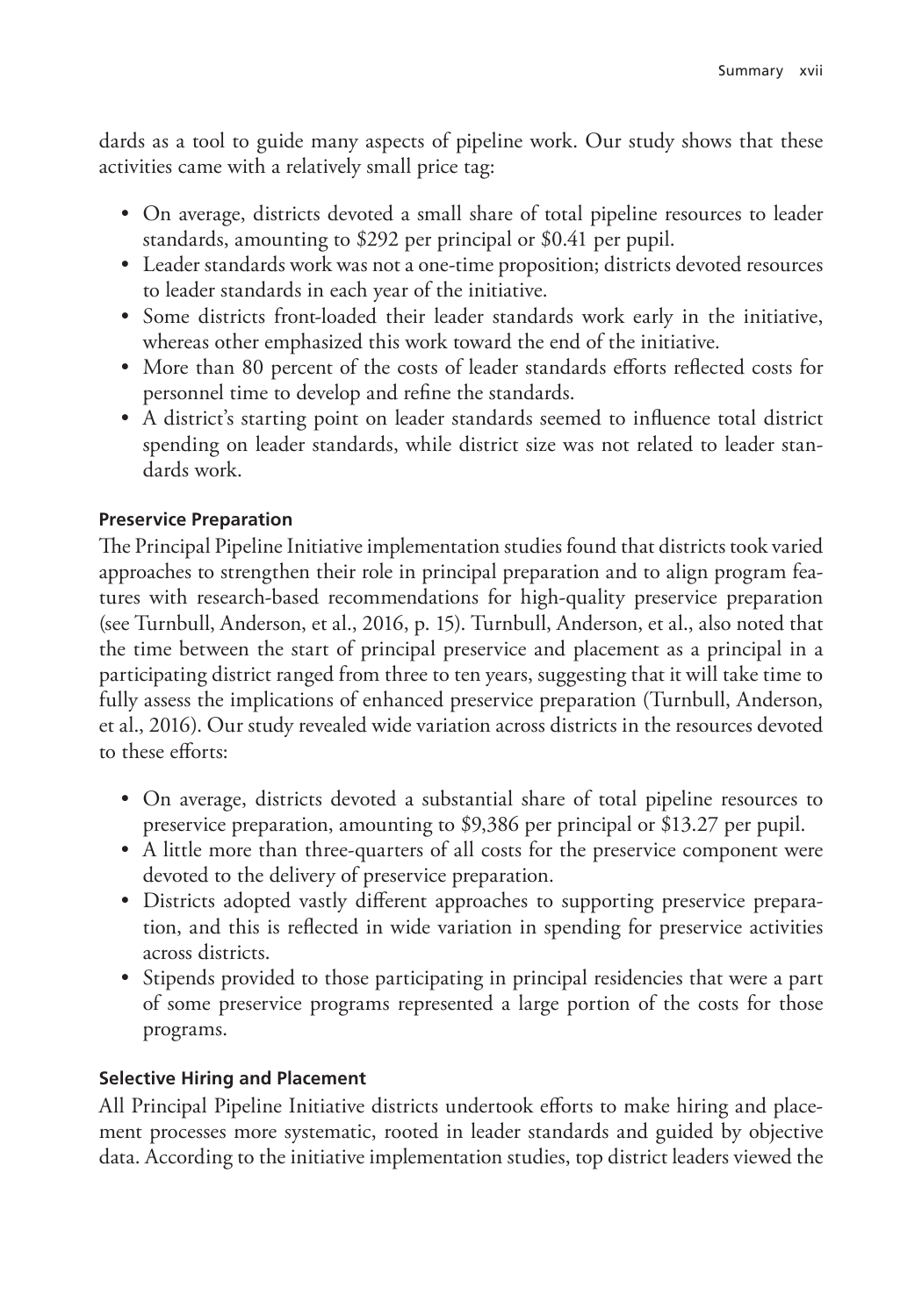dards as a tool to guide many aspects of pipeline work. Our study shows that these activities came with a relatively small price tag:

- On average, districts devoted a small share of total pipeline resources to leader standards, amounting to $292 per principal or $0.41 per pupil.
- Leader standards work was not a one-time proposition; districts devoted resources to leader standards in each year of the initiative.
- Some districts front-loaded their leader standards work early in the initiative, whereas other emphasized this work toward the end of the initiative.
- More than 80 percent of the costs of leader standards efforts reflected costs for personnel time to develop and refine the standards.
- A district's starting point on leader standards seemed to influence total district spending on leader standards, while district size was not related to leader standards work.

#### Preservice Preparation

The Principal Pipeline Initiative implementation studies found that districts took varied approaches to strengthen their role in principal preparation and to align program features with research-based recommendations for high-quality preservice preparation (see Turnbull, Anderson, et al., 2016, p. 15). Turnbull, Anderson, et al., also noted that the time between the start of principal preservice and placement as a principal in a participating district ranged from three to ten years, suggesting that it will take time to fully assess the implications of enhanced preservice preparation (Turnbull, Anderson, et al., 2016). Our study revealed wide variation across districts in the resources devoted to these efforts:

- On average, districts devoted a substantial share of total pipeline resources to preservice preparation, amounting to $9,386 per principal or $13.27 per pupil.
- A little more than three-quarters of all costs for the preservice component were devoted to the delivery of preservice preparation.
- Districts adopted vastly different approaches to supporting preservice preparation, and this is reflected in wide variation in spending for preservice activities across districts.
- Stipends provided to those participating in principal residencies that were a part of some preservice programs represented a large portion of the costs for those programs.

#### Selective Hiring and Placement

All Principal Pipeline Initiative districts undertook efforts to make hiring and placement processes more systematic, rooted in leader standards and guided by objective data. According to the initiative implementation studies, top district leaders viewed the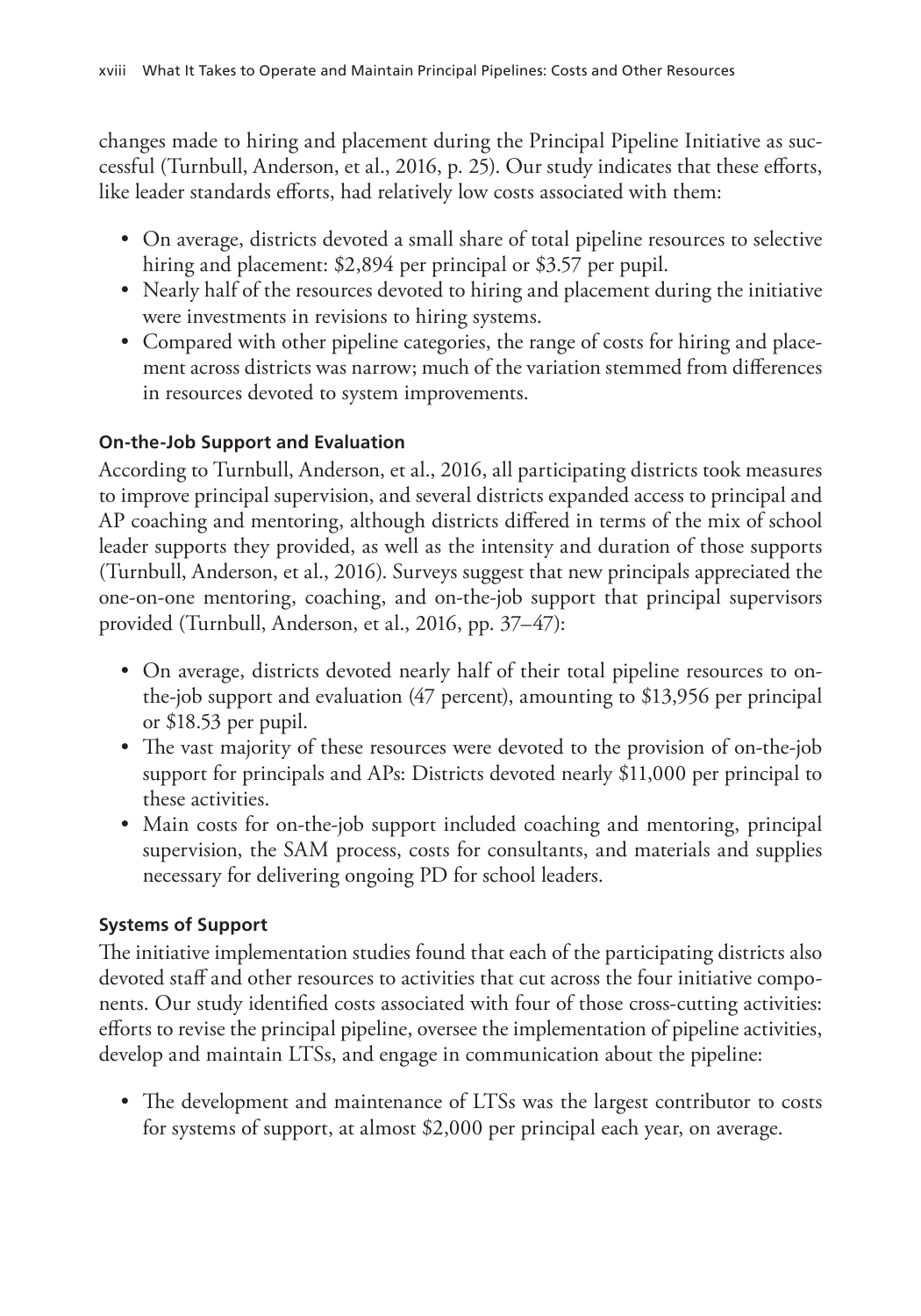changes made to hiring and placement during the Principal Pipeline Initiative as successful (Turnbull, Anderson, et al., 2016, p. 25). Our study indicates that these efforts, like leader standards efforts, had relatively low costs associated with them:

- On average, districts devoted a small share of total pipeline resources to selective hiring and placement: $2,894 per principal or $3.57 per pupil.
- Nearly half of the resources devoted to hiring and placement during the initiative were investments in revisions to hiring systems.
- Compared with other pipeline categories, the range of costs for hiring and placement across districts was narrow; much of the variation stemmed from differences in resources devoted to system improvements.

#### On-the-Job Support and Evaluation

According to Turnbull, Anderson, et al., 2016, all participating districts took measures to improve principal supervision, and several districts expanded access to principal and AP coaching and mentoring, although districts differed in terms of the mix of school leader supports they provided, as well as the intensity and duration of those supports (Turnbull, Anderson, et al., 2016). Surveys suggest that new principals appreciated the one-on-one mentoring, coaching, and on-the-job support that principal supervisors provided (Turnbull, Anderson, et al., 2016, pp. 37–47):

- On average, districts devoted nearly half of their total pipeline resources to on-the-job support and evaluation (47 percent), amounting to $13,956 per principal or $18.53 per pupil.
- The vast majority of these resources were devoted to the provision of on-the-job support for principals and APs: Districts devoted nearly $11,000 per principal to these activities.
- Main costs for on-the-job support included coaching and mentoring, principal supervision, the SAM process, costs for consultants, and materials and supplies necessary for delivering ongoing PD for school leaders.

#### Systems of Support

The initiative implementation studies found that each of the participating districts also devoted staff and other resources to activities that cut across the four initiative components. Our study identified costs associated with four of those cross-cutting activities: efforts to revise the principal pipeline, oversee the implementation of pipeline activities, develop and maintain LTSs, and engage in communication about the pipeline:

- The development and maintenance of LTSs was the largest contributor to costs for systems of support, at almost $2,000 per principal each year, on average.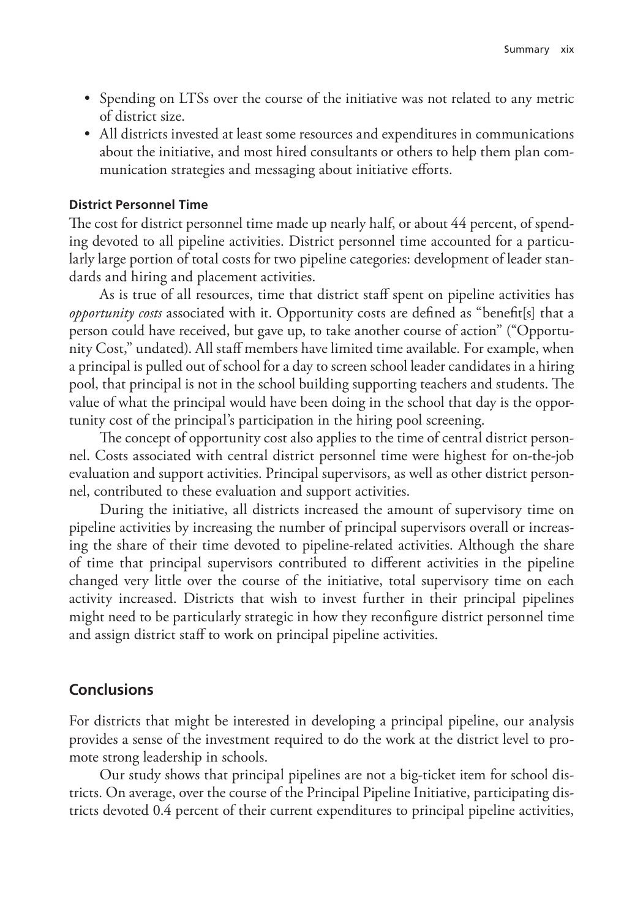- Spending on LTSs over the course of the initiative was not related to any metric of district size.
- All districts invested at least some resources and expenditures in communications about the initiative, and most hired consultants or others to help them plan communication strategies and messaging about initiative efforts.

#### District Personnel Time

The cost for district personnel time made up nearly half, or about 44 percent, of spending devoted to all pipeline activities. District personnel time accounted for a particularly large portion of total costs for two pipeline categories: development of leader standards and hiring and placement activities.

As is true of all resources, time that district staff spent on pipeline activities has *opportunity costs* associated with it. Opportunity costs are defined as "benefit[s] that a person could have received, but gave up, to take another course of action" ("Opportunity Cost," undated). All staff members have limited time available. For example, when a principal is pulled out of school for a day to screen school leader candidates in a hiring pool, that principal is not in the school building supporting teachers and students. The value of what the principal would have been doing in the school that day is the opportunity cost of the principal's participation in the hiring pool screening.

The concept of opportunity cost also applies to the time of central district personnel. Costs associated with central district personnel time were highest for on-the-job evaluation and support activities. Principal supervisors, as well as other district personnel, contributed to these evaluation and support activities.

During the initiative, all districts increased the amount of supervisory time on pipeline activities by increasing the number of principal supervisors overall or increasing the share of their time devoted to pipeline-related activities. Although the share of time that principal supervisors contributed to different activities in the pipeline changed very little over the course of the initiative, total supervisory time on each activity increased. Districts that wish to invest further in their principal pipelines might need to be particularly strategic in how they reconfigure district personnel time and assign district staff to work on principal pipeline activities.

## Conclusions

For districts that might be interested in developing a principal pipeline, our analysis provides a sense of the investment required to do the work at the district level to promote strong leadership in schools.

Our study shows that principal pipelines are not a big-ticket item for school districts. On average, over the course of the Principal Pipeline Initiative, participating districts devoted 0.4 percent of their current expenditures to principal pipeline activities,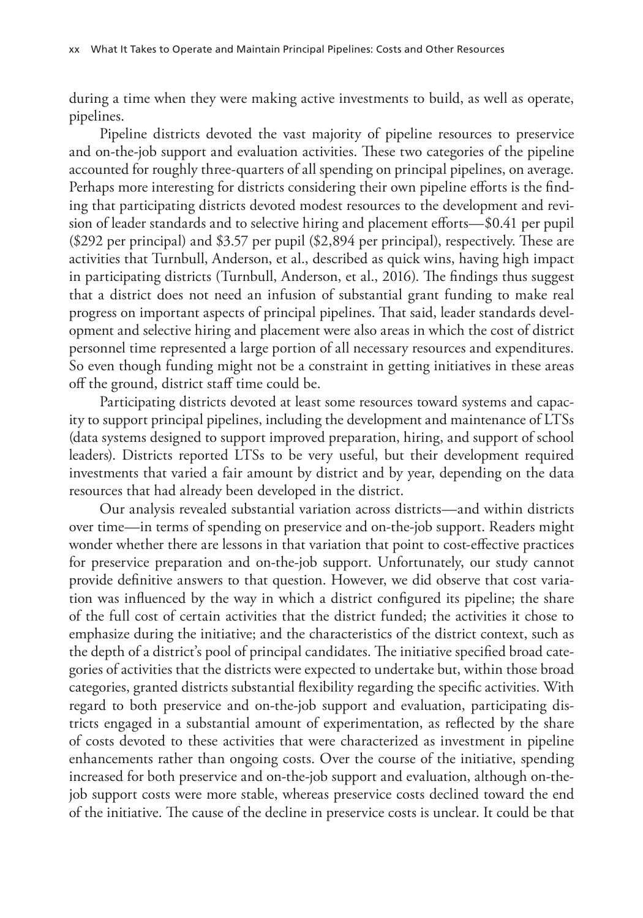during a time when they were making active investments to build, as well as operate, pipelines.

Pipeline districts devoted the vast majority of pipeline resources to preservice and on-the-job support and evaluation activities. These two categories of the pipeline accounted for roughly three-quarters of all spending on principal pipelines, on average. Perhaps more interesting for districts considering their own pipeline efforts is the finding that participating districts devoted modest resources to the development and revision of leader standards and to selective hiring and placement efforts—$0.41 per pupil ($292 per principal) and $3.57 per pupil ($2,894 per principal), respectively. These are activities that Turnbull, Anderson, et al., described as quick wins, having high impact in participating districts (Turnbull, Anderson, et al., 2016). The findings thus suggest that a district does not need an infusion of substantial grant funding to make real progress on important aspects of principal pipelines. That said, leader standards development and selective hiring and placement were also areas in which the cost of district personnel time represented a large portion of all necessary resources and expenditures. So even though funding might not be a constraint in getting initiatives in these areas off the ground, district staff time could be.

Participating districts devoted at least some resources toward systems and capacity to support principal pipelines, including the development and maintenance of LTSs (data systems designed to support improved preparation, hiring, and support of school leaders). Districts reported LTSs to be very useful, but their development required investments that varied a fair amount by district and by year, depending on the data resources that had already been developed in the district.

Our analysis revealed substantial variation across districts—and within districts over time—in terms of spending on preservice and on-the-job support. Readers might wonder whether there are lessons in that variation that point to cost-effective practices for preservice preparation and on-the-job support. Unfortunately, our study cannot provide definitive answers to that question. However, we did observe that cost variation was influenced by the way in which a district configured its pipeline; the share of the full cost of certain activities that the district funded; the activities it chose to emphasize during the initiative; and the characteristics of the district context, such as the depth of a district's pool of principal candidates. The initiative specified broad categories of activities that the districts were expected to undertake but, within those broad categories, granted districts substantial flexibility regarding the specific activities. With regard to both preservice and on-the-job support and evaluation, participating districts engaged in a substantial amount of experimentation, as reflected by the share of costs devoted to these activities that were characterized as investment in pipeline enhancements rather than ongoing costs. Over the course of the initiative, spending increased for both preservice and on-the-job support and evaluation, although on-the-job support costs were more stable, whereas preservice costs declined toward the end of the initiative. The cause of the decline in preservice costs is unclear. It could be that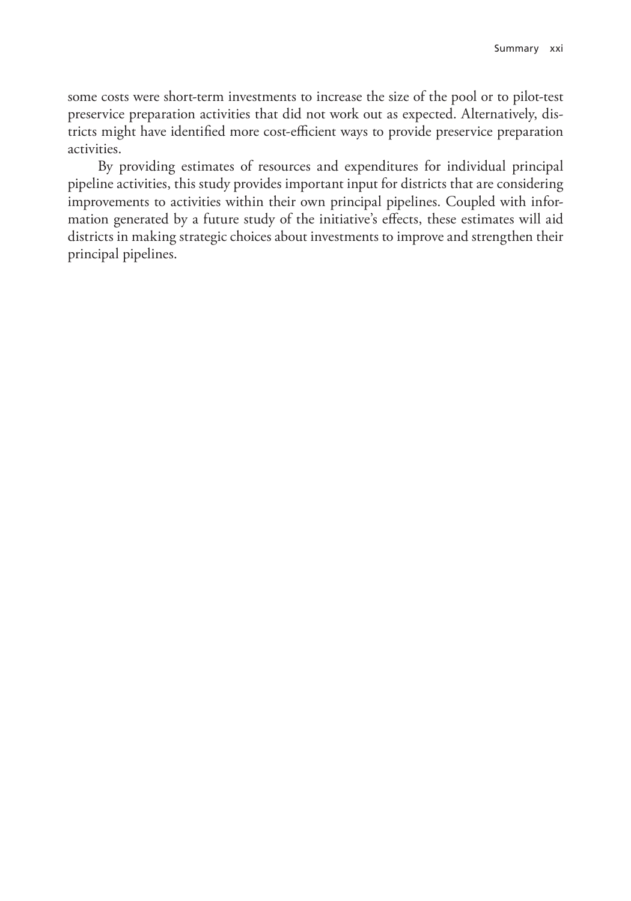some costs were short-term investments to increase the size of the pool or to pilot-test preservice preparation activities that did not work out as expected. Alternatively, districts might have identified more cost-efficient ways to provide preservice preparation activities.

By providing estimates of resources and expenditures for individual principal pipeline activities, this study provides important input for districts that are considering improvements to activities within their own principal pipelines. Coupled with information generated by a future study of the initiative's effects, these estimates will aid districts in making strategic choices about investments to improve and strengthen their principal pipelines.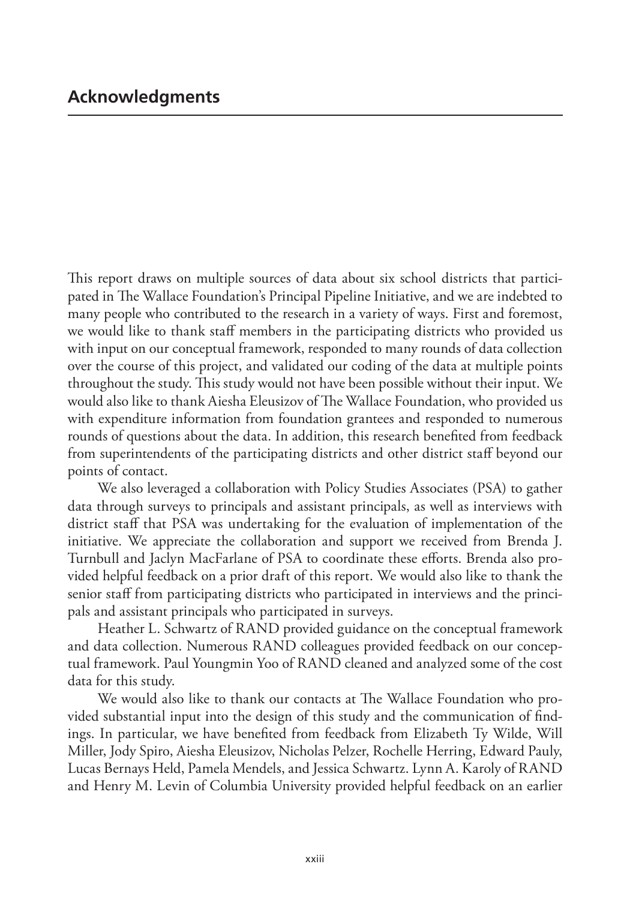## Acknowledgments

This report draws on multiple sources of data about six school districts that participated in The Wallace Foundation's Principal Pipeline Initiative, and we are indebted to many people who contributed to the research in a variety of ways. First and foremost, we would like to thank staff members in the participating districts who provided us with input on our conceptual framework, responded to many rounds of data collection over the course of this project, and validated our coding of the data at multiple points throughout the study. This study would not have been possible without their input. We would also like to thank Aiesha Eleusizov of The Wallace Foundation, who provided us with expenditure information from foundation grantees and responded to numerous rounds of questions about the data. In addition, this research benefited from feedback from superintendents of the participating districts and other district staff beyond our points of contact.

We also leveraged a collaboration with Policy Studies Associates (PSA) to gather data through surveys to principals and assistant principals, as well as interviews with district staff that PSA was undertaking for the evaluation of implementation of the initiative. We appreciate the collaboration and support we received from Brenda J. Turnbull and Jaclyn MacFarlane of PSA to coordinate these efforts. Brenda also provided helpful feedback on a prior draft of this report. We would also like to thank the senior staff from participating districts who participated in interviews and the principals and assistant principals who participated in surveys.

Heather L. Schwartz of RAND provided guidance on the conceptual framework and data collection. Numerous RAND colleagues provided feedback on our conceptual framework. Paul Youngmin Yoo of RAND cleaned and analyzed some of the cost data for this study.

We would also like to thank our contacts at The Wallace Foundation who provided substantial input into the design of this study and the communication of findings. In particular, we have benefited from feedback from Elizabeth Ty Wilde, Will Miller, Jody Spiro, Aiesha Eleusizov, Nicholas Pelzer, Rochelle Herring, Edward Pauly, Lucas Bernays Held, Pamela Mendels, and Jessica Schwartz. Lynn A. Karoly of RAND and Henry M. Levin of Columbia University provided helpful feedback on an earlier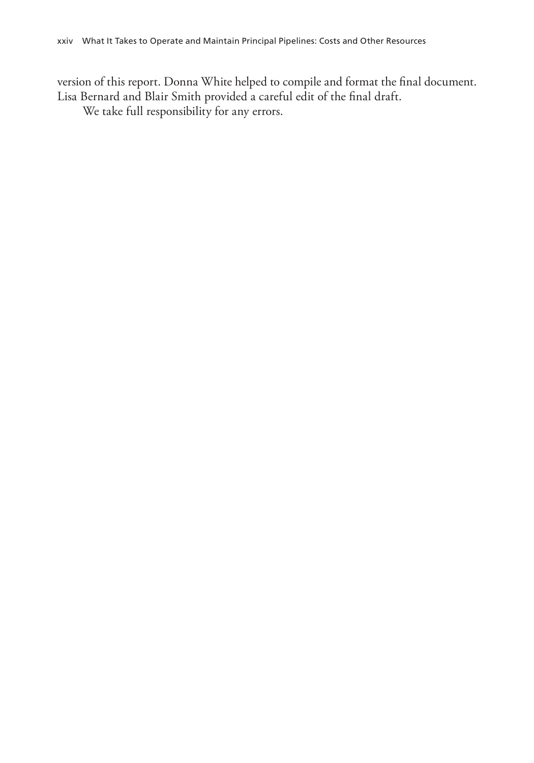version of this report. Donna White helped to compile and format the final document. Lisa Bernard and Blair Smith provided a careful edit of the final draft.

We take full responsibility for any errors.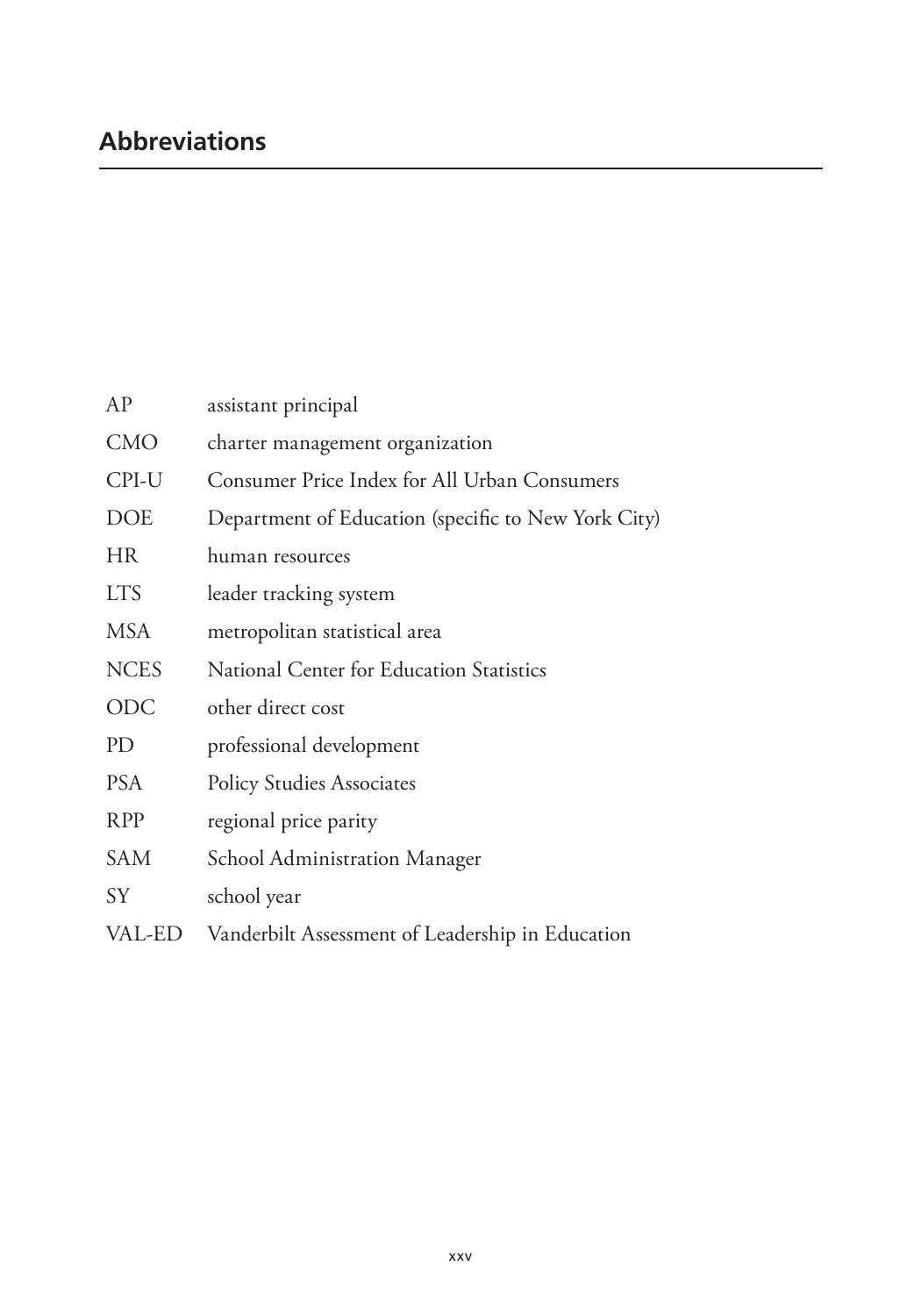## Abbreviations

| | |
|---|---|
| AP | assistant principal |
| CMO | charter management organization |
| CPI-U | Consumer Price Index for All Urban Consumers |
| DOE | Department of Education (specific to New York City) |
| HR | human resources |
| LTS | leader tracking system |
| MSA | metropolitan statistical area |
| NCES | National Center for Education Statistics |
| ODC | other direct cost |
| PD | professional development |
| PSA | Policy Studies Associates |
| RPP | regional price parity |
| SAM | School Administration Manager |
| SY | school year |
| VAL-ED | Vanderbilt Assessment of Leadership in Education |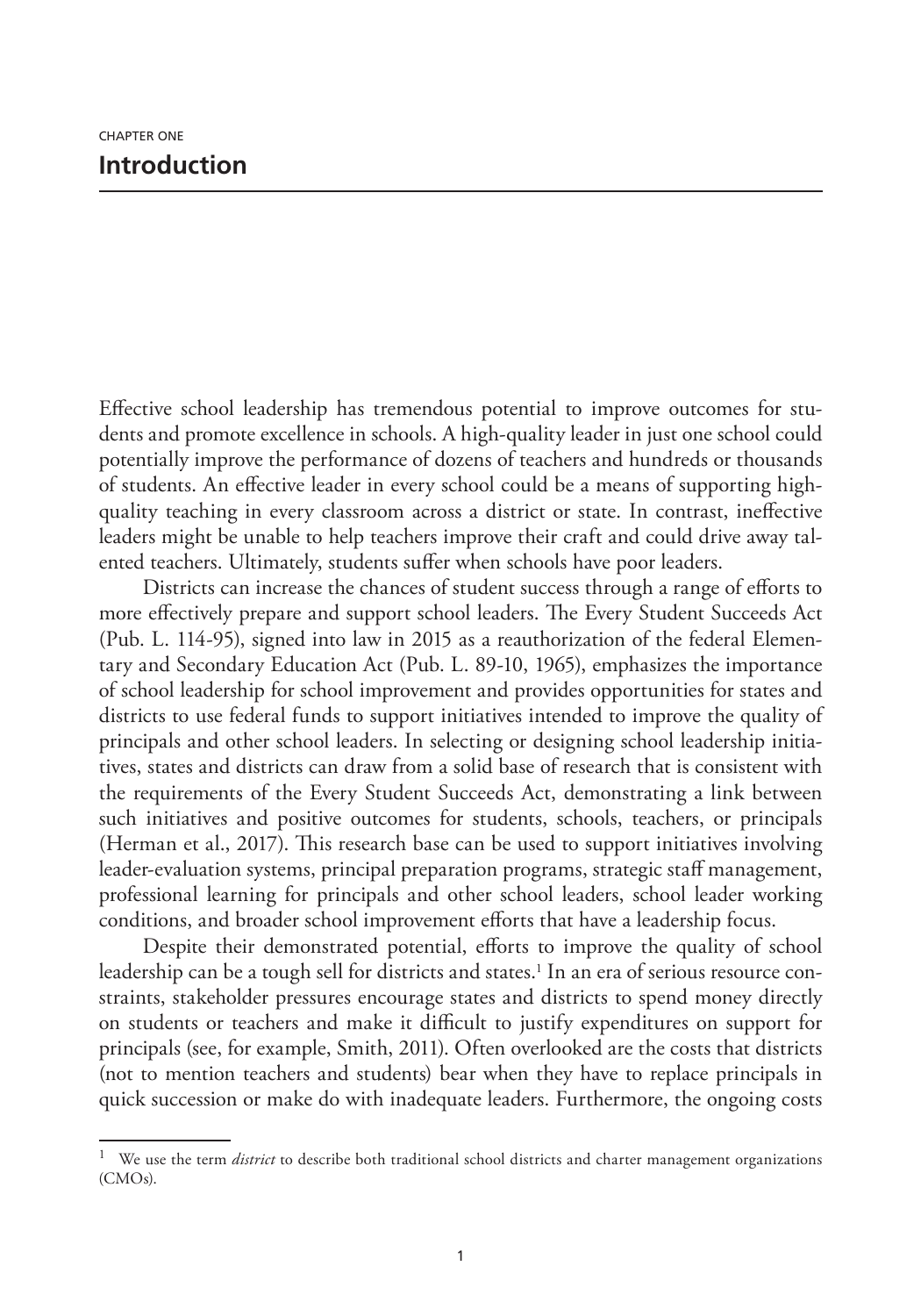CHAPTER ONE

# Introduction

Effective school leadership has tremendous potential to improve outcomes for students and promote excellence in schools. A high-quality leader in just one school could potentially improve the performance of dozens of teachers and hundreds or thousands of students. An effective leader in every school could be a means of supporting high-quality teaching in every classroom across a district or state. In contrast, ineffective leaders might be unable to help teachers improve their craft and could drive away talented teachers. Ultimately, students suffer when schools have poor leaders.

Districts can increase the chances of student success through a range of efforts to more effectively prepare and support school leaders. The Every Student Succeeds Act (Pub. L. 114-95), signed into law in 2015 as a reauthorization of the federal Elementary and Secondary Education Act (Pub. L. 89-10, 1965), emphasizes the importance of school leadership for school improvement and provides opportunities for states and districts to use federal funds to support initiatives intended to improve the quality of principals and other school leaders. In selecting or designing school leadership initiatives, states and districts can draw from a solid base of research that is consistent with the requirements of the Every Student Succeeds Act, demonstrating a link between such initiatives and positive outcomes for students, schools, teachers, or principals (Herman et al., 2017). This research base can be used to support initiatives involving leader-evaluation systems, principal preparation programs, strategic staff management, professional learning for principals and other school leaders, school leader working conditions, and broader school improvement efforts that have a leadership focus.

Despite their demonstrated potential, efforts to improve the quality of school leadership can be a tough sell for districts and states.[1] In an era of serious resource constraints, stakeholder pressures encourage states and districts to spend money directly on students or teachers and make it difficult to justify expenditures on support for principals (see, for example, Smith, 2011). Often overlooked are the costs that districts (not to mention teachers and students) bear when they have to replace principals in quick succession or make do with inadequate leaders. Furthermore, the ongoing costs

---

[1] We use the term *district* to describe both traditional school districts and charter management organizations (CMOs).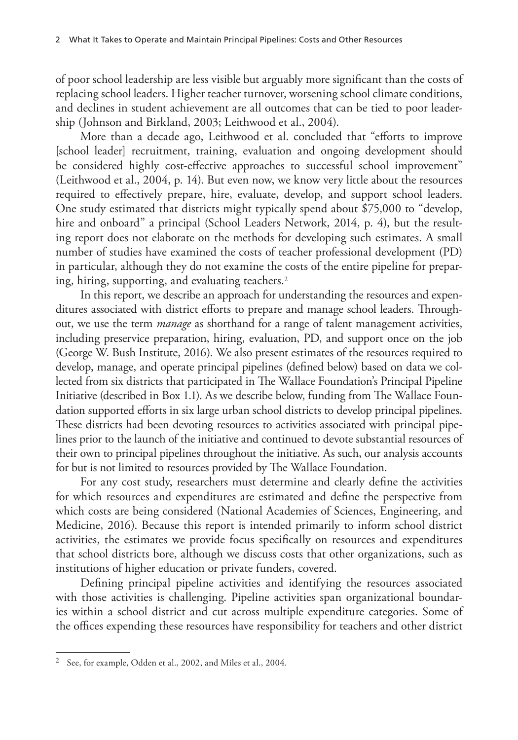of poor school leadership are less visible but arguably more significant than the costs of replacing school leaders. Higher teacher turnover, worsening school climate conditions, and declines in student achievement are all outcomes that can be tied to poor leadership (Johnson and Birkland, 2003; Leithwood et al., 2004).

More than a decade ago, Leithwood et al. concluded that "efforts to improve [school leader] recruitment, training, evaluation and ongoing development should be considered highly cost-effective approaches to successful school improvement" (Leithwood et al., 2004, p. 14). But even now, we know very little about the resources required to effectively prepare, hire, evaluate, develop, and support school leaders. One study estimated that districts might typically spend about $75,000 to "develop, hire and onboard" a principal (School Leaders Network, 2014, p. 4), but the resulting report does not elaborate on the methods for developing such estimates. A small number of studies have examined the costs of teacher professional development (PD) in particular, although they do not examine the costs of the entire pipeline for preparing, hiring, supporting, and evaluating teachers.[2]

In this report, we describe an approach for understanding the resources and expenditures associated with district efforts to prepare and manage school leaders. Throughout, we use the term *manage* as shorthand for a range of talent management activities, including preservice preparation, hiring, evaluation, PD, and support once on the job (George W. Bush Institute, 2016). We also present estimates of the resources required to develop, manage, and operate principal pipelines (defined below) based on data we collected from six districts that participated in The Wallace Foundation's Principal Pipeline Initiative (described in Box 1.1). As we describe below, funding from The Wallace Foundation supported efforts in six large urban school districts to develop principal pipelines. These districts had been devoting resources to activities associated with principal pipelines prior to the launch of the initiative and continued to devote substantial resources of their own to principal pipelines throughout the initiative. As such, our analysis accounts for but is not limited to resources provided by The Wallace Foundation.

For any cost study, researchers must determine and clearly define the activities for which resources and expenditures are estimated and define the perspective from which costs are being considered (National Academies of Sciences, Engineering, and Medicine, 2016). Because this report is intended primarily to inform school district activities, the estimates we provide focus specifically on resources and expenditures that school districts bore, although we discuss costs that other organizations, such as institutions of higher education or private funders, covered.

Defining principal pipeline activities and identifying the resources associated with those activities is challenging. Pipeline activities span organizational boundaries within a school district and cut across multiple expenditure categories. Some of the offices expending these resources have responsibility for teachers and other district

---

[2] See, for example, Odden et al., 2002, and Miles et al., 2004.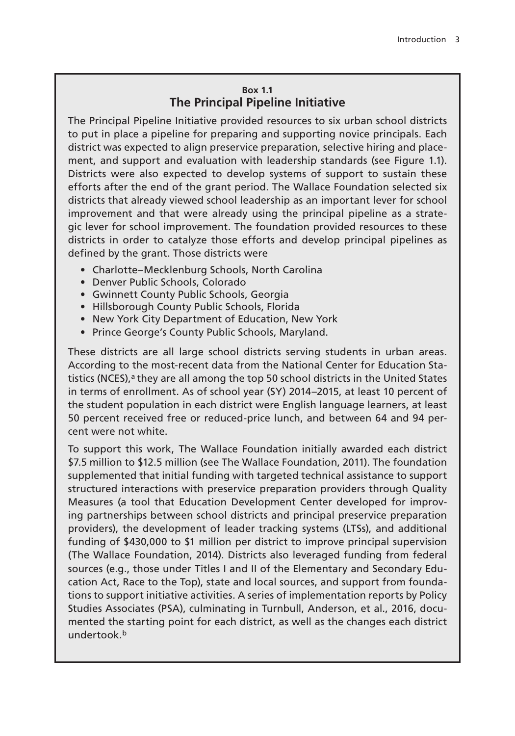**Box 1.1**

### The Principal Pipeline Initiative

The Principal Pipeline Initiative provided resources to six urban school districts to put in place a pipeline for preparing and supporting novice principals. Each district was expected to align preservice preparation, selective hiring and placement, and support and evaluation with leadership standards (see Figure 1.1). Districts were also expected to develop systems of support to sustain these efforts after the end of the grant period. The Wallace Foundation selected six districts that already viewed school leadership as an important lever for school improvement and that were already using the principal pipeline as a strategic lever for school improvement. The foundation provided resources to these districts in order to catalyze those efforts and develop principal pipelines as defined by the grant. Those districts were

- Charlotte–Mecklenburg Schools, North Carolina
- Denver Public Schools, Colorado
- Gwinnett County Public Schools, Georgia
- Hillsborough County Public Schools, Florida
- New York City Department of Education, New York
- Prince George's County Public Schools, Maryland.

These districts are all large school districts serving students in urban areas. According to the most-recent data from the National Center for Education Statistics (NCES),[a] they are all among the top 50 school districts in the United States in terms of enrollment. As of school year (SY) 2014–2015, at least 10 percent of the student population in each district were English language learners, at least 50 percent received free or reduced-price lunch, and between 64 and 94 percent were not white.

To support this work, The Wallace Foundation initially awarded each district \$7.5 million to \$12.5 million (see The Wallace Foundation, 2011). The foundation supplemented that initial funding with targeted technical assistance to support structured interactions with preservice preparation providers through Quality Measures (a tool that Education Development Center developed for improving partnerships between school districts and principal preservice preparation providers), the development of leader tracking systems (LTSs), and additional funding of \$430,000 to \$1 million per district to improve principal supervision (The Wallace Foundation, 2014). Districts also leveraged funding from federal sources (e.g., those under Titles I and II of the Elementary and Secondary Education Act, Race to the Top), state and local sources, and support from foundations to support initiative activities. A series of implementation reports by Policy Studies Associates (PSA), culminating in Turnbull, Anderson, et al., 2016, documented the starting point for each district, as well as the changes each district undertook.[b]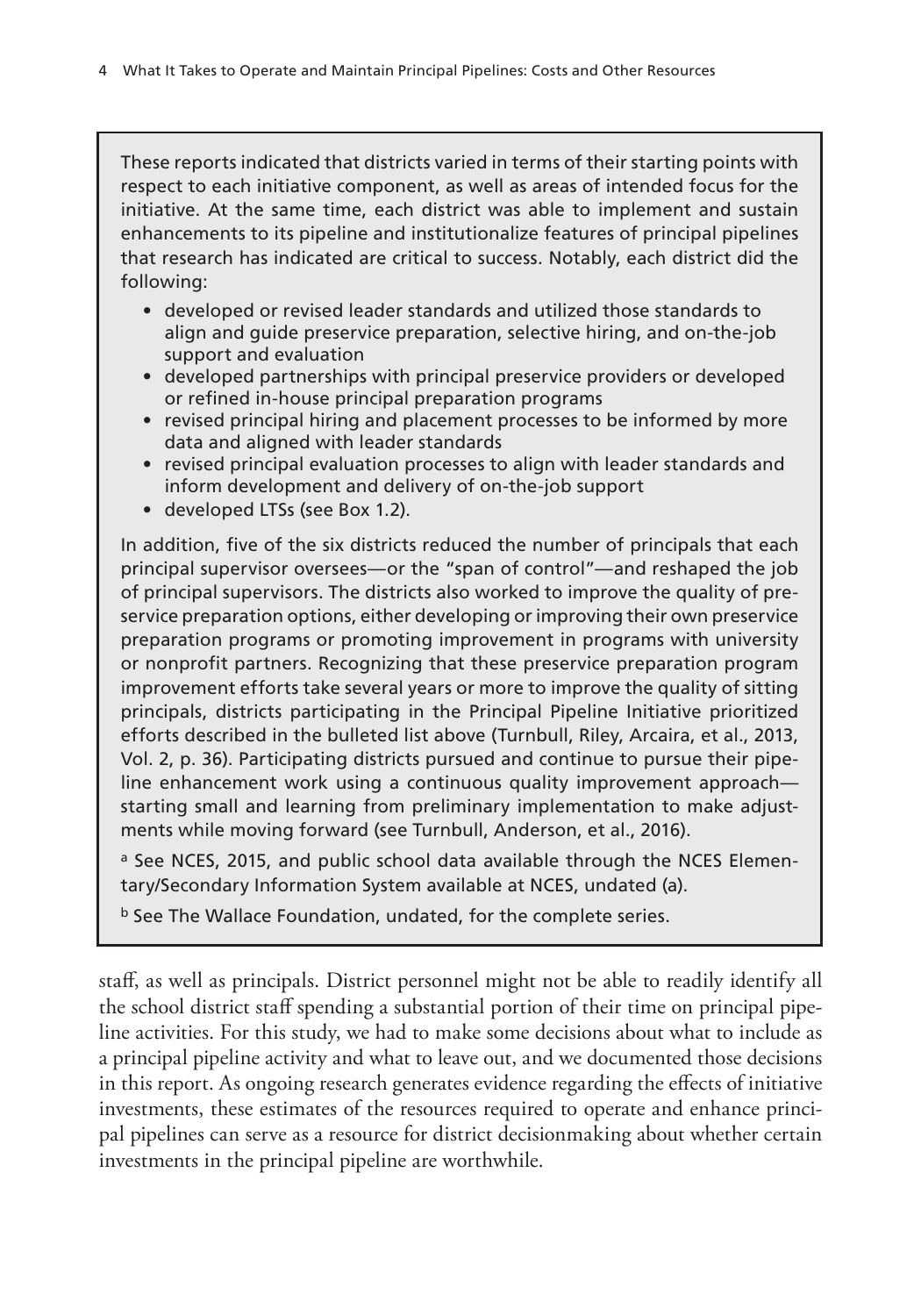These reports indicated that districts varied in terms of their starting points with respect to each initiative component, as well as areas of intended focus for the initiative. At the same time, each district was able to implement and sustain enhancements to its pipeline and institutionalize features of principal pipelines that research has indicated are critical to success. Notably, each district did the following:

- developed or revised leader standards and utilized those standards to align and guide preservice preparation, selective hiring, and on-the-job support and evaluation
- developed partnerships with principal preservice providers or developed or refined in-house principal preparation programs
- revised principal hiring and placement processes to be informed by more data and aligned with leader standards
- revised principal evaluation processes to align with leader standards and inform development and delivery of on-the-job support
- developed LTSs (see Box 1.2).

In addition, five of the six districts reduced the number of principals that each principal supervisor oversees—or the "span of control"—and reshaped the job of principal supervisors. The districts also worked to improve the quality of preservice preparation options, either developing or improving their own preservice preparation programs or promoting improvement in programs with university or nonprofit partners. Recognizing that these preservice preparation program improvement efforts take several years or more to improve the quality of sitting principals, districts participating in the Principal Pipeline Initiative prioritized efforts described in the bulleted list above (Turnbull, Riley, Arcaira, et al., 2013, Vol. 2, p. 36). Participating districts pursued and continue to pursue their pipeline enhancement work using a continuous quality improvement approach—starting small and learning from preliminary implementation to make adjustments while moving forward (see Turnbull, Anderson, et al., 2016).

[a] See NCES, 2015, and public school data available through the NCES Elementary/Secondary Information System available at NCES, undated (a).

[b] See The Wallace Foundation, undated, for the complete series.

staff, as well as principals. District personnel might not be able to readily identify all the school district staff spending a substantial portion of their time on principal pipeline activities. For this study, we had to make some decisions about what to include as a principal pipeline activity and what to leave out, and we documented those decisions in this report. As ongoing research generates evidence regarding the effects of initiative investments, these estimates of the resources required to operate and enhance principal pipelines can serve as a resource for district decisionmaking about whether certain investments in the principal pipeline are worthwhile.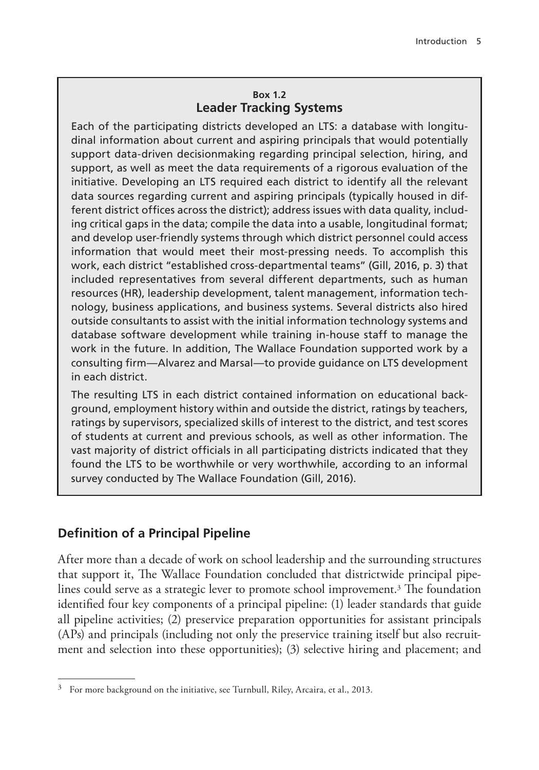**Box 1.2**
**Leader Tracking Systems**

Each of the participating districts developed an LTS: a database with longitudinal information about current and aspiring principals that would potentially support data-driven decisionmaking regarding principal selection, hiring, and support, as well as meet the data requirements of a rigorous evaluation of the initiative. Developing an LTS required each district to identify all the relevant data sources regarding current and aspiring principals (typically housed in different district offices across the district); address issues with data quality, including critical gaps in the data; compile the data into a usable, longitudinal format; and develop user-friendly systems through which district personnel could access information that would meet their most-pressing needs. To accomplish this work, each district "established cross-departmental teams" (Gill, 2016, p. 3) that included representatives from several different departments, such as human resources (HR), leadership development, talent management, information technology, business applications, and business systems. Several districts also hired outside consultants to assist with the initial information technology systems and database software development while training in-house staff to manage the work in the future. In addition, The Wallace Foundation supported work by a consulting firm—Alvarez and Marsal—to provide guidance on LTS development in each district.

The resulting LTS in each district contained information on educational background, employment history within and outside the district, ratings by teachers, ratings by supervisors, specialized skills of interest to the district, and test scores of students at current and previous schools, as well as other information. The vast majority of district officials in all participating districts indicated that they found the LTS to be worthwhile or very worthwhile, according to an informal survey conducted by The Wallace Foundation (Gill, 2016).

## Definition of a Principal Pipeline

After more than a decade of work on school leadership and the surrounding structures that support it, The Wallace Foundation concluded that districtwide principal pipelines could serve as a strategic lever to promote school improvement.[3] The foundation identified four key components of a principal pipeline: (1) leader standards that guide all pipeline activities; (2) preservice preparation opportunities for assistant principals (APs) and principals (including not only the preservice training itself but also recruitment and selection into these opportunities); (3) selective hiring and placement; and

[3] For more background on the initiative, see Turnbull, Riley, Arcaira, et al., 2013.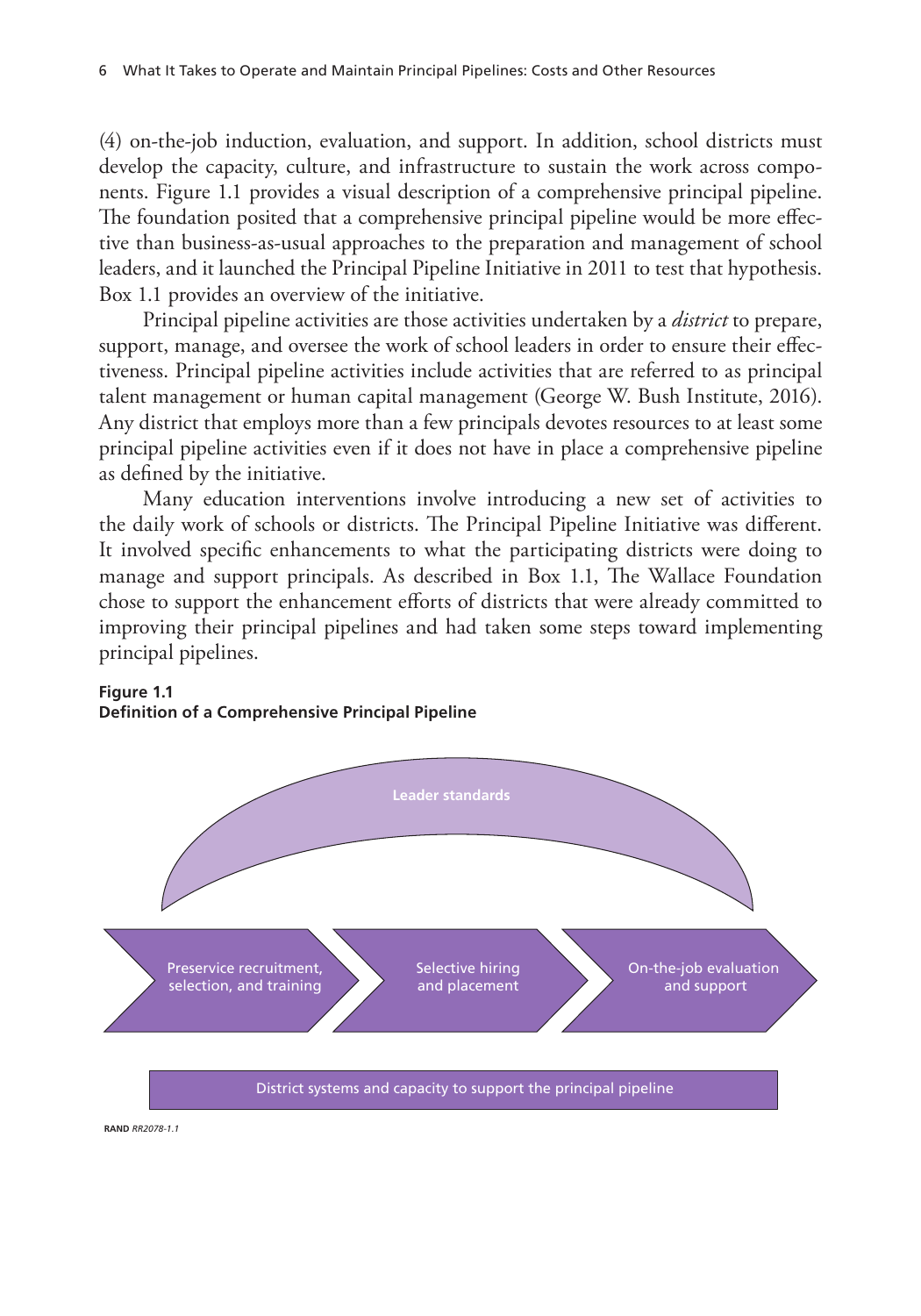(4) on-the-job induction, evaluation, and support. In addition, school districts must develop the capacity, culture, and infrastructure to sustain the work across components. Figure 1.1 provides a visual description of a comprehensive principal pipeline. The foundation posited that a comprehensive principal pipeline would be more effective than business-as-usual approaches to the preparation and management of school leaders, and it launched the Principal Pipeline Initiative in 2011 to test that hypothesis. Box 1.1 provides an overview of the initiative.

Principal pipeline activities are those activities undertaken by a *district* to prepare, support, manage, and oversee the work of school leaders in order to ensure their effectiveness. Principal pipeline activities include activities that are referred to as principal talent management or human capital management (George W. Bush Institute, 2016). Any district that employs more than a few principals devotes resources to at least some principal pipeline activities even if it does not have in place a comprehensive pipeline as defined by the initiative.

Many education interventions involve introducing a new set of activities to the daily work of schools or districts. The Principal Pipeline Initiative was different. It involved specific enhancements to what the participating districts were doing to manage and support principals. As described in Box 1.1, The Wallace Foundation chose to support the enhancement efforts of districts that were already committed to improving their principal pipelines and had taken some steps toward implementing principal pipelines.

**Figure 1.1**
**Definition of a Comprehensive Principal Pipeline**

Leader standards

Preservice recruitment, selection, and training → Selective hiring and placement → On-the-job evaluation and support

District systems and capacity to support the principal pipeline

RAND *RR2078-1.1*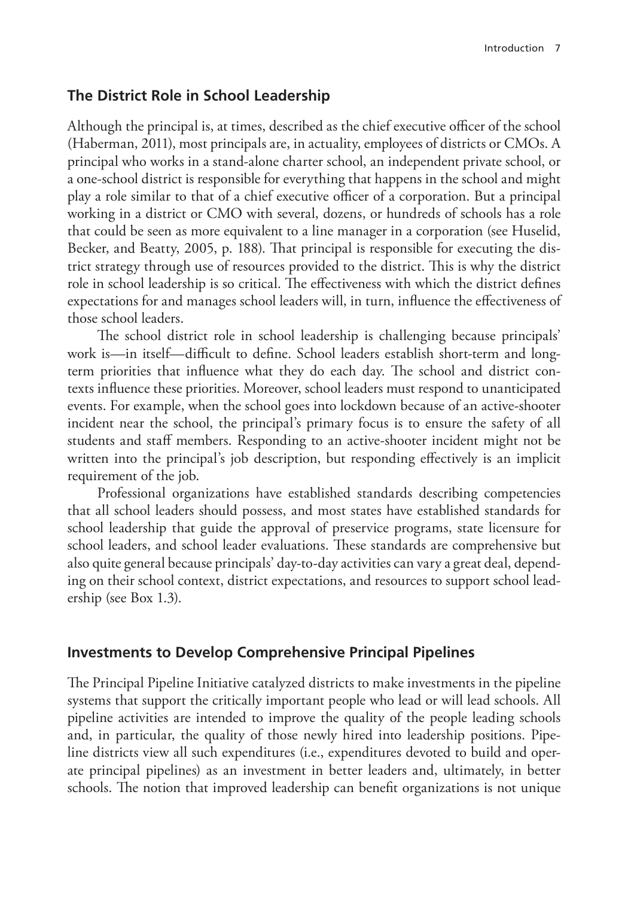## The District Role in School Leadership

Although the principal is, at times, described as the chief executive officer of the school (Haberman, 2011), most principals are, in actuality, employees of districts or CMOs. A principal who works in a stand-alone charter school, an independent private school, or a one-school district is responsible for everything that happens in the school and might play a role similar to that of a chief executive officer of a corporation. But a principal working in a district or CMO with several, dozens, or hundreds of schools has a role that could be seen as more equivalent to a line manager in a corporation (see Huselid, Becker, and Beatty, 2005, p. 188). That principal is responsible for executing the district strategy through use of resources provided to the district. This is why the district role in school leadership is so critical. The effectiveness with which the district defines expectations for and manages school leaders will, in turn, influence the effectiveness of those school leaders.

The school district role in school leadership is challenging because principals' work is—in itself—difficult to define. School leaders establish short-term and long-term priorities that influence what they do each day. The school and district contexts influence these priorities. Moreover, school leaders must respond to unanticipated events. For example, when the school goes into lockdown because of an active-shooter incident near the school, the principal's primary focus is to ensure the safety of all students and staff members. Responding to an active-shooter incident might not be written into the principal's job description, but responding effectively is an implicit requirement of the job.

Professional organizations have established standards describing competencies that all school leaders should possess, and most states have established standards for school leadership that guide the approval of preservice programs, state licensure for school leaders, and school leader evaluations. These standards are comprehensive but also quite general because principals' day-to-day activities can vary a great deal, depending on their school context, district expectations, and resources to support school leadership (see Box 1.3).

## Investments to Develop Comprehensive Principal Pipelines

The Principal Pipeline Initiative catalyzed districts to make investments in the pipeline systems that support the critically important people who lead or will lead schools. All pipeline activities are intended to improve the quality of the people leading schools and, in particular, the quality of those newly hired into leadership positions. Pipeline districts view all such expenditures (i.e., expenditures devoted to build and operate principal pipelines) as an investment in better leaders and, ultimately, in better schools. The notion that improved leadership can benefit organizations is not unique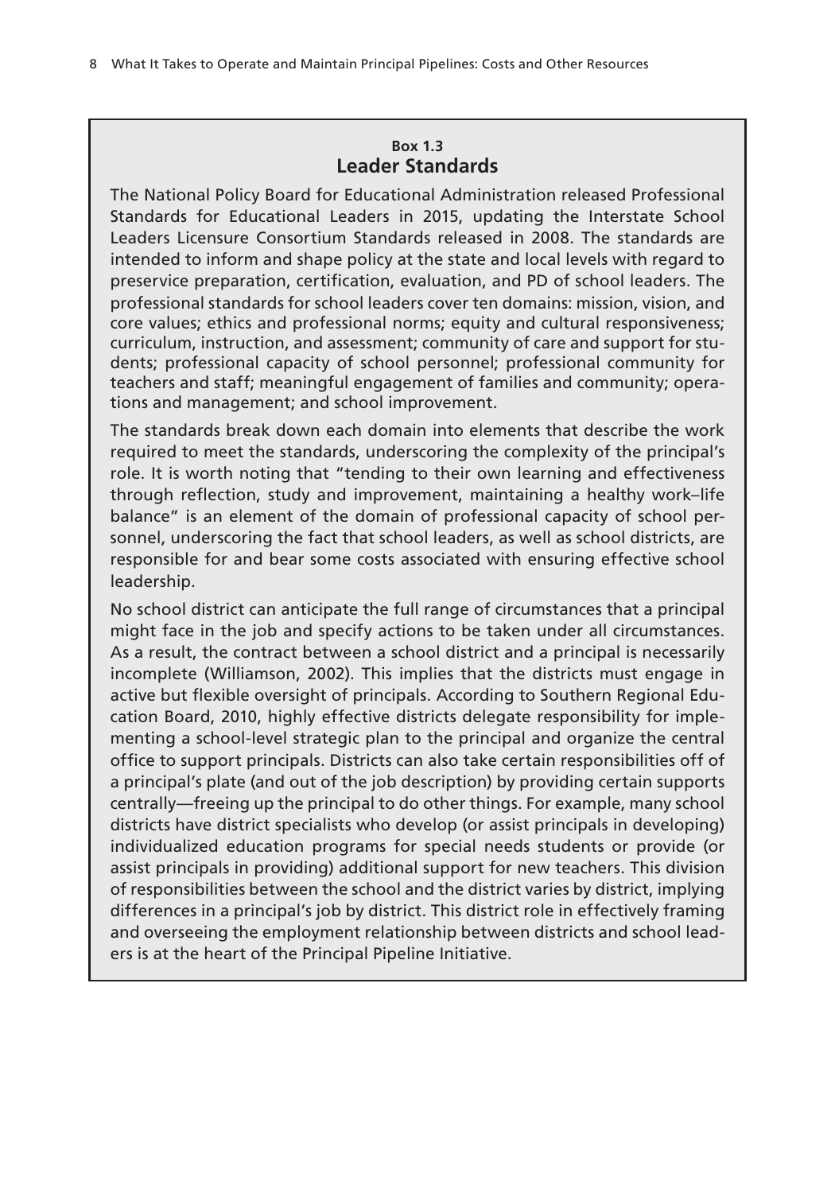### Box 1.3
## Leader Standards

The National Policy Board for Educational Administration released Professional Standards for Educational Leaders in 2015, updating the Interstate School Leaders Licensure Consortium Standards released in 2008. The standards are intended to inform and shape policy at the state and local levels with regard to preservice preparation, certification, evaluation, and PD of school leaders. The professional standards for school leaders cover ten domains: mission, vision, and core values; ethics and professional norms; equity and cultural responsiveness; curriculum, instruction, and assessment; community of care and support for students; professional capacity of school personnel; professional community for teachers and staff; meaningful engagement of families and community; operations and management; and school improvement.

The standards break down each domain into elements that describe the work required to meet the standards, underscoring the complexity of the principal's role. It is worth noting that "tending to their own learning and effectiveness through reflection, study and improvement, maintaining a healthy work–life balance" is an element of the domain of professional capacity of school personnel, underscoring the fact that school leaders, as well as school districts, are responsible for and bear some costs associated with ensuring effective school leadership.

No school district can anticipate the full range of circumstances that a principal might face in the job and specify actions to be taken under all circumstances. As a result, the contract between a school district and a principal is necessarily incomplete (Williamson, 2002). This implies that the districts must engage in active but flexible oversight of principals. According to Southern Regional Education Board, 2010, highly effective districts delegate responsibility for implementing a school-level strategic plan to the principal and organize the central office to support principals. Districts can also take certain responsibilities off of a principal's plate (and out of the job description) by providing certain supports centrally—freeing up the principal to do other things. For example, many school districts have district specialists who develop (or assist principals in developing) individualized education programs for special needs students or provide (or assist principals in providing) additional support for new teachers. This division of responsibilities between the school and the district varies by district, implying differences in a principal's job by district. This district role in effectively framing and overseeing the employment relationship between districts and school leaders is at the heart of the Principal Pipeline Initiative.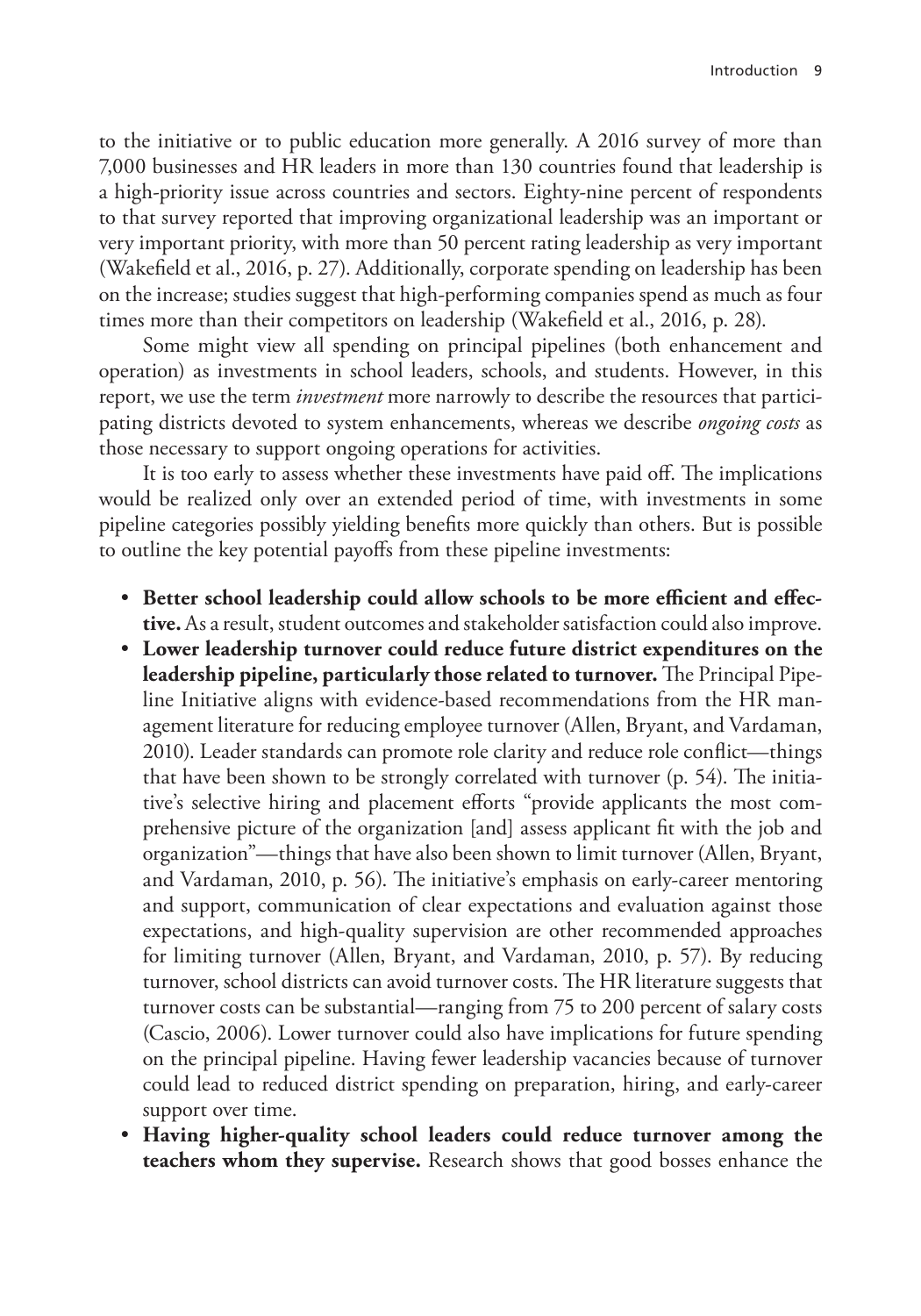to the initiative or to public education more generally. A 2016 survey of more than 7,000 businesses and HR leaders in more than 130 countries found that leadership is a high-priority issue across countries and sectors. Eighty-nine percent of respondents to that survey reported that improving organizational leadership was an important or very important priority, with more than 50 percent rating leadership as very important (Wakefield et al., 2016, p. 27). Additionally, corporate spending on leadership has been on the increase; studies suggest that high-performing companies spend as much as four times more than their competitors on leadership (Wakefield et al., 2016, p. 28).

Some might view all spending on principal pipelines (both enhancement and operation) as investments in school leaders, schools, and students. However, in this report, we use the term *investment* more narrowly to describe the resources that participating districts devoted to system enhancements, whereas we describe *ongoing costs* as those necessary to support ongoing operations for activities.

It is too early to assess whether these investments have paid off. The implications would be realized only over an extended period of time, with investments in some pipeline categories possibly yielding benefits more quickly than others. But is possible to outline the key potential payoffs from these pipeline investments:

- **Better school leadership could allow schools to be more efficient and effective.** As a result, student outcomes and stakeholder satisfaction could also improve.
- **Lower leadership turnover could reduce future district expenditures on the leadership pipeline, particularly those related to turnover.** The Principal Pipeline Initiative aligns with evidence-based recommendations from the HR management literature for reducing employee turnover (Allen, Bryant, and Vardaman, 2010). Leader standards can promote role clarity and reduce role conflict—things that have been shown to be strongly correlated with turnover (p. 54). The initiative's selective hiring and placement efforts "provide applicants the most comprehensive picture of the organization [and] assess applicant fit with the job and organization"—things that have also been shown to limit turnover (Allen, Bryant, and Vardaman, 2010, p. 56). The initiative's emphasis on early-career mentoring and support, communication of clear expectations and evaluation against those expectations, and high-quality supervision are other recommended approaches for limiting turnover (Allen, Bryant, and Vardaman, 2010, p. 57). By reducing turnover, school districts can avoid turnover costs. The HR literature suggests that turnover costs can be substantial—ranging from 75 to 200 percent of salary costs (Cascio, 2006). Lower turnover could also have implications for future spending on the principal pipeline. Having fewer leadership vacancies because of turnover could lead to reduced district spending on preparation, hiring, and early-career support over time.
- **Having higher-quality school leaders could reduce turnover among the teachers whom they supervise.** Research shows that good bosses enhance the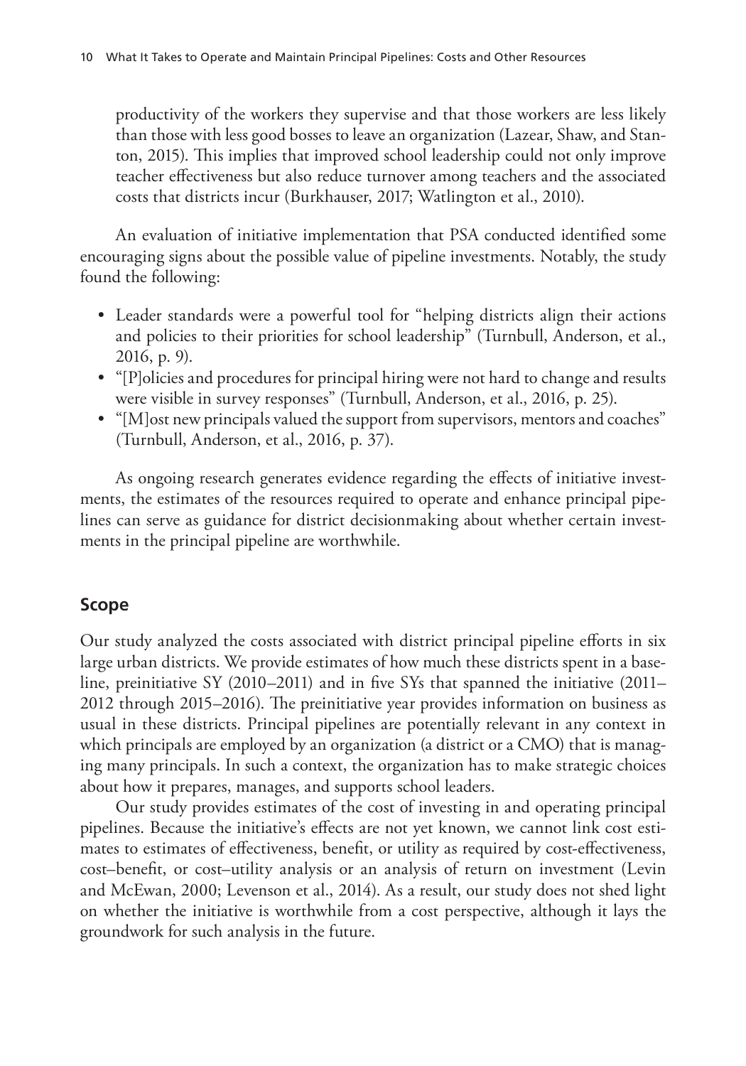productivity of the workers they supervise and that those workers are less likely than those with less good bosses to leave an organization (Lazear, Shaw, and Stanton, 2015). This implies that improved school leadership could not only improve teacher effectiveness but also reduce turnover among teachers and the associated costs that districts incur (Burkhauser, 2017; Watlington et al., 2010).

An evaluation of initiative implementation that PSA conducted identified some encouraging signs about the possible value of pipeline investments. Notably, the study found the following:

- Leader standards were a powerful tool for "helping districts align their actions and policies to their priorities for school leadership" (Turnbull, Anderson, et al., 2016, p. 9).
- "[P]olicies and procedures for principal hiring were not hard to change and results were visible in survey responses" (Turnbull, Anderson, et al., 2016, p. 25).
- "[M]ost new principals valued the support from supervisors, mentors and coaches" (Turnbull, Anderson, et al., 2016, p. 37).

As ongoing research generates evidence regarding the effects of initiative investments, the estimates of the resources required to operate and enhance principal pipelines can serve as guidance for district decisionmaking about whether certain investments in the principal pipeline are worthwhile.

## Scope

Our study analyzed the costs associated with district principal pipeline efforts in six large urban districts. We provide estimates of how much these districts spent in a baseline, preinitiative SY (2010–2011) and in five SYs that spanned the initiative (2011–2012 through 2015–2016). The preinitiative year provides information on business as usual in these districts. Principal pipelines are potentially relevant in any context in which principals are employed by an organization (a district or a CMO) that is managing many principals. In such a context, the organization has to make strategic choices about how it prepares, manages, and supports school leaders.

Our study provides estimates of the cost of investing in and operating principal pipelines. Because the initiative's effects are not yet known, we cannot link cost estimates to estimates of effectiveness, benefit, or utility as required by cost-effectiveness, cost–benefit, or cost–utility analysis or an analysis of return on investment (Levin and McEwan, 2000; Levenson et al., 2014). As a result, our study does not shed light on whether the initiative is worthwhile from a cost perspective, although it lays the groundwork for such analysis in the future.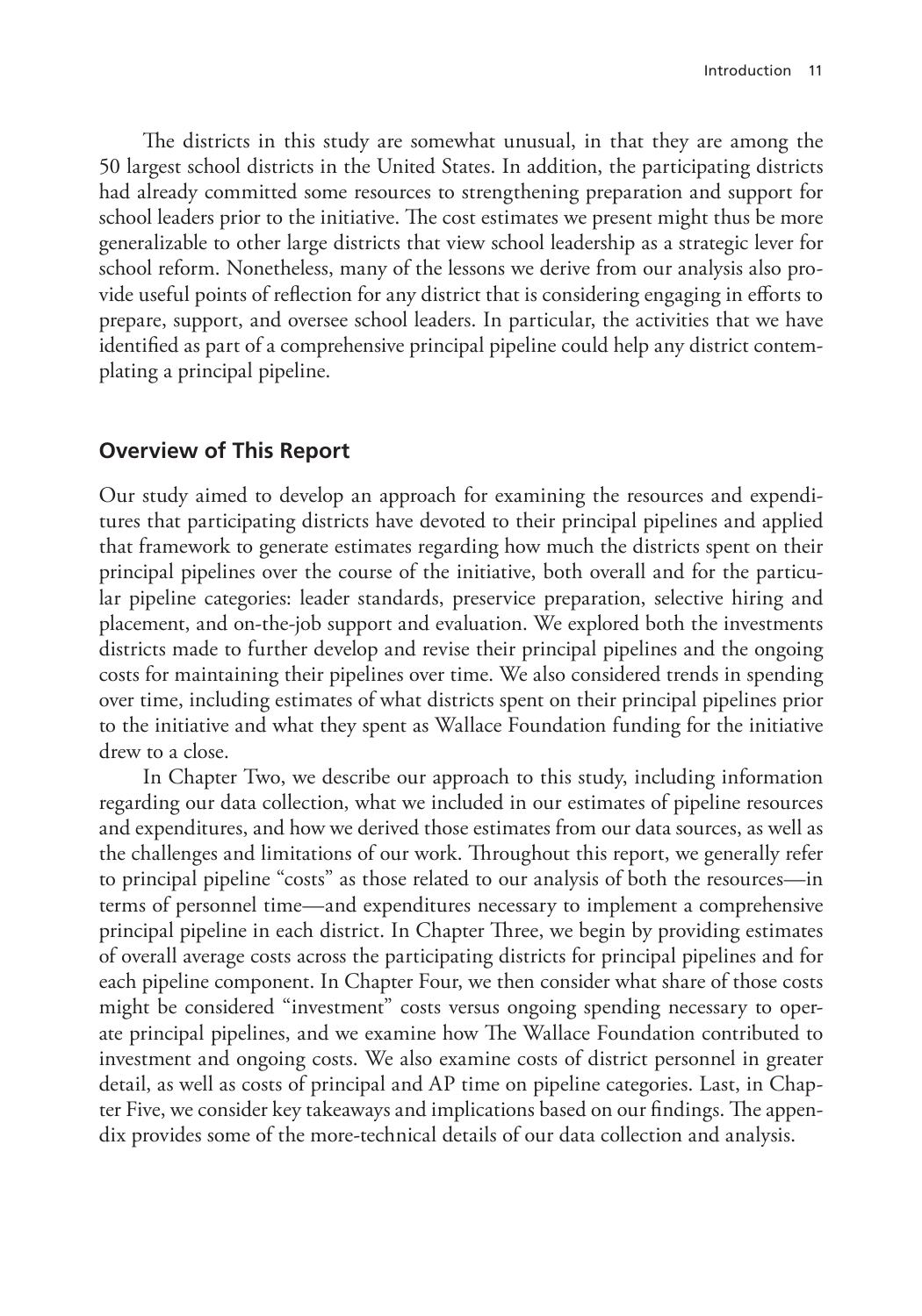The districts in this study are somewhat unusual, in that they are among the 50 largest school districts in the United States. In addition, the participating districts had already committed some resources to strengthening preparation and support for school leaders prior to the initiative. The cost estimates we present might thus be more generalizable to other large districts that view school leadership as a strategic lever for school reform. Nonetheless, many of the lessons we derive from our analysis also provide useful points of reflection for any district that is considering engaging in efforts to prepare, support, and oversee school leaders. In particular, the activities that we have identified as part of a comprehensive principal pipeline could help any district contemplating a principal pipeline.

## Overview of This Report

Our study aimed to develop an approach for examining the resources and expenditures that participating districts have devoted to their principal pipelines and applied that framework to generate estimates regarding how much the districts spent on their principal pipelines over the course of the initiative, both overall and for the particular pipeline categories: leader standards, preservice preparation, selective hiring and placement, and on-the-job support and evaluation. We explored both the investments districts made to further develop and revise their principal pipelines and the ongoing costs for maintaining their pipelines over time. We also considered trends in spending over time, including estimates of what districts spent on their principal pipelines prior to the initiative and what they spent as Wallace Foundation funding for the initiative drew to a close.

In Chapter Two, we describe our approach to this study, including information regarding our data collection, what we included in our estimates of pipeline resources and expenditures, and how we derived those estimates from our data sources, as well as the challenges and limitations of our work. Throughout this report, we generally refer to principal pipeline "costs" as those related to our analysis of both the resources—in terms of personnel time—and expenditures necessary to implement a comprehensive principal pipeline in each district. In Chapter Three, we begin by providing estimates of overall average costs across the participating districts for principal pipelines and for each pipeline component. In Chapter Four, we then consider what share of those costs might be considered "investment" costs versus ongoing spending necessary to operate principal pipelines, and we examine how The Wallace Foundation contributed to investment and ongoing costs. We also examine costs of district personnel in greater detail, as well as costs of principal and AP time on pipeline categories. Last, in Chapter Five, we consider key takeaways and implications based on our findings. The appendix provides some of the more-technical details of our data collection and analysis.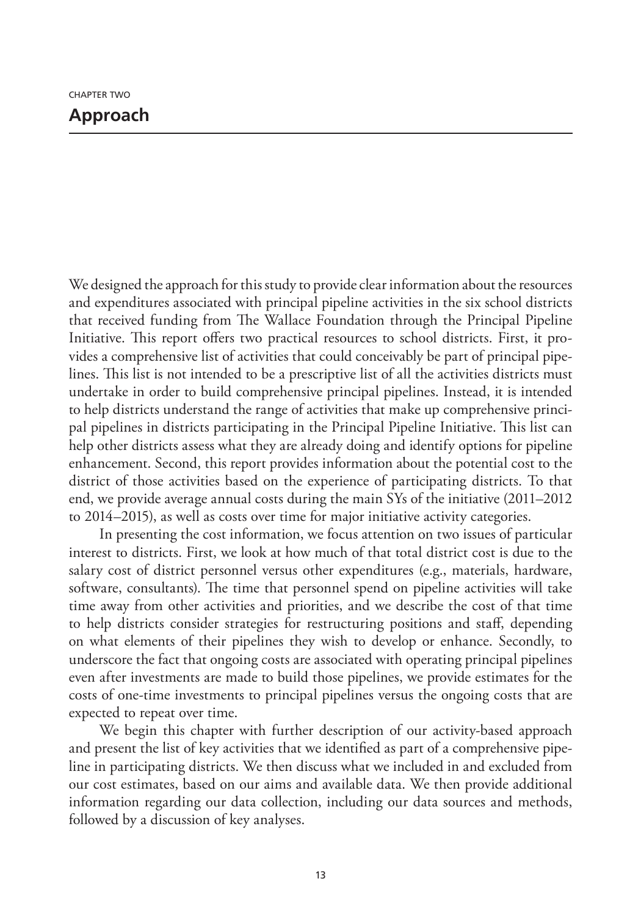CHAPTER TWO

# Approach

We designed the approach for this study to provide clear information about the resources and expenditures associated with principal pipeline activities in the six school districts that received funding from The Wallace Foundation through the Principal Pipeline Initiative. This report offers two practical resources to school districts. First, it provides a comprehensive list of activities that could conceivably be part of principal pipelines. This list is not intended to be a prescriptive list of all the activities districts must undertake in order to build comprehensive principal pipelines. Instead, it is intended to help districts understand the range of activities that make up comprehensive principal pipelines in districts participating in the Principal Pipeline Initiative. This list can help other districts assess what they are already doing and identify options for pipeline enhancement. Second, this report provides information about the potential cost to the district of those activities based on the experience of participating districts. To that end, we provide average annual costs during the main SYs of the initiative (2011–2012 to 2014–2015), as well as costs over time for major initiative activity categories.

In presenting the cost information, we focus attention on two issues of particular interest to districts. First, we look at how much of that total district cost is due to the salary cost of district personnel versus other expenditures (e.g., materials, hardware, software, consultants). The time that personnel spend on pipeline activities will take time away from other activities and priorities, and we describe the cost of that time to help districts consider strategies for restructuring positions and staff, depending on what elements of their pipelines they wish to develop or enhance. Secondly, to underscore the fact that ongoing costs are associated with operating principal pipelines even after investments are made to build those pipelines, we provide estimates for the costs of one-time investments to principal pipelines versus the ongoing costs that are expected to repeat over time.

We begin this chapter with further description of our activity-based approach and present the list of key activities that we identified as part of a comprehensive pipeline in participating districts. We then discuss what we included in and excluded from our cost estimates, based on our aims and available data. We then provide additional information regarding our data collection, including our data sources and methods, followed by a discussion of key analyses.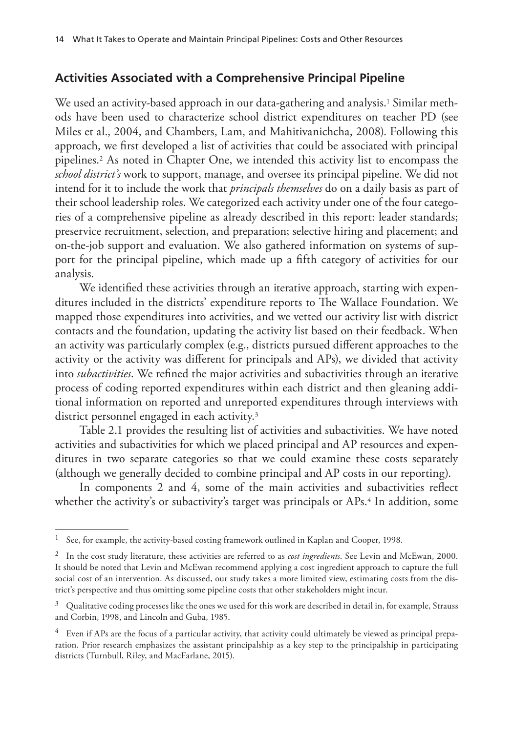## Activities Associated with a Comprehensive Principal Pipeline

We used an activity-based approach in our data-gathering and analysis.[1] Similar methods have been used to characterize school district expenditures on teacher PD (see Miles et al., 2004, and Chambers, Lam, and Mahitivanichcha, 2008). Following this approach, we first developed a list of activities that could be associated with principal pipelines.[2] As noted in Chapter One, we intended this activity list to encompass the *school district's* work to support, manage, and oversee its principal pipeline. We did not intend for it to include the work that *principals themselves* do on a daily basis as part of their school leadership roles. We categorized each activity under one of the four categories of a comprehensive pipeline as already described in this report: leader standards; preservice recruitment, selection, and preparation; selective hiring and placement; and on-the-job support and evaluation. We also gathered information on systems of support for the principal pipeline, which made up a fifth category of activities for our analysis.

We identified these activities through an iterative approach, starting with expenditures included in the districts' expenditure reports to The Wallace Foundation. We mapped those expenditures into activities, and we vetted our activity list with district contacts and the foundation, updating the activity list based on their feedback. When an activity was particularly complex (e.g., districts pursued different approaches to the activity or the activity was different for principals and APs), we divided that activity into *subactivities*. We refined the major activities and subactivities through an iterative process of coding reported expenditures within each district and then gleaning additional information on reported and unreported expenditures through interviews with district personnel engaged in each activity.[3]

Table 2.1 provides the resulting list of activities and subactivities. We have noted activities and subactivities for which we placed principal and AP resources and expenditures in two separate categories so that we could examine these costs separately (although we generally decided to combine principal and AP costs in our reporting).

In components 2 and 4, some of the main activities and subactivities reflect whether the activity's or subactivity's target was principals or APs.[4] In addition, some

---

[1] See, for example, the activity-based costing framework outlined in Kaplan and Cooper, 1998.

[2] In the cost study literature, these activities are referred to as *cost ingredients*. See Levin and McEwan, 2000. It should be noted that Levin and McEwan recommend applying a cost ingredient approach to capture the full social cost of an intervention. As discussed, our study takes a more limited view, estimating costs from the district's perspective and thus omitting some pipeline costs that other stakeholders might incur.

[3] Qualitative coding processes like the ones we used for this work are described in detail in, for example, Strauss and Corbin, 1998, and Lincoln and Guba, 1985.

[4] Even if APs are the focus of a particular activity, that activity could ultimately be viewed as principal preparation. Prior research emphasizes the assistant principalship as a key step to the principalship in participating districts (Turnbull, Riley, and MacFarlane, 2015).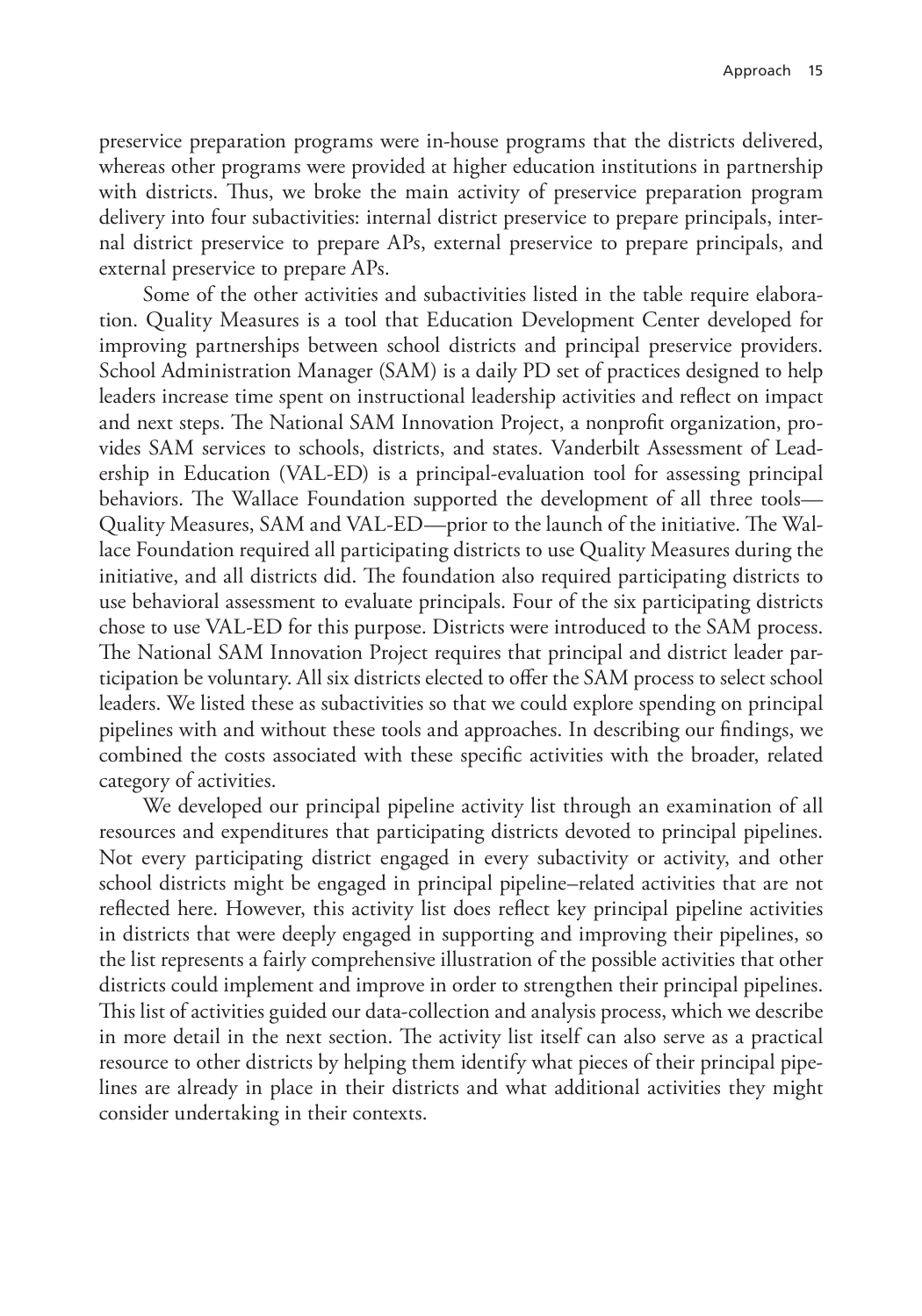preservice preparation programs were in-house programs that the districts delivered, whereas other programs were provided at higher education institutions in partnership with districts. Thus, we broke the main activity of preservice preparation program delivery into four subactivities: internal district preservice to prepare principals, internal district preservice to prepare APs, external preservice to prepare principals, and external preservice to prepare APs.

Some of the other activities and subactivities listed in the table require elaboration. Quality Measures is a tool that Education Development Center developed for improving partnerships between school districts and principal preservice providers. School Administration Manager (SAM) is a daily PD set of practices designed to help leaders increase time spent on instructional leadership activities and reflect on impact and next steps. The National SAM Innovation Project, a nonprofit organization, provides SAM services to schools, districts, and states. Vanderbilt Assessment of Leadership in Education (VAL-ED) is a principal-evaluation tool for assessing principal behaviors. The Wallace Foundation supported the development of all three tools—Quality Measures, SAM and VAL-ED—prior to the launch of the initiative. The Wallace Foundation required all participating districts to use Quality Measures during the initiative, and all districts did. The foundation also required participating districts to use behavioral assessment to evaluate principals. Four of the six participating districts chose to use VAL-ED for this purpose. Districts were introduced to the SAM process. The National SAM Innovation Project requires that principal and district leader participation be voluntary. All six districts elected to offer the SAM process to select school leaders. We listed these as subactivities so that we could explore spending on principal pipelines with and without these tools and approaches. In describing our findings, we combined the costs associated with these specific activities with the broader, related category of activities.

We developed our principal pipeline activity list through an examination of all resources and expenditures that participating districts devoted to principal pipelines. Not every participating district engaged in every subactivity or activity, and other school districts might be engaged in principal pipeline–related activities that are not reflected here. However, this activity list does reflect key principal pipeline activities in districts that were deeply engaged in supporting and improving their pipelines, so the list represents a fairly comprehensive illustration of the possible activities that other districts could implement and improve in order to strengthen their principal pipelines. This list of activities guided our data-collection and analysis process, which we describe in more detail in the next section. The activity list itself can also serve as a practical resource to other districts by helping them identify what pieces of their principal pipelines are already in place in their districts and what additional activities they might consider undertaking in their contexts.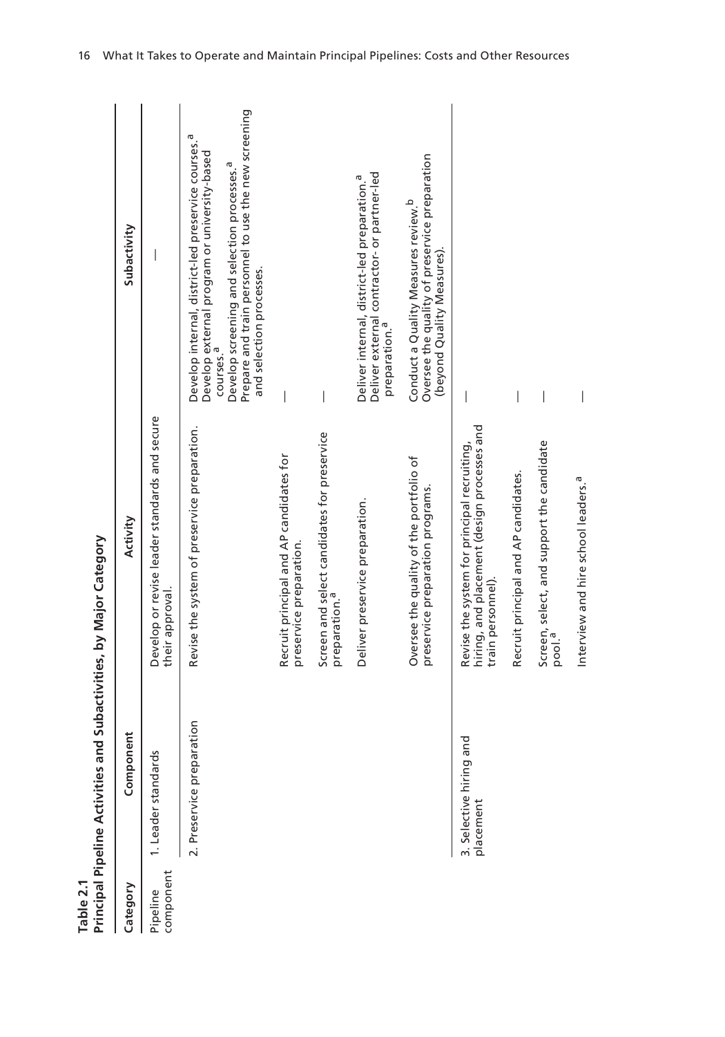**Table 2.1**
**Principal Pipeline Activities and Subactivities, by Major Category**

| Category | Component | Activity | Subactivity |
|---|---|---|---|
| Pipeline component | 1. Leader standards | Develop or revise leader standards and secure their approval. | — |
| | 2. Preservice preparation | Revise the system of preservice preparation. | Develop internal, district-led preservice courses.[a]<br>Develop external program or university-based courses.[a]<br>Develop screening and selection processes.[a]<br>Prepare and train personnel to use the new screening and selection processes. |
| | | Recruit principal and AP candidates for preservice preparation. | — |
| | | Screen and select candidates for preservice preparation.[a] | — |
| | | Deliver preservice preparation. | Deliver internal, district-led preparation.[a]<br>Deliver external contractor- or partner-led preparation.[a] |
| | | Oversee the quality of the portfolio of preservice preparation programs. | Conduct a Quality Measures review.[b]<br>Oversee the quality of preservice preparation (beyond Quality Measures). |
| | 3. Selective hiring and placement | Revise the system for principal recruiting, hiring, and placement (design processes and train personnel). | — |
| | | Recruit principal and AP candidates. | — |
| | | Screen, select, and support the candidate pool.[a] | — |
| | | Interview and hire school leaders.[a] | — |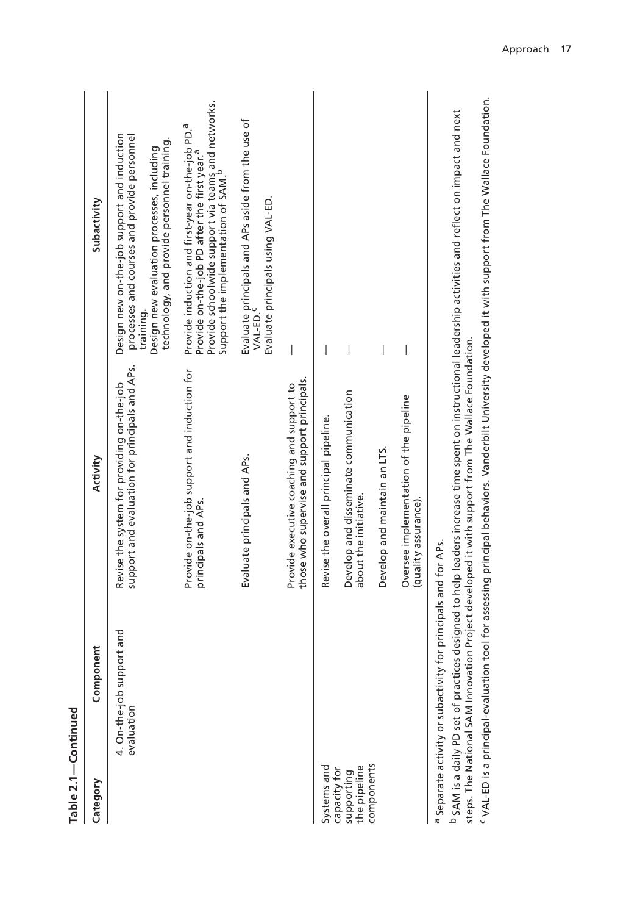**Table 2.1—Continued**

| Category | Component | Activity | Subactivity |
|---|---|---|---|
| | 4. On-the-job support and evaluation | Revise the system for providing on-the-job support and evaluation for principals and APs. | Design new on-the-job support and induction processes and courses and provide personnel training.<br>Design new evaluation processes, including technology, and provide personnel training. |
| | | Provide on-the-job support and induction for principals and APs. | Provide induction and first-year on-the-job PD.[a]<br>Provide on-the-job PD after the first year.[a]<br>Provide schoolwide support via teams and networks.<br>Support the implementation of SAM.[b] |
| | | Evaluate principals and APs. | Evaluate principals and APs aside from the use of VAL-ED.[c]<br>Evaluate principals using VAL-ED. |
| | | Provide executive coaching and support to those who supervise and support principals. | — |
| Systems and capacity for supporting the pipeline components | | Revise the overall principal pipeline. | — |
| | | Develop and disseminate communication about the initiative. | — |
| | | Develop and maintain an LTS. | — |
| | | Oversee implementation of the pipeline (quality assurance). | — |

[a] Separate activity or subactivity for principals and for APs.

[b] SAM is a daily PD set of practices designed to help leaders increase time spent on instructional leadership activities and reflect on impact and next steps. The National SAM Innovation Project developed it with support from The Wallace Foundation.

[c] VAL-ED is a principal-evaluation tool for assessing principal behaviors. Vanderbilt University developed it with support from The Wallace Foundation.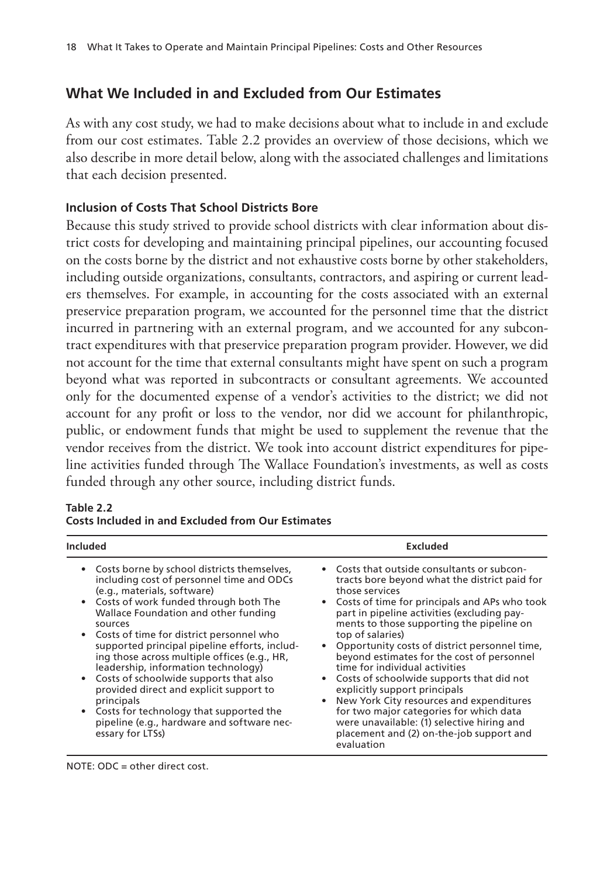## What We Included in and Excluded from Our Estimates

As with any cost study, we had to make decisions about what to include in and exclude from our cost estimates. Table 2.2 provides an overview of those decisions, which we also describe in more detail below, along with the associated challenges and limitations that each decision presented.

### Inclusion of Costs That School Districts Bore

Because this study strived to provide school districts with clear information about district costs for developing and maintaining principal pipelines, our accounting focused on the costs borne by the district and not exhaustive costs borne by other stakeholders, including outside organizations, consultants, contractors, and aspiring or current leaders themselves. For example, in accounting for the costs associated with an external preservice preparation program, we accounted for the personnel time that the district incurred in partnering with an external program, and we accounted for any subcontract expenditures with that preservice preparation program provider. However, we did not account for the time that external consultants might have spent on such a program beyond what was reported in subcontracts or consultant agreements. We accounted only for the documented expense of a vendor's activities to the district; we did not account for any profit or loss to the vendor, nor did we account for philanthropic, public, or endowment funds that might be used to supplement the revenue that the vendor receives from the district. We took into account district expenditures for pipeline activities funded through The Wallace Foundation's investments, as well as costs funded through any other source, including district funds.

**Table 2.2**
**Costs Included in and Excluded from Our Estimates**

| Included | Excluded |
|---|---|
| • Costs borne by school districts themselves, including cost of personnel time and ODCs (e.g., materials, software)<br>• Costs of work funded through both The Wallace Foundation and other funding sources<br>• Costs of time for district personnel who supported principal pipeline efforts, including those across multiple offices (e.g., HR, leadership, information technology)<br>• Costs of schoolwide supports that also provided direct and explicit support to principals<br>• Costs for technology that supported the pipeline (e.g., hardware and software necessary for LTSs) | • Costs that outside consultants or subcontracts bore beyond what the district paid for those services<br>• Costs of time for principals and APs who took part in pipeline activities (excluding payments to those supporting the pipeline on top of salaries)<br>• Opportunity costs of district personnel time, beyond estimates for the cost of personnel time for individual activities<br>• Costs of schoolwide supports that did not explicitly support principals<br>• New York City resources and expenditures for two major categories for which data were unavailable: (1) selective hiring and placement and (2) on-the-job support and evaluation |

NOTE: ODC = other direct cost.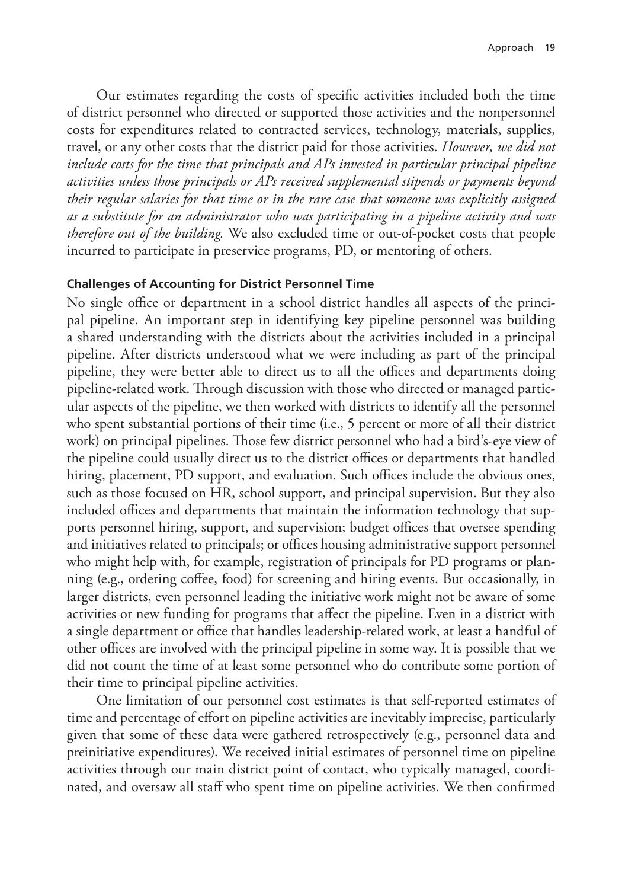Our estimates regarding the costs of specific activities included both the time of district personnel who directed or supported those activities and the nonpersonnel costs for expenditures related to contracted services, technology, materials, supplies, travel, or any other costs that the district paid for those activities. *However, we did not include costs for the time that principals and APs invested in particular principal pipeline activities unless those principals or APs received supplemental stipends or payments beyond their regular salaries for that time or in the rare case that someone was explicitly assigned as a substitute for an administrator who was participating in a pipeline activity and was therefore out of the building.* We also excluded time or out-of-pocket costs that people incurred to participate in preservice programs, PD, or mentoring of others.

#### Challenges of Accounting for District Personnel Time

No single office or department in a school district handles all aspects of the principal pipeline. An important step in identifying key pipeline personnel was building a shared understanding with the districts about the activities included in a principal pipeline. After districts understood what we were including as part of the principal pipeline, they were better able to direct us to all the offices and departments doing pipeline-related work. Through discussion with those who directed or managed particular aspects of the pipeline, we then worked with districts to identify all the personnel who spent substantial portions of their time (i.e., 5 percent or more of all their district work) on principal pipelines. Those few district personnel who had a bird's-eye view of the pipeline could usually direct us to the district offices or departments that handled hiring, placement, PD support, and evaluation. Such offices include the obvious ones, such as those focused on HR, school support, and principal supervision. But they also included offices and departments that maintain the information technology that supports personnel hiring, support, and supervision; budget offices that oversee spending and initiatives related to principals; or offices housing administrative support personnel who might help with, for example, registration of principals for PD programs or planning (e.g., ordering coffee, food) for screening and hiring events. But occasionally, in larger districts, even personnel leading the initiative work might not be aware of some activities or new funding for programs that affect the pipeline. Even in a district with a single department or office that handles leadership-related work, at least a handful of other offices are involved with the principal pipeline in some way. It is possible that we did not count the time of at least some personnel who do contribute some portion of their time to principal pipeline activities.

One limitation of our personnel cost estimates is that self-reported estimates of time and percentage of effort on pipeline activities are inevitably imprecise, particularly given that some of these data were gathered retrospectively (e.g., personnel data and preinitiative expenditures). We received initial estimates of personnel time on pipeline activities through our main district point of contact, who typically managed, coordinated, and oversaw all staff who spent time on pipeline activities. We then confirmed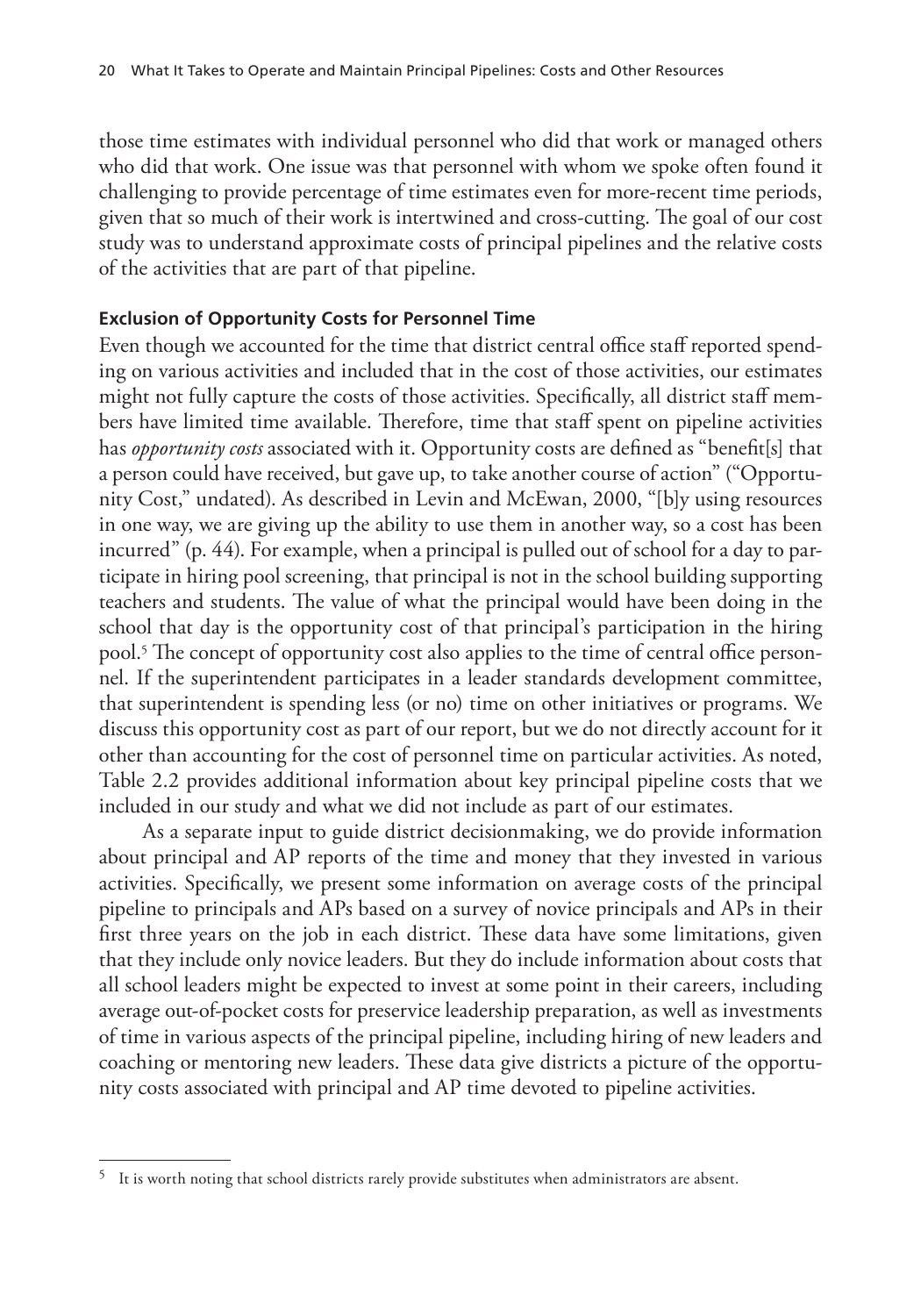those time estimates with individual personnel who did that work or managed others who did that work. One issue was that personnel with whom we spoke often found it challenging to provide percentage of time estimates even for more-recent time periods, given that so much of their work is intertwined and cross-cutting. The goal of our cost study was to understand approximate costs of principal pipelines and the relative costs of the activities that are part of that pipeline.

### Exclusion of Opportunity Costs for Personnel Time

Even though we accounted for the time that district central office staff reported spending on various activities and included that in the cost of those activities, our estimates might not fully capture the costs of those activities. Specifically, all district staff members have limited time available. Therefore, time that staff spent on pipeline activities has *opportunity costs* associated with it. Opportunity costs are defined as "benefit[s] that a person could have received, but gave up, to take another course of action" ("Opportunity Cost," undated). As described in Levin and McEwan, 2000, "[b]y using resources in one way, we are giving up the ability to use them in another way, so a cost has been incurred" (p. 44). For example, when a principal is pulled out of school for a day to participate in hiring pool screening, that principal is not in the school building supporting teachers and students. The value of what the principal would have been doing in the school that day is the opportunity cost of that principal's participation in the hiring pool.[5] The concept of opportunity cost also applies to the time of central office personnel. If the superintendent participates in a leader standards development committee, that superintendent is spending less (or no) time on other initiatives or programs. We discuss this opportunity cost as part of our report, but we do not directly account for it other than accounting for the cost of personnel time on particular activities. As noted, Table 2.2 provides additional information about key principal pipeline costs that we included in our study and what we did not include as part of our estimates.

As a separate input to guide district decisionmaking, we do provide information about principal and AP reports of the time and money that they invested in various activities. Specifically, we present some information on average costs of the principal pipeline to principals and APs based on a survey of novice principals and APs in their first three years on the job in each district. These data have some limitations, given that they include only novice leaders. But they do include information about costs that all school leaders might be expected to invest at some point in their careers, including average out-of-pocket costs for preservice leadership preparation, as well as investments of time in various aspects of the principal pipeline, including hiring of new leaders and coaching or mentoring new leaders. These data give districts a picture of the opportunity costs associated with principal and AP time devoted to pipeline activities.

---

[5] It is worth noting that school districts rarely provide substitutes when administrators are absent.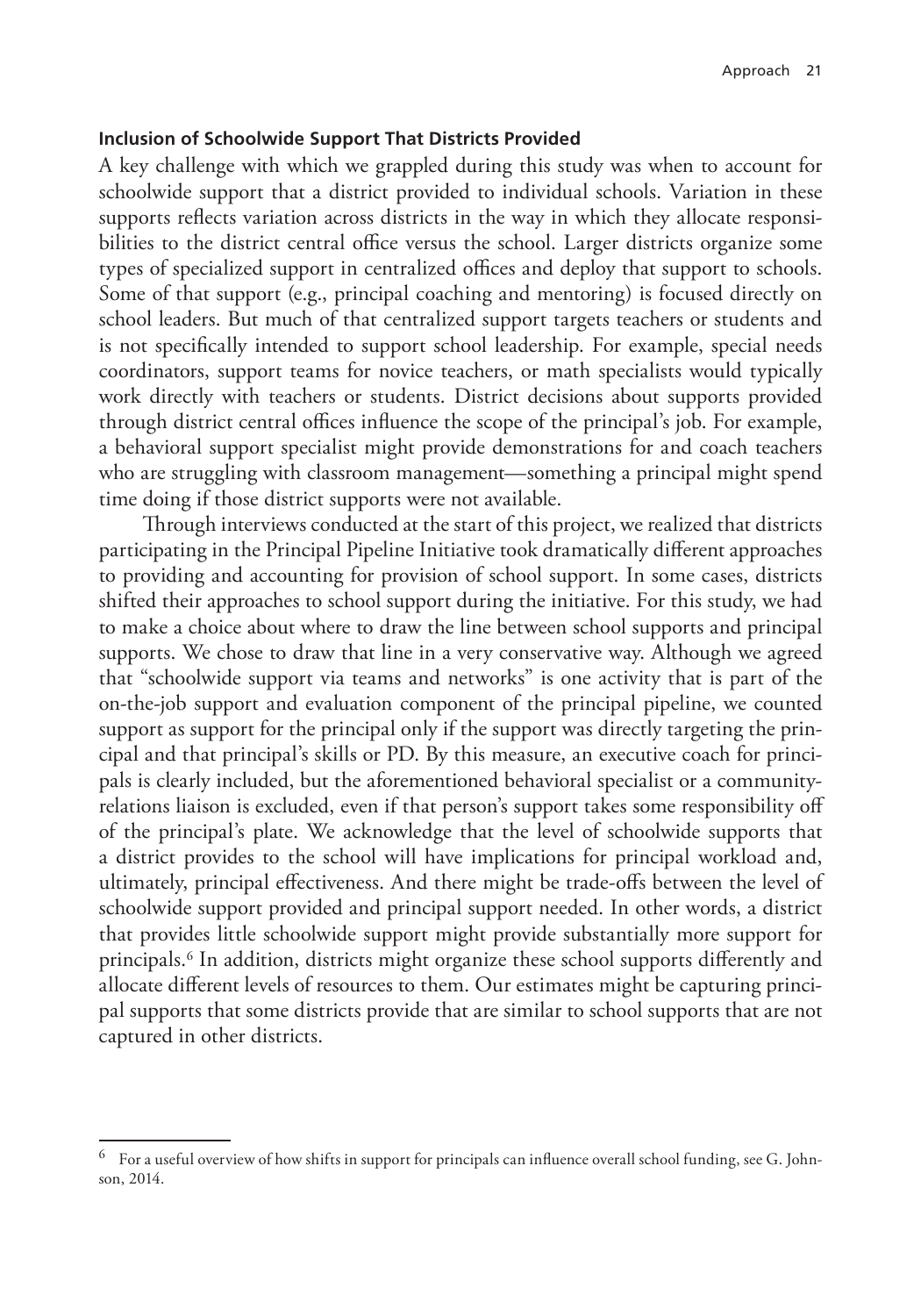### Inclusion of Schoolwide Support That Districts Provided

A key challenge with which we grappled during this study was when to account for schoolwide support that a district provided to individual schools. Variation in these supports reflects variation across districts in the way in which they allocate responsibilities to the district central office versus the school. Larger districts organize some types of specialized support in centralized offices and deploy that support to schools. Some of that support (e.g., principal coaching and mentoring) is focused directly on school leaders. But much of that centralized support targets teachers or students and is not specifically intended to support school leadership. For example, special needs coordinators, support teams for novice teachers, or math specialists would typically work directly with teachers or students. District decisions about supports provided through district central offices influence the scope of the principal's job. For example, a behavioral support specialist might provide demonstrations for and coach teachers who are struggling with classroom management—something a principal might spend time doing if those district supports were not available.

Through interviews conducted at the start of this project, we realized that districts participating in the Principal Pipeline Initiative took dramatically different approaches to providing and accounting for provision of school support. In some cases, districts shifted their approaches to school support during the initiative. For this study, we had to make a choice about where to draw the line between school supports and principal supports. We chose to draw that line in a very conservative way. Although we agreed that "schoolwide support via teams and networks" is one activity that is part of the on-the-job support and evaluation component of the principal pipeline, we counted support as support for the principal only if the support was directly targeting the principal and that principal's skills or PD. By this measure, an executive coach for principals is clearly included, but the aforementioned behavioral specialist or a community-relations liaison is excluded, even if that person's support takes some responsibility off of the principal's plate. We acknowledge that the level of schoolwide supports that a district provides to the school will have implications for principal workload and, ultimately, principal effectiveness. And there might be trade-offs between the level of schoolwide support provided and principal support needed. In other words, a district that provides little schoolwide support might provide substantially more support for principals.[6] In addition, districts might organize these school supports differently and allocate different levels of resources to them. Our estimates might be capturing principal supports that some districts provide that are similar to school supports that are not captured in other districts.

---

[6] For a useful overview of how shifts in support for principals can influence overall school funding, see G. Johnson, 2014.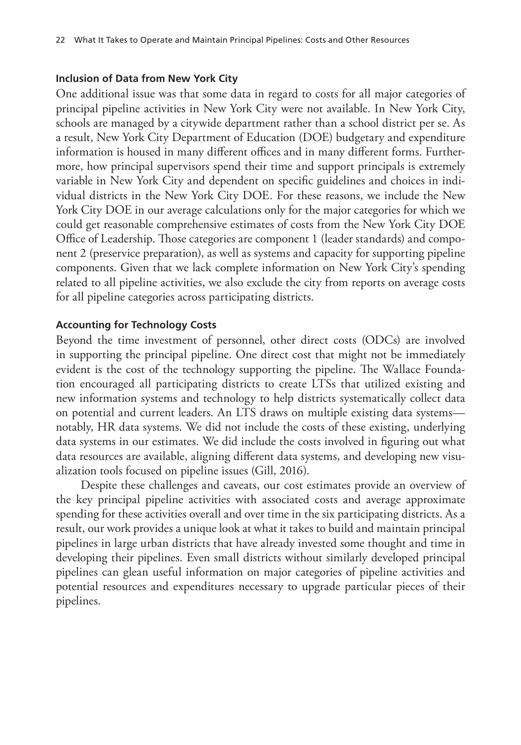### Inclusion of Data from New York City

One additional issue was that some data in regard to costs for all major categories of principal pipeline activities in New York City were not available. In New York City, schools are managed by a citywide department rather than a school district per se. As a result, New York City Department of Education (DOE) budgetary and expenditure information is housed in many different offices and in many different forms. Furthermore, how principal supervisors spend their time and support principals is extremely variable in New York City and dependent on specific guidelines and choices in individual districts in the New York City DOE. For these reasons, we include the New York City DOE in our average calculations only for the major categories for which we could get reasonable comprehensive estimates of costs from the New York City DOE Office of Leadership. Those categories are component 1 (leader standards) and component 2 (preservice preparation), as well as systems and capacity for supporting pipeline components. Given that we lack complete information on New York City's spending related to all pipeline activities, we also exclude the city from reports on average costs for all pipeline categories across participating districts.

### Accounting for Technology Costs

Beyond the time investment of personnel, other direct costs (ODCs) are involved in supporting the principal pipeline. One direct cost that might not be immediately evident is the cost of the technology supporting the pipeline. The Wallace Foundation encouraged all participating districts to create LTSs that utilized existing and new information systems and technology to help districts systematically collect data on potential and current leaders. An LTS draws on multiple existing data systems—notably, HR data systems. We did not include the costs of these existing, underlying data systems in our estimates. We did include the costs involved in figuring out what data resources are available, aligning different data systems, and developing new visualization tools focused on pipeline issues (Gill, 2016).

Despite these challenges and caveats, our cost estimates provide an overview of the key principal pipeline activities with associated costs and average approximate spending for these activities overall and over time in the six participating districts. As a result, our work provides a unique look at what it takes to build and maintain principal pipelines in large urban districts that have already invested some thought and time in developing their pipelines. Even small districts without similarly developed principal pipelines can glean useful information on major categories of pipeline activities and potential resources and expenditures necessary to upgrade particular pieces of their pipelines.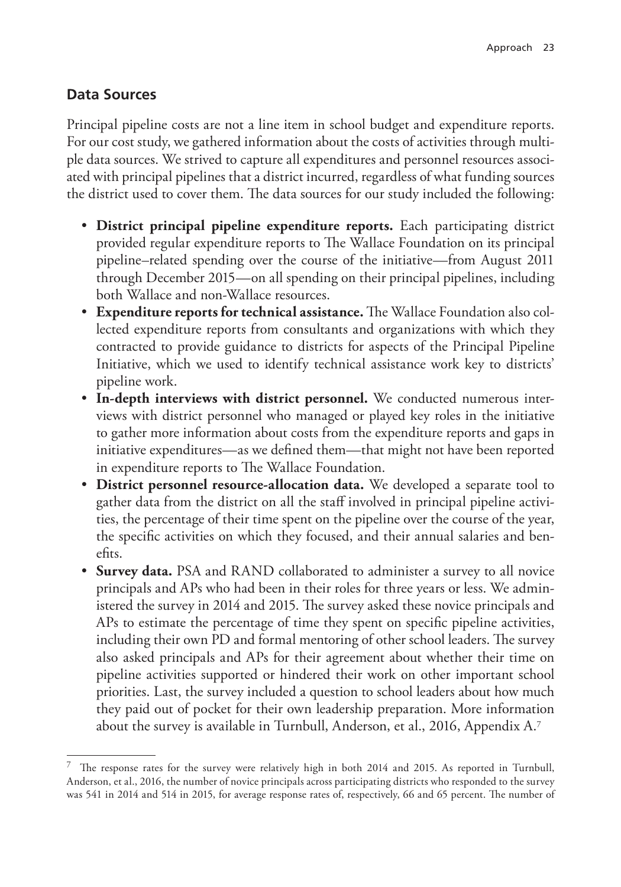## Data Sources

Principal pipeline costs are not a line item in school budget and expenditure reports. For our cost study, we gathered information about the costs of activities through multiple data sources. We strived to capture all expenditures and personnel resources associated with principal pipelines that a district incurred, regardless of what funding sources the district used to cover them. The data sources for our study included the following:

- **District principal pipeline expenditure reports.** Each participating district provided regular expenditure reports to The Wallace Foundation on its principal pipeline–related spending over the course of the initiative—from August 2011 through December 2015—on all spending on their principal pipelines, including both Wallace and non-Wallace resources.
- **Expenditure reports for technical assistance.** The Wallace Foundation also collected expenditure reports from consultants and organizations with which they contracted to provide guidance to districts for aspects of the Principal Pipeline Initiative, which we used to identify technical assistance work key to districts' pipeline work.
- **In-depth interviews with district personnel.** We conducted numerous interviews with district personnel who managed or played key roles in the initiative to gather more information about costs from the expenditure reports and gaps in initiative expenditures—as we defined them—that might not have been reported in expenditure reports to The Wallace Foundation.
- **District personnel resource-allocation data.** We developed a separate tool to gather data from the district on all the staff involved in principal pipeline activities, the percentage of their time spent on the pipeline over the course of the year, the specific activities on which they focused, and their annual salaries and benefits.
- **Survey data.** PSA and RAND collaborated to administer a survey to all novice principals and APs who had been in their roles for three years or less. We administered the survey in 2014 and 2015. The survey asked these novice principals and APs to estimate the percentage of time they spent on specific pipeline activities, including their own PD and formal mentoring of other school leaders. The survey also asked principals and APs for their agreement about whether their time on pipeline activities supported or hindered their work on other important school priorities. Last, the survey included a question to school leaders about how much they paid out of pocket for their own leadership preparation. More information about the survey is available in Turnbull, Anderson, et al., 2016, Appendix A.[7]

---

[7] The response rates for the survey were relatively high in both 2014 and 2015. As reported in Turnbull, Anderson, et al., 2016, the number of novice principals across participating districts who responded to the survey was 541 in 2014 and 514 in 2015, for average response rates of, respectively, 66 and 65 percent. The number of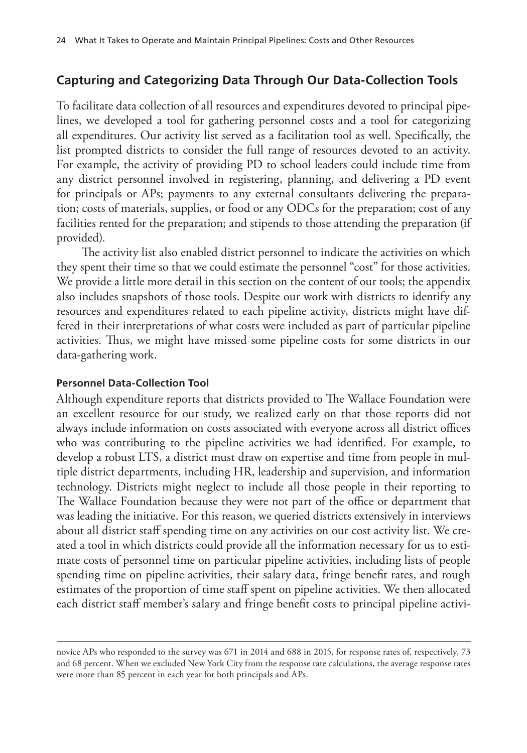## Capturing and Categorizing Data Through Our Data-Collection Tools

To facilitate data collection of all resources and expenditures devoted to principal pipelines, we developed a tool for gathering personnel costs and a tool for categorizing all expenditures. Our activity list served as a facilitation tool as well. Specifically, the list prompted districts to consider the full range of resources devoted to an activity. For example, the activity of providing PD to school leaders could include time from any district personnel involved in registering, planning, and delivering a PD event for principals or APs; payments to any external consultants delivering the preparation; costs of materials, supplies, or food or any ODCs for the preparation; cost of any facilities rented for the preparation; and stipends to those attending the preparation (if provided).

The activity list also enabled district personnel to indicate the activities on which they spent their time so that we could estimate the personnel "cost" for those activities. We provide a little more detail in this section on the content of our tools; the appendix also includes snapshots of those tools. Despite our work with districts to identify any resources and expenditures related to each pipeline activity, districts might have differed in their interpretations of what costs were included as part of particular pipeline activities. Thus, we might have missed some pipeline costs for some districts in our data-gathering work.

### Personnel Data-Collection Tool

Although expenditure reports that districts provided to The Wallace Foundation were an excellent resource for our study, we realized early on that those reports did not always include information on costs associated with everyone across all district offices who was contributing to the pipeline activities we had identified. For example, to develop a robust LTS, a district must draw on expertise and time from people in multiple district departments, including HR, leadership and supervision, and information technology. Districts might neglect to include all those people in their reporting to The Wallace Foundation because they were not part of the office or department that was leading the initiative. For this reason, we queried districts extensively in interviews about all district staff spending time on any activities on our cost activity list. We created a tool in which districts could provide all the information necessary for us to estimate costs of personnel time on particular pipeline activities, including lists of people spending time on pipeline activities, their salary data, fringe benefit rates, and rough estimates of the proportion of time staff spent on pipeline activities. We then allocated each district staff member's salary and fringe benefit costs to principal pipeline activi-

---

novice APs who responded to the survey was 671 in 2014 and 688 in 2015, for response rates of, respectively, 73 and 68 percent. When we excluded New York City from the response rate calculations, the average response rates were more than 85 percent in each year for both principals and APs.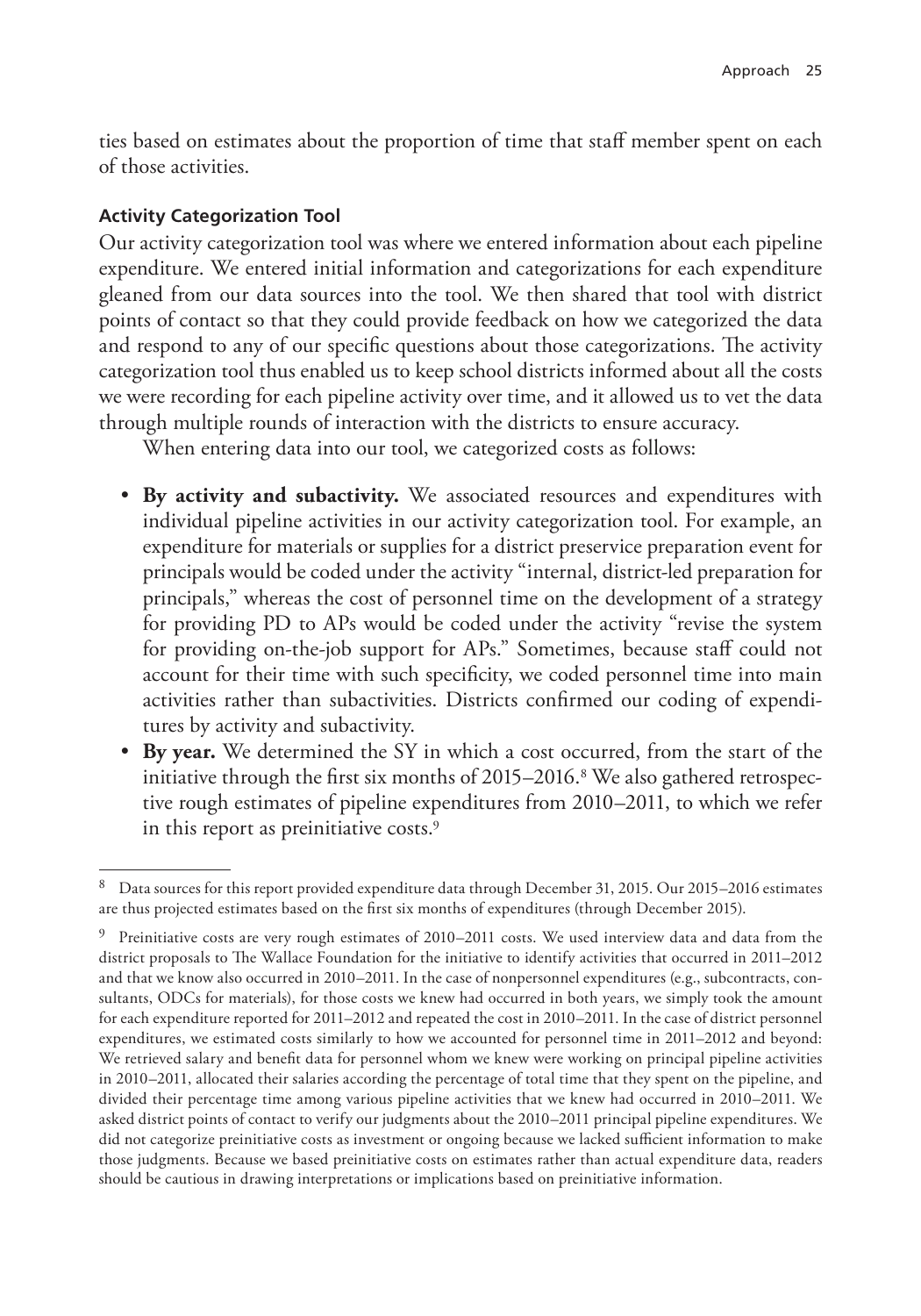ties based on estimates about the proportion of time that staff member spent on each of those activities.

### Activity Categorization Tool

Our activity categorization tool was where we entered information about each pipeline expenditure. We entered initial information and categorizations for each expenditure gleaned from our data sources into the tool. We then shared that tool with district points of contact so that they could provide feedback on how we categorized the data and respond to any of our specific questions about those categorizations. The activity categorization tool thus enabled us to keep school districts informed about all the costs we were recording for each pipeline activity over time, and it allowed us to vet the data through multiple rounds of interaction with the districts to ensure accuracy.

When entering data into our tool, we categorized costs as follows:

- **By activity and subactivity.** We associated resources and expenditures with individual pipeline activities in our activity categorization tool. For example, an expenditure for materials or supplies for a district preservice preparation event for principals would be coded under the activity "internal, district-led preparation for principals," whereas the cost of personnel time on the development of a strategy for providing PD to APs would be coded under the activity "revise the system for providing on-the-job support for APs." Sometimes, because staff could not account for their time with such specificity, we coded personnel time into main activities rather than subactivities. Districts confirmed our coding of expenditures by activity and subactivity.
- **By year.** We determined the SY in which a cost occurred, from the start of the initiative through the first six months of 2015–2016.[8] We also gathered retrospective rough estimates of pipeline expenditures from 2010–2011, to which we refer in this report as preinitiative costs.[9]

---

[8] Data sources for this report provided expenditure data through December 31, 2015. Our 2015–2016 estimates are thus projected estimates based on the first six months of expenditures (through December 2015).

[9] Preinitiative costs are very rough estimates of 2010–2011 costs. We used interview data and data from the district proposals to The Wallace Foundation for the initiative to identify activities that occurred in 2011–2012 and that we know also occurred in 2010–2011. In the case of nonpersonnel expenditures (e.g., subcontracts, consultants, ODCs for materials), for those costs we knew had occurred in both years, we simply took the amount for each expenditure reported for 2011–2012 and repeated the cost in 2010–2011. In the case of district personnel expenditures, we estimated costs similarly to how we accounted for personnel time in 2011–2012 and beyond: We retrieved salary and benefit data for personnel whom we knew were working on principal pipeline activities in 2010–2011, allocated their salaries according the percentage of total time that they spent on the pipeline, and divided their percentage time among various pipeline activities that we knew had occurred in 2010–2011. We asked district points of contact to verify our judgments about the 2010–2011 principal pipeline expenditures. We did not categorize preinitiative costs as investment or ongoing because we lacked sufficient information to make those judgments. Because we based preinitiative costs on estimates rather than actual expenditure data, readers should be cautious in drawing interpretations or implications based on preinitiative information.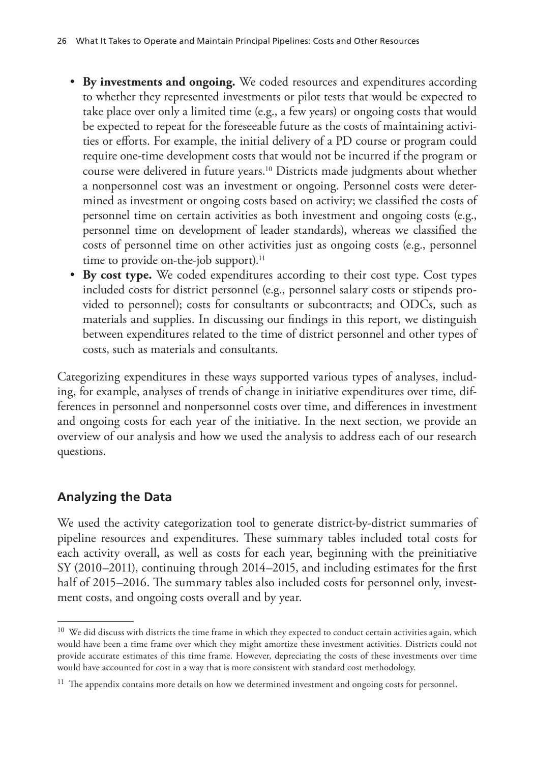- **By investments and ongoing.** We coded resources and expenditures according to whether they represented investments or pilot tests that would be expected to take place over only a limited time (e.g., a few years) or ongoing costs that would be expected to repeat for the foreseeable future as the costs of maintaining activities or efforts. For example, the initial delivery of a PD course or program could require one-time development costs that would not be incurred if the program or course were delivered in future years.[10] Districts made judgments about whether a nonpersonnel cost was an investment or ongoing. Personnel costs were determined as investment or ongoing costs based on activity; we classified the costs of personnel time on certain activities as both investment and ongoing costs (e.g., personnel time on development of leader standards), whereas we classified the costs of personnel time on other activities just as ongoing costs (e.g., personnel time to provide on-the-job support).[11]
- **By cost type.** We coded expenditures according to their cost type. Cost types included costs for district personnel (e.g., personnel salary costs or stipends provided to personnel); costs for consultants or subcontracts; and ODCs, such as materials and supplies. In discussing our findings in this report, we distinguish between expenditures related to the time of district personnel and other types of costs, such as materials and consultants.

Categorizing expenditures in these ways supported various types of analyses, including, for example, analyses of trends of change in initiative expenditures over time, differences in personnel and nonpersonnel costs over time, and differences in investment and ongoing costs for each year of the initiative. In the next section, we provide an overview of our analysis and how we used the analysis to address each of our research questions.

## Analyzing the Data

We used the activity categorization tool to generate district-by-district summaries of pipeline resources and expenditures. These summary tables included total costs for each activity overall, as well as costs for each year, beginning with the preinitiative SY (2010–2011), continuing through 2014–2015, and including estimates for the first half of 2015–2016. The summary tables also included costs for personnel only, investment costs, and ongoing costs overall and by year.

---

[10] We did discuss with districts the time frame in which they expected to conduct certain activities again, which would have been a time frame over which they might amortize these investment activities. Districts could not provide accurate estimates of this time frame. However, depreciating the costs of these investments over time would have accounted for cost in a way that is more consistent with standard cost methodology.

[11] The appendix contains more details on how we determined investment and ongoing costs for personnel.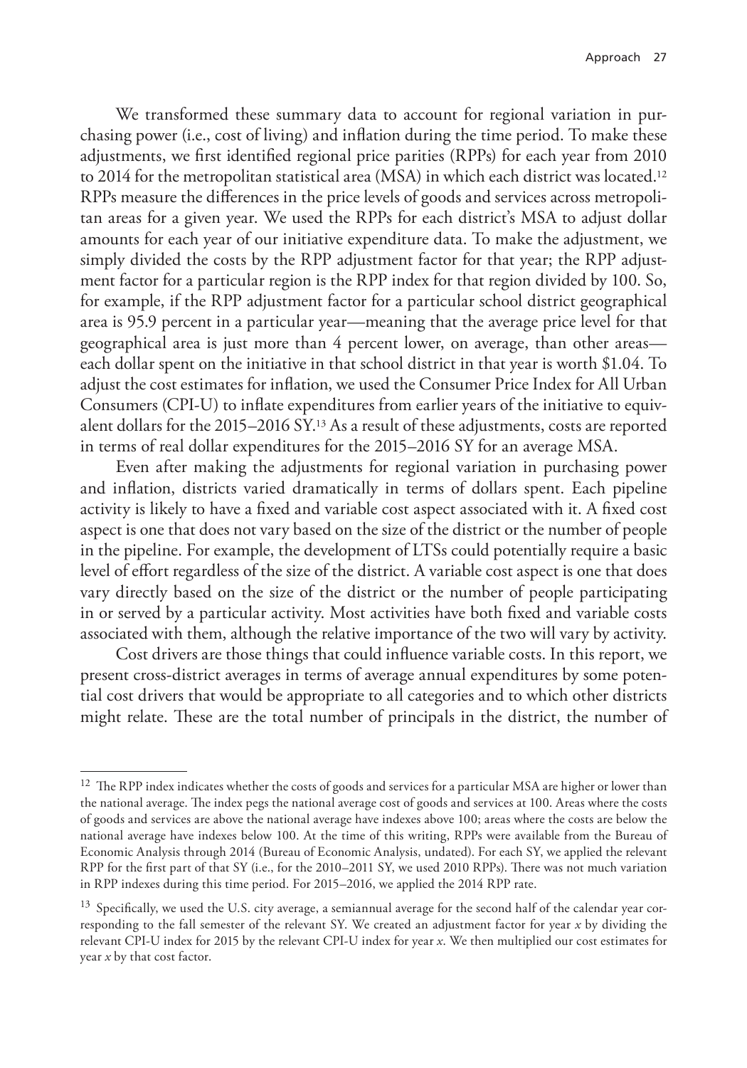We transformed these summary data to account for regional variation in purchasing power (i.e., cost of living) and inflation during the time period. To make these adjustments, we first identified regional price parities (RPPs) for each year from 2010 to 2014 for the metropolitan statistical area (MSA) in which each district was located.[12] RPPs measure the differences in the price levels of goods and services across metropolitan areas for a given year. We used the RPPs for each district's MSA to adjust dollar amounts for each year of our initiative expenditure data. To make the adjustment, we simply divided the costs by the RPP adjustment factor for that year; the RPP adjustment factor for a particular region is the RPP index for that region divided by 100. So, for example, if the RPP adjustment factor for a particular school district geographical area is 95.9 percent in a particular year—meaning that the average price level for that geographical area is just more than 4 percent lower, on average, than other areas—each dollar spent on the initiative in that school district in that year is worth $1.04. To adjust the cost estimates for inflation, we used the Consumer Price Index for All Urban Consumers (CPI-U) to inflate expenditures from earlier years of the initiative to equivalent dollars for the 2015–2016 SY.[13] As a result of these adjustments, costs are reported in terms of real dollar expenditures for the 2015–2016 SY for an average MSA.

Even after making the adjustments for regional variation in purchasing power and inflation, districts varied dramatically in terms of dollars spent. Each pipeline activity is likely to have a fixed and variable cost aspect associated with it. A fixed cost aspect is one that does not vary based on the size of the district or the number of people in the pipeline. For example, the development of LTSs could potentially require a basic level of effort regardless of the size of the district. A variable cost aspect is one that does vary directly based on the size of the district or the number of people participating in or served by a particular activity. Most activities have both fixed and variable costs associated with them, although the relative importance of the two will vary by activity.

Cost drivers are those things that could influence variable costs. In this report, we present cross-district averages in terms of average annual expenditures by some potential cost drivers that would be appropriate to all categories and to which other districts might relate. These are the total number of principals in the district, the number of

---

[12] The RPP index indicates whether the costs of goods and services for a particular MSA are higher or lower than the national average. The index pegs the national average cost of goods and services at 100. Areas where the costs of goods and services are above the national average have indexes above 100; areas where the costs are below the national average have indexes below 100. At the time of this writing, RPPs were available from the Bureau of Economic Analysis through 2014 (Bureau of Economic Analysis, undated). For each SY, we applied the relevant RPP for the first part of that SY (i.e., for the 2010–2011 SY, we used 2010 RPPs). There was not much variation in RPP indexes during this time period. For 2015–2016, we applied the 2014 RPP rate.

[13] Specifically, we used the U.S. city average, a semiannual average for the second half of the calendar year corresponding to the fall semester of the relevant SY. We created an adjustment factor for year *x* by dividing the relevant CPI-U index for 2015 by the relevant CPI-U index for year *x*. We then multiplied our cost estimates for year *x* by that cost factor.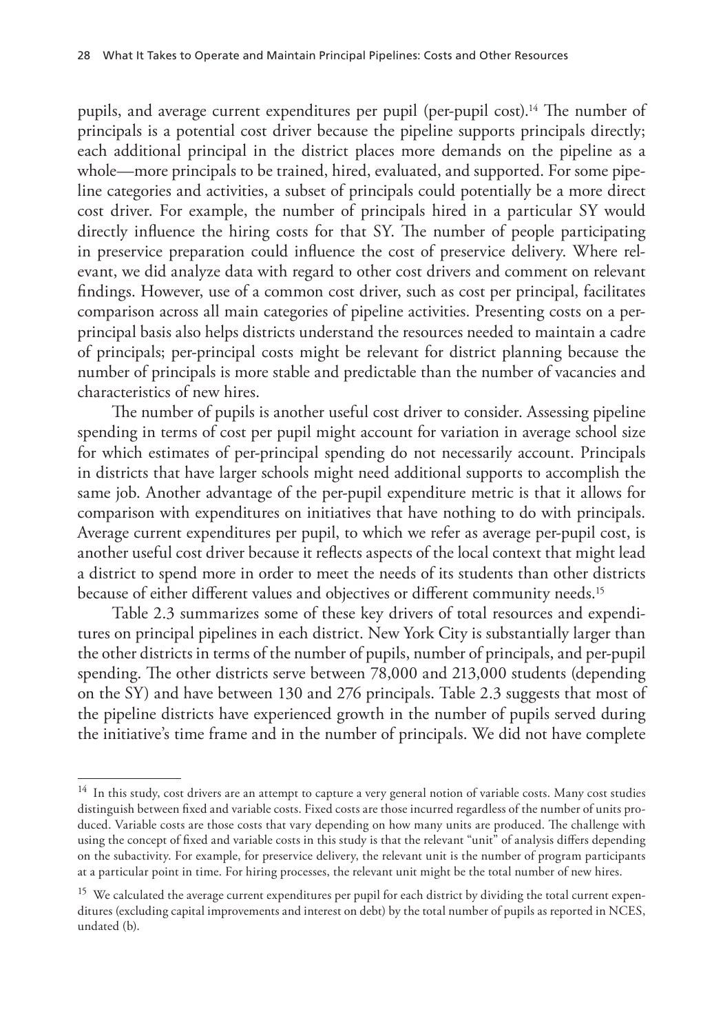pupils, and average current expenditures per pupil (per-pupil cost).[14] The number of principals is a potential cost driver because the pipeline supports principals directly; each additional principal in the district places more demands on the pipeline as a whole—more principals to be trained, hired, evaluated, and supported. For some pipeline categories and activities, a subset of principals could potentially be a more direct cost driver. For example, the number of principals hired in a particular SY would directly influence the hiring costs for that SY. The number of people participating in preservice preparation could influence the cost of preservice delivery. Where relevant, we did analyze data with regard to other cost drivers and comment on relevant findings. However, use of a common cost driver, such as cost per principal, facilitates comparison across all main categories of pipeline activities. Presenting costs on a per-principal basis also helps districts understand the resources needed to maintain a cadre of principals; per-principal costs might be relevant for district planning because the number of principals is more stable and predictable than the number of vacancies and characteristics of new hires.

The number of pupils is another useful cost driver to consider. Assessing pipeline spending in terms of cost per pupil might account for variation in average school size for which estimates of per-principal spending do not necessarily account. Principals in districts that have larger schools might need additional supports to accomplish the same job. Another advantage of the per-pupil expenditure metric is that it allows for comparison with expenditures on initiatives that have nothing to do with principals. Average current expenditures per pupil, to which we refer as average per-pupil cost, is another useful cost driver because it reflects aspects of the local context that might lead a district to spend more in order to meet the needs of its students than other districts because of either different values and objectives or different community needs.[15]

Table 2.3 summarizes some of these key drivers of total resources and expenditures on principal pipelines in each district. New York City is substantially larger than the other districts in terms of the number of pupils, number of principals, and per-pupil spending. The other districts serve between 78,000 and 213,000 students (depending on the SY) and have between 130 and 276 principals. Table 2.3 suggests that most of the pipeline districts have experienced growth in the number of pupils served during the initiative's time frame and in the number of principals. We did not have complete

---

[14] In this study, cost drivers are an attempt to capture a very general notion of variable costs. Many cost studies distinguish between fixed and variable costs. Fixed costs are those incurred regardless of the number of units produced. Variable costs are those costs that vary depending on how many units are produced. The challenge with using the concept of fixed and variable costs in this study is that the relevant "unit" of analysis differs depending on the subactivity. For example, for preservice delivery, the relevant unit is the number of program participants at a particular point in time. For hiring processes, the relevant unit might be the total number of new hires.

[15] We calculated the average current expenditures per pupil for each district by dividing the total current expenditures (excluding capital improvements and interest on debt) by the total number of pupils as reported in NCES, undated (b).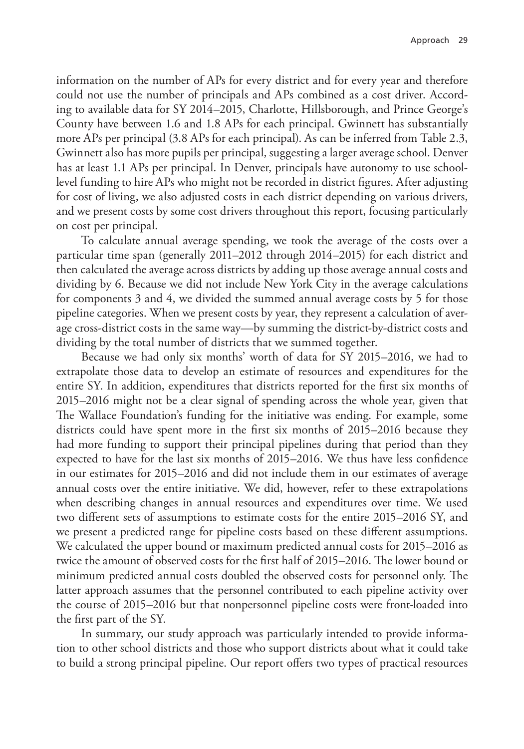information on the number of APs for every district and for every year and therefore could not use the number of principals and APs combined as a cost driver. According to available data for SY 2014–2015, Charlotte, Hillsborough, and Prince George's County have between 1.6 and 1.8 APs for each principal. Gwinnett has substantially more APs per principal (3.8 APs for each principal). As can be inferred from Table 2.3, Gwinnett also has more pupils per principal, suggesting a larger average school. Denver has at least 1.1 APs per principal. In Denver, principals have autonomy to use school-level funding to hire APs who might not be recorded in district figures. After adjusting for cost of living, we also adjusted costs in each district depending on various drivers, and we present costs by some cost drivers throughout this report, focusing particularly on cost per principal.

To calculate annual average spending, we took the average of the costs over a particular time span (generally 2011–2012 through 2014–2015) for each district and then calculated the average across districts by adding up those average annual costs and dividing by 6. Because we did not include New York City in the average calculations for components 3 and 4, we divided the summed annual average costs by 5 for those pipeline categories. When we present costs by year, they represent a calculation of average cross-district costs in the same way—by summing the district-by-district costs and dividing by the total number of districts that we summed together.

Because we had only six months' worth of data for SY 2015–2016, we had to extrapolate those data to develop an estimate of resources and expenditures for the entire SY. In addition, expenditures that districts reported for the first six months of 2015–2016 might not be a clear signal of spending across the whole year, given that The Wallace Foundation's funding for the initiative was ending. For example, some districts could have spent more in the first six months of 2015–2016 because they had more funding to support their principal pipelines during that period than they expected to have for the last six months of 2015–2016. We thus have less confidence in our estimates for 2015–2016 and did not include them in our estimates of average annual costs over the entire initiative. We did, however, refer to these extrapolations when describing changes in annual resources and expenditures over time. We used two different sets of assumptions to estimate costs for the entire 2015–2016 SY, and we present a predicted range for pipeline costs based on these different assumptions. We calculated the upper bound or maximum predicted annual costs for 2015–2016 as twice the amount of observed costs for the first half of 2015–2016. The lower bound or minimum predicted annual costs doubled the observed costs for personnel only. The latter approach assumes that the personnel contributed to each pipeline activity over the course of 2015–2016 but that nonpersonnel pipeline costs were front-loaded into the first part of the SY.

In summary, our study approach was particularly intended to provide information to other school districts and those who support districts about what it could take to build a strong principal pipeline. Our report offers two types of practical resources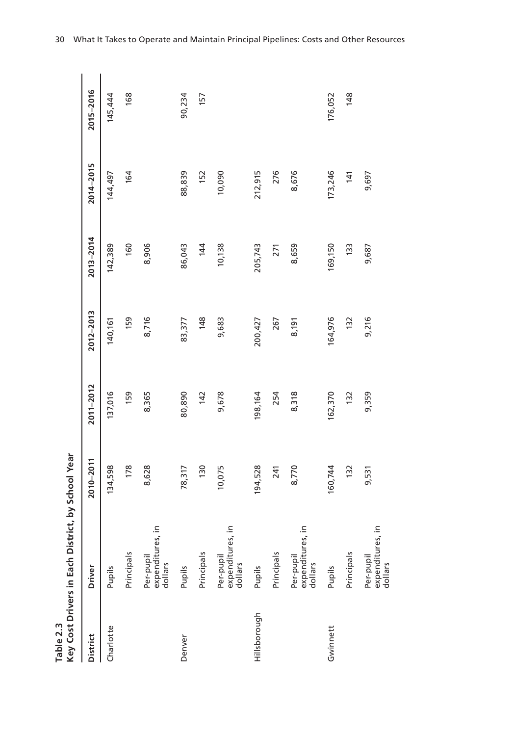**Table 2.3**
**Key Cost Drivers in Each District, by School Year**

| District | Driver | 2010–2011 | 2011–2012 | 2012–2013 | 2013–2014 | 2014–2015 | 2015–2016 |
|---|---|---|---|---|---|---|---|
| Charlotte | Pupils | 134,598 | 137,016 | 140,161 | 142,389 | 144,497 | 145,444 |
| | Principals | 178 | 159 | 159 | 160 | 164 | 168 |
| | Per-pupil expenditures, in dollars | 8,628 | 8,365 | 8,716 | 8,906 | | |
| Denver | Pupils | 78,317 | 80,890 | 83,377 | 86,043 | 88,839 | 90,234 |
| | Principals | 130 | 142 | 148 | 144 | 152 | 157 |
| | Per-pupil expenditures, in dollars | 10,075 | 9,678 | 9,683 | 10,138 | 10,090 | |
| Hillsborough | Pupils | 194,528 | 198,164 | 200,427 | 205,743 | 212,915 | |
| | Principals | 241 | 254 | 267 | 271 | 276 | |
| | Per-pupil expenditures, in dollars | 8,770 | 8,318 | 8,191 | 8,659 | 8,676 | |
| Gwinnett | Pupils | 160,744 | 162,370 | 164,976 | 169,150 | 173,246 | 176,052 |
| | Principals | 132 | 132 | 132 | 133 | 141 | 148 |
| | Per-pupil expenditures, in dollars | 9,531 | 9,359 | 9,216 | 9,687 | 9,697 | |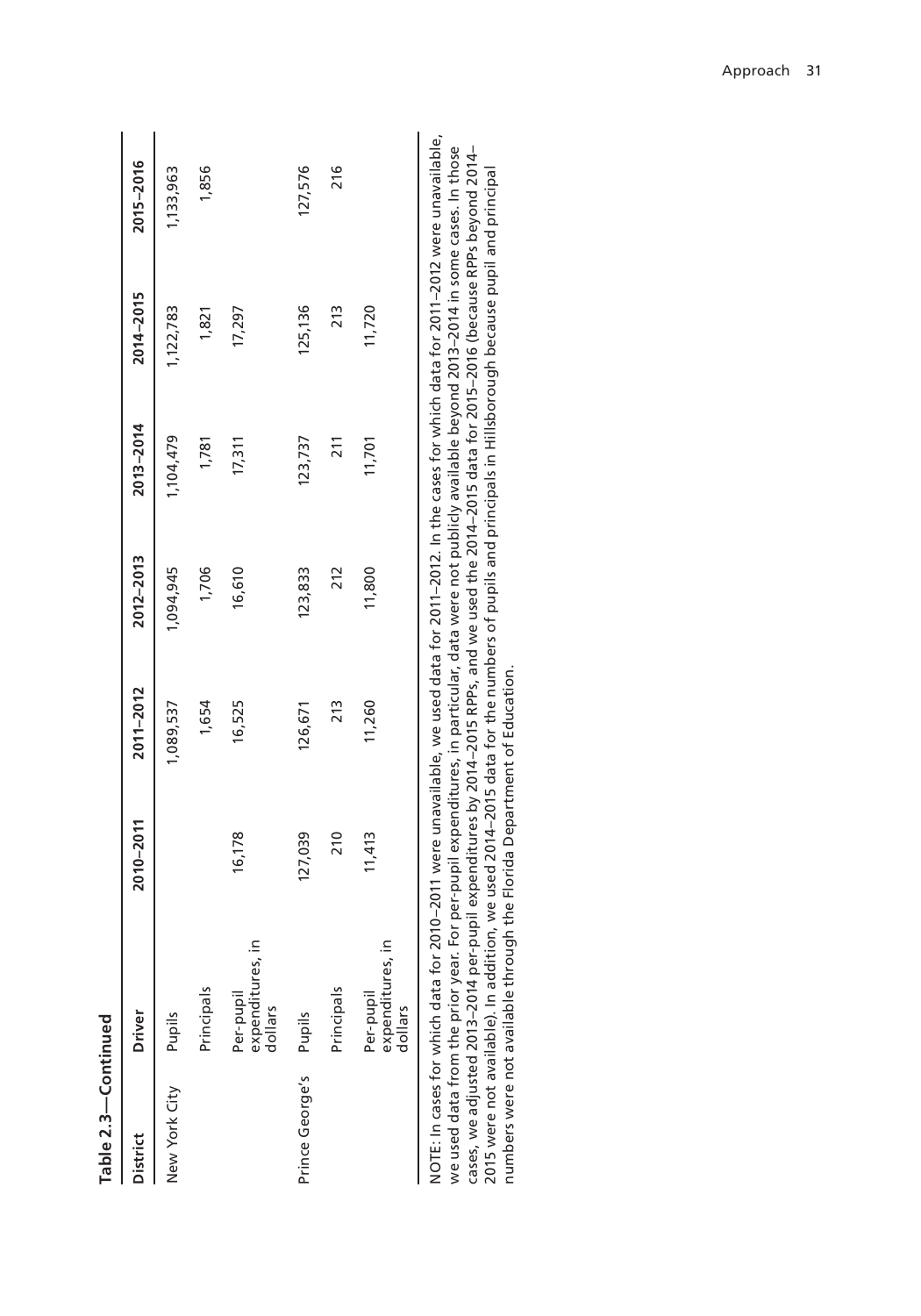**Table 2.3—Continued**

| District | Driver | 2010–2011 | 2011–2012 | 2012–2013 | 2013–2014 | 2014–2015 | 2015–2016 |
|---|---|---|---|---|---|---|---|
| New York City | Pupils | | 1,089,537 | 1,094,945 | 1,104,479 | 1,122,783 | 1,133,963 |
| | Principals | | 1,654 | 1,706 | 1,781 | 1,821 | 1,856 |
| | Per-pupil expenditures, in dollars | 16,178 | 16,525 | 16,610 | 17,311 | 17,297 | |
| Prince George's | Pupils | 127,039 | 126,671 | 123,833 | 123,737 | 125,136 | 127,576 |
| | Principals | 210 | 213 | 212 | 211 | 213 | 216 |
| | Per-pupil expenditures, in dollars | 11,413 | 11,260 | 11,800 | 11,701 | 11,720 | |

NOTE: In cases for which data for 2010–2011 were unavailable, we used data for 2011–2012. In the cases for which data for 2011–2012 were unavailable, we used data from the prior year. For per-pupil expenditures, in particular, data were not publicly available beyond 2013–2014 in some cases. In those cases, we adjusted 2013–2014 per-pupil expenditures by 2014–2015 RPPs, and we used the 2014–2015 data for 2015–2016 (because RPPs beyond 2014–2015 were not available). In addition, we used 2014–2015 data for the numbers of pupils and principals in Hillsborough because pupil and principal numbers were not available through the Florida Department of Education.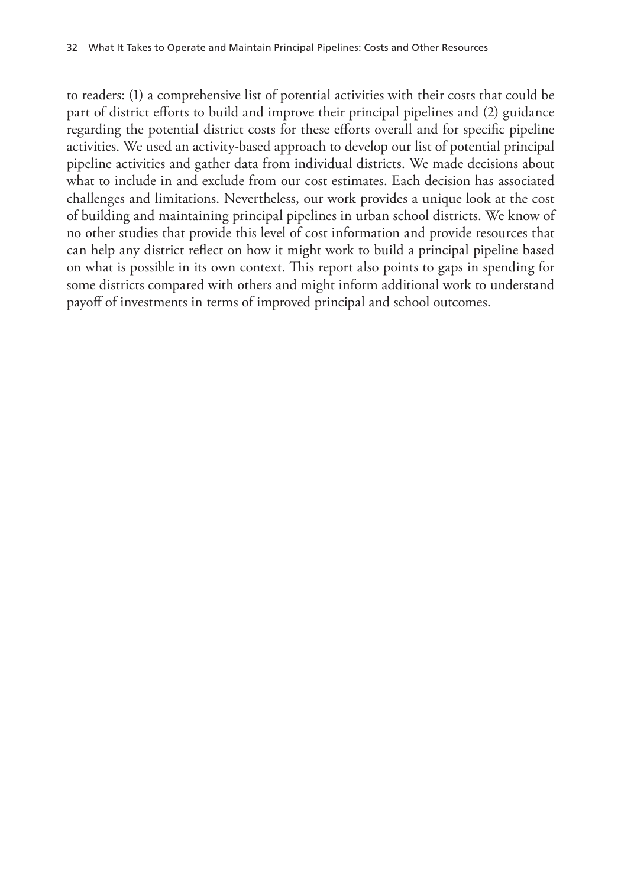to readers: (1) a comprehensive list of potential activities with their costs that could be part of district efforts to build and improve their principal pipelines and (2) guidance regarding the potential district costs for these efforts overall and for specific pipeline activities. We used an activity-based approach to develop our list of potential principal pipeline activities and gather data from individual districts. We made decisions about what to include in and exclude from our cost estimates. Each decision has associated challenges and limitations. Nevertheless, our work provides a unique look at the cost of building and maintaining principal pipelines in urban school districts. We know of no other studies that provide this level of cost information and provide resources that can help any district reflect on how it might work to build a principal pipeline based on what is possible in its own context. This report also points to gaps in spending for some districts compared with others and might inform additional work to understand payoff of investments in terms of improved principal and school outcomes.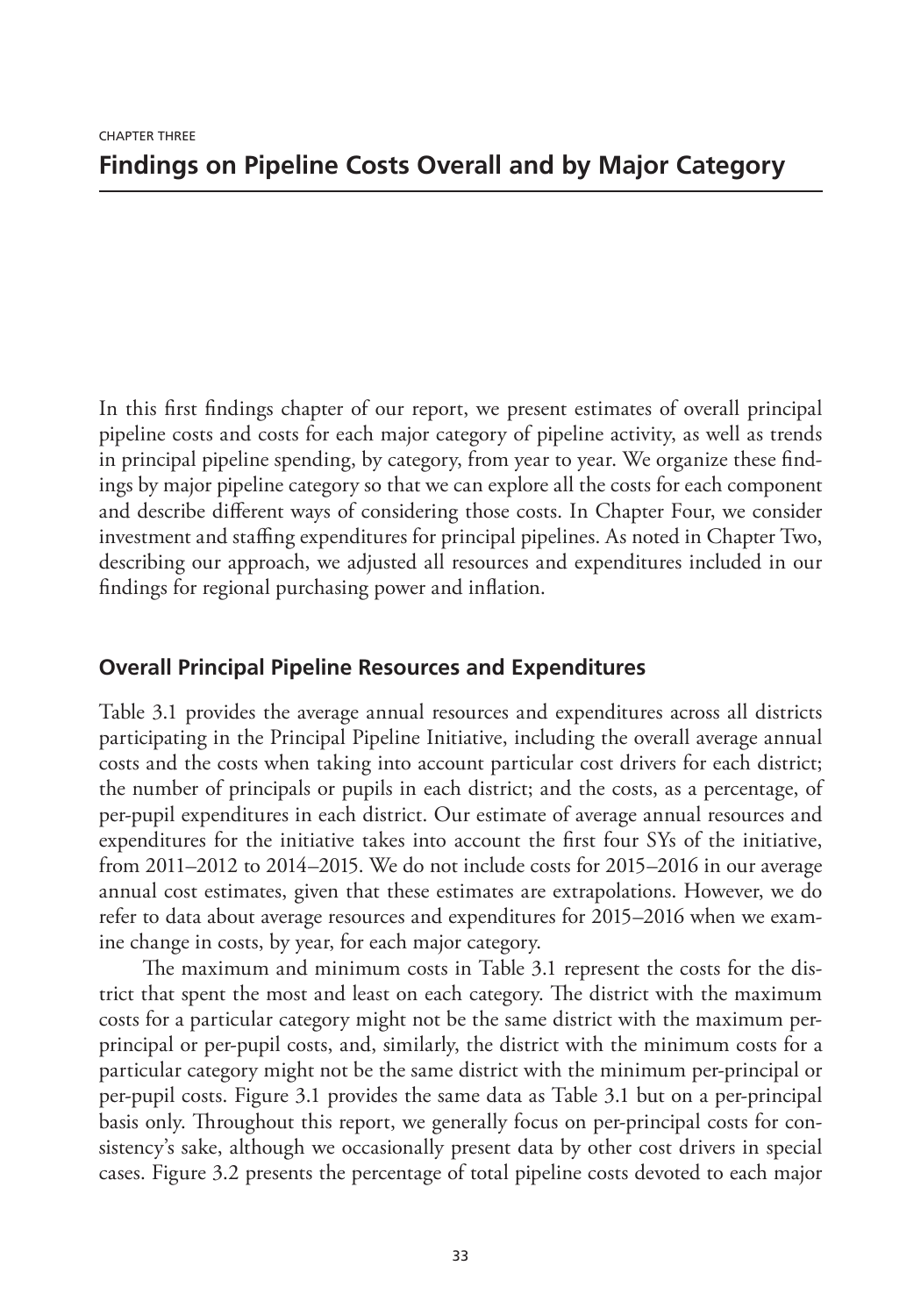CHAPTER THREE

# Findings on Pipeline Costs Overall and by Major Category

In this first findings chapter of our report, we present estimates of overall principal pipeline costs and costs for each major category of pipeline activity, as well as trends in principal pipeline spending, by category, from year to year. We organize these findings by major pipeline category so that we can explore all the costs for each component and describe different ways of considering those costs. In Chapter Four, we consider investment and staffing expenditures for principal pipelines. As noted in Chapter Two, describing our approach, we adjusted all resources and expenditures included in our findings for regional purchasing power and inflation.

## Overall Principal Pipeline Resources and Expenditures

Table 3.1 provides the average annual resources and expenditures across all districts participating in the Principal Pipeline Initiative, including the overall average annual costs and the costs when taking into account particular cost drivers for each district; the number of principals or pupils in each district; and the costs, as a percentage, of per-pupil expenditures in each district. Our estimate of average annual resources and expenditures for the initiative takes into account the first four SYs of the initiative, from 2011–2012 to 2014–2015. We do not include costs for 2015–2016 in our average annual cost estimates, given that these estimates are extrapolations. However, we do refer to data about average resources and expenditures for 2015–2016 when we examine change in costs, by year, for each major category.

The maximum and minimum costs in Table 3.1 represent the costs for the district that spent the most and least on each category. The district with the maximum costs for a particular category might not be the same district with the maximum per-principal or per-pupil costs, and, similarly, the district with the minimum costs for a particular category might not be the same district with the minimum per-principal or per-pupil costs. Figure 3.1 provides the same data as Table 3.1 but on a per-principal basis only. Throughout this report, we generally focus on per-principal costs for consistency's sake, although we occasionally present data by other cost drivers in special cases. Figure 3.2 presents the percentage of total pipeline costs devoted to each major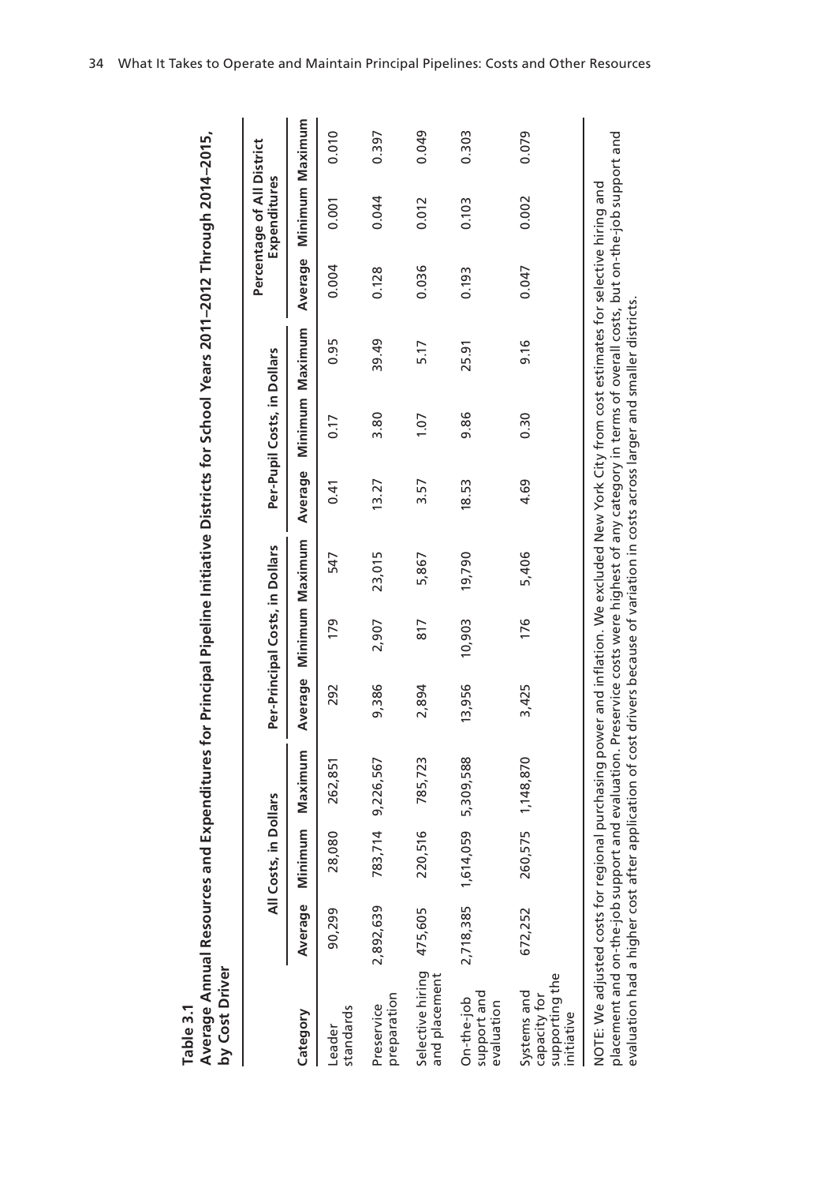**Table 3.1**
**Average Annual Resources and Expenditures for Principal Pipeline Initiative Districts for School Years 2011–2012 Through 2014–2015, by Cost Driver**

| Category | All Costs, in Dollars | | | Per-Principal Costs, in Dollars | | | Per-Pupil Costs, in Dollars | | | Percentage of All District Expenditures | | |
|---|---|---|---|---|---|---|---|---|---|---|---|---|
| | Average | Minimum | Maximum | Average | Minimum | Maximum | Average | Minimum | Maximum | Average | Minimum | Maximum |
| Leader standards | 90,299 | 28,080 | 262,851 | 292 | 179 | 547 | 0.41 | 0.17 | 0.95 | 0.004 | 0.001 | 0.010 |
| Preservice preparation | 2,892,639 | 783,714 | 9,226,567 | 9,386 | 2,907 | 23,015 | 13.27 | 3.80 | 39.49 | 0.128 | 0.044 | 0.397 |
| Selective hiring and placement | 475,605 | 220,516 | 785,723 | 2,894 | 817 | 5,867 | 3.57 | 1.07 | 5.17 | 0.036 | 0.012 | 0.049 |
| On-the-job support and evaluation | 2,718,385 | 1,614,059 | 5,309,588 | 13,956 | 10,903 | 19,790 | 18.53 | 9.86 | 25.91 | 0.193 | 0.103 | 0.303 |
| Systems and capacity for supporting the initiative | 672,252 | 260,575 | 1,148,870 | 3,425 | 176 | 5,406 | 4.69 | 0.30 | 9.16 | 0.047 | 0.002 | 0.079 |

NOTE: We adjusted costs for regional purchasing power and inflation. We excluded New York City from cost estimates for selective hiring and placement and on-the-job support and evaluation. Preservice costs were highest of any category in terms of overall costs, but on-the-job support and evaluation had a higher cost after application of cost drivers because of variation in costs across larger and smaller districts.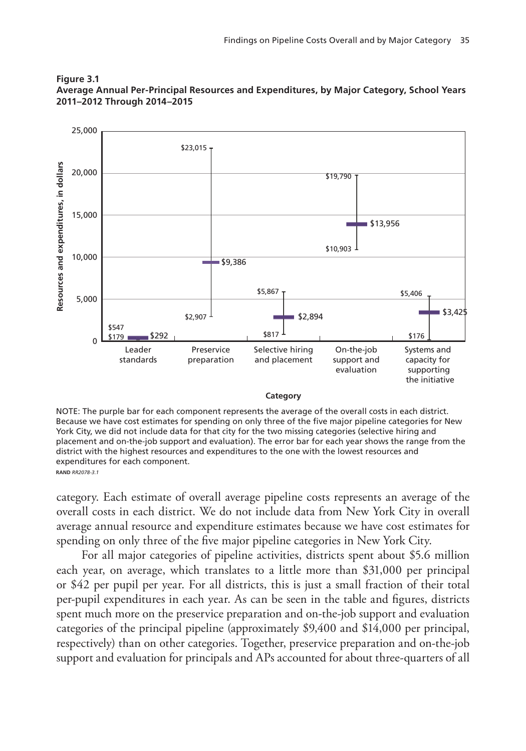**Figure 3.1**
**Average Annual Per-Principal Resources and Expenditures, by Major Category, School Years 2011–2012 Through 2014–2015**

| Category | Average | Low | High |
|---|---|---|---|
| Leader standards | $292 | $179 | $547 |
| Preservice preparation | $9,386 | $2,907 | $23,015 |
| Selective hiring and placement | $2,894 | $817 | $5,867 |
| On-the-job support and evaluation | $13,956 | $10,903 | $19,790 |
| Systems and capacity for supporting the initiative | $3,425 | $176 | $5,406 |

NOTE: The purple bar for each component represents the average of the overall costs in each district. Because we have cost estimates for spending on only three of the five major pipeline categories for New York City, we did not include data for that city for the two missing categories (selective hiring and placement and on-the-job support and evaluation). The error bar for each year shows the range from the district with the highest resources and expenditures to the one with the lowest resources and expenditures for each component.

RAND *RR2078-3.1*

category. Each estimate of overall average pipeline costs represents an average of the overall costs in each district. We do not include data from New York City in overall average annual resource and expenditure estimates because we have cost estimates for spending on only three of the five major pipeline categories in New York City.

For all major categories of pipeline activities, districts spent about $5.6 million each year, on average, which translates to a little more than $31,000 per principal or $42 per pupil per year. For all districts, this is just a small fraction of their total per-pupil expenditures in each year. As can be seen in the table and figures, districts spent much more on the preservice preparation and on-the-job support and evaluation categories of the principal pipeline (approximately $9,400 and $14,000 per principal, respectively) than on other categories. Together, preservice preparation and on-the-job support and evaluation for principals and APs accounted for about three-quarters of all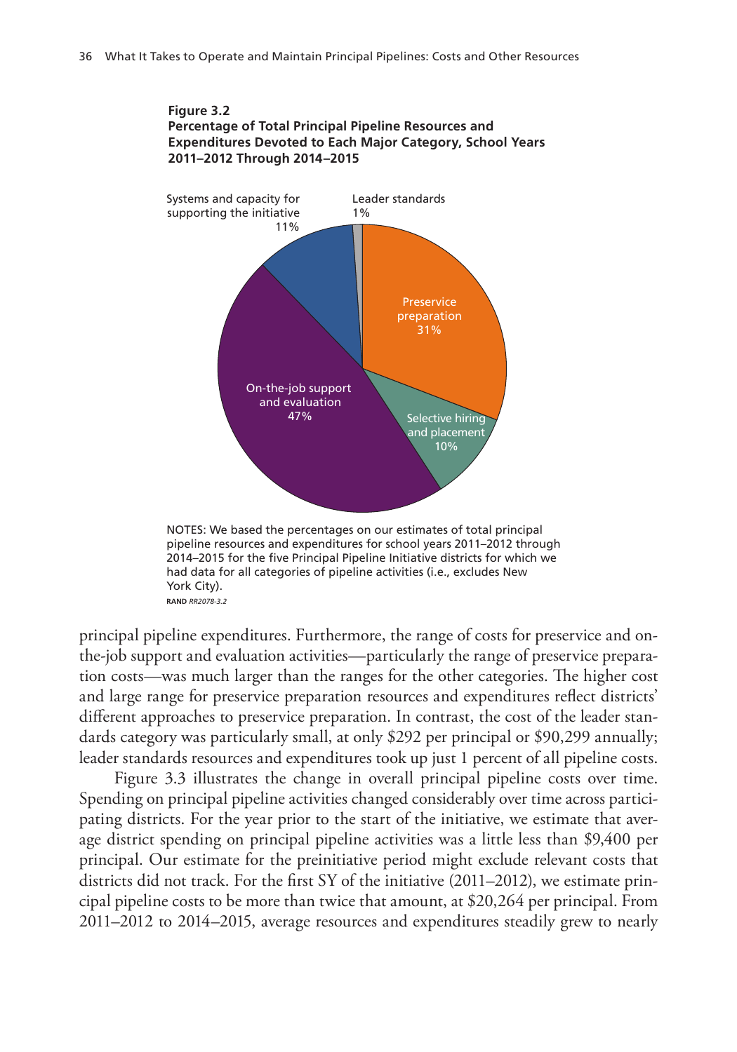**Figure 3.2**
**Percentage of Total Principal Pipeline Resources and Expenditures Devoted to Each Major Category, School Years 2011–2012 Through 2014–2015**

Systems and capacity for supporting the initiative 11%

Leader standards 1%

Preservice preparation 31%

Selective hiring and placement 10%

On-the-job support and evaluation 47%

NOTES: We based the percentages on our estimates of total principal pipeline resources and expenditures for school years 2011–2012 through 2014–2015 for the five Principal Pipeline Initiative districts for which we had data for all categories of pipeline activities (i.e., excludes New York City).

RAND *RR2078-3.2*

principal pipeline expenditures. Furthermore, the range of costs for preservice and on-the-job support and evaluation activities—particularly the range of preservice preparation costs—was much larger than the ranges for the other categories. The higher cost and large range for preservice preparation resources and expenditures reflect districts' different approaches to preservice preparation. In contrast, the cost of the leader standards category was particularly small, at only $292 per principal or $90,299 annually; leader standards resources and expenditures took up just 1 percent of all pipeline costs.

Figure 3.3 illustrates the change in overall principal pipeline costs over time. Spending on principal pipeline activities changed considerably over time across participating districts. For the year prior to the start of the initiative, we estimate that average district spending on principal pipeline activities was a little less than $9,400 per principal. Our estimate for the preinitiative period might exclude relevant costs that districts did not track. For the first SY of the initiative (2011–2012), we estimate principal pipeline costs to be more than twice that amount, at $20,264 per principal. From 2011–2012 to 2014–2015, average resources and expenditures steadily grew to nearly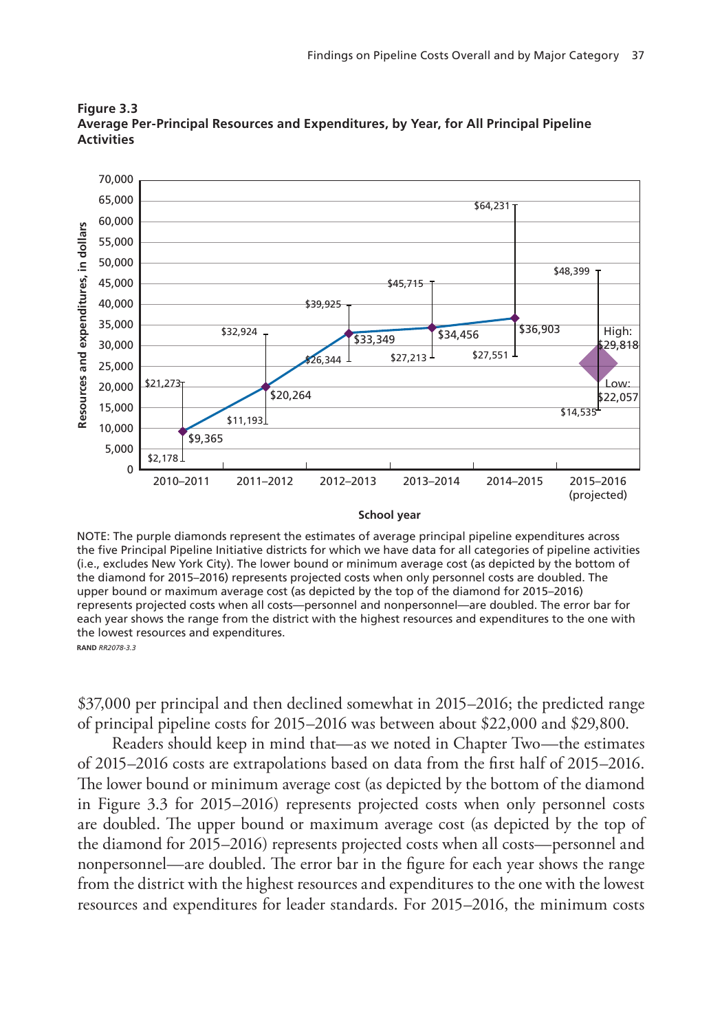**Figure 3.3**
**Average Per-Principal Resources and Expenditures, by Year, for All Principal Pipeline Activities**

| School year | Average | Low (district) | High (district) |
|---|---|---|---|
| 2010–2011 | $9,365 | $2,178 | $21,273 |
| 2011–2012 | $20,264 | $11,193 | $32,924 |
| 2012–2013 | $33,349 | $26,344 | $39,925 |
| 2013–2014 | $34,456 | $27,213 | $45,715 |
| 2014–2015 | $36,903 | $27,551 | $64,231 |
| 2015–2016 (projected) | Low: $22,057; High: $29,818 | $14,535 | $48,399 |

NOTE: The purple diamonds represent the estimates of average principal pipeline expenditures across the five Principal Pipeline Initiative districts for which we have data for all categories of pipeline activities (i.e., excludes New York City). The lower bound or minimum average cost (as depicted by the bottom of the diamond for 2015–2016) represents projected costs when only personnel costs are doubled. The upper bound or maximum average cost (as depicted by the top of the diamond for 2015–2016) represents projected costs when all costs—personnel and nonpersonnel—are doubled. The error bar for each year shows the range from the district with the highest resources and expenditures to the one with the lowest resources and expenditures.

**RAND** *RR2078-3.3*

$37,000 per principal and then declined somewhat in 2015–2016; the predicted range of principal pipeline costs for 2015–2016 was between about $22,000 and $29,800.

Readers should keep in mind that—as we noted in Chapter Two—the estimates of 2015–2016 costs are extrapolations based on data from the first half of 2015–2016. The lower bound or minimum average cost (as depicted by the bottom of the diamond in Figure 3.3 for 2015–2016) represents projected costs when only personnel costs are doubled. The upper bound or maximum average cost (as depicted by the top of the diamond for 2015–2016) represents projected costs when all costs—personnel and nonpersonnel—are doubled. The error bar in the figure for each year shows the range from the district with the highest resources and expenditures to the one with the lowest resources and expenditures for leader standards. For 2015–2016, the minimum costs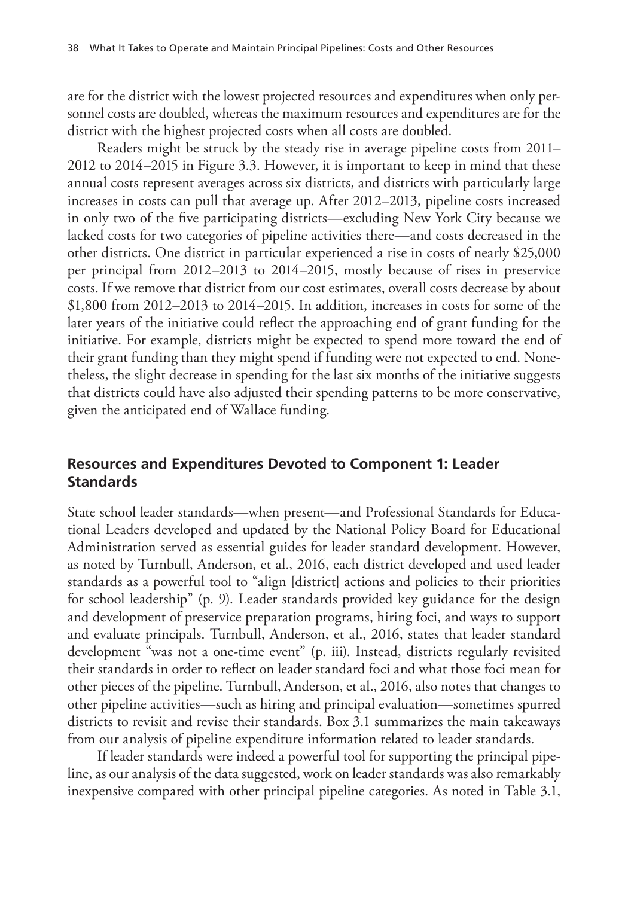are for the district with the lowest projected resources and expenditures when only personnel costs are doubled, whereas the maximum resources and expenditures are for the district with the highest projected costs when all costs are doubled.

Readers might be struck by the steady rise in average pipeline costs from 2011–2012 to 2014–2015 in Figure 3.3. However, it is important to keep in mind that these annual costs represent averages across six districts, and districts with particularly large increases in costs can pull that average up. After 2012–2013, pipeline costs increased in only two of the five participating districts—excluding New York City because we lacked costs for two categories of pipeline activities there—and costs decreased in the other districts. One district in particular experienced a rise in costs of nearly $25,000 per principal from 2012–2013 to 2014–2015, mostly because of rises in preservice costs. If we remove that district from our cost estimates, overall costs decrease by about $1,800 from 2012–2013 to 2014–2015. In addition, increases in costs for some of the later years of the initiative could reflect the approaching end of grant funding for the initiative. For example, districts might be expected to spend more toward the end of their grant funding than they might spend if funding were not expected to end. Nonetheless, the slight decrease in spending for the last six months of the initiative suggests that districts could have also adjusted their spending patterns to be more conservative, given the anticipated end of Wallace funding.

## Resources and Expenditures Devoted to Component 1: Leader Standards

State school leader standards—when present—and Professional Standards for Educational Leaders developed and updated by the National Policy Board for Educational Administration served as essential guides for leader standard development. However, as noted by Turnbull, Anderson, et al., 2016, each district developed and used leader standards as a powerful tool to "align [district] actions and policies to their priorities for school leadership" (p. 9). Leader standards provided key guidance for the design and development of preservice preparation programs, hiring foci, and ways to support and evaluate principals. Turnbull, Anderson, et al., 2016, states that leader standard development "was not a one-time event" (p. iii). Instead, districts regularly revisited their standards in order to reflect on leader standard foci and what those foci mean for other pieces of the pipeline. Turnbull, Anderson, et al., 2016, also notes that changes to other pipeline activities—such as hiring and principal evaluation—sometimes spurred districts to revisit and revise their standards. Box 3.1 summarizes the main takeaways from our analysis of pipeline expenditure information related to leader standards.

If leader standards were indeed a powerful tool for supporting the principal pipeline, as our analysis of the data suggested, work on leader standards was also remarkably inexpensive compared with other principal pipeline categories. As noted in Table 3.1,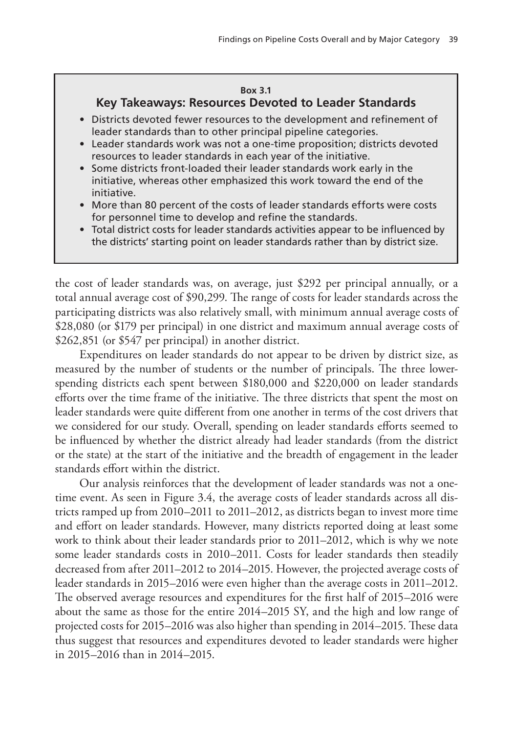**Box 3.1**

## Key Takeaways: Resources Devoted to Leader Standards

- Districts devoted fewer resources to the development and refinement of leader standards than to other principal pipeline categories.
- Leader standards work was not a one-time proposition; districts devoted resources to leader standards in each year of the initiative.
- Some districts front-loaded their leader standards work early in the initiative, whereas other emphasized this work toward the end of the initiative.
- More than 80 percent of the costs of leader standards efforts were costs for personnel time to develop and refine the standards.
- Total district costs for leader standards activities appear to be influenced by the districts' starting point on leader standards rather than by district size.

the cost of leader standards was, on average, just $292 per principal annually, or a total annual average cost of $90,299. The range of costs for leader standards across the participating districts was also relatively small, with minimum annual average costs of $28,080 (or $179 per principal) in one district and maximum annual average costs of $262,851 (or $547 per principal) in another district.

Expenditures on leader standards do not appear to be driven by district size, as measured by the number of students or the number of principals. The three lower-spending districts each spent between $180,000 and $220,000 on leader standards efforts over the time frame of the initiative. The three districts that spent the most on leader standards were quite different from one another in terms of the cost drivers that we considered for our study. Overall, spending on leader standards efforts seemed to be influenced by whether the district already had leader standards (from the district or the state) at the start of the initiative and the breadth of engagement in the leader standards effort within the district.

Our analysis reinforces that the development of leader standards was not a one-time event. As seen in Figure 3.4, the average costs of leader standards across all districts ramped up from 2010–2011 to 2011–2012, as districts began to invest more time and effort on leader standards. However, many districts reported doing at least some work to think about their leader standards prior to 2011–2012, which is why we note some leader standards costs in 2010–2011. Costs for leader standards then steadily decreased from after 2011–2012 to 2014–2015. However, the projected average costs of leader standards in 2015–2016 were even higher than the average costs in 2011–2012. The observed average resources and expenditures for the first half of 2015–2016 were about the same as those for the entire 2014–2015 SY, and the high and low range of projected costs for 2015–2016 was also higher than spending in 2014–2015. These data thus suggest that resources and expenditures devoted to leader standards were higher in 2015–2016 than in 2014–2015.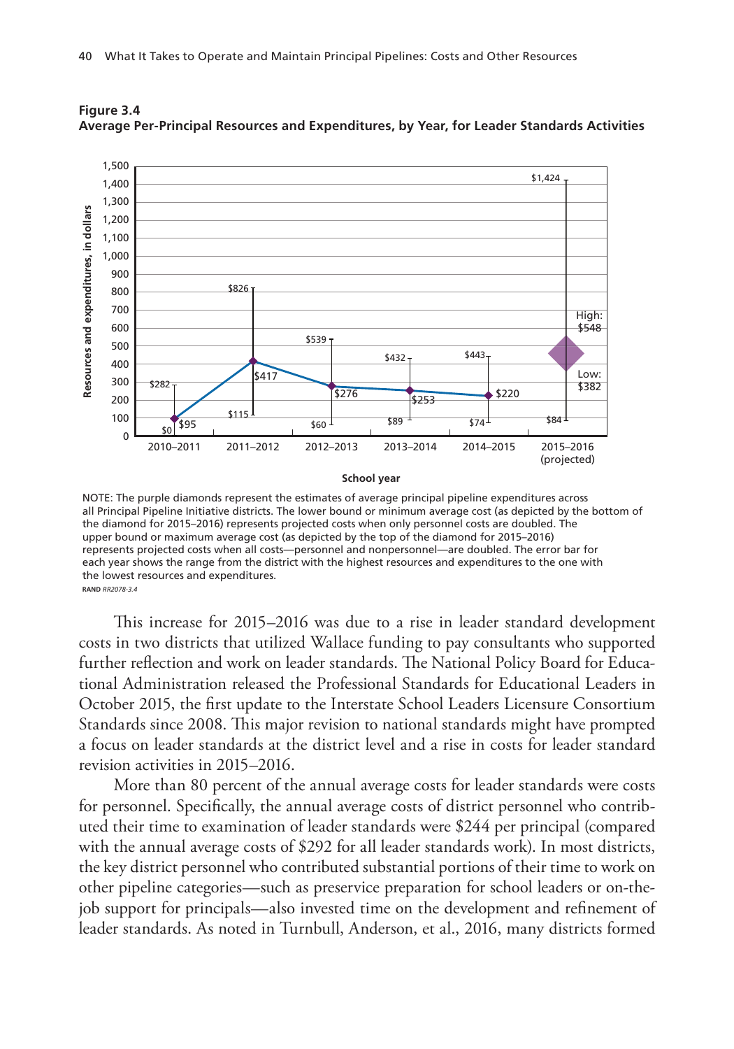**Figure 3.4**
**Average Per-Principal Resources and Expenditures, by Year, for Leader Standards Activities**

NOTE: The purple diamonds represent the estimates of average principal pipeline expenditures across all Principal Pipeline Initiative districts. The lower bound or minimum average cost (as depicted by the bottom of the diamond for 2015–2016) represents projected costs when only personnel costs are doubled. The upper bound or maximum average cost (as depicted by the top of the diamond for 2015–2016) represents projected costs when all costs—personnel and nonpersonnel—are doubled. The error bar for each year shows the range from the district with the highest resources and expenditures to the one with the lowest resources and expenditures.

RAND *RR2078-3.4*

This increase for 2015–2016 was due to a rise in leader standard development costs in two districts that utilized Wallace funding to pay consultants who supported further reflection and work on leader standards. The National Policy Board for Educational Administration released the Professional Standards for Educational Leaders in October 2015, the first update to the Interstate School Leaders Licensure Consortium Standards since 2008. This major revision to national standards might have prompted a focus on leader standards at the district level and a rise in costs for leader standard revision activities in 2015–2016.

More than 80 percent of the annual average costs for leader standards were costs for personnel. Specifically, the annual average costs of district personnel who contributed their time to examination of leader standards were $244 per principal (compared with the annual average costs of $292 for all leader standards work). In most districts, the key district personnel who contributed substantial portions of their time to work on other pipeline categories—such as preservice preparation for school leaders or on-the-job support for principals—also invested time on the development and refinement of leader standards. As noted in Turnbull, Anderson, et al., 2016, many districts formed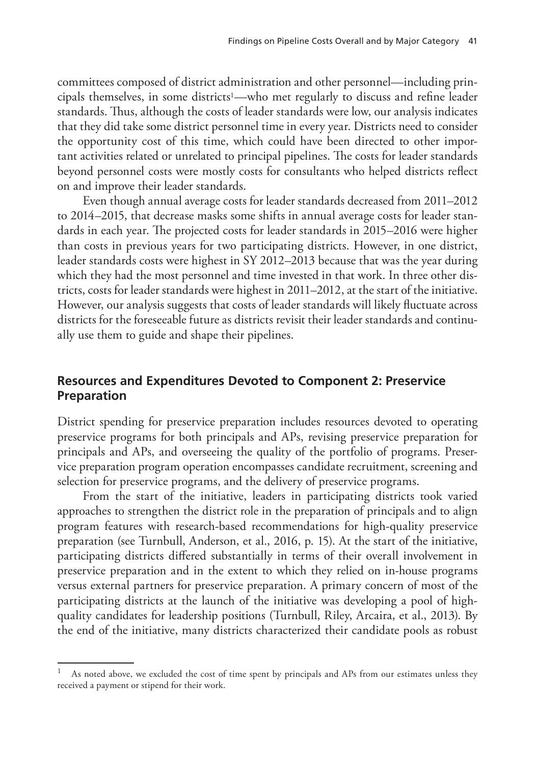committees composed of district administration and other personnel—including principals themselves, in some districts[1]—who met regularly to discuss and refine leader standards. Thus, although the costs of leader standards were low, our analysis indicates that they did take some district personnel time in every year. Districts need to consider the opportunity cost of this time, which could have been directed to other important activities related or unrelated to principal pipelines. The costs for leader standards beyond personnel costs were mostly costs for consultants who helped districts reflect on and improve their leader standards.

Even though annual average costs for leader standards decreased from 2011–2012 to 2014–2015, that decrease masks some shifts in annual average costs for leader standards in each year. The projected costs for leader standards in 2015–2016 were higher than costs in previous years for two participating districts. However, in one district, leader standards costs were highest in SY 2012–2013 because that was the year during which they had the most personnel and time invested in that work. In three other districts, costs for leader standards were highest in 2011–2012, at the start of the initiative. However, our analysis suggests that costs of leader standards will likely fluctuate across districts for the foreseeable future as districts revisit their leader standards and continually use them to guide and shape their pipelines.

## Resources and Expenditures Devoted to Component 2: Preservice Preparation

District spending for preservice preparation includes resources devoted to operating preservice programs for both principals and APs, revising preservice preparation for principals and APs, and overseeing the quality of the portfolio of programs. Preservice preparation program operation encompasses candidate recruitment, screening and selection for preservice programs, and the delivery of preservice programs.

From the start of the initiative, leaders in participating districts took varied approaches to strengthen the district role in the preparation of principals and to align program features with research-based recommendations for high-quality preservice preparation (see Turnbull, Anderson, et al., 2016, p. 15). At the start of the initiative, participating districts differed substantially in terms of their overall involvement in preservice preparation and in the extent to which they relied on in-house programs versus external partners for preservice preparation. A primary concern of most of the participating districts at the launch of the initiative was developing a pool of high-quality candidates for leadership positions (Turnbull, Riley, Arcaira, et al., 2013). By the end of the initiative, many districts characterized their candidate pools as robust

---

[1] As noted above, we excluded the cost of time spent by principals and APs from our estimates unless they received a payment or stipend for their work.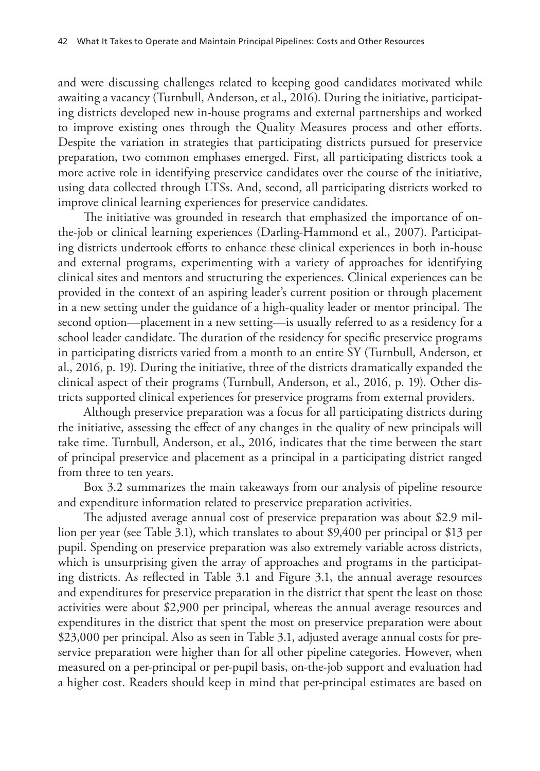and were discussing challenges related to keeping good candidates motivated while awaiting a vacancy (Turnbull, Anderson, et al., 2016). During the initiative, participating districts developed new in-house programs and external partnerships and worked to improve existing ones through the Quality Measures process and other efforts. Despite the variation in strategies that participating districts pursued for preservice preparation, two common emphases emerged. First, all participating districts took a more active role in identifying preservice candidates over the course of the initiative, using data collected through LTSs. And, second, all participating districts worked to improve clinical learning experiences for preservice candidates.

The initiative was grounded in research that emphasized the importance of on-the-job or clinical learning experiences (Darling-Hammond et al., 2007). Participating districts undertook efforts to enhance these clinical experiences in both in-house and external programs, experimenting with a variety of approaches for identifying clinical sites and mentors and structuring the experiences. Clinical experiences can be provided in the context of an aspiring leader's current position or through placement in a new setting under the guidance of a high-quality leader or mentor principal. The second option—placement in a new setting—is usually referred to as a residency for a school leader candidate. The duration of the residency for specific preservice programs in participating districts varied from a month to an entire SY (Turnbull, Anderson, et al., 2016, p. 19). During the initiative, three of the districts dramatically expanded the clinical aspect of their programs (Turnbull, Anderson, et al., 2016, p. 19). Other districts supported clinical experiences for preservice programs from external providers.

Although preservice preparation was a focus for all participating districts during the initiative, assessing the effect of any changes in the quality of new principals will take time. Turnbull, Anderson, et al., 2016, indicates that the time between the start of principal preservice and placement as a principal in a participating district ranged from three to ten years.

Box 3.2 summarizes the main takeaways from our analysis of pipeline resource and expenditure information related to preservice preparation activities.

The adjusted average annual cost of preservice preparation was about $2.9 million per year (see Table 3.1), which translates to about $9,400 per principal or $13 per pupil. Spending on preservice preparation was also extremely variable across districts, which is unsurprising given the array of approaches and programs in the participating districts. As reflected in Table 3.1 and Figure 3.1, the annual average resources and expenditures for preservice preparation in the district that spent the least on those activities were about $2,900 per principal, whereas the annual average resources and expenditures in the district that spent the most on preservice preparation were about $23,000 per principal. Also as seen in Table 3.1, adjusted average annual costs for preservice preparation were higher than for all other pipeline categories. However, when measured on a per-principal or per-pupil basis, on-the-job support and evaluation had a higher cost. Readers should keep in mind that per-principal estimates are based on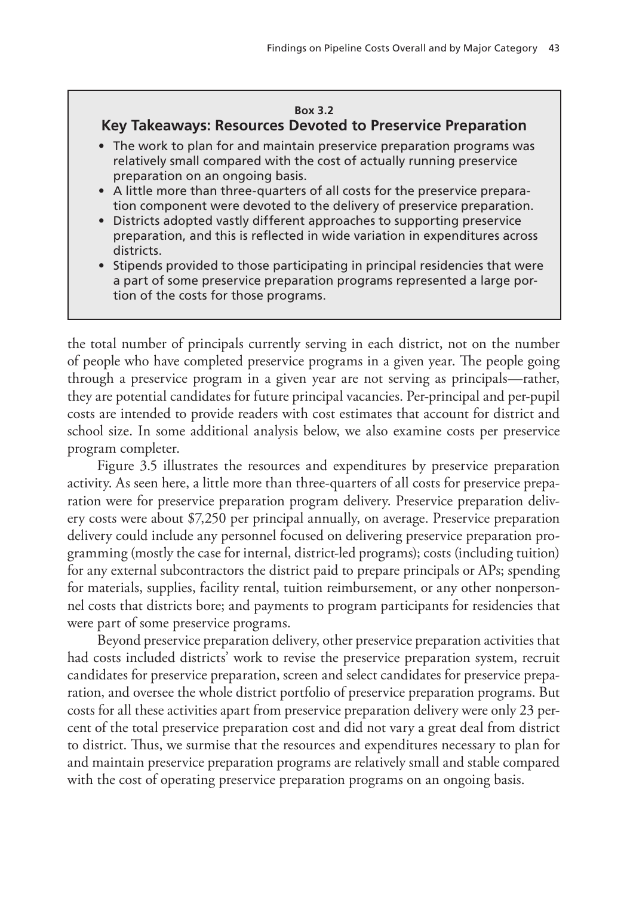**Box 3.2**

### Key Takeaways: Resources Devoted to Preservice Preparation

- The work to plan for and maintain preservice preparation programs was relatively small compared with the cost of actually running preservice preparation on an ongoing basis.
- A little more than three-quarters of all costs for the preservice preparation component were devoted to the delivery of preservice preparation.
- Districts adopted vastly different approaches to supporting preservice preparation, and this is reflected in wide variation in expenditures across districts.
- Stipends provided to those participating in principal residencies that were a part of some preservice preparation programs represented a large portion of the costs for those programs.

the total number of principals currently serving in each district, not on the number of people who have completed preservice programs in a given year. The people going through a preservice program in a given year are not serving as principals—rather, they are potential candidates for future principal vacancies. Per-principal and per-pupil costs are intended to provide readers with cost estimates that account for district and school size. In some additional analysis below, we also examine costs per preservice program completer.

Figure 3.5 illustrates the resources and expenditures by preservice preparation activity. As seen here, a little more than three-quarters of all costs for preservice preparation were for preservice preparation program delivery. Preservice preparation delivery costs were about $7,250 per principal annually, on average. Preservice preparation delivery could include any personnel focused on delivering preservice preparation programming (mostly the case for internal, district-led programs); costs (including tuition) for any external subcontractors the district paid to prepare principals or APs; spending for materials, supplies, facility rental, tuition reimbursement, or any other nonpersonnel costs that districts bore; and payments to program participants for residencies that were part of some preservice programs.

Beyond preservice preparation delivery, other preservice preparation activities that had costs included districts' work to revise the preservice preparation system, recruit candidates for preservice preparation, screen and select candidates for preservice preparation, and oversee the whole district portfolio of preservice preparation programs. But costs for all these activities apart from preservice preparation delivery were only 23 percent of the total preservice preparation cost and did not vary a great deal from district to district. Thus, we surmise that the resources and expenditures necessary to plan for and maintain preservice preparation programs are relatively small and stable compared with the cost of operating preservice preparation programs on an ongoing basis.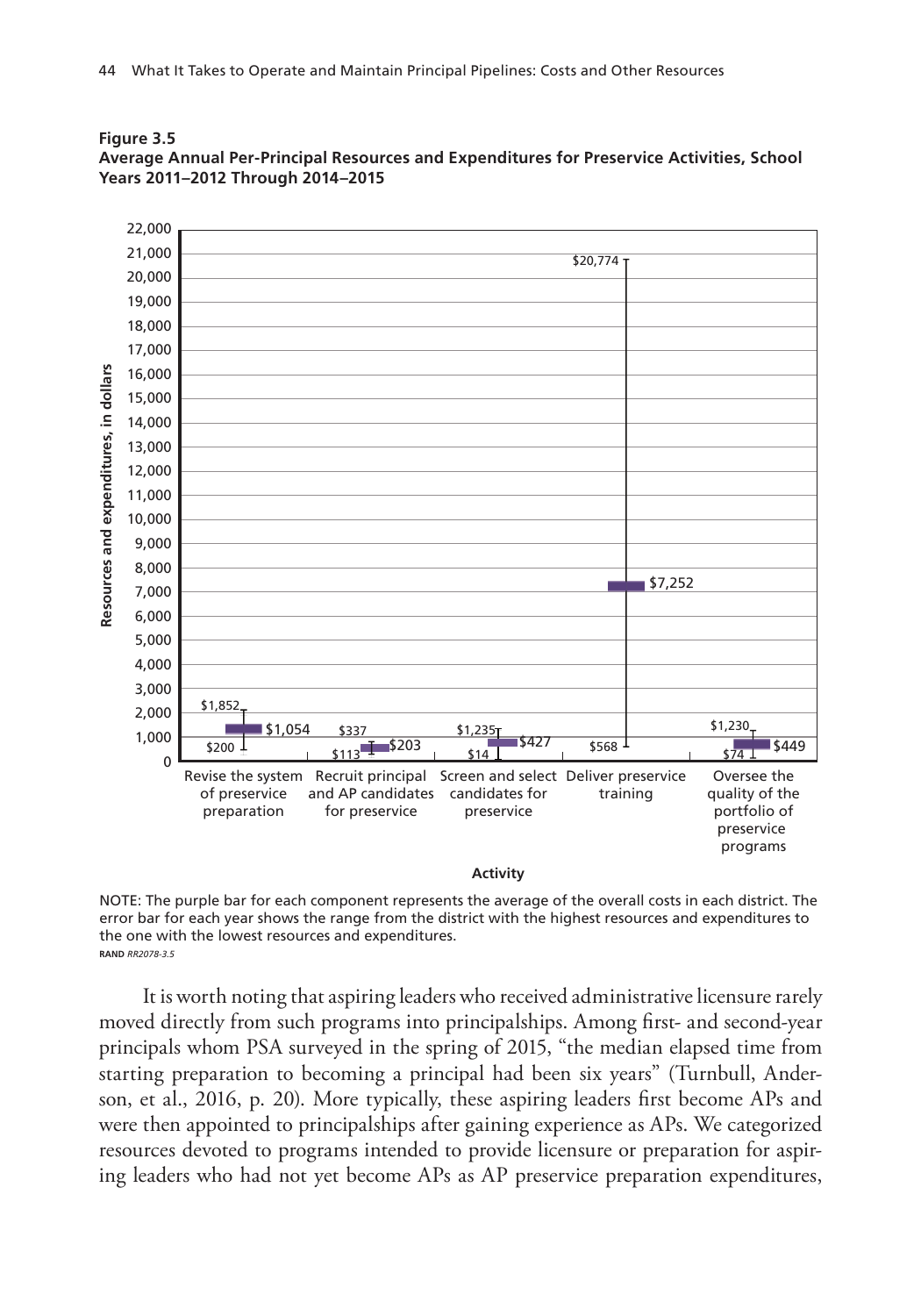**Figure 3.5**
**Average Annual Per-Principal Resources and Expenditures for Preservice Activities, School Years 2011–2012 Through 2014–2015**

| Activity | Average | Highest | Lowest |
|---|---|---|---|
| Revise the system of preservice preparation | $1,054 | $1,852 | $200 |
| Recruit principal and AP candidates for preservice | $203 | $337 | $113 |
| Screen and select candidates for preservice | $427 | $1,235 | $14 |
| Deliver preservice training | $7,252 | $20,774 | $568 |
| Oversee the quality of the portfolio of preservice programs | $449 | $1,230 | $74 |

NOTE: The purple bar for each component represents the average of the overall costs in each district. The error bar for each year shows the range from the district with the highest resources and expenditures to the one with the lowest resources and expenditures.
RAND *RR2078-3.5*

It is worth noting that aspiring leaders who received administrative licensure rarely moved directly from such programs into principalships. Among first- and second-year principals whom PSA surveyed in the spring of 2015, "the median elapsed time from starting preparation to becoming a principal had been six years" (Turnbull, Anderson, et al., 2016, p. 20). More typically, these aspiring leaders first become APs and were then appointed to principalships after gaining experience as APs. We categorized resources devoted to programs intended to provide licensure or preparation for aspiring leaders who had not yet become APs as AP preservice preparation expenditures,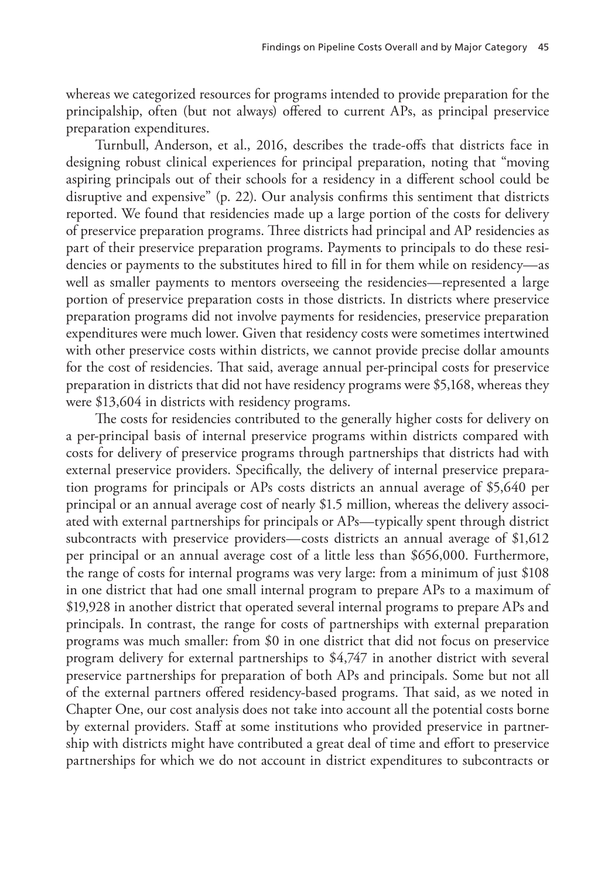whereas we categorized resources for programs intended to provide preparation for the principalship, often (but not always) offered to current APs, as principal preservice preparation expenditures.

Turnbull, Anderson, et al., 2016, describes the trade-offs that districts face in designing robust clinical experiences for principal preparation, noting that "moving aspiring principals out of their schools for a residency in a different school could be disruptive and expensive" (p. 22). Our analysis confirms this sentiment that districts reported. We found that residencies made up a large portion of the costs for delivery of preservice preparation programs. Three districts had principal and AP residencies as part of their preservice preparation programs. Payments to principals to do these residencies or payments to the substitutes hired to fill in for them while on residency—as well as smaller payments to mentors overseeing the residencies—represented a large portion of preservice preparation costs in those districts. In districts where preservice preparation programs did not involve payments for residencies, preservice preparation expenditures were much lower. Given that residency costs were sometimes intertwined with other preservice costs within districts, we cannot provide precise dollar amounts for the cost of residencies. That said, average annual per-principal costs for preservice preparation in districts that did not have residency programs were $5,168, whereas they were $13,604 in districts with residency programs.

The costs for residencies contributed to the generally higher costs for delivery on a per-principal basis of internal preservice programs within districts compared with costs for delivery of preservice programs through partnerships that districts had with external preservice providers. Specifically, the delivery of internal preservice preparation programs for principals or APs costs districts an annual average of $5,640 per principal or an annual average cost of nearly $1.5 million, whereas the delivery associated with external partnerships for principals or APs—typically spent through district subcontracts with preservice providers—costs districts an annual average of $1,612 per principal or an annual average cost of a little less than $656,000. Furthermore, the range of costs for internal programs was very large: from a minimum of just $108 in one district that had one small internal program to prepare APs to a maximum of $19,928 in another district that operated several internal programs to prepare APs and principals. In contrast, the range for costs of partnerships with external preparation programs was much smaller: from $0 in one district that did not focus on preservice program delivery for external partnerships to $4,747 in another district with several preservice partnerships for preparation of both APs and principals. Some but not all of the external partners offered residency-based programs. That said, as we noted in Chapter One, our cost analysis does not take into account all the potential costs borne by external providers. Staff at some institutions who provided preservice in partnership with districts might have contributed a great deal of time and effort to preservice partnerships for which we do not account in district expenditures to subcontracts or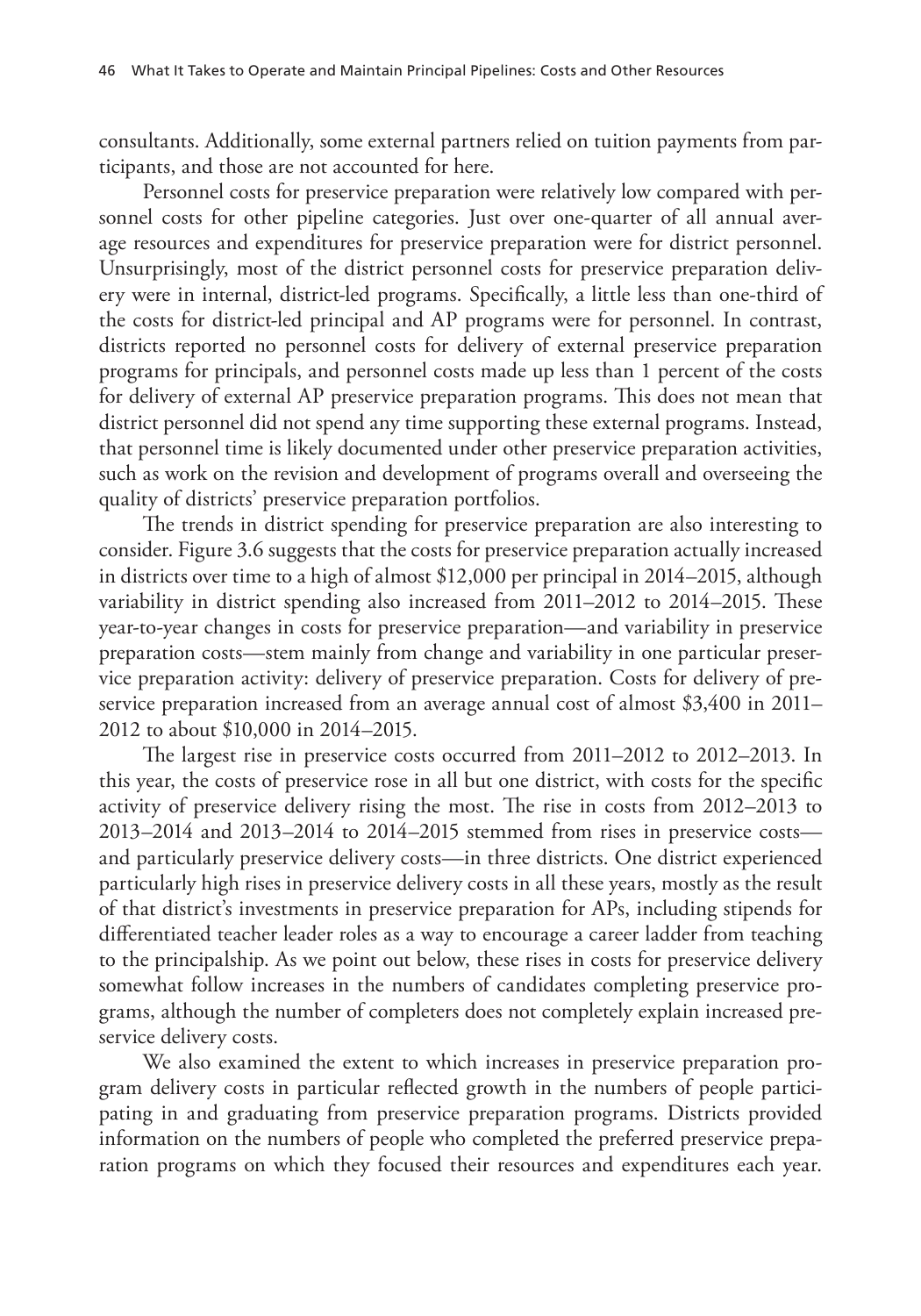consultants. Additionally, some external partners relied on tuition payments from participants, and those are not accounted for here.

Personnel costs for preservice preparation were relatively low compared with personnel costs for other pipeline categories. Just over one-quarter of all annual average resources and expenditures for preservice preparation were for district personnel. Unsurprisingly, most of the district personnel costs for preservice preparation delivery were in internal, district-led programs. Specifically, a little less than one-third of the costs for district-led principal and AP programs were for personnel. In contrast, districts reported no personnel costs for delivery of external preservice preparation programs for principals, and personnel costs made up less than 1 percent of the costs for delivery of external AP preservice preparation programs. This does not mean that district personnel did not spend any time supporting these external programs. Instead, that personnel time is likely documented under other preservice preparation activities, such as work on the revision and development of programs overall and overseeing the quality of districts' preservice preparation portfolios.

The trends in district spending for preservice preparation are also interesting to consider. Figure 3.6 suggests that the costs for preservice preparation actually increased in districts over time to a high of almost $12,000 per principal in 2014–2015, although variability in district spending also increased from 2011–2012 to 2014–2015. These year-to-year changes in costs for preservice preparation—and variability in preservice preparation costs—stem mainly from change and variability in one particular preservice preparation activity: delivery of preservice preparation. Costs for delivery of preservice preparation increased from an average annual cost of almost $3,400 in 2011–2012 to about $10,000 in 2014–2015.

The largest rise in preservice costs occurred from 2011–2012 to 2012–2013. In this year, the costs of preservice rose in all but one district, with costs for the specific activity of preservice delivery rising the most. The rise in costs from 2012–2013 to 2013–2014 and 2013–2014 to 2014–2015 stemmed from rises in preservice costs—and particularly preservice delivery costs—in three districts. One district experienced particularly high rises in preservice delivery costs in all these years, mostly as the result of that district's investments in preservice preparation for APs, including stipends for differentiated teacher leader roles as a way to encourage a career ladder from teaching to the principalship. As we point out below, these rises in costs for preservice delivery somewhat follow increases in the numbers of candidates completing preservice programs, although the number of completers does not completely explain increased preservice delivery costs.

We also examined the extent to which increases in preservice preparation program delivery costs in particular reflected growth in the numbers of people participating in and graduating from preservice preparation programs. Districts provided information on the numbers of people who completed the preferred preservice preparation programs on which they focused their resources and expenditures each year.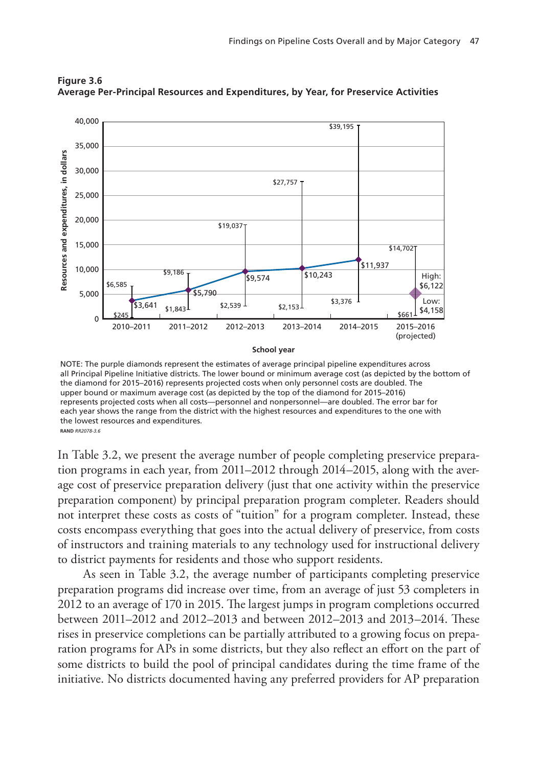**Figure 3.6**
**Average Per-Principal Resources and Expenditures, by Year, for Preservice Activities**

NOTE: The purple diamonds represent the estimates of average principal pipeline expenditures across all Principal Pipeline Initiative districts. The lower bound or minimum average cost (as depicted by the bottom of the diamond for 2015–2016) represents projected costs when only personnel costs are doubled. The upper bound or maximum average cost (as depicted by the top of the diamond for 2015–2016) represents projected costs when all costs—personnel and nonpersonnel—are doubled. The error bar for each year shows the range from the district with the highest resources and expenditures to the one with the lowest resources and expenditures.

RAND *RR2078-3.6*

In Table 3.2, we present the average number of people completing preservice preparation programs in each year, from 2011–2012 through 2014–2015, along with the average cost of preservice preparation delivery (just that one activity within the preservice preparation component) by principal preparation program completer. Readers should not interpret these costs as costs of "tuition" for a program completer. Instead, these costs encompass everything that goes into the actual delivery of preservice, from costs of instructors and training materials to any technology used for instructional delivery to district payments for residents and those who support residents.

As seen in Table 3.2, the average number of participants completing preservice preparation programs did increase over time, from an average of just 53 completers in 2012 to an average of 170 in 2015. The largest jumps in program completions occurred between 2011–2012 and 2012–2013 and between 2012–2013 and 2013–2014. These rises in preservice completions can be partially attributed to a growing focus on preparation programs for APs in some districts, but they also reflect an effort on the part of some districts to build the pool of principal candidates during the time frame of the initiative. No districts documented having any preferred providers for AP preparation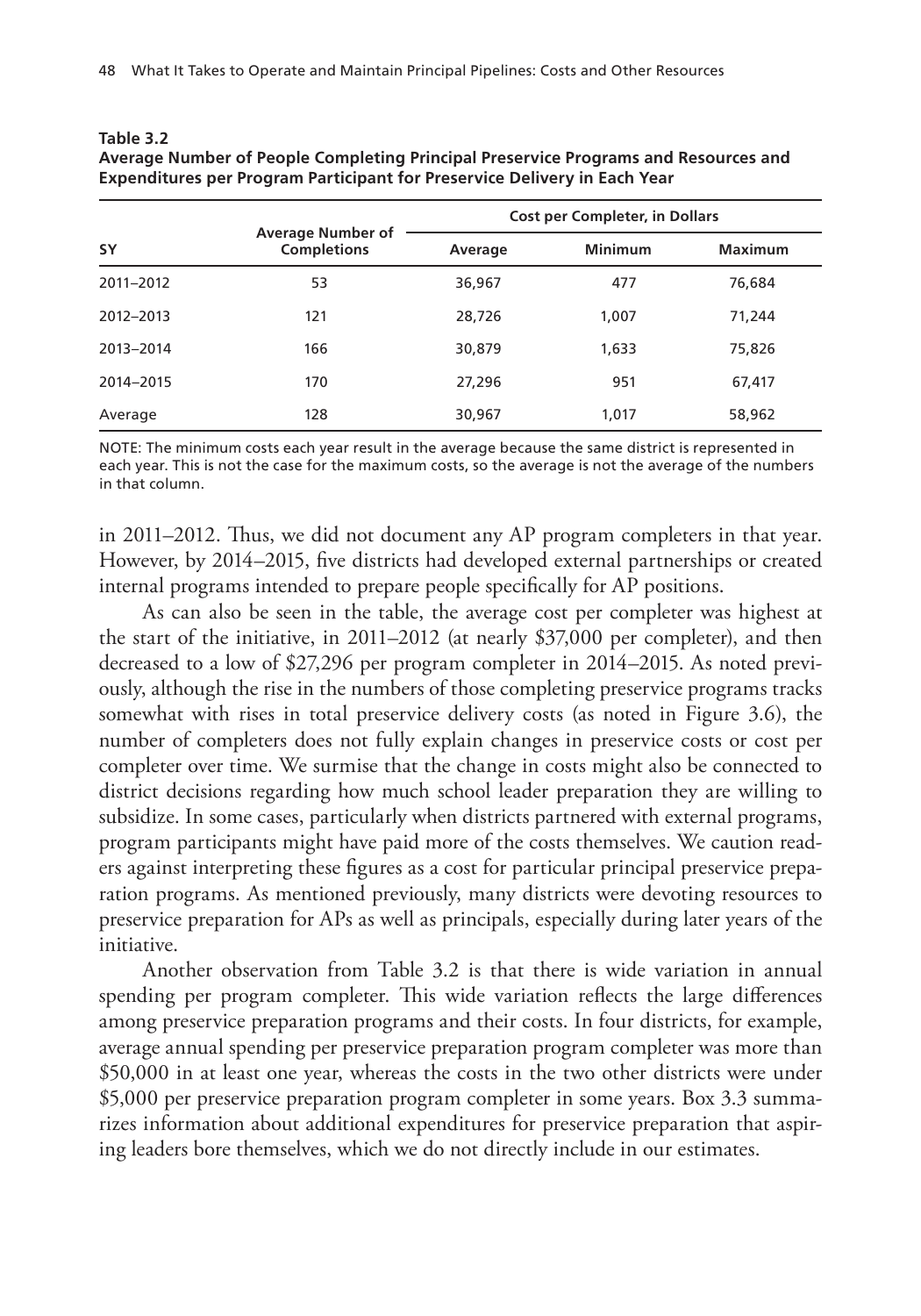**Table 3.2**
**Average Number of People Completing Principal Preservice Programs and Resources and Expenditures per Program Participant for Preservice Delivery in Each Year**

| SY | Average Number of Completions | Cost per Completer, in Dollars | | |
|---|---|---|---|---|
| | | Average | Minimum | Maximum |
| 2011–2012 | 53 | 36,967 | 477 | 76,684 |
| 2012–2013 | 121 | 28,726 | 1,007 | 71,244 |
| 2013–2014 | 166 | 30,879 | 1,633 | 75,826 |
| 2014–2015 | 170 | 27,296 | 951 | 67,417 |
| Average | 128 | 30,967 | 1,017 | 58,962 |

NOTE: The minimum costs each year result in the average because the same district is represented in each year. This is not the case for the maximum costs, so the average is not the average of the numbers in that column.

in 2011–2012. Thus, we did not document any AP program completers in that year. However, by 2014–2015, five districts had developed external partnerships or created internal programs intended to prepare people specifically for AP positions.

As can also be seen in the table, the average cost per completer was highest at the start of the initiative, in 2011–2012 (at nearly $37,000 per completer), and then decreased to a low of $27,296 per program completer in 2014–2015. As noted previously, although the rise in the numbers of those completing preservice programs tracks somewhat with rises in total preservice delivery costs (as noted in Figure 3.6), the number of completers does not fully explain changes in preservice costs or cost per completer over time. We surmise that the change in costs might also be connected to district decisions regarding how much school leader preparation they are willing to subsidize. In some cases, particularly when districts partnered with external programs, program participants might have paid more of the costs themselves. We caution readers against interpreting these figures as a cost for particular principal preservice preparation programs. As mentioned previously, many districts were devoting resources to preservice preparation for APs as well as principals, especially during later years of the initiative.

Another observation from Table 3.2 is that there is wide variation in annual spending per program completer. This wide variation reflects the large differences among preservice preparation programs and their costs. In four districts, for example, average annual spending per preservice preparation program completer was more than $50,000 in at least one year, whereas the costs in the two other districts were under $5,000 per preservice preparation program completer in some years. Box 3.3 summarizes information about additional expenditures for preservice preparation that aspiring leaders bore themselves, which we do not directly include in our estimates.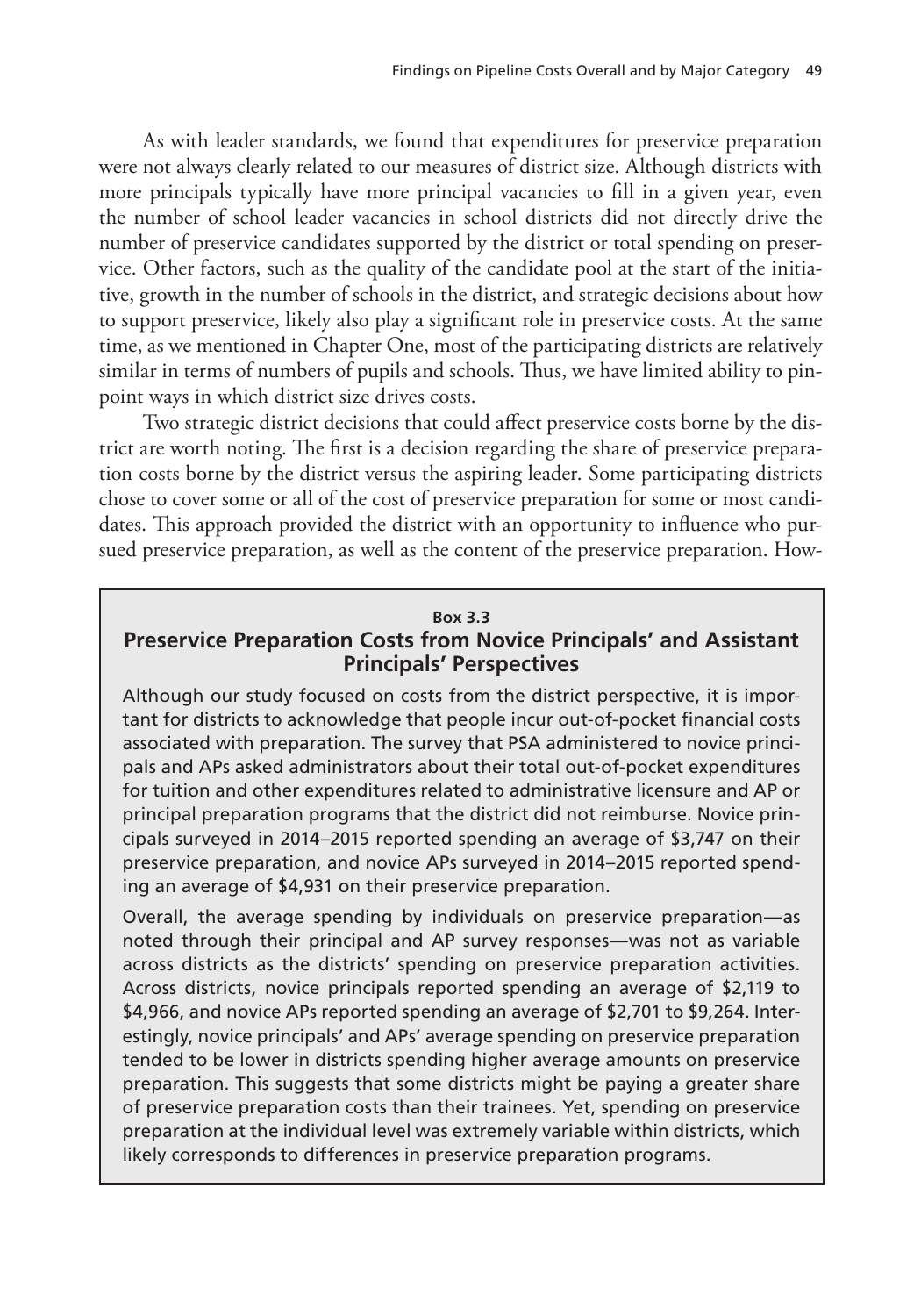As with leader standards, we found that expenditures for preservice preparation were not always clearly related to our measures of district size. Although districts with more principals typically have more principal vacancies to fill in a given year, even the number of school leader vacancies in school districts did not directly drive the number of preservice candidates supported by the district or total spending on preservice. Other factors, such as the quality of the candidate pool at the start of the initiative, growth in the number of schools in the district, and strategic decisions about how to support preservice, likely also play a significant role in preservice costs. At the same time, as we mentioned in Chapter One, most of the participating districts are relatively similar in terms of numbers of pupils and schools. Thus, we have limited ability to pinpoint ways in which district size drives costs.

Two strategic district decisions that could affect preservice costs borne by the district are worth noting. The first is a decision regarding the share of preservice preparation costs borne by the district versus the aspiring leader. Some participating districts chose to cover some or all of the cost of preservice preparation for some or most candidates. This approach provided the district with an opportunity to influence who pursued preservice preparation, as well as the content of the preservice preparation. How-

**Box 3.3**

### Preservice Preparation Costs from Novice Principals' and Assistant Principals' Perspectives

Although our study focused on costs from the district perspective, it is important for districts to acknowledge that people incur out-of-pocket financial costs associated with preparation. The survey that PSA administered to novice principals and APs asked administrators about their total out-of-pocket expenditures for tuition and other expenditures related to administrative licensure and AP or principal preparation programs that the district did not reimburse. Novice principals surveyed in 2014–2015 reported spending an average of $3,747 on their preservice preparation, and novice APs surveyed in 2014–2015 reported spending an average of $4,931 on their preservice preparation.

Overall, the average spending by individuals on preservice preparation—as noted through their principal and AP survey responses—was not as variable across districts as the districts' spending on preservice preparation activities. Across districts, novice principals reported spending an average of $2,119 to $4,966, and novice APs reported spending an average of $2,701 to $9,264. Interestingly, novice principals' and APs' average spending on preservice preparation tended to be lower in districts spending higher average amounts on preservice preparation. This suggests that some districts might be paying a greater share of preservice preparation costs than their trainees. Yet, spending on preservice preparation at the individual level was extremely variable within districts, which likely corresponds to differences in preservice preparation programs.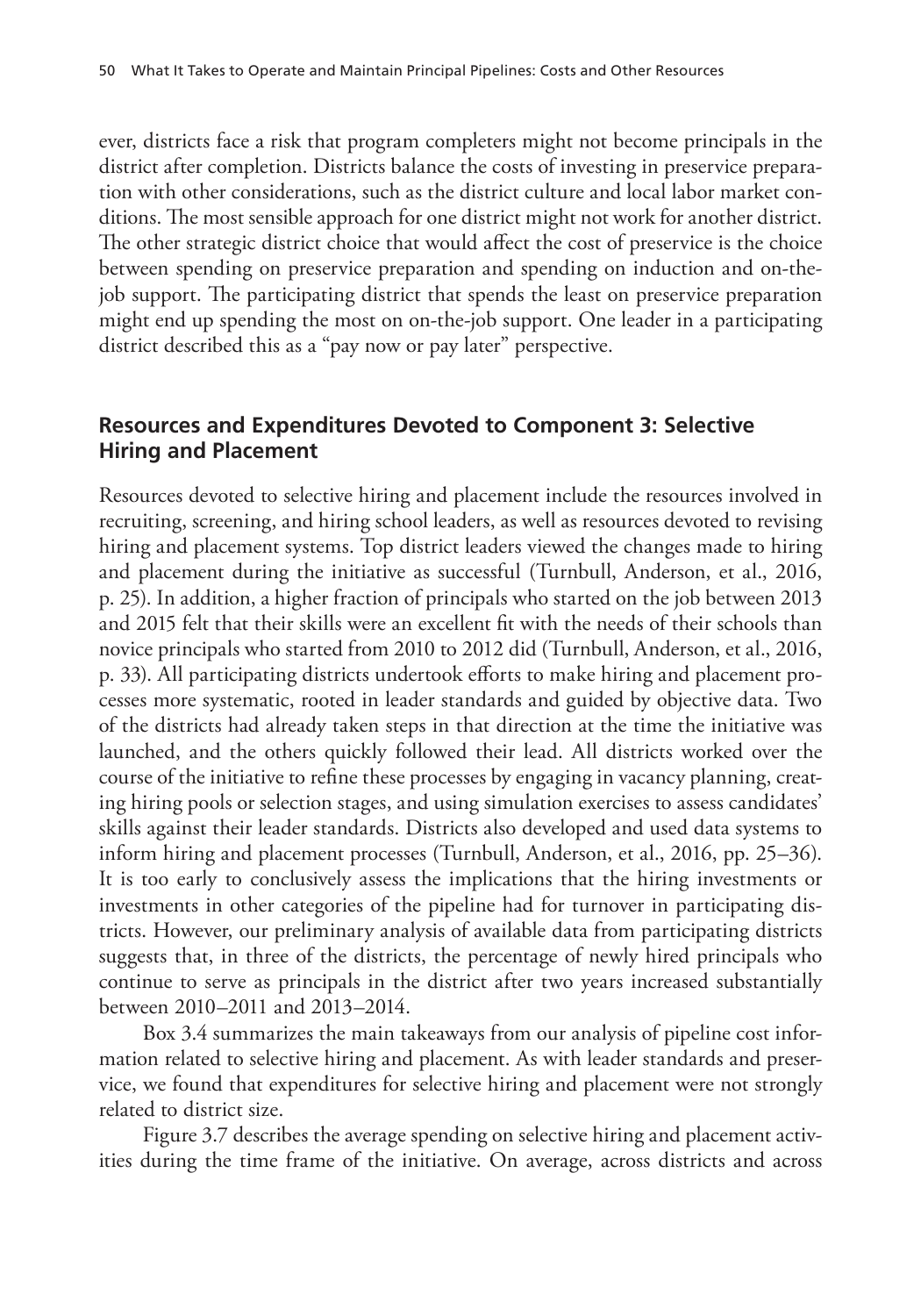ever, districts face a risk that program completers might not become principals in the district after completion. Districts balance the costs of investing in preservice preparation with other considerations, such as the district culture and local labor market conditions. The most sensible approach for one district might not work for another district. The other strategic district choice that would affect the cost of preservice is the choice between spending on preservice preparation and spending on induction and on-the-job support. The participating district that spends the least on preservice preparation might end up spending the most on on-the-job support. One leader in a participating district described this as a "pay now or pay later" perspective.

## Resources and Expenditures Devoted to Component 3: Selective Hiring and Placement

Resources devoted to selective hiring and placement include the resources involved in recruiting, screening, and hiring school leaders, as well as resources devoted to revising hiring and placement systems. Top district leaders viewed the changes made to hiring and placement during the initiative as successful (Turnbull, Anderson, et al., 2016, p. 25). In addition, a higher fraction of principals who started on the job between 2013 and 2015 felt that their skills were an excellent fit with the needs of their schools than novice principals who started from 2010 to 2012 did (Turnbull, Anderson, et al., 2016, p. 33). All participating districts undertook efforts to make hiring and placement processes more systematic, rooted in leader standards and guided by objective data. Two of the districts had already taken steps in that direction at the time the initiative was launched, and the others quickly followed their lead. All districts worked over the course of the initiative to refine these processes by engaging in vacancy planning, creating hiring pools or selection stages, and using simulation exercises to assess candidates' skills against their leader standards. Districts also developed and used data systems to inform hiring and placement processes (Turnbull, Anderson, et al., 2016, pp. 25–36). It is too early to conclusively assess the implications that the hiring investments or investments in other categories of the pipeline had for turnover in participating districts. However, our preliminary analysis of available data from participating districts suggests that, in three of the districts, the percentage of newly hired principals who continue to serve as principals in the district after two years increased substantially between 2010–2011 and 2013–2014.

Box 3.4 summarizes the main takeaways from our analysis of pipeline cost information related to selective hiring and placement. As with leader standards and preservice, we found that expenditures for selective hiring and placement were not strongly related to district size.

Figure 3.7 describes the average spending on selective hiring and placement activities during the time frame of the initiative. On average, across districts and across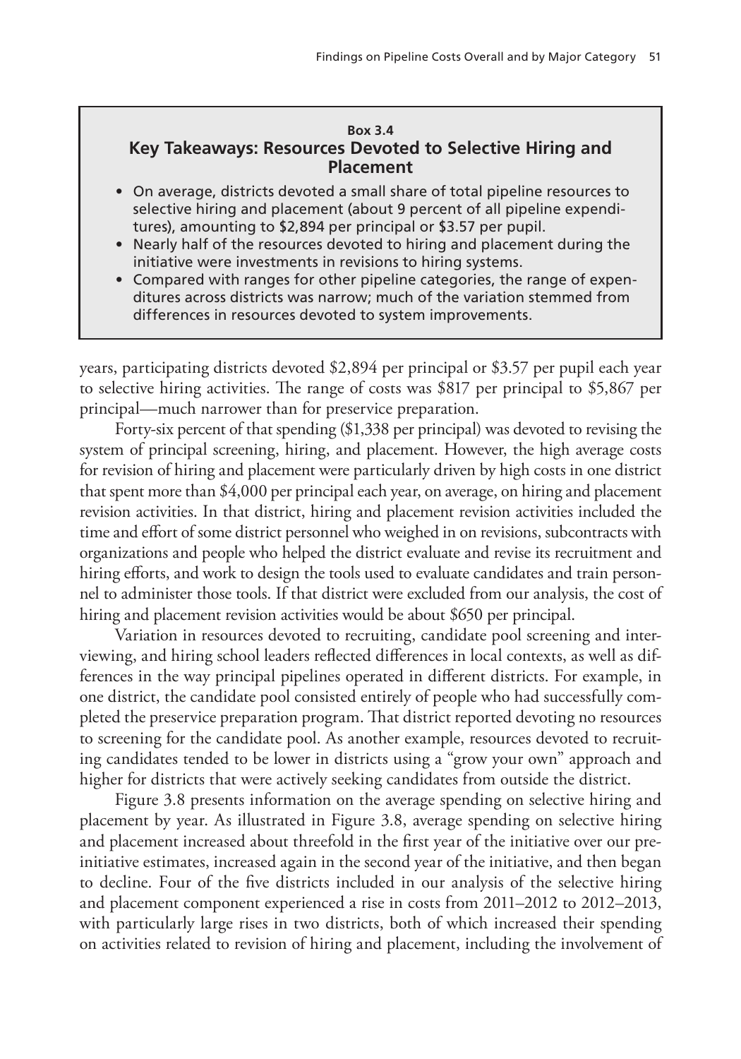**Box 3.4**

### Key Takeaways: Resources Devoted to Selective Hiring and Placement

- On average, districts devoted a small share of total pipeline resources to selective hiring and placement (about 9 percent of all pipeline expenditures), amounting to $2,894 per principal or $3.57 per pupil.
- Nearly half of the resources devoted to hiring and placement during the initiative were investments in revisions to hiring systems.
- Compared with ranges for other pipeline categories, the range of expenditures across districts was narrow; much of the variation stemmed from differences in resources devoted to system improvements.

years, participating districts devoted $2,894 per principal or $3.57 per pupil each year to selective hiring activities. The range of costs was $817 per principal to $5,867 per principal—much narrower than for preservice preparation.

Forty-six percent of that spending ($1,338 per principal) was devoted to revising the system of principal screening, hiring, and placement. However, the high average costs for revision of hiring and placement were particularly driven by high costs in one district that spent more than $4,000 per principal each year, on average, on hiring and placement revision activities. In that district, hiring and placement revision activities included the time and effort of some district personnel who weighed in on revisions, subcontracts with organizations and people who helped the district evaluate and revise its recruitment and hiring efforts, and work to design the tools used to evaluate candidates and train personnel to administer those tools. If that district were excluded from our analysis, the cost of hiring and placement revision activities would be about $650 per principal.

Variation in resources devoted to recruiting, candidate pool screening and interviewing, and hiring school leaders reflected differences in local contexts, as well as differences in the way principal pipelines operated in different districts. For example, in one district, the candidate pool consisted entirely of people who had successfully completed the preservice preparation program. That district reported devoting no resources to screening for the candidate pool. As another example, resources devoted to recruiting candidates tended to be lower in districts using a "grow your own" approach and higher for districts that were actively seeking candidates from outside the district.

Figure 3.8 presents information on the average spending on selective hiring and placement by year. As illustrated in Figure 3.8, average spending on selective hiring and placement increased about threefold in the first year of the initiative over our pre-initiative estimates, increased again in the second year of the initiative, and then began to decline. Four of the five districts included in our analysis of the selective hiring and placement component experienced a rise in costs from 2011–2012 to 2012–2013, with particularly large rises in two districts, both of which increased their spending on activities related to revision of hiring and placement, including the involvement of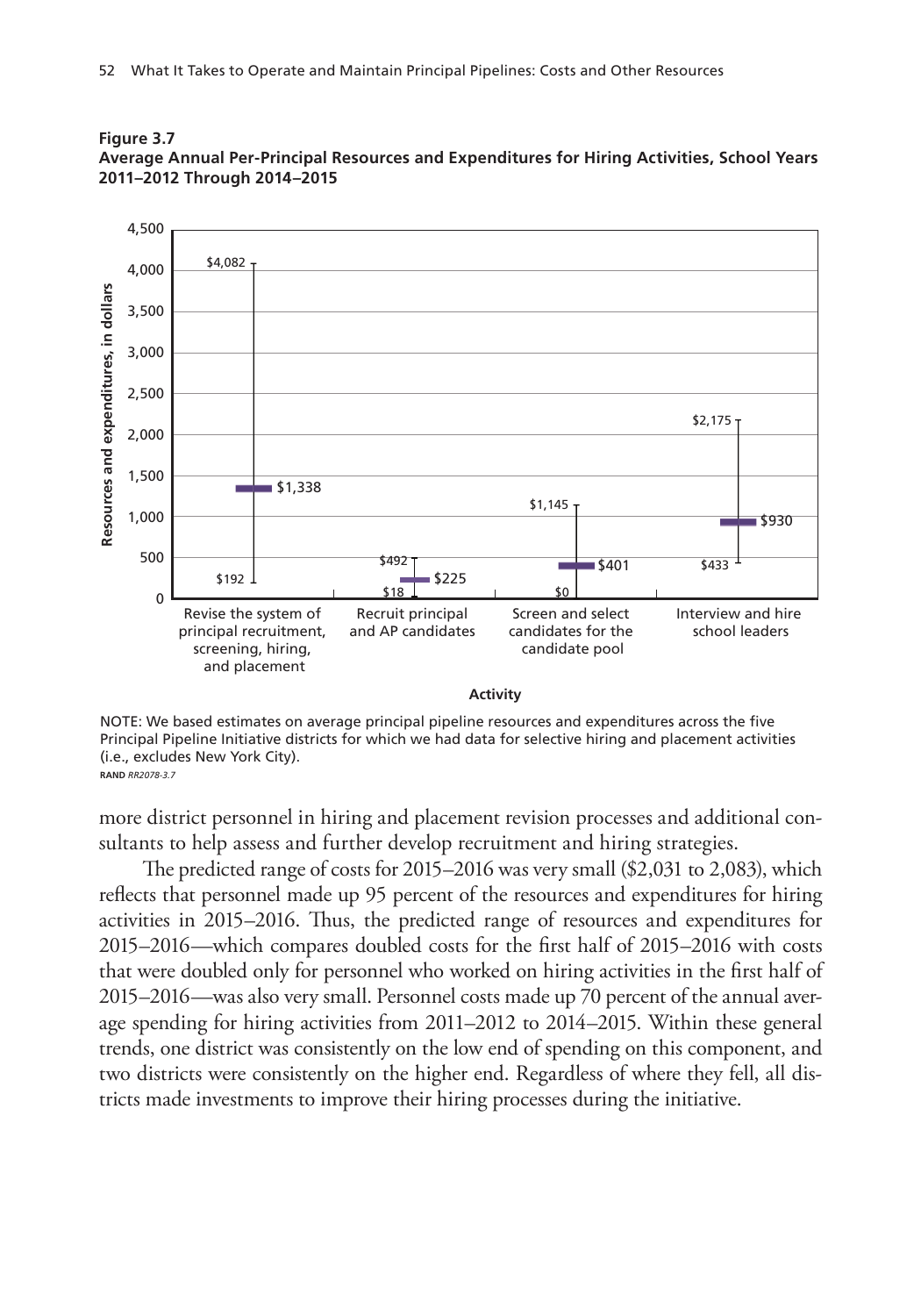**Figure 3.7**
**Average Annual Per-Principal Resources and Expenditures for Hiring Activities, School Years 2011–2012 Through 2014–2015**

| Activity | Minimum | Average | Maximum |
|---|---|---|---|
| Revise the system of principal recruitment, screening, hiring, and placement | $192 | $1,338 | $4,082 |
| Recruit principal and AP candidates | $18 | $225 | $492 |
| Screen and select candidates for the candidate pool | $0 | $401 | $1,145 |
| Interview and hire school leaders | $433 | $930 | $2,175 |

NOTE: We based estimates on average principal pipeline resources and expenditures across the five Principal Pipeline Initiative districts for which we had data for selective hiring and placement activities (i.e., excludes New York City).

RAND *RR2078-3.7*

more district personnel in hiring and placement revision processes and additional consultants to help assess and further develop recruitment and hiring strategies.

The predicted range of costs for 2015–2016 was very small ($2,031 to 2,083), which reflects that personnel made up 95 percent of the resources and expenditures for hiring activities in 2015–2016. Thus, the predicted range of resources and expenditures for 2015–2016—which compares doubled costs for the first half of 2015–2016 with costs that were doubled only for personnel who worked on hiring activities in the first half of 2015–2016—was also very small. Personnel costs made up 70 percent of the annual average spending for hiring activities from 2011–2012 to 2014–2015. Within these general trends, one district was consistently on the low end of spending on this component, and two districts were consistently on the higher end. Regardless of where they fell, all districts made investments to improve their hiring processes during the initiative.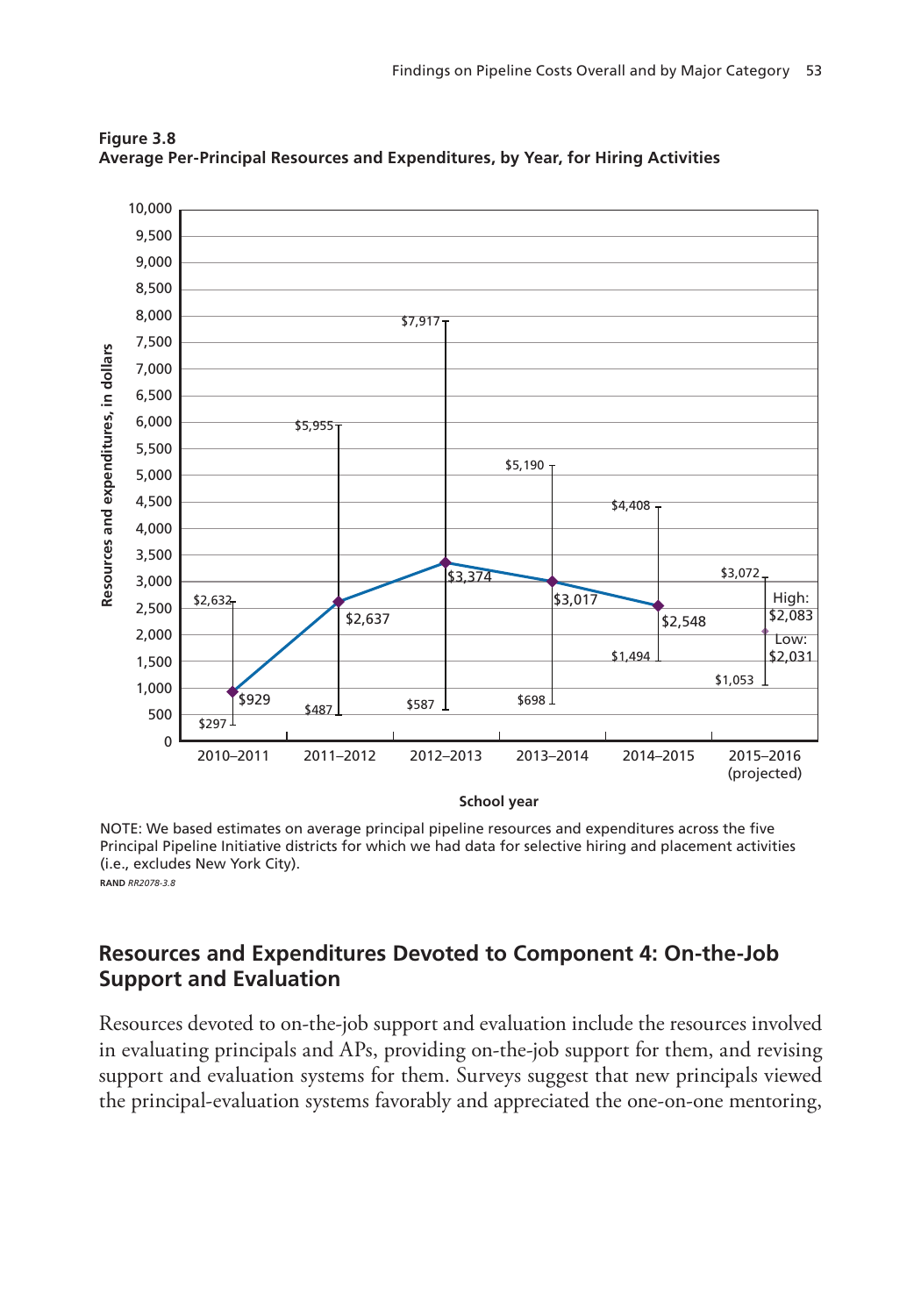**Figure 3.8**
**Average Per-Principal Resources and Expenditures, by Year, for Hiring Activities**

| School year | Average | High | Low |
|---|---|---|---|
| 2010–2011 | $929 | $2,632 | $297 |
| 2011–2012 | $2,637 | $5,955 | $487 |
| 2012–2013 | $3,374 | $7,917 | $587 |
| 2013–2014 | $3,017 | $5,190 | $698 |
| 2014–2015 | $2,548 | $4,408 | $1,494 |
| 2015–2016 (projected) | High: $2,083; Low: $2,031 | $3,072 | $1,053 |

NOTE: We based estimates on average principal pipeline resources and expenditures across the five Principal Pipeline Initiative districts for which we had data for selective hiring and placement activities (i.e., excludes New York City).

RAND *RR2078-3.8*

## Resources and Expenditures Devoted to Component 4: On-the-Job Support and Evaluation

Resources devoted to on-the-job support and evaluation include the resources involved in evaluating principals and APs, providing on-the-job support for them, and revising support and evaluation systems for them. Surveys suggest that new principals viewed the principal-evaluation systems favorably and appreciated the one-on-one mentoring,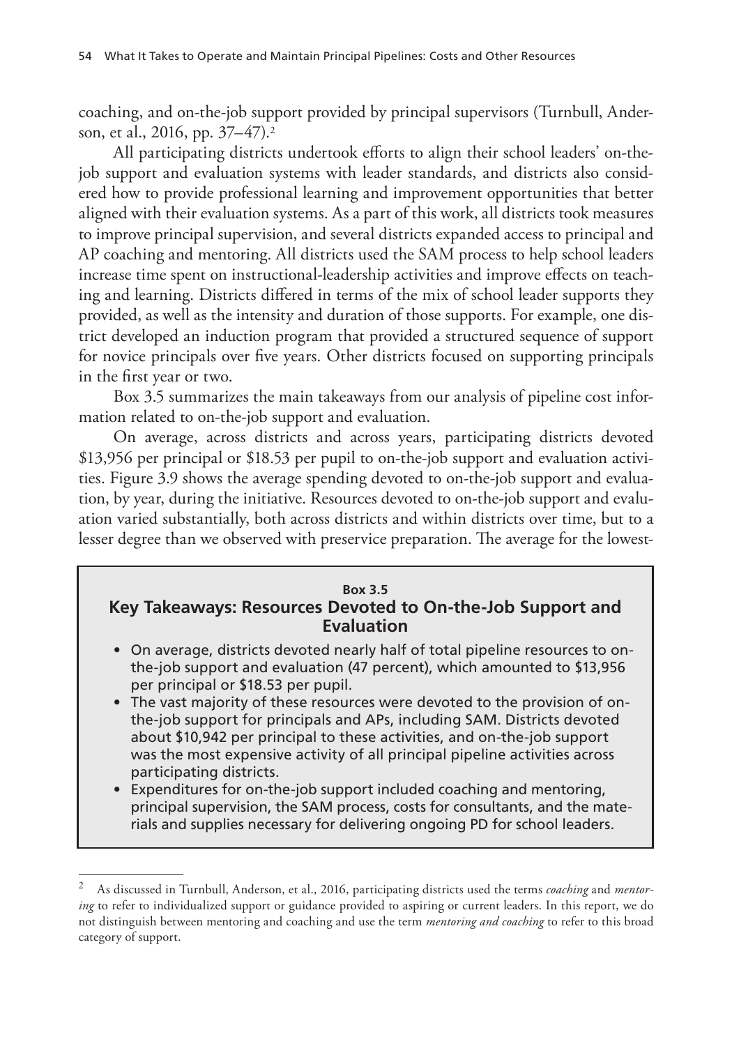coaching, and on-the-job support provided by principal supervisors (Turnbull, Anderson, et al., 2016, pp. 37–47).[2]

All participating districts undertook efforts to align their school leaders' on-the-job support and evaluation systems with leader standards, and districts also considered how to provide professional learning and improvement opportunities that better aligned with their evaluation systems. As a part of this work, all districts took measures to improve principal supervision, and several districts expanded access to principal and AP coaching and mentoring. All districts used the SAM process to help school leaders increase time spent on instructional-leadership activities and improve effects on teaching and learning. Districts differed in terms of the mix of school leader supports they provided, as well as the intensity and duration of those supports. For example, one district developed an induction program that provided a structured sequence of support for novice principals over five years. Other districts focused on supporting principals in the first year or two.

Box 3.5 summarizes the main takeaways from our analysis of pipeline cost information related to on-the-job support and evaluation.

On average, across districts and across years, participating districts devoted $13,956 per principal or $18.53 per pupil to on-the-job support and evaluation activities. Figure 3.9 shows the average spending devoted to on-the-job support and evaluation, by year, during the initiative. Resources devoted to on-the-job support and evaluation varied substantially, both across districts and within districts over time, but to a lesser degree than we observed with preservice preparation. The average for the lowest-

**Box 3.5**

### Key Takeaways: Resources Devoted to On-the-Job Support and Evaluation

- On average, districts devoted nearly half of total pipeline resources to on-the-job support and evaluation (47 percent), which amounted to $13,956 per principal or $18.53 per pupil.
- The vast majority of these resources were devoted to the provision of on-the-job support for principals and APs, including SAM. Districts devoted about $10,942 per principal to these activities, and on-the-job support was the most expensive activity of all principal pipeline activities across participating districts.
- Expenditures for on-the-job support included coaching and mentoring, principal supervision, the SAM process, costs for consultants, and the materials and supplies necessary for delivering ongoing PD for school leaders.

---

[2] As discussed in Turnbull, Anderson, et al., 2016, participating districts used the terms *coaching* and *mentoring* to refer to individualized support or guidance provided to aspiring or current leaders. In this report, we do not distinguish between mentoring and coaching and use the term *mentoring and coaching* to refer to this broad category of support.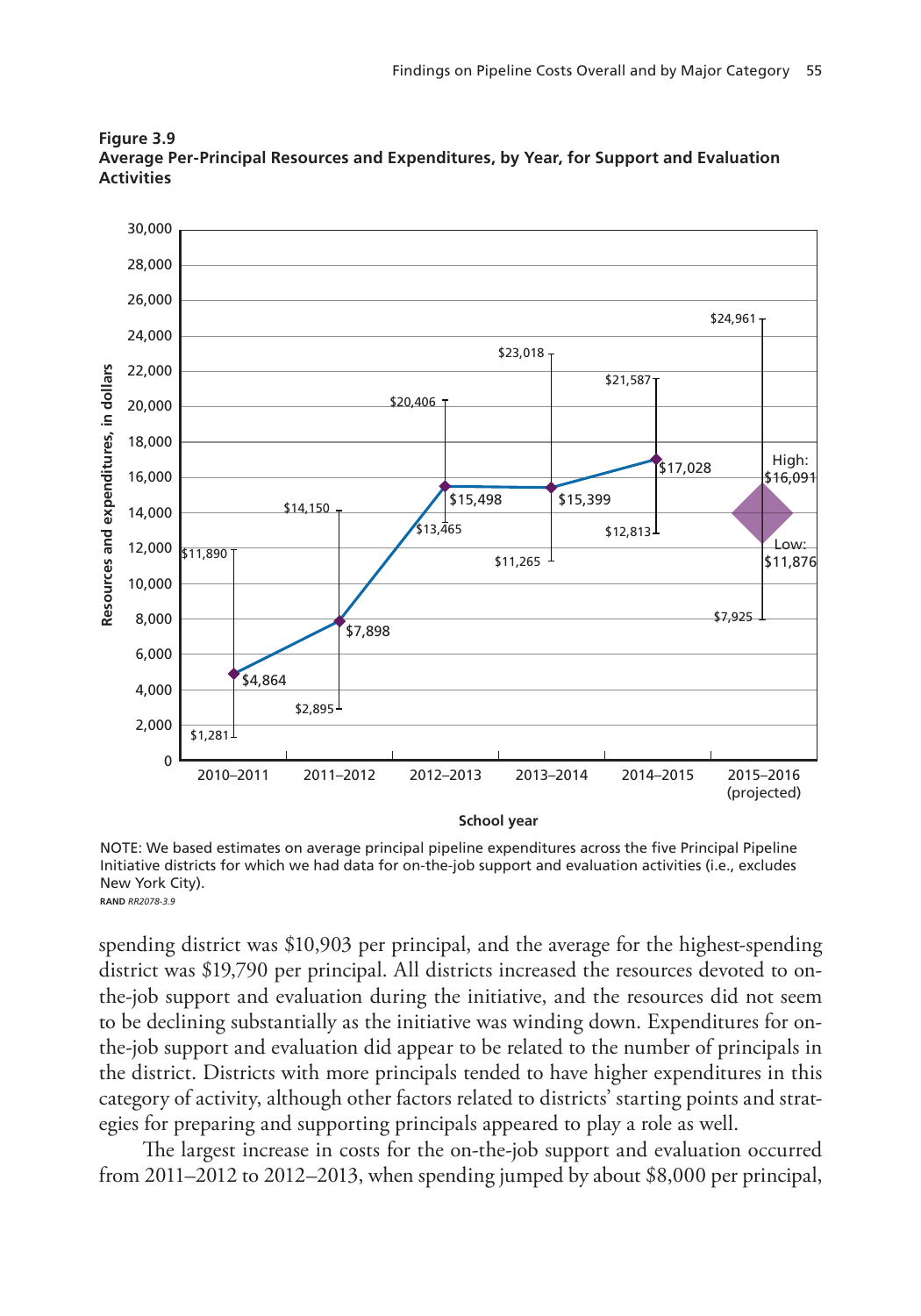**Figure 3.9**
**Average Per-Principal Resources and Expenditures, by Year, for Support and Evaluation Activities**

NOTE: We based estimates on average principal pipeline expenditures across the five Principal Pipeline Initiative districts for which we had data for on-the-job support and evaluation activities (i.e., excludes New York City).

RAND *RR2078-3.9*

spending district was $10,903 per principal, and the average for the highest-spending district was $19,790 per principal. All districts increased the resources devoted to on-the-job support and evaluation during the initiative, and the resources did not seem to be declining substantially as the initiative was winding down. Expenditures for on-the-job support and evaluation did appear to be related to the number of principals in the district. Districts with more principals tended to have higher expenditures in this category of activity, although other factors related to districts' starting points and strategies for preparing and supporting principals appeared to play a role as well.

The largest increase in costs for the on-the-job support and evaluation occurred from 2011–2012 to 2012–2013, when spending jumped by about $8,000 per principal,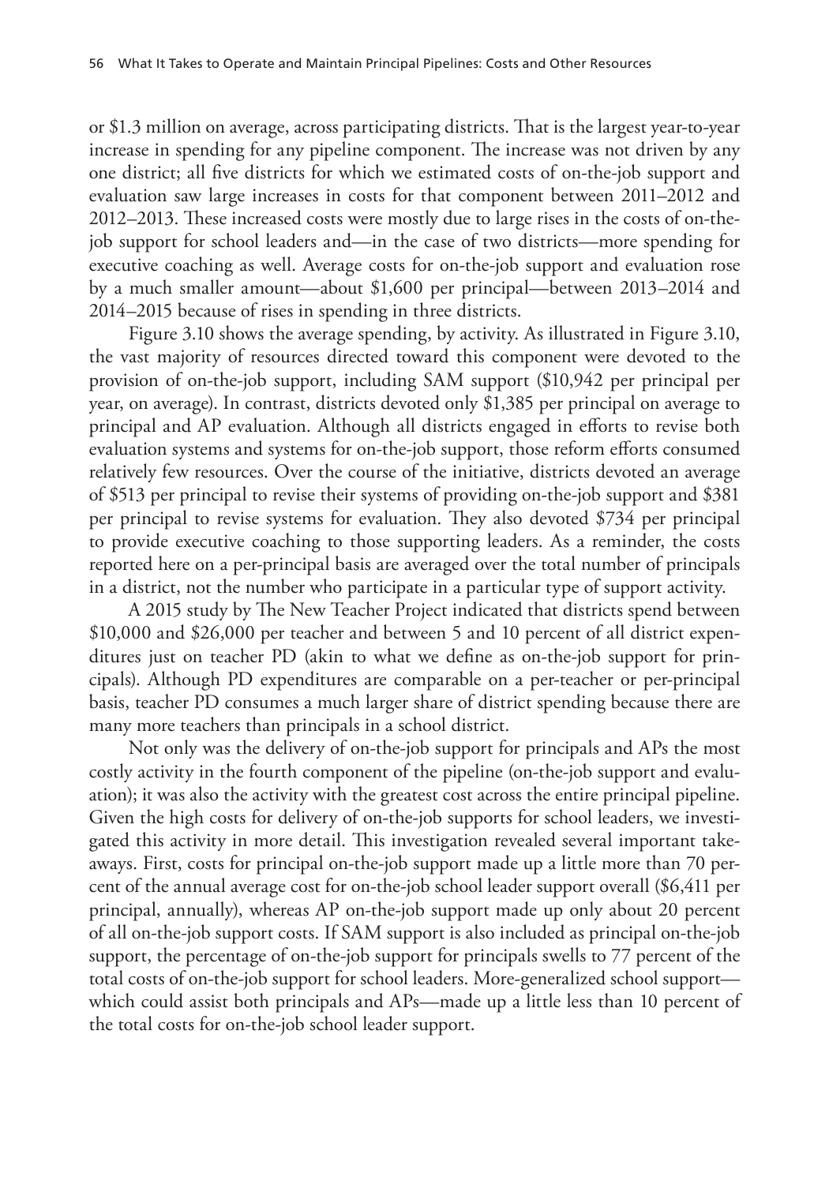or $1.3 million on average, across participating districts. That is the largest year-to-year increase in spending for any pipeline component. The increase was not driven by any one district; all five districts for which we estimated costs of on-the-job support and evaluation saw large increases in costs for that component between 2011–2012 and 2012–2013. These increased costs were mostly due to large rises in the costs of on-the-job support for school leaders and—in the case of two districts—more spending for executive coaching as well. Average costs for on-the-job support and evaluation rose by a much smaller amount—about $1,600 per principal—between 2013–2014 and 2014–2015 because of rises in spending in three districts.

Figure 3.10 shows the average spending, by activity. As illustrated in Figure 3.10, the vast majority of resources directed toward this component were devoted to the provision of on-the-job support, including SAM support ($10,942 per principal per year, on average). In contrast, districts devoted only $1,385 per principal on average to principal and AP evaluation. Although all districts engaged in efforts to revise both evaluation systems and systems for on-the-job support, those reform efforts consumed relatively few resources. Over the course of the initiative, districts devoted an average of $513 per principal to revise their systems of providing on-the-job support and $381 per principal to revise systems for evaluation. They also devoted $734 per principal to provide executive coaching to those supporting leaders. As a reminder, the costs reported here on a per-principal basis are averaged over the total number of principals in a district, not the number who participate in a particular type of support activity.

A 2015 study by The New Teacher Project indicated that districts spend between $10,000 and $26,000 per teacher and between 5 and 10 percent of all district expenditures just on teacher PD (akin to what we define as on-the-job support for principals). Although PD expenditures are comparable on a per-teacher or per-principal basis, teacher PD consumes a much larger share of district spending because there are many more teachers than principals in a school district.

Not only was the delivery of on-the-job support for principals and APs the most costly activity in the fourth component of the pipeline (on-the-job support and evaluation); it was also the activity with the greatest cost across the entire principal pipeline. Given the high costs for delivery of on-the-job supports for school leaders, we investigated this activity in more detail. This investigation revealed several important takeaways. First, costs for principal on-the-job support made up a little more than 70 percent of the annual average cost for on-the-job school leader support overall ($6,411 per principal, annually), whereas AP on-the-job support made up only about 20 percent of all on-the-job support costs. If SAM support is also included as principal on-the-job support, the percentage of on-the-job support for principals swells to 77 percent of the total costs of on-the-job support for school leaders. More-generalized school support—which could assist both principals and APs—made up a little less than 10 percent of the total costs for on-the-job school leader support.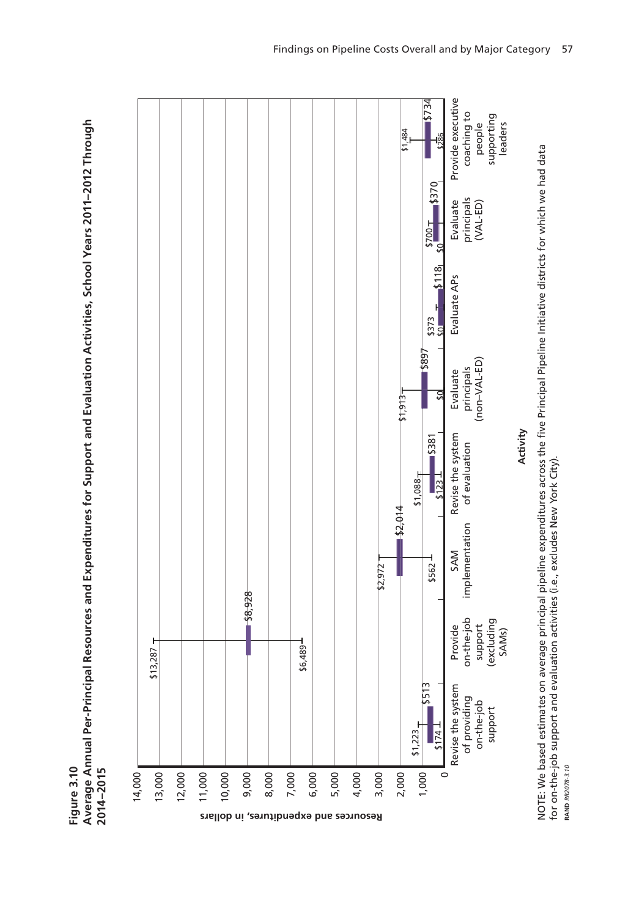**Figure 3.10**
**Average Annual Per-Principal Resources and Expenditures for Support and Evaluation Activities, School Years 2011–2012 Through 2014–2015**

| Activity | Average | High | Low |
|---|---|---|---|
| Revise the system of providing on-the-job support | $513 | $1,223 | $174 |
| Provide on-the-job support (excluding SAMs) | $8,928 | $13,287 | $6,489 |
| SAM implementation | $2,014 | $2,972 | $562 |
| Revise the system of evaluation | $381 | $1,088 | $123 |
| Evaluate principals (non–VAL-ED) | $897 | $1,913 | $0 |
| Evaluate APs | $118 | $373 | $0 |
| Evaluate principals (VAL-ED) | $370 | $700 | $0 |
| Provide executive coaching to people supporting leaders | $734 | $1,484 | $286 |

Y-axis: Resources and expenditures, in dollars (0 to 14,000). X-axis: Activity.

NOTE: We based estimates on average principal pipeline expenditures across the five Principal Pipeline Initiative districts for which we had data for on-the-job support and evaluation activities (i.e., excludes New York City).

RAND *RR2078-3.10*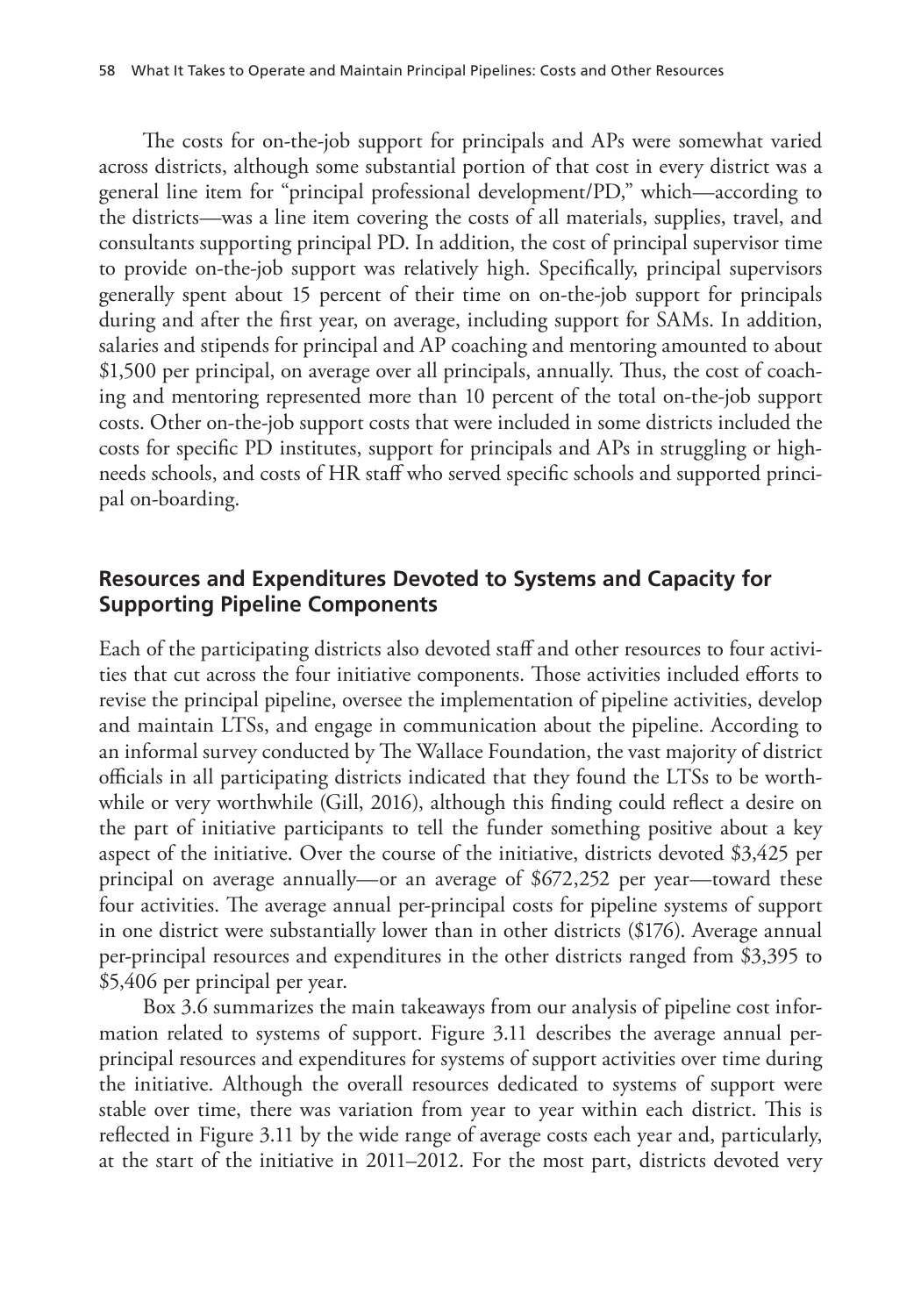The costs for on-the-job support for principals and APs were somewhat varied across districts, although some substantial portion of that cost in every district was a general line item for "principal professional development/PD," which—according to the districts—was a line item covering the costs of all materials, supplies, travel, and consultants supporting principal PD. In addition, the cost of principal supervisor time to provide on-the-job support was relatively high. Specifically, principal supervisors generally spent about 15 percent of their time on on-the-job support for principals during and after the first year, on average, including support for SAMs. In addition, salaries and stipends for principal and AP coaching and mentoring amounted to about $1,500 per principal, on average over all principals, annually. Thus, the cost of coaching and mentoring represented more than 10 percent of the total on-the-job support costs. Other on-the-job support costs that were included in some districts included the costs for specific PD institutes, support for principals and APs in struggling or high-needs schools, and costs of HR staff who served specific schools and supported principal on-boarding.

## Resources and Expenditures Devoted to Systems and Capacity for Supporting Pipeline Components

Each of the participating districts also devoted staff and other resources to four activities that cut across the four initiative components. Those activities included efforts to revise the principal pipeline, oversee the implementation of pipeline activities, develop and maintain LTSs, and engage in communication about the pipeline. According to an informal survey conducted by The Wallace Foundation, the vast majority of district officials in all participating districts indicated that they found the LTSs to be worthwhile or very worthwhile (Gill, 2016), although this finding could reflect a desire on the part of initiative participants to tell the funder something positive about a key aspect of the initiative. Over the course of the initiative, districts devoted $3,425 per principal on average annually—or an average of $672,252 per year—toward these four activities. The average annual per-principal costs for pipeline systems of support in one district were substantially lower than in other districts ($176). Average annual per-principal resources and expenditures in the other districts ranged from $3,395 to $5,406 per principal per year.

Box 3.6 summarizes the main takeaways from our analysis of pipeline cost information related to systems of support. Figure 3.11 describes the average annual per-principal resources and expenditures for systems of support activities over time during the initiative. Although the overall resources dedicated to systems of support were stable over time, there was variation from year to year within each district. This is reflected in Figure 3.11 by the wide range of average costs each year and, particularly, at the start of the initiative in 2011–2012. For the most part, districts devoted very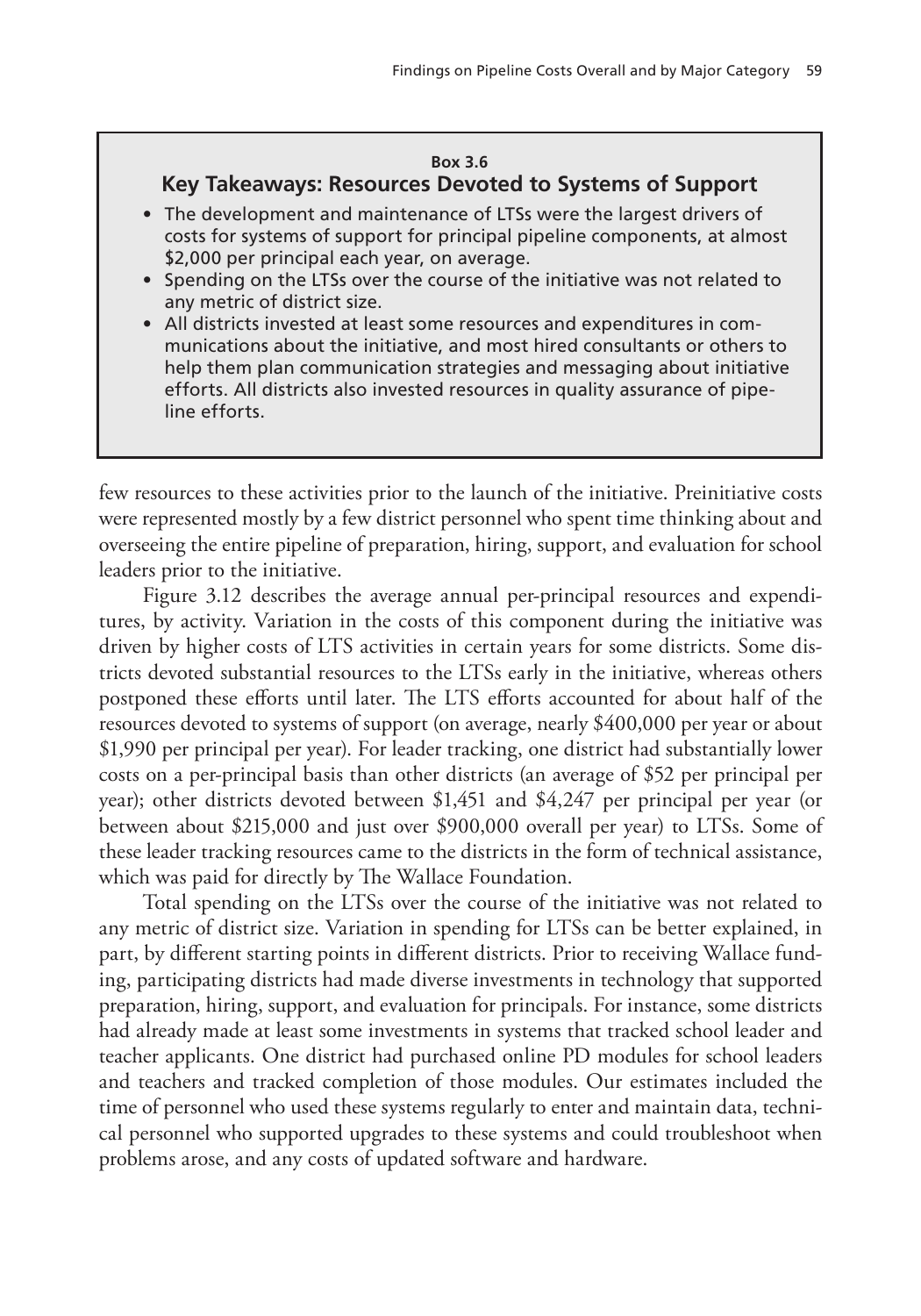**Box 3.6**

### Key Takeaways: Resources Devoted to Systems of Support

- The development and maintenance of LTSs were the largest drivers of costs for systems of support for principal pipeline components, at almost $2,000 per principal each year, on average.
- Spending on the LTSs over the course of the initiative was not related to any metric of district size.
- All districts invested at least some resources and expenditures in communications about the initiative, and most hired consultants or others to help them plan communication strategies and messaging about initiative efforts. All districts also invested resources in quality assurance of pipeline efforts.

few resources to these activities prior to the launch of the initiative. Preinitiative costs were represented mostly by a few district personnel who spent time thinking about and overseeing the entire pipeline of preparation, hiring, support, and evaluation for school leaders prior to the initiative.

Figure 3.12 describes the average annual per-principal resources and expenditures, by activity. Variation in the costs of this component during the initiative was driven by higher costs of LTS activities in certain years for some districts. Some districts devoted substantial resources to the LTSs early in the initiative, whereas others postponed these efforts until later. The LTS efforts accounted for about half of the resources devoted to systems of support (on average, nearly $400,000 per year or about $1,990 per principal per year). For leader tracking, one district had substantially lower costs on a per-principal basis than other districts (an average of $52 per principal per year); other districts devoted between $1,451 and $4,247 per principal per year (or between about $215,000 and just over $900,000 overall per year) to LTSs. Some of these leader tracking resources came to the districts in the form of technical assistance, which was paid for directly by The Wallace Foundation.

Total spending on the LTSs over the course of the initiative was not related to any metric of district size. Variation in spending for LTSs can be better explained, in part, by different starting points in different districts. Prior to receiving Wallace funding, participating districts had made diverse investments in technology that supported preparation, hiring, support, and evaluation for principals. For instance, some districts had already made at least some investments in systems that tracked school leader and teacher applicants. One district had purchased online PD modules for school leaders and teachers and tracked completion of those modules. Our estimates included the time of personnel who used these systems regularly to enter and maintain data, technical personnel who supported upgrades to these systems and could troubleshoot when problems arose, and any costs of updated software and hardware.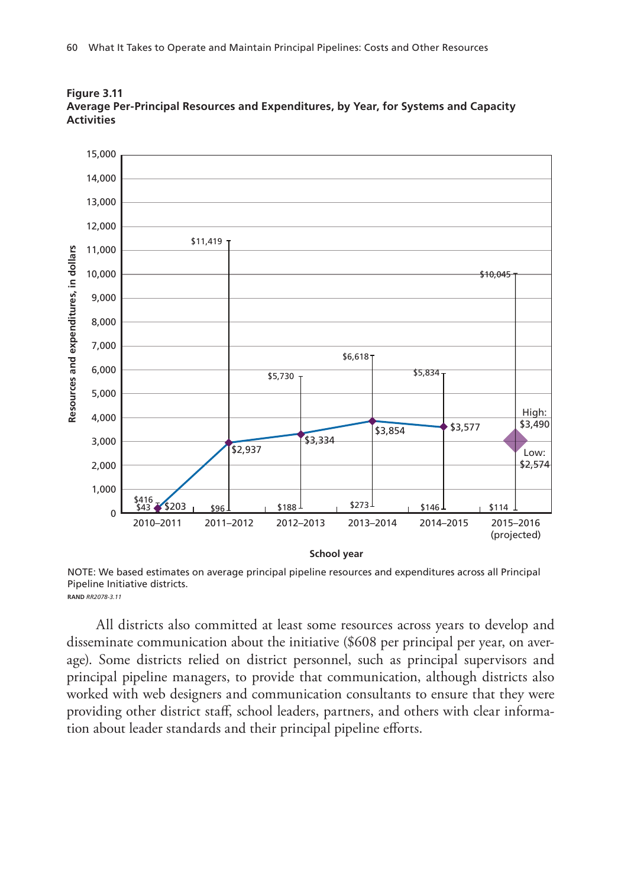**Figure 3.11**
**Average Per-Principal Resources and Expenditures, by Year, for Systems and Capacity Activities**

| School year | Average | Low | High |
|---|---|---|---|
| 2010–2011 | $203 | $43 | $416 |
| 2011–2012 | $2,937 | $96 | $11,419 |
| 2012–2013 | $3,334 | $188 | $5,730 |
| 2013–2014 | $3,854 | $273 | $6,618 |
| 2014–2015 | $3,577 | $146 | $5,834 |
| 2015–2016 (projected) | High: $3,490 / Low: $2,574 | $114 | $10,045 |

NOTE: We based estimates on average principal pipeline resources and expenditures across all Principal Pipeline Initiative districts.

RAND *RR2078-3.11*

All districts also committed at least some resources across years to develop and disseminate communication about the initiative ($608 per principal per year, on average). Some districts relied on district personnel, such as principal supervisors and principal pipeline managers, to provide that communication, although districts also worked with web designers and communication consultants to ensure that they were providing other district staff, school leaders, partners, and others with clear information about leader standards and their principal pipeline efforts.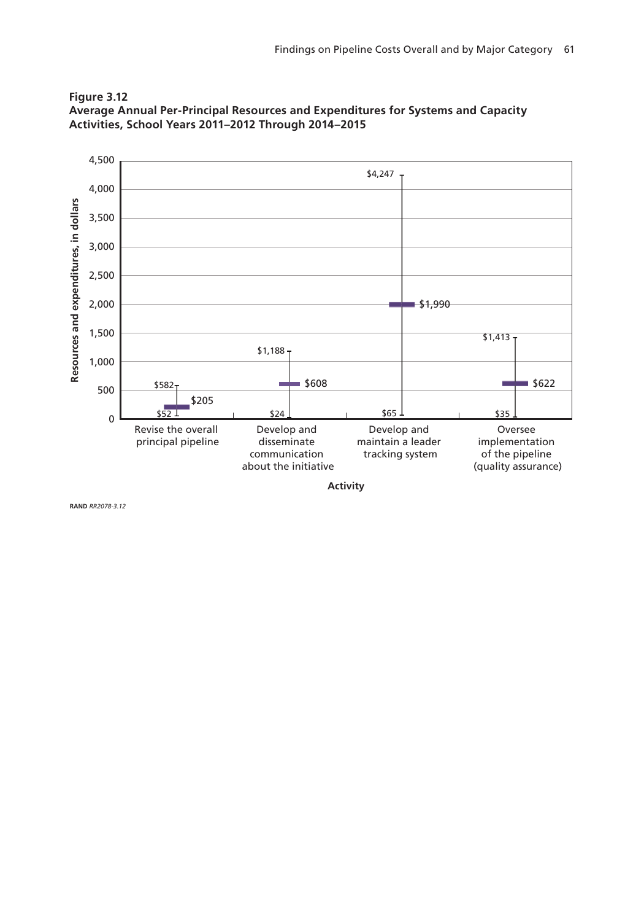**Figure 3.12**
**Average Annual Per-Principal Resources and Expenditures for Systems and Capacity Activities, School Years 2011–2012 Through 2014–2015**

| Activity | Minimum | Average | Maximum |
|---|---|---|---|
| Revise the overall principal pipeline | $52 | $205 | $582 |
| Develop and disseminate communication about the initiative | $24 | $608 | $1,188 |
| Develop and maintain a leader tracking system | $65 | $1,990 | $4,247 |
| Oversee implementation of the pipeline (quality assurance) | $35 | $622 | $1,413 |

RAND *RR2078-3.12*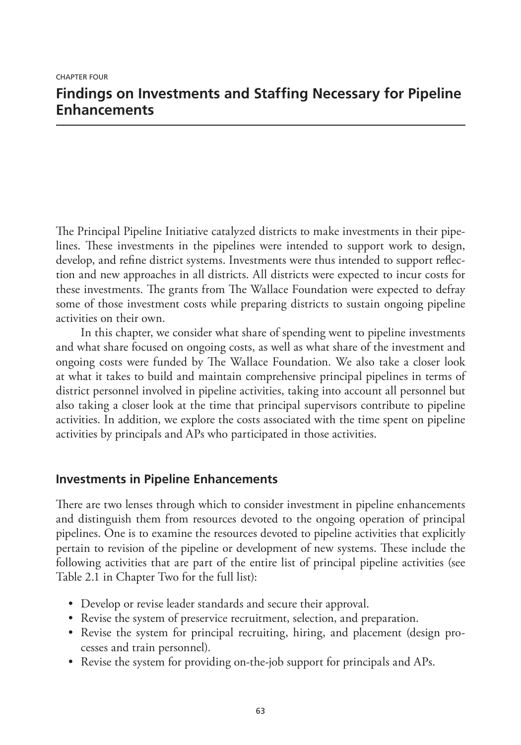CHAPTER FOUR

# Findings on Investments and Staffing Necessary for Pipeline Enhancements

The Principal Pipeline Initiative catalyzed districts to make investments in their pipelines. These investments in the pipelines were intended to support work to design, develop, and refine district systems. Investments were thus intended to support reflection and new approaches in all districts. All districts were expected to incur costs for these investments. The grants from The Wallace Foundation were expected to defray some of those investment costs while preparing districts to sustain ongoing pipeline activities on their own.

In this chapter, we consider what share of spending went to pipeline investments and what share focused on ongoing costs, as well as what share of the investment and ongoing costs were funded by The Wallace Foundation. We also take a closer look at what it takes to build and maintain comprehensive principal pipelines in terms of district personnel involved in pipeline activities, taking into account all personnel but also taking a closer look at the time that principal supervisors contribute to pipeline activities. In addition, we explore the costs associated with the time spent on pipeline activities by principals and APs who participated in those activities.

## Investments in Pipeline Enhancements

There are two lenses through which to consider investment in pipeline enhancements and distinguish them from resources devoted to the ongoing operation of principal pipelines. One is to examine the resources devoted to pipeline activities that explicitly pertain to revision of the pipeline or development of new systems. These include the following activities that are part of the entire list of principal pipeline activities (see Table 2.1 in Chapter Two for the full list):

- Develop or revise leader standards and secure their approval.
- Revise the system of preservice recruitment, selection, and preparation.
- Revise the system for principal recruiting, hiring, and placement (design processes and train personnel).
- Revise the system for providing on-the-job support for principals and APs.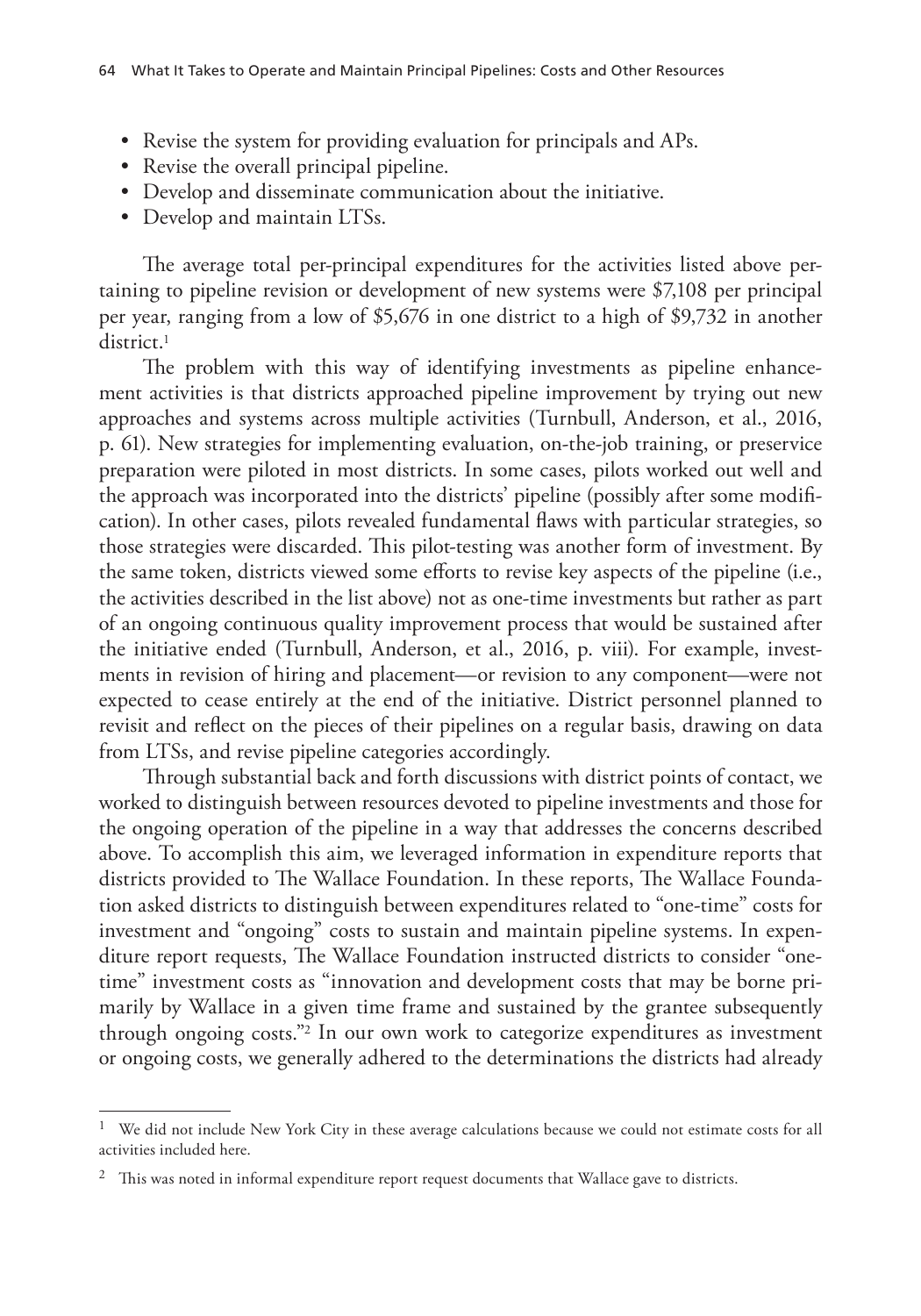- Revise the system for providing evaluation for principals and APs.
- Revise the overall principal pipeline.
- Develop and disseminate communication about the initiative.
- Develop and maintain LTSs.

The average total per-principal expenditures for the activities listed above pertaining to pipeline revision or development of new systems were $7,108 per principal per year, ranging from a low of $5,676 in one district to a high of $9,732 in another district.[1]

The problem with this way of identifying investments as pipeline enhancement activities is that districts approached pipeline improvement by trying out new approaches and systems across multiple activities (Turnbull, Anderson, et al., 2016, p. 61). New strategies for implementing evaluation, on-the-job training, or preservice preparation were piloted in most districts. In some cases, pilots worked out well and the approach was incorporated into the districts' pipeline (possibly after some modification). In other cases, pilots revealed fundamental flaws with particular strategies, so those strategies were discarded. This pilot-testing was another form of investment. By the same token, districts viewed some efforts to revise key aspects of the pipeline (i.e., the activities described in the list above) not as one-time investments but rather as part of an ongoing continuous quality improvement process that would be sustained after the initiative ended (Turnbull, Anderson, et al., 2016, p. viii). For example, investments in revision of hiring and placement—or revision to any component—were not expected to cease entirely at the end of the initiative. District personnel planned to revisit and reflect on the pieces of their pipelines on a regular basis, drawing on data from LTSs, and revise pipeline categories accordingly.

Through substantial back and forth discussions with district points of contact, we worked to distinguish between resources devoted to pipeline investments and those for the ongoing operation of the pipeline in a way that addresses the concerns described above. To accomplish this aim, we leveraged information in expenditure reports that districts provided to The Wallace Foundation. In these reports, The Wallace Foundation asked districts to distinguish between expenditures related to "one-time" costs for investment and "ongoing" costs to sustain and maintain pipeline systems. In expenditure report requests, The Wallace Foundation instructed districts to consider "one-time" investment costs as "innovation and development costs that may be borne primarily by Wallace in a given time frame and sustained by the grantee subsequently through ongoing costs."[2] In our own work to categorize expenditures as investment or ongoing costs, we generally adhered to the determinations the districts had already

---

[1] We did not include New York City in these average calculations because we could not estimate costs for all activities included here.

[2] This was noted in informal expenditure report request documents that Wallace gave to districts.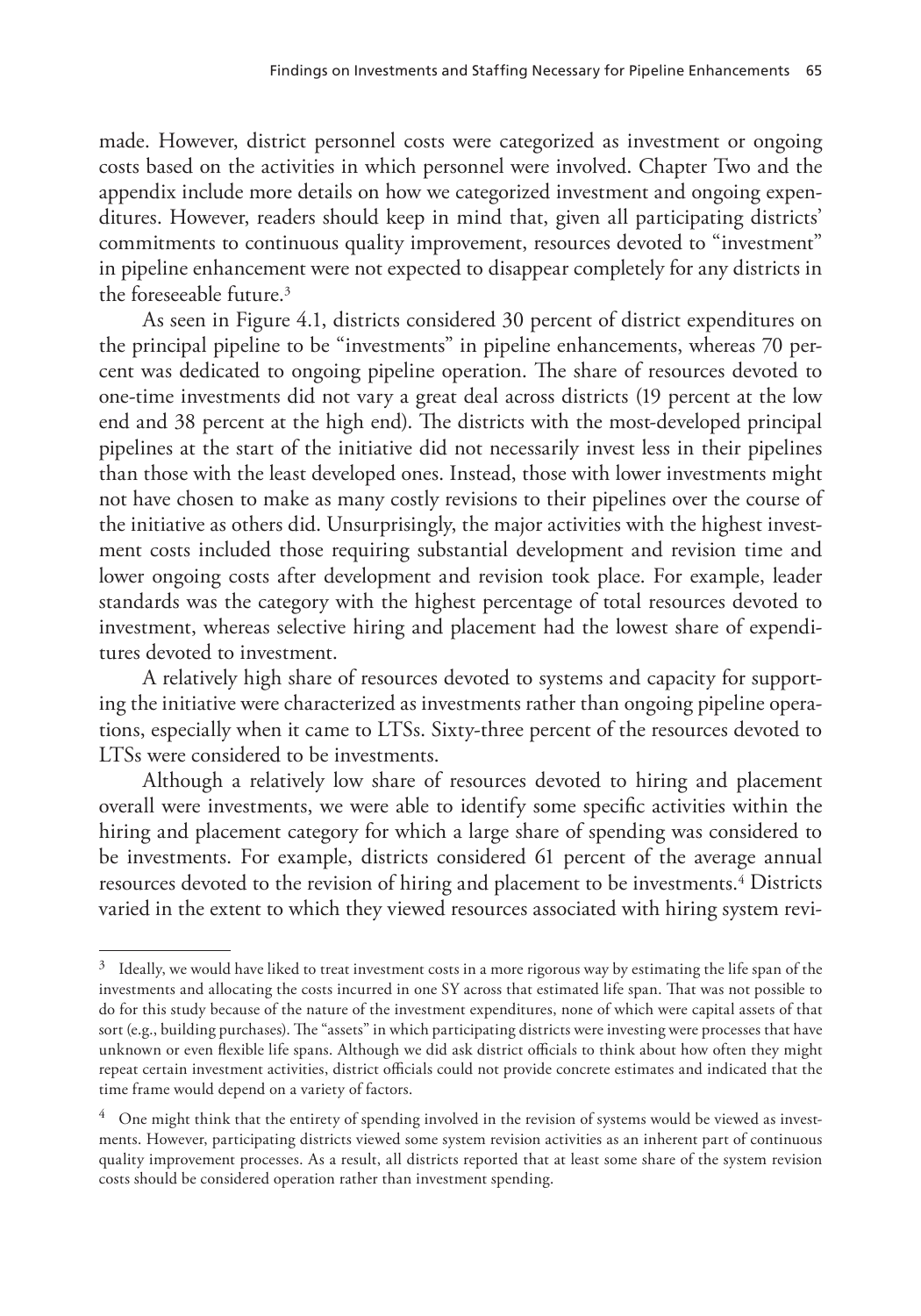made. However, district personnel costs were categorized as investment or ongoing costs based on the activities in which personnel were involved. Chapter Two and the appendix include more details on how we categorized investment and ongoing expenditures. However, readers should keep in mind that, given all participating districts' commitments to continuous quality improvement, resources devoted to "investment" in pipeline enhancement were not expected to disappear completely for any districts in the foreseeable future.[3]

As seen in Figure 4.1, districts considered 30 percent of district expenditures on the principal pipeline to be "investments" in pipeline enhancements, whereas 70 percent was dedicated to ongoing pipeline operation. The share of resources devoted to one-time investments did not vary a great deal across districts (19 percent at the low end and 38 percent at the high end). The districts with the most-developed principal pipelines at the start of the initiative did not necessarily invest less in their pipelines than those with the least developed ones. Instead, those with lower investments might not have chosen to make as many costly revisions to their pipelines over the course of the initiative as others did. Unsurprisingly, the major activities with the highest investment costs included those requiring substantial development and revision time and lower ongoing costs after development and revision took place. For example, leader standards was the category with the highest percentage of total resources devoted to investment, whereas selective hiring and placement had the lowest share of expenditures devoted to investment.

A relatively high share of resources devoted to systems and capacity for supporting the initiative were characterized as investments rather than ongoing pipeline operations, especially when it came to LTSs. Sixty-three percent of the resources devoted to LTSs were considered to be investments.

Although a relatively low share of resources devoted to hiring and placement overall were investments, we were able to identify some specific activities within the hiring and placement category for which a large share of spending was considered to be investments. For example, districts considered 61 percent of the average annual resources devoted to the revision of hiring and placement to be investments.[4] Districts varied in the extent to which they viewed resources associated with hiring system revi-

---

[3] Ideally, we would have liked to treat investment costs in a more rigorous way by estimating the life span of the investments and allocating the costs incurred in one SY across that estimated life span. That was not possible to do for this study because of the nature of the investment expenditures, none of which were capital assets of that sort (e.g., building purchases). The "assets" in which participating districts were investing were processes that have unknown or even flexible life spans. Although we did ask district officials to think about how often they might repeat certain investment activities, district officials could not provide concrete estimates and indicated that the time frame would depend on a variety of factors.

[4] One might think that the entirety of spending involved in the revision of systems would be viewed as investments. However, participating districts viewed some system revision activities as an inherent part of continuous quality improvement processes. As a result, all districts reported that at least some share of the system revision costs should be considered operation rather than investment spending.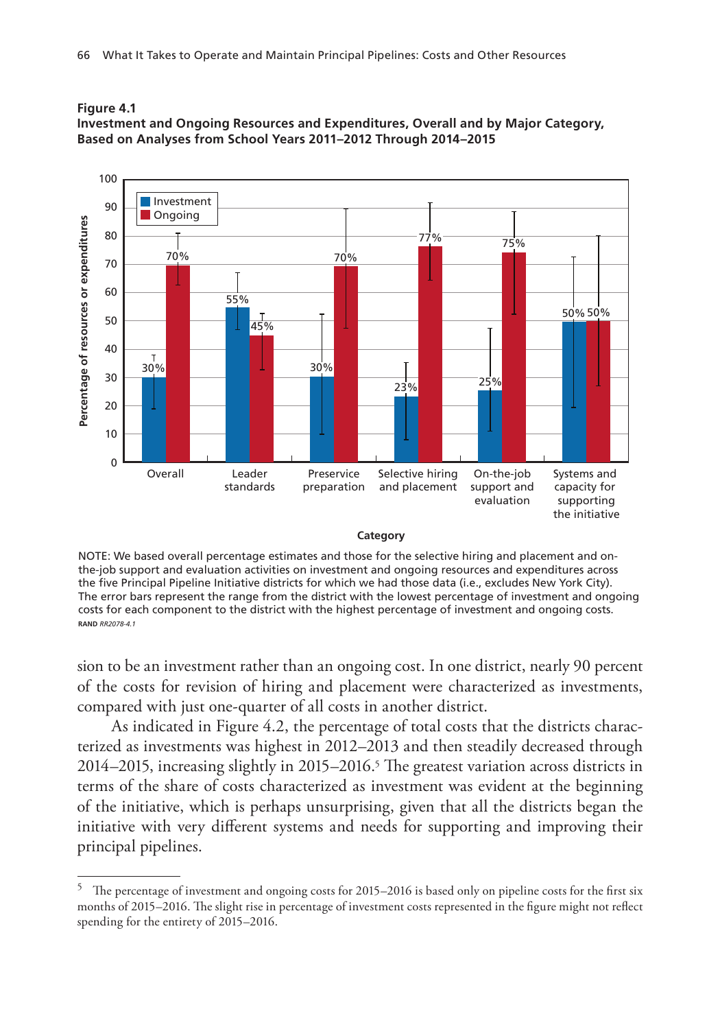**Figure 4.1**
**Investment and Ongoing Resources and Expenditures, Overall and by Major Category, Based on Analyses from School Years 2011–2012 Through 2014–2015**

| Category | Investment | Ongoing |
|---|---|---|
| Overall | 30% | 70% |
| Leader standards | 55% | 45% |
| Preservice preparation | 30% | 70% |
| Selective hiring and placement | 23% | 77% |
| On-the-job support and evaluation | 25% | 75% |
| Systems and capacity for supporting the initiative | 50% | 50% |

NOTE: We based overall percentage estimates and those for the selective hiring and placement and on-the-job support and evaluation activities on investment and ongoing resources and expenditures across the five Principal Pipeline Initiative districts for which we had those data (i.e., excludes New York City). The error bars represent the range from the district with the lowest percentage of investment and ongoing costs for each component to the district with the highest percentage of investment and ongoing costs.
RAND *RR2078-4.1*

sion to be an investment rather than an ongoing cost. In one district, nearly 90 percent of the costs for revision of hiring and placement were characterized as investments, compared with just one-quarter of all costs in another district.

As indicated in Figure 4.2, the percentage of total costs that the districts characterized as investments was highest in 2012–2013 and then steadily decreased through 2014–2015, increasing slightly in 2015–2016.[5] The greatest variation across districts in terms of the share of costs characterized as investment was evident at the beginning of the initiative, which is perhaps unsurprising, given that all the districts began the initiative with very different systems and needs for supporting and improving their principal pipelines.

---

[5] The percentage of investment and ongoing costs for 2015–2016 is based only on pipeline costs for the first six months of 2015–2016. The slight rise in percentage of investment costs represented in the figure might not reflect spending for the entirety of 2015–2016.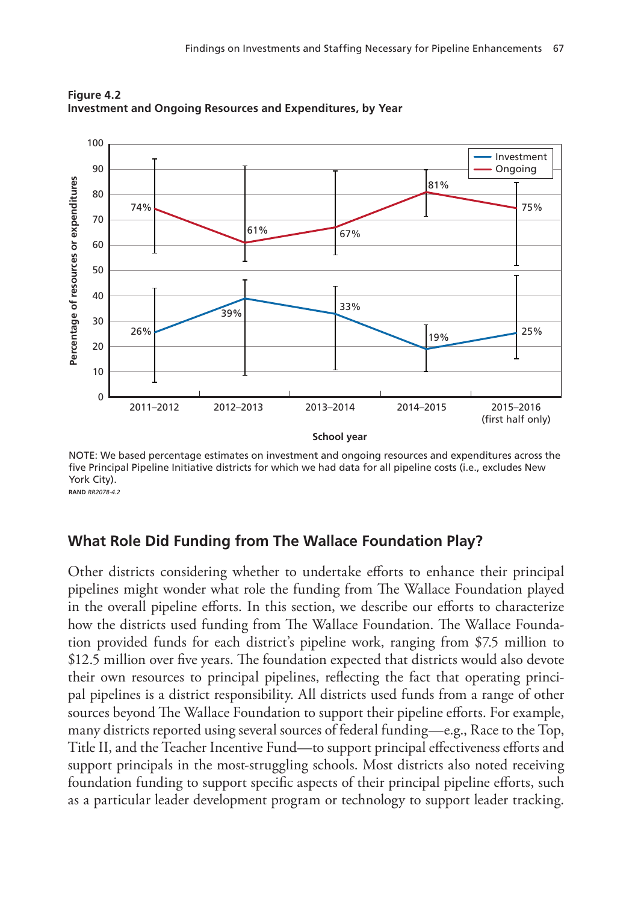**Figure 4.2**
**Investment and Ongoing Resources and Expenditures, by Year**

NOTE: We based percentage estimates on investment and ongoing resources and expenditures across the five Principal Pipeline Initiative districts for which we had data for all pipeline costs (i.e., excludes New York City).

RAND *RR2078-4.2*

## What Role Did Funding from The Wallace Foundation Play?

Other districts considering whether to undertake efforts to enhance their principal pipelines might wonder what role the funding from The Wallace Foundation played in the overall pipeline efforts. In this section, we describe our efforts to characterize how the districts used funding from The Wallace Foundation. The Wallace Foundation provided funds for each district's pipeline work, ranging from $7.5 million to $12.5 million over five years. The foundation expected that districts would also devote their own resources to principal pipelines, reflecting the fact that operating principal pipelines is a district responsibility. All districts used funds from a range of other sources beyond The Wallace Foundation to support their pipeline efforts. For example, many districts reported using several sources of federal funding—e.g., Race to the Top, Title II, and the Teacher Incentive Fund—to support principal effectiveness efforts and support principals in the most-struggling schools. Most districts also noted receiving foundation funding to support specific aspects of their principal pipeline efforts, such as a particular leader development program or technology to support leader tracking.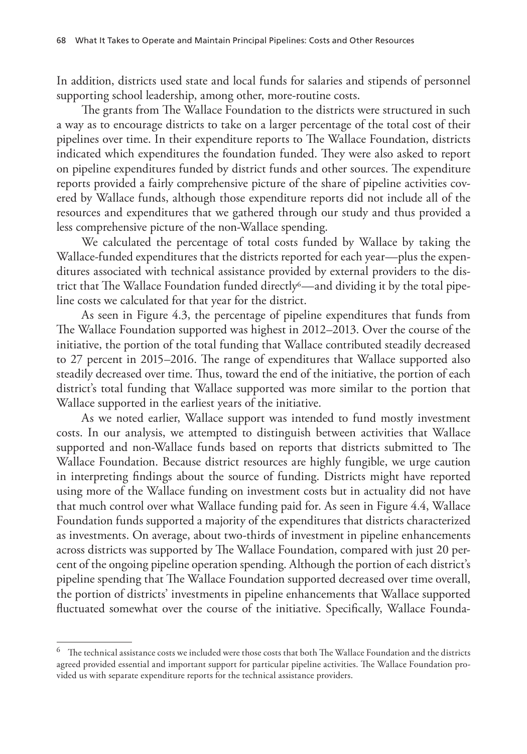In addition, districts used state and local funds for salaries and stipends of personnel supporting school leadership, among other, more-routine costs.

The grants from The Wallace Foundation to the districts were structured in such a way as to encourage districts to take on a larger percentage of the total cost of their pipelines over time. In their expenditure reports to The Wallace Foundation, districts indicated which expenditures the foundation funded. They were also asked to report on pipeline expenditures funded by district funds and other sources. The expenditure reports provided a fairly comprehensive picture of the share of pipeline activities covered by Wallace funds, although those expenditure reports did not include all of the resources and expenditures that we gathered through our study and thus provided a less comprehensive picture of the non-Wallace spending.

We calculated the percentage of total costs funded by Wallace by taking the Wallace-funded expenditures that the districts reported for each year—plus the expenditures associated with technical assistance provided by external providers to the district that The Wallace Foundation funded directly[6]—and dividing it by the total pipeline costs we calculated for that year for the district.

As seen in Figure 4.3, the percentage of pipeline expenditures that funds from The Wallace Foundation supported was highest in 2012–2013. Over the course of the initiative, the portion of the total funding that Wallace contributed steadily decreased to 27 percent in 2015–2016. The range of expenditures that Wallace supported also steadily decreased over time. Thus, toward the end of the initiative, the portion of each district's total funding that Wallace supported was more similar to the portion that Wallace supported in the earliest years of the initiative.

As we noted earlier, Wallace support was intended to fund mostly investment costs. In our analysis, we attempted to distinguish between activities that Wallace supported and non-Wallace funds based on reports that districts submitted to The Wallace Foundation. Because district resources are highly fungible, we urge caution in interpreting findings about the source of funding. Districts might have reported using more of the Wallace funding on investment costs but in actuality did not have that much control over what Wallace funding paid for. As seen in Figure 4.4, Wallace Foundation funds supported a majority of the expenditures that districts characterized as investments. On average, about two-thirds of investment in pipeline enhancements across districts was supported by The Wallace Foundation, compared with just 20 percent of the ongoing pipeline operation spending. Although the portion of each district's pipeline spending that The Wallace Foundation supported decreased over time overall, the portion of districts' investments in pipeline enhancements that Wallace supported fluctuated somewhat over the course of the initiative. Specifically, Wallace Founda-

[6] The technical assistance costs we included were those costs that both The Wallace Foundation and the districts agreed provided essential and important support for particular pipeline activities. The Wallace Foundation provided us with separate expenditure reports for the technical assistance providers.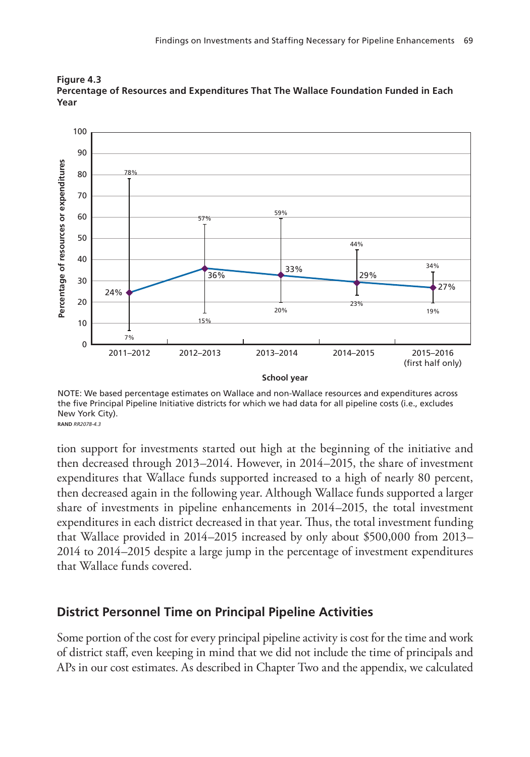**Figure 4.3**
**Percentage of Resources and Expenditures That The Wallace Foundation Funded in Each Year**

| School year | Percentage | Low | High |
|---|---|---|---|
| 2011–2012 | 24% | 7% | 78% |
| 2012–2013 | 36% | 15% | 57% |
| 2013–2014 | 33% | 20% | 59% |
| 2014–2015 | 29% | 23% | 44% |
| 2015–2016 (first half only) | 27% | 19% | 34% |

NOTE: We based percentage estimates on Wallace and non-Wallace resources and expenditures across the five Principal Pipeline Initiative districts for which we had data for all pipeline costs (i.e., excludes New York City).

RAND *RR2078-4.3*

tion support for investments started out high at the beginning of the initiative and then decreased through 2013–2014. However, in 2014–2015, the share of investment expenditures that Wallace funds supported increased to a high of nearly 80 percent, then decreased again in the following year. Although Wallace funds supported a larger share of investments in pipeline enhancements in 2014–2015, the total investment expenditures in each district decreased in that year. Thus, the total investment funding that Wallace provided in 2014–2015 increased by only about $500,000 from 2013–2014 to 2014–2015 despite a large jump in the percentage of investment expenditures that Wallace funds covered.

## District Personnel Time on Principal Pipeline Activities

Some portion of the cost for every principal pipeline activity is cost for the time and work of district staff, even keeping in mind that we did not include the time of principals and APs in our cost estimates. As described in Chapter Two and the appendix, we calculated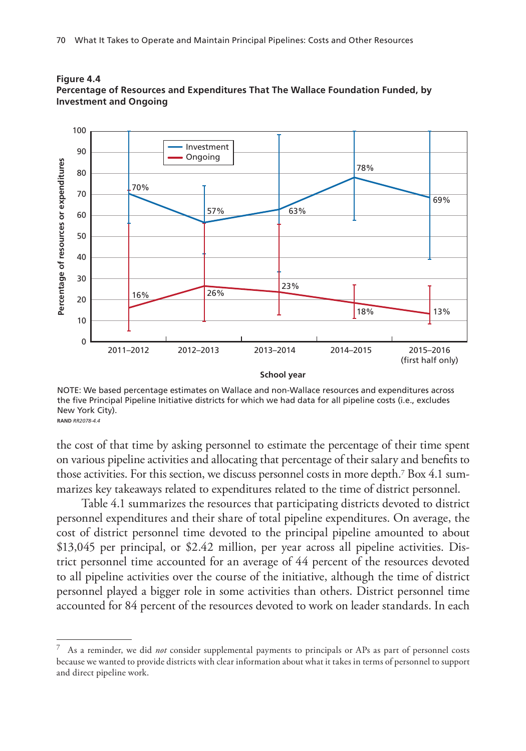**Figure 4.4**
**Percentage of Resources and Expenditures That The Wallace Foundation Funded, by Investment and Ongoing**

NOTE: We based percentage estimates on Wallace and non-Wallace resources and expenditures across the five Principal Pipeline Initiative districts for which we had data for all pipeline costs (i.e., excludes New York City).

RAND *RR2078-4.4*

the cost of that time by asking personnel to estimate the percentage of their time spent on various pipeline activities and allocating that percentage of their salary and benefits to those activities. For this section, we discuss personnel costs in more depth.[7] Box 4.1 summarizes key takeaways related to expenditures related to the time of district personnel.

Table 4.1 summarizes the resources that participating districts devoted to district personnel expenditures and their share of total pipeline expenditures. On average, the cost of district personnel time devoted to the principal pipeline amounted to about $13,045 per principal, or $2.42 million, per year across all pipeline activities. District personnel time accounted for an average of 44 percent of the resources devoted to all pipeline activities over the course of the initiative, although the time of district personnel played a bigger role in some activities than others. District personnel time accounted for 84 percent of the resources devoted to work on leader standards. In each

---

[7] As a reminder, we did *not* consider supplemental payments to principals or APs as part of personnel costs because we wanted to provide districts with clear information about what it takes in terms of personnel to support and direct pipeline work.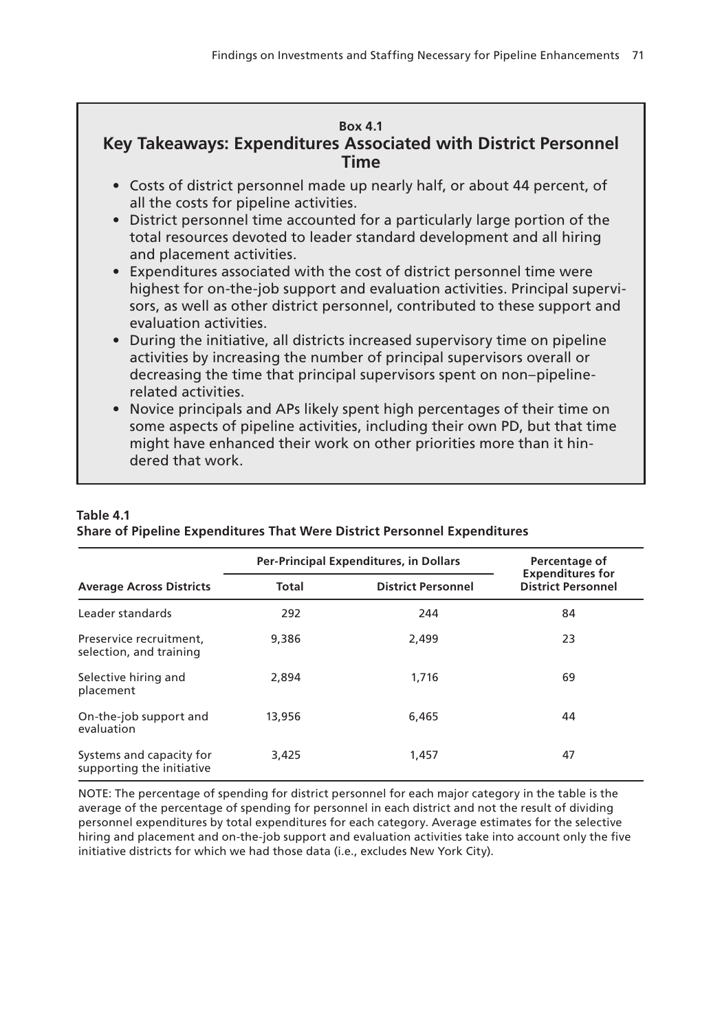**Box 4.1**

### Key Takeaways: Expenditures Associated with District Personnel Time

- Costs of district personnel made up nearly half, or about 44 percent, of all the costs for pipeline activities.
- District personnel time accounted for a particularly large portion of the total resources devoted to leader standard development and all hiring and placement activities.
- Expenditures associated with the cost of district personnel time were highest for on-the-job support and evaluation activities. Principal supervisors, as well as other district personnel, contributed to these support and evaluation activities.
- During the initiative, all districts increased supervisory time on pipeline activities by increasing the number of principal supervisors overall or decreasing the time that principal supervisors spent on non–pipeline-related activities.
- Novice principals and APs likely spent high percentages of their time on some aspects of pipeline activities, including their own PD, but that time might have enhanced their work on other priorities more than it hindered that work.

**Table 4.1**
**Share of Pipeline Expenditures That Were District Personnel Expenditures**

| | Per-Principal Expenditures, in Dollars | | Percentage of Expenditures for District Personnel |
|---|---|---|---|
| **Average Across Districts** | **Total** | **District Personnel** | |
| Leader standards | 292 | 244 | 84 |
| Preservice recruitment, selection, and training | 9,386 | 2,499 | 23 |
| Selective hiring and placement | 2,894 | 1,716 | 69 |
| On-the-job support and evaluation | 13,956 | 6,465 | 44 |
| Systems and capacity for supporting the initiative | 3,425 | 1,457 | 47 |

NOTE: The percentage of spending for district personnel for each major category in the table is the average of the percentage of spending for personnel in each district and not the result of dividing personnel expenditures by total expenditures for each category. Average estimates for the selective hiring and placement and on-the-job support and evaluation activities take into account only the five initiative districts for which we had those data (i.e., excludes New York City).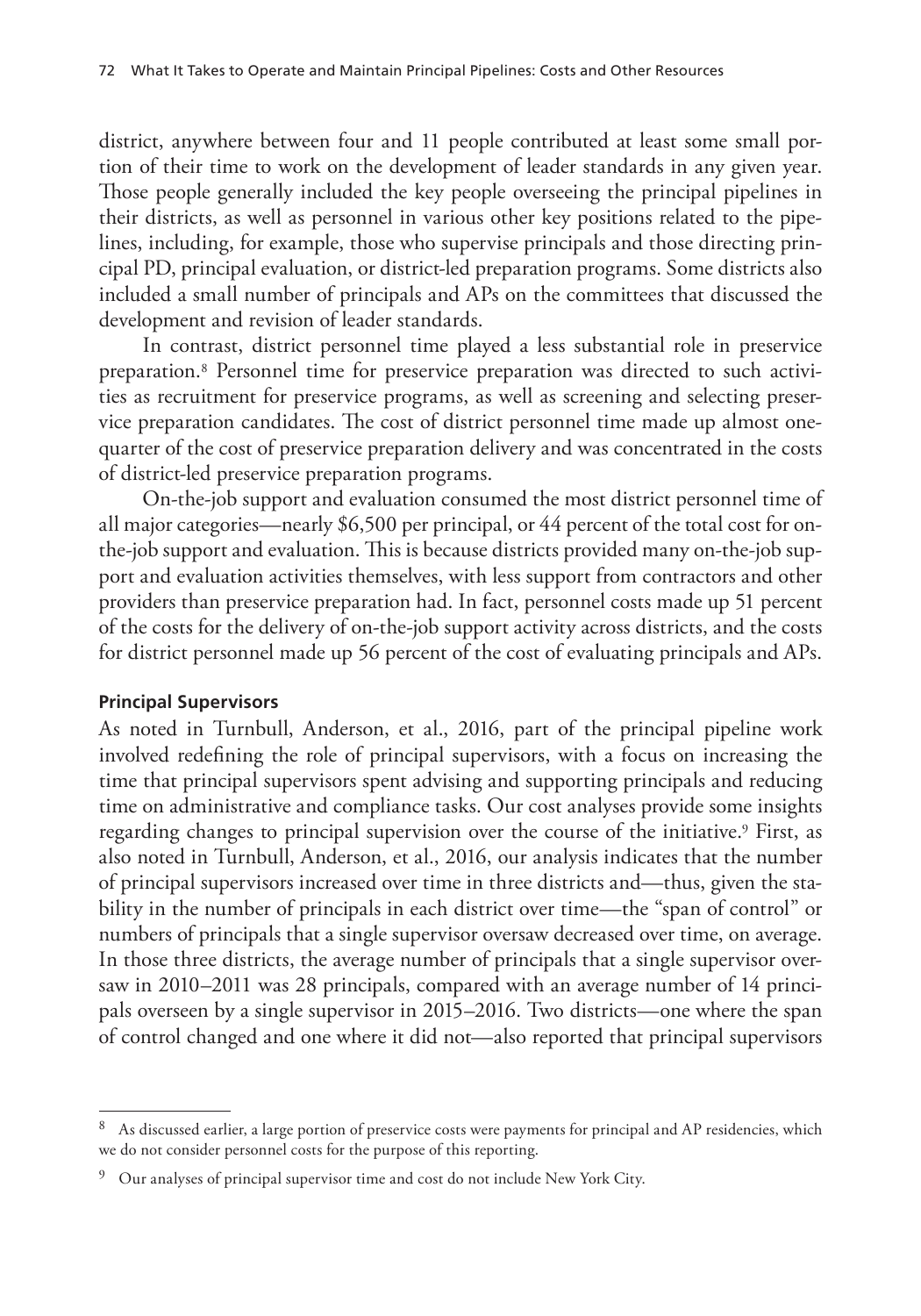district, anywhere between four and 11 people contributed at least some small portion of their time to work on the development of leader standards in any given year. Those people generally included the key people overseeing the principal pipelines in their districts, as well as personnel in various other key positions related to the pipelines, including, for example, those who supervise principals and those directing principal PD, principal evaluation, or district-led preparation programs. Some districts also included a small number of principals and APs on the committees that discussed the development and revision of leader standards.

In contrast, district personnel time played a less substantial role in preservice preparation.[8] Personnel time for preservice preparation was directed to such activities as recruitment for preservice programs, as well as screening and selecting preservice preparation candidates. The cost of district personnel time made up almost one-quarter of the cost of preservice preparation delivery and was concentrated in the costs of district-led preservice preparation programs.

On-the-job support and evaluation consumed the most district personnel time of all major categories—nearly $6,500 per principal, or 44 percent of the total cost for on-the-job support and evaluation. This is because districts provided many on-the-job support and evaluation activities themselves, with less support from contractors and other providers than preservice preparation had. In fact, personnel costs made up 51 percent of the costs for the delivery of on-the-job support activity across districts, and the costs for district personnel made up 56 percent of the cost of evaluating principals and APs.

#### Principal Supervisors

As noted in Turnbull, Anderson, et al., 2016, part of the principal pipeline work involved redefining the role of principal supervisors, with a focus on increasing the time that principal supervisors spent advising and supporting principals and reducing time on administrative and compliance tasks. Our cost analyses provide some insights regarding changes to principal supervision over the course of the initiative.[9] First, as also noted in Turnbull, Anderson, et al., 2016, our analysis indicates that the number of principal supervisors increased over time in three districts and—thus, given the stability in the number of principals in each district over time—the "span of control" or numbers of principals that a single supervisor oversaw decreased over time, on average. In those three districts, the average number of principals that a single supervisor oversaw in 2010–2011 was 28 principals, compared with an average number of 14 principals overseen by a single supervisor in 2015–2016. Two districts—one where the span of control changed and one where it did not—also reported that principal supervisors

[8] As discussed earlier, a large portion of preservice costs were payments for principal and AP residencies, which we do not consider personnel costs for the purpose of this reporting.

[9] Our analyses of principal supervisor time and cost do not include New York City.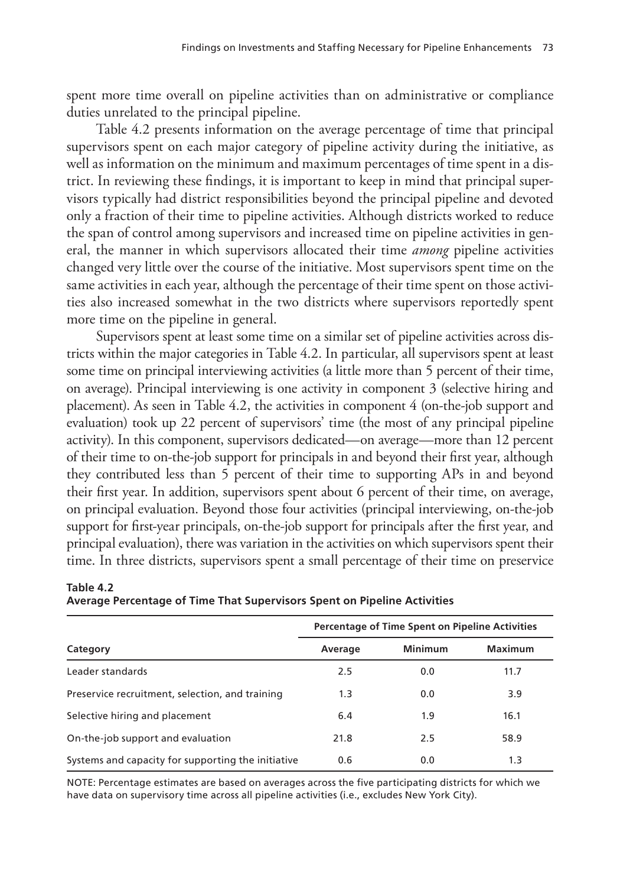spent more time overall on pipeline activities than on administrative or compliance duties unrelated to the principal pipeline.

Table 4.2 presents information on the average percentage of time that principal supervisors spent on each major category of pipeline activity during the initiative, as well as information on the minimum and maximum percentages of time spent in a district. In reviewing these findings, it is important to keep in mind that principal supervisors typically had district responsibilities beyond the principal pipeline and devoted only a fraction of their time to pipeline activities. Although districts worked to reduce the span of control among supervisors and increased time on pipeline activities in general, the manner in which supervisors allocated their time *among* pipeline activities changed very little over the course of the initiative. Most supervisors spent time on the same activities in each year, although the percentage of their time spent on those activities also increased somewhat in the two districts where supervisors reportedly spent more time on the pipeline in general.

Supervisors spent at least some time on a similar set of pipeline activities across districts within the major categories in Table 4.2. In particular, all supervisors spent at least some time on principal interviewing activities (a little more than 5 percent of their time, on average). Principal interviewing is one activity in component 3 (selective hiring and placement). As seen in Table 4.2, the activities in component 4 (on-the-job support and evaluation) took up 22 percent of supervisors' time (the most of any principal pipeline activity). In this component, supervisors dedicated—on average—more than 12 percent of their time to on-the-job support for principals in and beyond their first year, although they contributed less than 5 percent of their time to supporting APs in and beyond their first year. In addition, supervisors spent about 6 percent of their time, on average, on principal evaluation. Beyond those four activities (principal interviewing, on-the-job support for first-year principals, on-the-job support for principals after the first year, and principal evaluation), there was variation in the activities on which supervisors spent their time. In three districts, supervisors spent a small percentage of their time on preservice

**Table 4.2**
**Average Percentage of Time That Supervisors Spent on Pipeline Activities**

| | Percentage of Time Spent on Pipeline Activities | | |
|---|---|---|---|
| **Category** | **Average** | **Minimum** | **Maximum** |
| Leader standards | 2.5 | 0.0 | 11.7 |
| Preservice recruitment, selection, and training | 1.3 | 0.0 | 3.9 |
| Selective hiring and placement | 6.4 | 1.9 | 16.1 |
| On-the-job support and evaluation | 21.8 | 2.5 | 58.9 |
| Systems and capacity for supporting the initiative | 0.6 | 0.0 | 1.3 |

NOTE: Percentage estimates are based on averages across the five participating districts for which we have data on supervisory time across all pipeline activities (i.e., excludes New York City).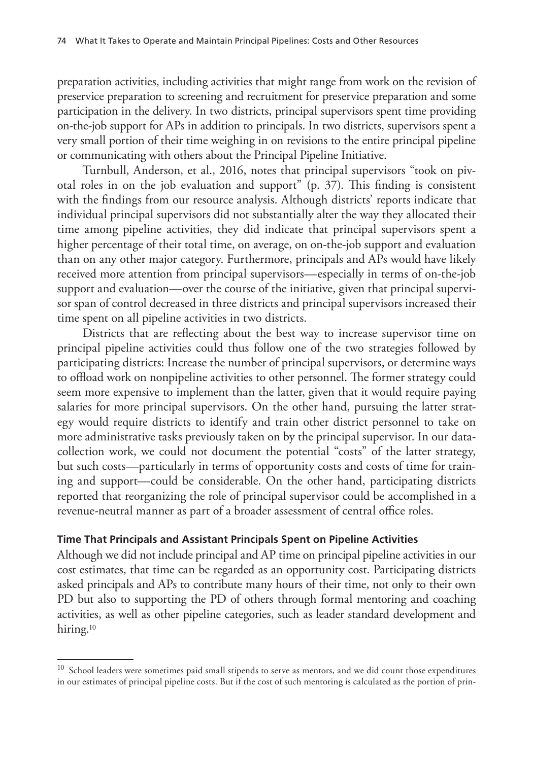preparation activities, including activities that might range from work on the revision of preservice preparation to screening and recruitment for preservice preparation and some participation in the delivery. In two districts, principal supervisors spent time providing on-the-job support for APs in addition to principals. In two districts, supervisors spent a very small portion of their time weighing in on revisions to the entire principal pipeline or communicating with others about the Principal Pipeline Initiative.

Turnbull, Anderson, et al., 2016, notes that principal supervisors "took on pivotal roles in on the job evaluation and support" (p. 37). This finding is consistent with the findings from our resource analysis. Although districts' reports indicate that individual principal supervisors did not substantially alter the way they allocated their time among pipeline activities, they did indicate that principal supervisors spent a higher percentage of their total time, on average, on on-the-job support and evaluation than on any other major category. Furthermore, principals and APs would have likely received more attention from principal supervisors—especially in terms of on-the-job support and evaluation—over the course of the initiative, given that principal supervisor span of control decreased in three districts and principal supervisors increased their time spent on all pipeline activities in two districts.

Districts that are reflecting about the best way to increase supervisor time on principal pipeline activities could thus follow one of the two strategies followed by participating districts: Increase the number of principal supervisors, or determine ways to offload work on nonpipeline activities to other personnel. The former strategy could seem more expensive to implement than the latter, given that it would require paying salaries for more principal supervisors. On the other hand, pursuing the latter strategy would require districts to identify and train other district personnel to take on more administrative tasks previously taken on by the principal supervisor. In our data-collection work, we could not document the potential "costs" of the latter strategy, but such costs—particularly in terms of opportunity costs and costs of time for training and support—could be considerable. On the other hand, participating districts reported that reorganizing the role of principal supervisor could be accomplished in a revenue-neutral manner as part of a broader assessment of central office roles.

### Time That Principals and Assistant Principals Spent on Pipeline Activities

Although we did not include principal and AP time on principal pipeline activities in our cost estimates, that time can be regarded as an opportunity cost. Participating districts asked principals and APs to contribute many hours of their time, not only to their own PD but also to supporting the PD of others through formal mentoring and coaching activities, as well as other pipeline categories, such as leader standard development and hiring.[10]

---

[10] School leaders were sometimes paid small stipends to serve as mentors, and we did count those expenditures in our estimates of principal pipeline costs. But if the cost of such mentoring is calculated as the portion of prin-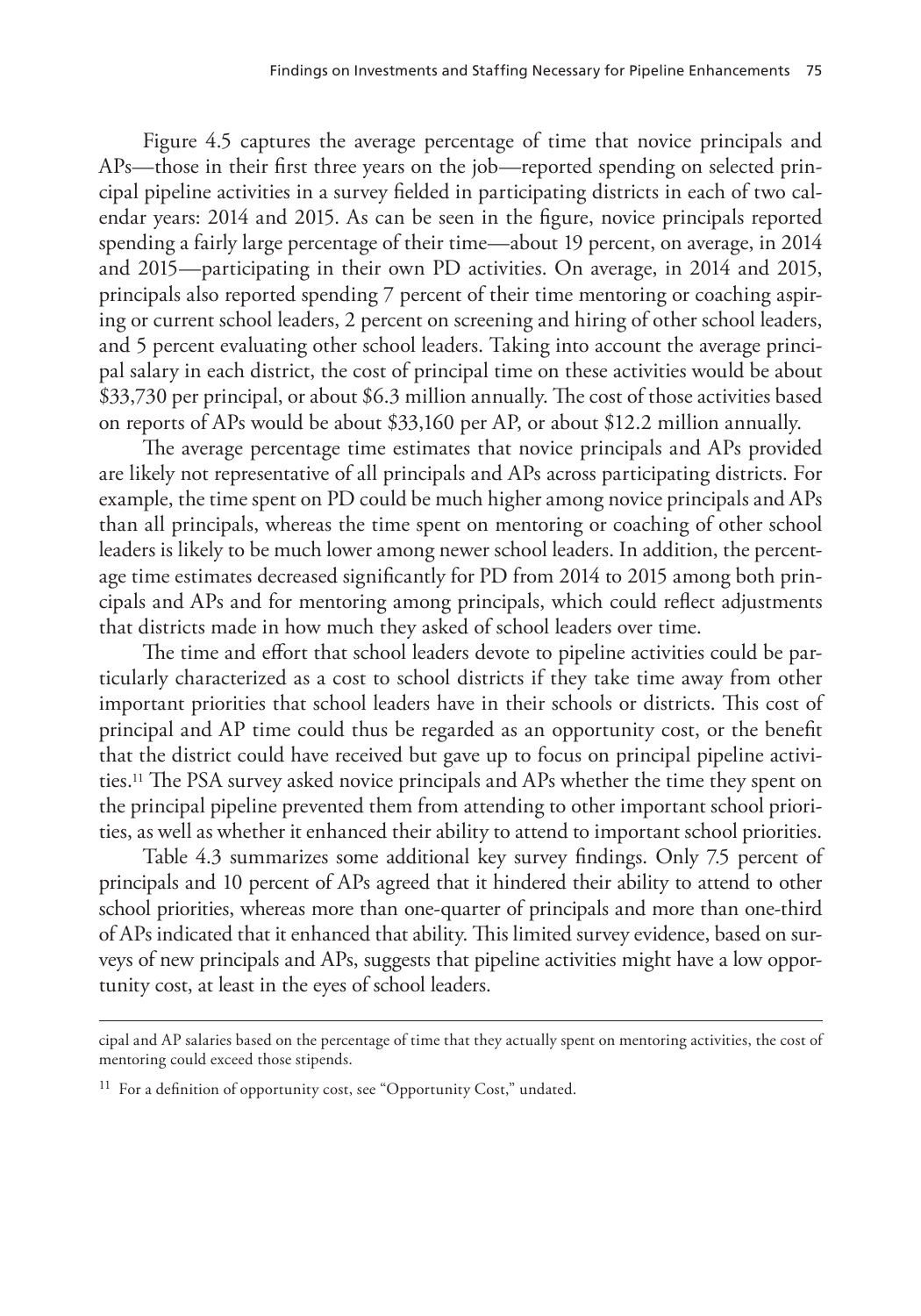Figure 4.5 captures the average percentage of time that novice principals and APs—those in their first three years on the job—reported spending on selected principal pipeline activities in a survey fielded in participating districts in each of two calendar years: 2014 and 2015. As can be seen in the figure, novice principals reported spending a fairly large percentage of their time—about 19 percent, on average, in 2014 and 2015—participating in their own PD activities. On average, in 2014 and 2015, principals also reported spending 7 percent of their time mentoring or coaching aspiring or current school leaders, 2 percent on screening and hiring of other school leaders, and 5 percent evaluating other school leaders. Taking into account the average principal salary in each district, the cost of principal time on these activities would be about \$33,730 per principal, or about \$6.3 million annually. The cost of those activities based on reports of APs would be about \$33,160 per AP, or about \$12.2 million annually.

The average percentage time estimates that novice principals and APs provided are likely not representative of all principals and APs across participating districts. For example, the time spent on PD could be much higher among novice principals and APs than all principals, whereas the time spent on mentoring or coaching of other school leaders is likely to be much lower among newer school leaders. In addition, the percentage time estimates decreased significantly for PD from 2014 to 2015 among both principals and APs and for mentoring among principals, which could reflect adjustments that districts made in how much they asked of school leaders over time.

The time and effort that school leaders devote to pipeline activities could be particularly characterized as a cost to school districts if they take time away from other important priorities that school leaders have in their schools or districts. This cost of principal and AP time could thus be regarded as an opportunity cost, or the benefit that the district could have received but gave up to focus on principal pipeline activities.[11] The PSA survey asked novice principals and APs whether the time they spent on the principal pipeline prevented them from attending to other important school priorities, as well as whether it enhanced their ability to attend to important school priorities.

Table 4.3 summarizes some additional key survey findings. Only 7.5 percent of principals and 10 percent of APs agreed that it hindered their ability to attend to other school priorities, whereas more than one-quarter of principals and more than one-third of APs indicated that it enhanced that ability. This limited survey evidence, based on surveys of new principals and APs, suggests that pipeline activities might have a low opportunity cost, at least in the eyes of school leaders.

---

cipal and AP salaries based on the percentage of time that they actually spent on mentoring activities, the cost of mentoring could exceed those stipends.

[11] For a definition of opportunity cost, see "Opportunity Cost," undated.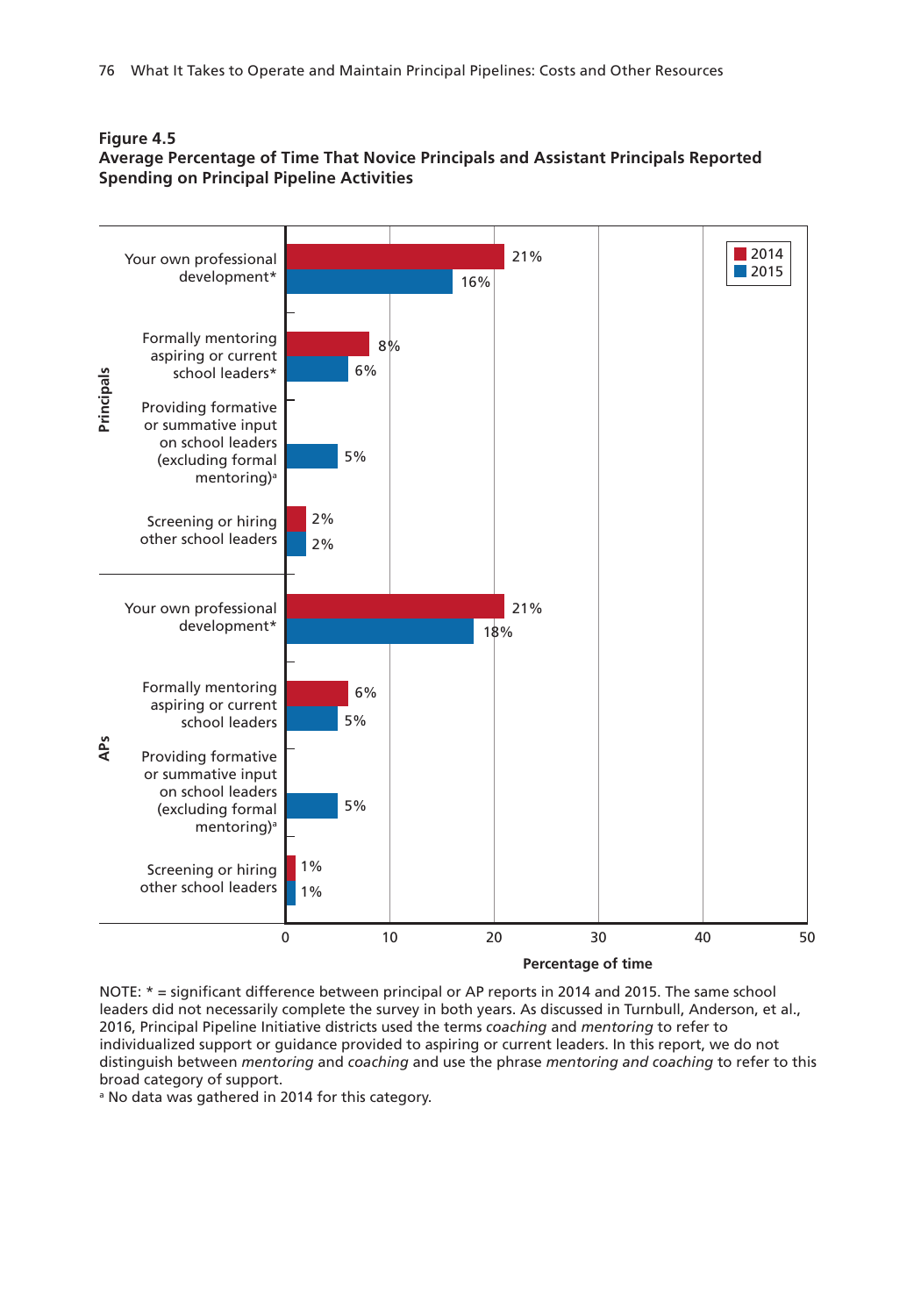**Figure 4.5**
**Average Percentage of Time That Novice Principals and Assistant Principals Reported Spending on Principal Pipeline Activities**

| Group | Activity | 2014 | 2015 |
|---|---|---|---|
| Principals | Your own professional development* | 21% | 16% |
| Principals | Formally mentoring aspiring or current school leaders* | 8% | 6% |
| Principals | Providing formative or summative input on school leaders (excluding formal mentoring)[a] | | 5% |
| Principals | Screening or hiring other school leaders | 2% | 2% |
| APs | Your own professional development* | 21% | 18% |
| APs | Formally mentoring aspiring or current school leaders | 6% | 5% |
| APs | Providing formative or summative input on school leaders (excluding formal mentoring)[a] | | 5% |
| APs | Screening or hiring other school leaders | 1% | 1% |

Percentage of time (axis: 0–50)

NOTE: * = significant difference between principal or AP reports in 2014 and 2015. The same school leaders did not necessarily complete the survey in both years. As discussed in Turnbull, Anderson, et al., 2016, Principal Pipeline Initiative districts used the terms *coaching* and *mentoring* to refer to individualized support or guidance provided to aspiring or current leaders. In this report, we do not distinguish between *mentoring* and *coaching* and use the phrase *mentoring and coaching* to refer to this broad category of support.

[a] No data was gathered in 2014 for this category.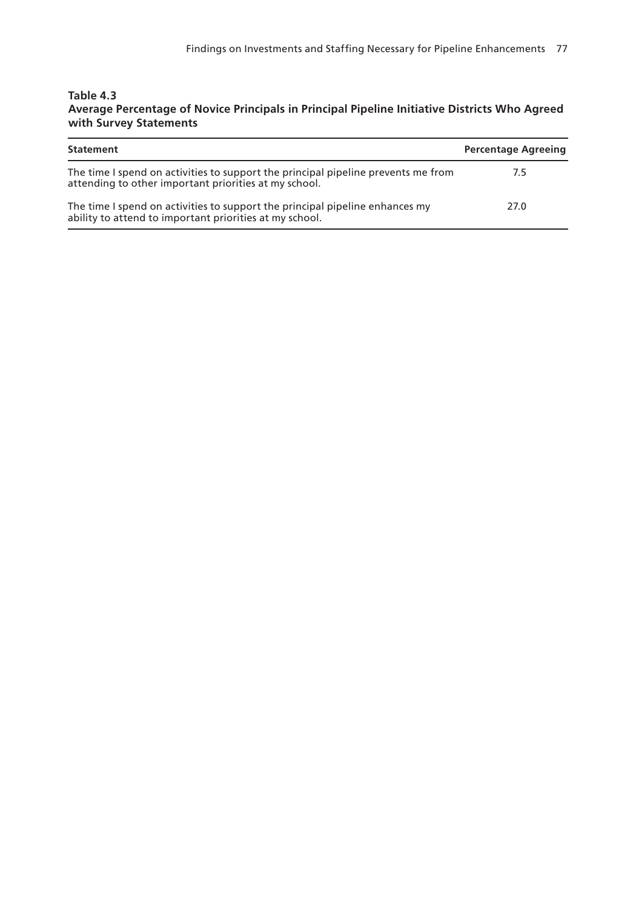**Table 4.3**
**Average Percentage of Novice Principals in Principal Pipeline Initiative Districts Who Agreed with Survey Statements**

| Statement | Percentage Agreeing |
| --- | --- |
| The time I spend on activities to support the principal pipeline prevents me from attending to other important priorities at my school. | 7.5 |
| The time I spend on activities to support the principal pipeline enhances my ability to attend to important priorities at my school. | 27.0 |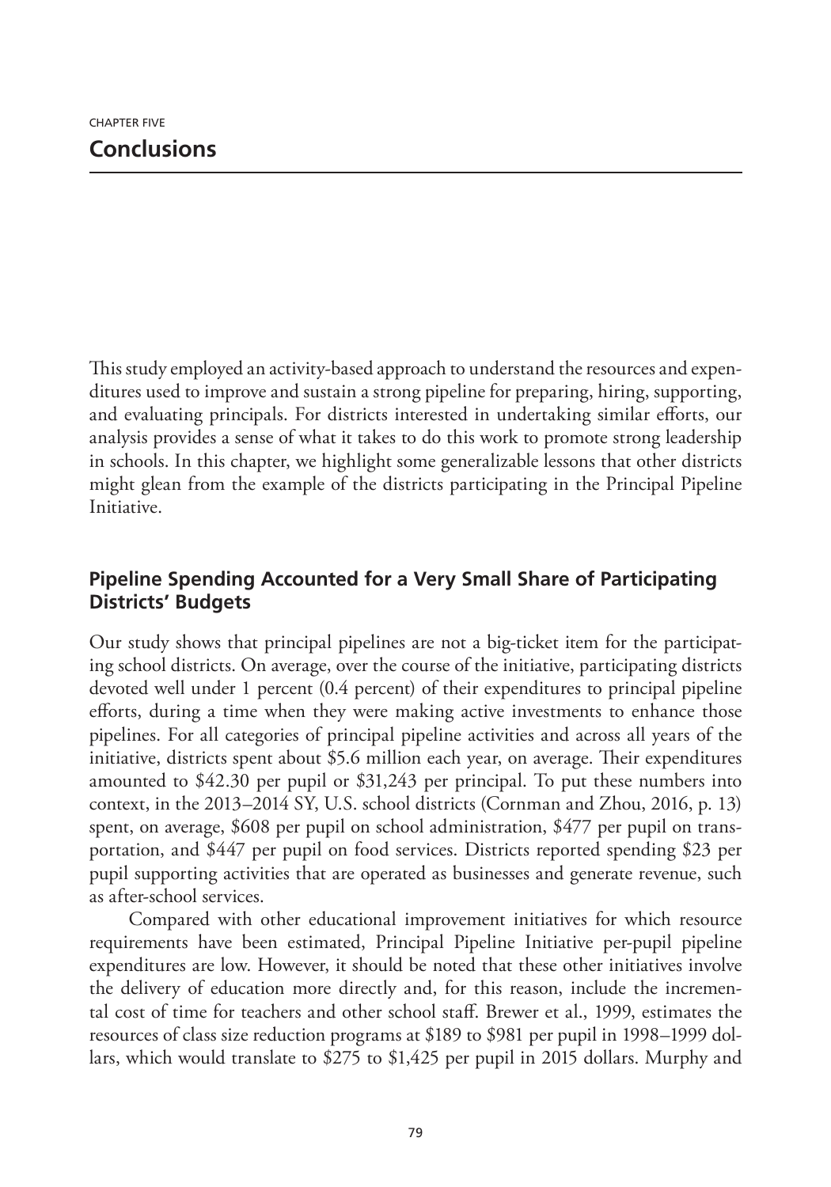CHAPTER FIVE

# Conclusions

This study employed an activity-based approach to understand the resources and expenditures used to improve and sustain a strong pipeline for preparing, hiring, supporting, and evaluating principals. For districts interested in undertaking similar efforts, our analysis provides a sense of what it takes to do this work to promote strong leadership in schools. In this chapter, we highlight some generalizable lessons that other districts might glean from the example of the districts participating in the Principal Pipeline Initiative.

## Pipeline Spending Accounted for a Very Small Share of Participating Districts' Budgets

Our study shows that principal pipelines are not a big-ticket item for the participating school districts. On average, over the course of the initiative, participating districts devoted well under 1 percent (0.4 percent) of their expenditures to principal pipeline efforts, during a time when they were making active investments to enhance those pipelines. For all categories of principal pipeline activities and across all years of the initiative, districts spent about $5.6 million each year, on average. Their expenditures amounted to $42.30 per pupil or $31,243 per principal. To put these numbers into context, in the 2013–2014 SY, U.S. school districts (Cornman and Zhou, 2016, p. 13) spent, on average, $608 per pupil on school administration, $477 per pupil on transportation, and $447 per pupil on food services. Districts reported spending $23 per pupil supporting activities that are operated as businesses and generate revenue, such as after-school services.

Compared with other educational improvement initiatives for which resource requirements have been estimated, Principal Pipeline Initiative per-pupil pipeline expenditures are low. However, it should be noted that these other initiatives involve the delivery of education more directly and, for this reason, include the incremental cost of time for teachers and other school staff. Brewer et al., 1999, estimates the resources of class size reduction programs at $189 to $981 per pupil in 1998–1999 dollars, which would translate to $275 to $1,425 per pupil in 2015 dollars. Murphy and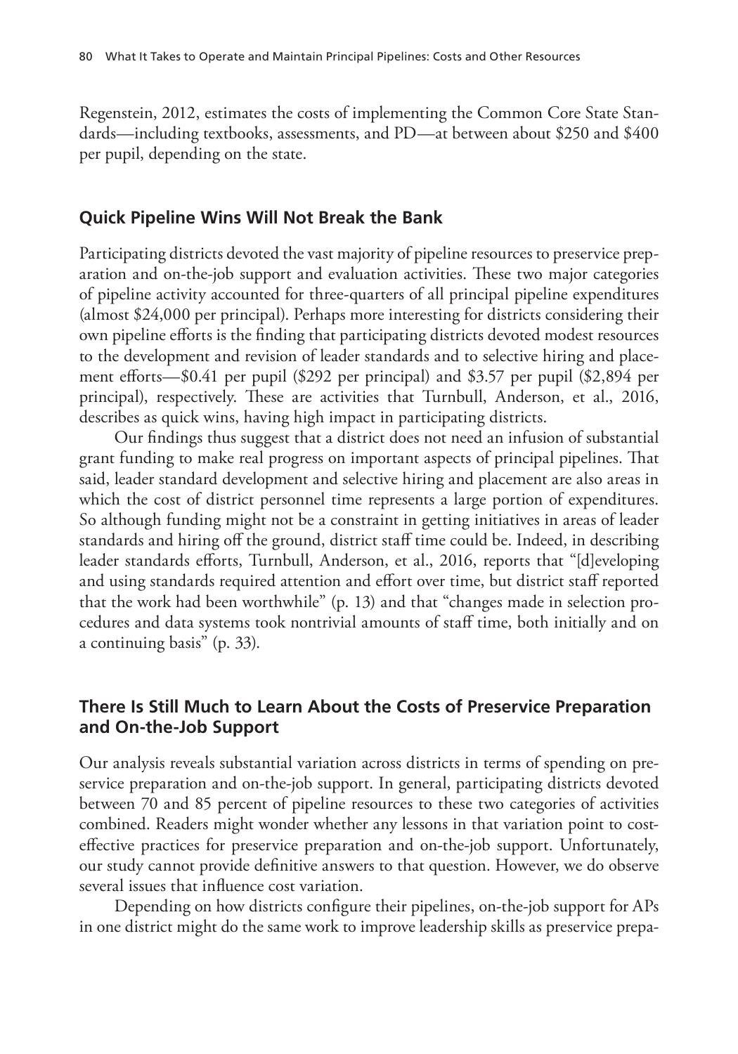Regenstein, 2012, estimates the costs of implementing the Common Core State Standards—including textbooks, assessments, and PD—at between about $250 and $400 per pupil, depending on the state.

## Quick Pipeline Wins Will Not Break the Bank

Participating districts devoted the vast majority of pipeline resources to preservice preparation and on-the-job support and evaluation activities. These two major categories of pipeline activity accounted for three-quarters of all principal pipeline expenditures (almost $24,000 per principal). Perhaps more interesting for districts considering their own pipeline efforts is the finding that participating districts devoted modest resources to the development and revision of leader standards and to selective hiring and placement efforts—$0.41 per pupil ($292 per principal) and $3.57 per pupil ($2,894 per principal), respectively. These are activities that Turnbull, Anderson, et al., 2016, describes as quick wins, having high impact in participating districts.

Our findings thus suggest that a district does not need an infusion of substantial grant funding to make real progress on important aspects of principal pipelines. That said, leader standard development and selective hiring and placement are also areas in which the cost of district personnel time represents a large portion of expenditures. So although funding might not be a constraint in getting initiatives in areas of leader standards and hiring off the ground, district staff time could be. Indeed, in describing leader standards efforts, Turnbull, Anderson, et al., 2016, reports that "[d]eveloping and using standards required attention and effort over time, but district staff reported that the work had been worthwhile" (p. 13) and that "changes made in selection procedures and data systems took nontrivial amounts of staff time, both initially and on a continuing basis" (p. 33).

## There Is Still Much to Learn About the Costs of Preservice Preparation and On-the-Job Support

Our analysis reveals substantial variation across districts in terms of spending on preservice preparation and on-the-job support. In general, participating districts devoted between 70 and 85 percent of pipeline resources to these two categories of activities combined. Readers might wonder whether any lessons in that variation point to cost-effective practices for preservice preparation and on-the-job support. Unfortunately, our study cannot provide definitive answers to that question. However, we do observe several issues that influence cost variation.

Depending on how districts configure their pipelines, on-the-job support for APs in one district might do the same work to improve leadership skills as preservice prepa-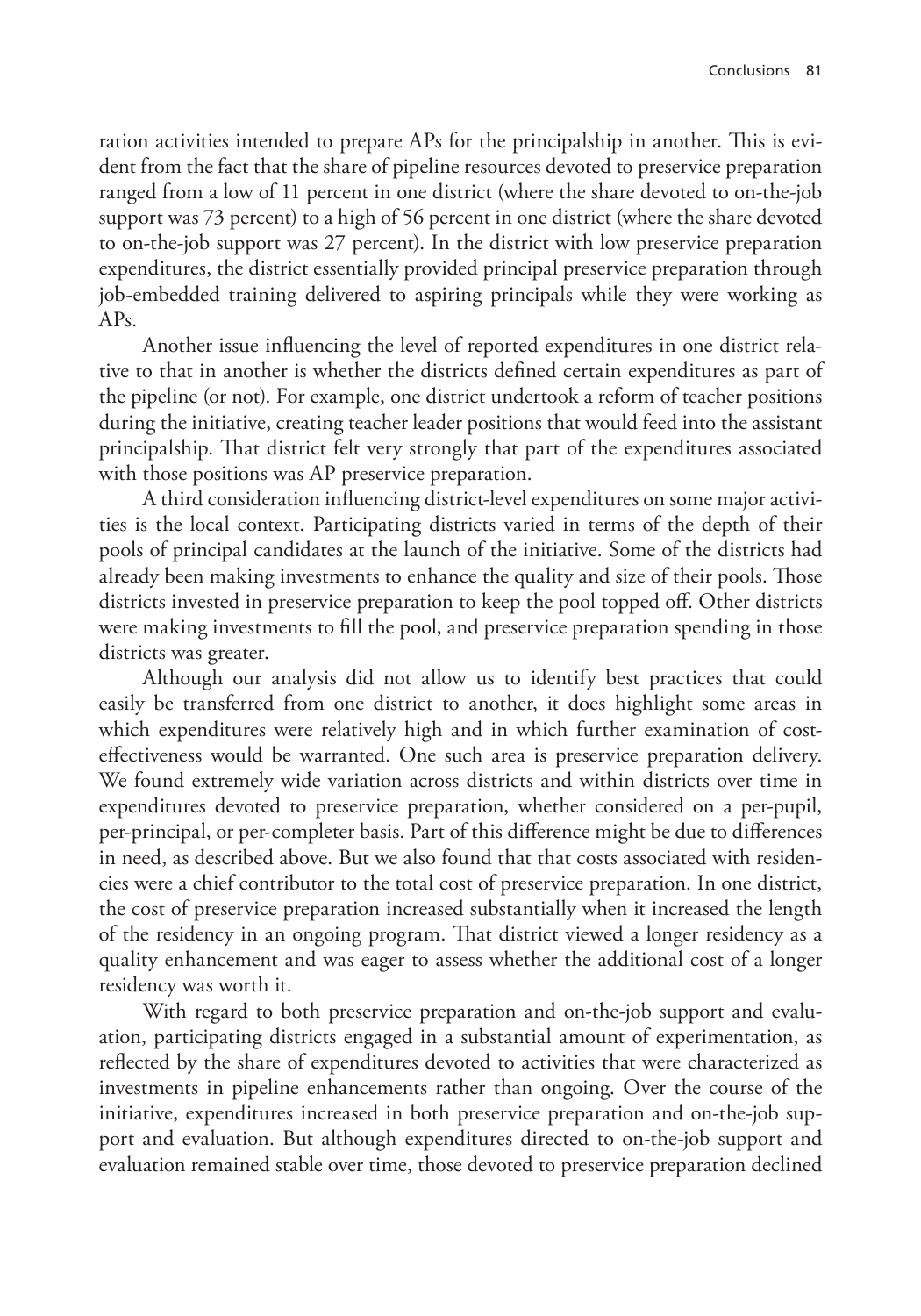ration activities intended to prepare APs for the principalship in another. This is evident from the fact that the share of pipeline resources devoted to preservice preparation ranged from a low of 11 percent in one district (where the share devoted to on-the-job support was 73 percent) to a high of 56 percent in one district (where the share devoted to on-the-job support was 27 percent). In the district with low preservice preparation expenditures, the district essentially provided principal preservice preparation through job-embedded training delivered to aspiring principals while they were working as APs.

Another issue influencing the level of reported expenditures in one district relative to that in another is whether the districts defined certain expenditures as part of the pipeline (or not). For example, one district undertook a reform of teacher positions during the initiative, creating teacher leader positions that would feed into the assistant principalship. That district felt very strongly that part of the expenditures associated with those positions was AP preservice preparation.

A third consideration influencing district-level expenditures on some major activities is the local context. Participating districts varied in terms of the depth of their pools of principal candidates at the launch of the initiative. Some of the districts had already been making investments to enhance the quality and size of their pools. Those districts invested in preservice preparation to keep the pool topped off. Other districts were making investments to fill the pool, and preservice preparation spending in those districts was greater.

Although our analysis did not allow us to identify best practices that could easily be transferred from one district to another, it does highlight some areas in which expenditures were relatively high and in which further examination of cost-effectiveness would be warranted. One such area is preservice preparation delivery. We found extremely wide variation across districts and within districts over time in expenditures devoted to preservice preparation, whether considered on a per-pupil, per-principal, or per-completer basis. Part of this difference might be due to differences in need, as described above. But we also found that that costs associated with residencies were a chief contributor to the total cost of preservice preparation. In one district, the cost of preservice preparation increased substantially when it increased the length of the residency in an ongoing program. That district viewed a longer residency as a quality enhancement and was eager to assess whether the additional cost of a longer residency was worth it.

With regard to both preservice preparation and on-the-job support and evaluation, participating districts engaged in a substantial amount of experimentation, as reflected by the share of expenditures devoted to activities that were characterized as investments in pipeline enhancements rather than ongoing. Over the course of the initiative, expenditures increased in both preservice preparation and on-the-job support and evaluation. But although expenditures directed to on-the-job support and evaluation remained stable over time, those devoted to preservice preparation declined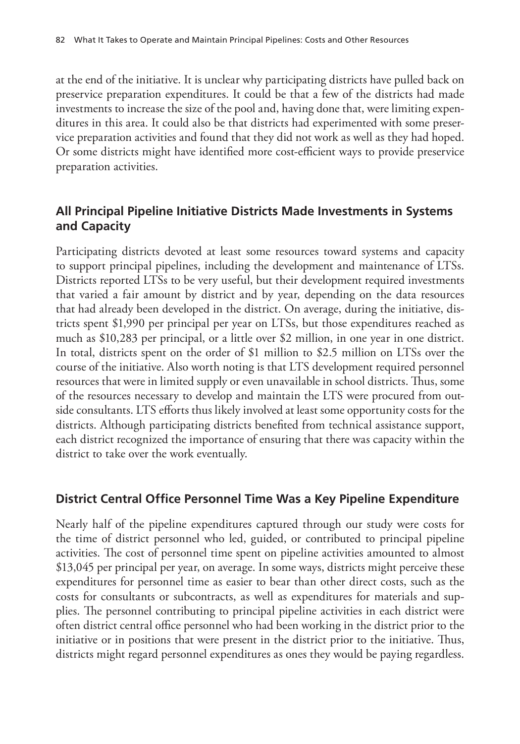at the end of the initiative. It is unclear why participating districts have pulled back on preservice preparation expenditures. It could be that a few of the districts had made investments to increase the size of the pool and, having done that, were limiting expenditures in this area. It could also be that districts had experimented with some preservice preparation activities and found that they did not work as well as they had hoped. Or some districts might have identified more cost-efficient ways to provide preservice preparation activities.

## All Principal Pipeline Initiative Districts Made Investments in Systems and Capacity

Participating districts devoted at least some resources toward systems and capacity to support principal pipelines, including the development and maintenance of LTSs. Districts reported LTSs to be very useful, but their development required investments that varied a fair amount by district and by year, depending on the data resources that had already been developed in the district. On average, during the initiative, districts spent $1,990 per principal per year on LTSs, but those expenditures reached as much as $10,283 per principal, or a little over $2 million, in one year in one district. In total, districts spent on the order of $1 million to $2.5 million on LTSs over the course of the initiative. Also worth noting is that LTS development required personnel resources that were in limited supply or even unavailable in school districts. Thus, some of the resources necessary to develop and maintain the LTS were procured from outside consultants. LTS efforts thus likely involved at least some opportunity costs for the districts. Although participating districts benefited from technical assistance support, each district recognized the importance of ensuring that there was capacity within the district to take over the work eventually.

## District Central Office Personnel Time Was a Key Pipeline Expenditure

Nearly half of the pipeline expenditures captured through our study were costs for the time of district personnel who led, guided, or contributed to principal pipeline activities. The cost of personnel time spent on pipeline activities amounted to almost $13,045 per principal per year, on average. In some ways, districts might perceive these expenditures for personnel time as easier to bear than other direct costs, such as the costs for consultants or subcontracts, as well as expenditures for materials and supplies. The personnel contributing to principal pipeline activities in each district were often district central office personnel who had been working in the district prior to the initiative or in positions that were present in the district prior to the initiative. Thus, districts might regard personnel expenditures as ones they would be paying regardless.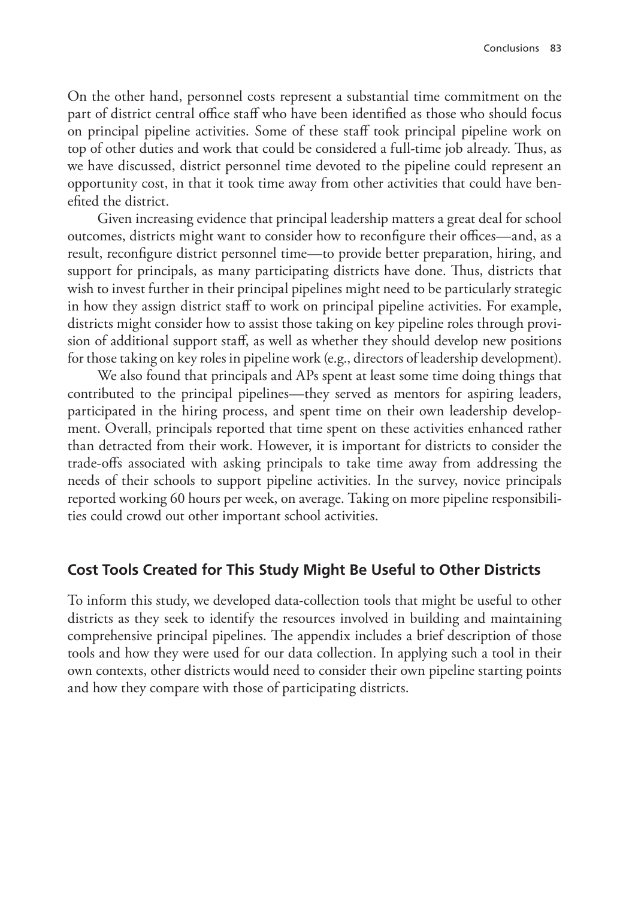On the other hand, personnel costs represent a substantial time commitment on the part of district central office staff who have been identified as those who should focus on principal pipeline activities. Some of these staff took principal pipeline work on top of other duties and work that could be considered a full-time job already. Thus, as we have discussed, district personnel time devoted to the pipeline could represent an opportunity cost, in that it took time away from other activities that could have benefited the district.

Given increasing evidence that principal leadership matters a great deal for school outcomes, districts might want to consider how to reconfigure their offices—and, as a result, reconfigure district personnel time—to provide better preparation, hiring, and support for principals, as many participating districts have done. Thus, districts that wish to invest further in their principal pipelines might need to be particularly strategic in how they assign district staff to work on principal pipeline activities. For example, districts might consider how to assist those taking on key pipeline roles through provision of additional support staff, as well as whether they should develop new positions for those taking on key roles in pipeline work (e.g., directors of leadership development).

We also found that principals and APs spent at least some time doing things that contributed to the principal pipelines—they served as mentors for aspiring leaders, participated in the hiring process, and spent time on their own leadership development. Overall, principals reported that time spent on these activities enhanced rather than detracted from their work. However, it is important for districts to consider the trade-offs associated with asking principals to take time away from addressing the needs of their schools to support pipeline activities. In the survey, novice principals reported working 60 hours per week, on average. Taking on more pipeline responsibilities could crowd out other important school activities.

## Cost Tools Created for This Study Might Be Useful to Other Districts

To inform this study, we developed data-collection tools that might be useful to other districts as they seek to identify the resources involved in building and maintaining comprehensive principal pipelines. The appendix includes a brief description of those tools and how they were used for our data collection. In applying such a tool in their own contexts, other districts would need to consider their own pipeline starting points and how they compare with those of participating districts.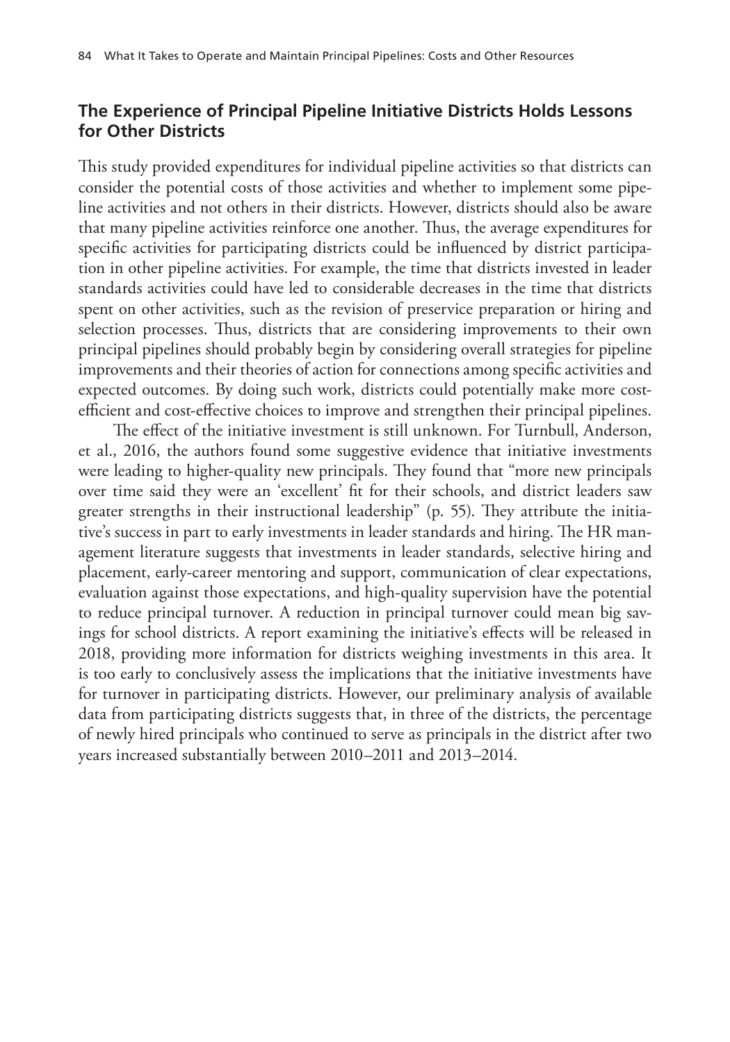## The Experience of Principal Pipeline Initiative Districts Holds Lessons for Other Districts

This study provided expenditures for individual pipeline activities so that districts can consider the potential costs of those activities and whether to implement some pipeline activities and not others in their districts. However, districts should also be aware that many pipeline activities reinforce one another. Thus, the average expenditures for specific activities for participating districts could be influenced by district participation in other pipeline activities. For example, the time that districts invested in leader standards activities could have led to considerable decreases in the time that districts spent on other activities, such as the revision of preservice preparation or hiring and selection processes. Thus, districts that are considering improvements to their own principal pipelines should probably begin by considering overall strategies for pipeline improvements and their theories of action for connections among specific activities and expected outcomes. By doing such work, districts could potentially make more cost-efficient and cost-effective choices to improve and strengthen their principal pipelines.

The effect of the initiative investment is still unknown. For Turnbull, Anderson, et al., 2016, the authors found some suggestive evidence that initiative investments were leading to higher-quality new principals. They found that "more new principals over time said they were an 'excellent' fit for their schools, and district leaders saw greater strengths in their instructional leadership" (p. 55). They attribute the initiative's success in part to early investments in leader standards and hiring. The HR management literature suggests that investments in leader standards, selective hiring and placement, early-career mentoring and support, communication of clear expectations, evaluation against those expectations, and high-quality supervision have the potential to reduce principal turnover. A reduction in principal turnover could mean big savings for school districts. A report examining the initiative's effects will be released in 2018, providing more information for districts weighing investments in this area. It is too early to conclusively assess the implications that the initiative investments have for turnover in participating districts. However, our preliminary analysis of available data from participating districts suggests that, in three of the districts, the percentage of newly hired principals who continued to serve as principals in the district after two years increased substantially between 2010–2011 and 2013–2014.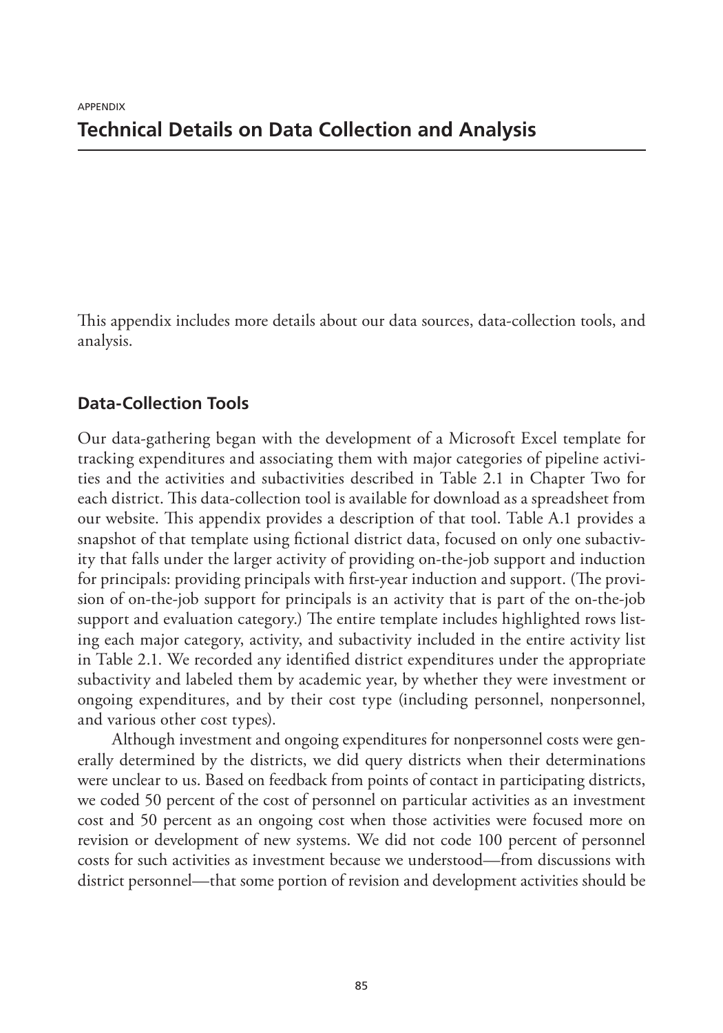APPENDIX

# Technical Details on Data Collection and Analysis

This appendix includes more details about our data sources, data-collection tools, and analysis.

## Data-Collection Tools

Our data-gathering began with the development of a Microsoft Excel template for tracking expenditures and associating them with major categories of pipeline activities and the activities and subactivities described in Table 2.1 in Chapter Two for each district. This data-collection tool is available for download as a spreadsheet from our website. This appendix provides a description of that tool. Table A.1 provides a snapshot of that template using fictional district data, focused on only one subactivity that falls under the larger activity of providing on-the-job support and induction for principals: providing principals with first-year induction and support. (The provision of on-the-job support for principals is an activity that is part of the on-the-job support and evaluation category.) The entire template includes highlighted rows listing each major category, activity, and subactivity included in the entire activity list in Table 2.1. We recorded any identified district expenditures under the appropriate subactivity and labeled them by academic year, by whether they were investment or ongoing expenditures, and by their cost type (including personnel, nonpersonnel, and various other cost types).

Although investment and ongoing expenditures for nonpersonnel costs were generally determined by the districts, we did query districts when their determinations were unclear to us. Based on feedback from points of contact in participating districts, we coded 50 percent of the cost of personnel on particular activities as an investment cost and 50 percent as an ongoing cost when those activities were focused more on revision or development of new systems. We did not code 100 percent of personnel costs for such activities as investment because we understood—from discussions with district personnel—that some portion of revision and development activities should be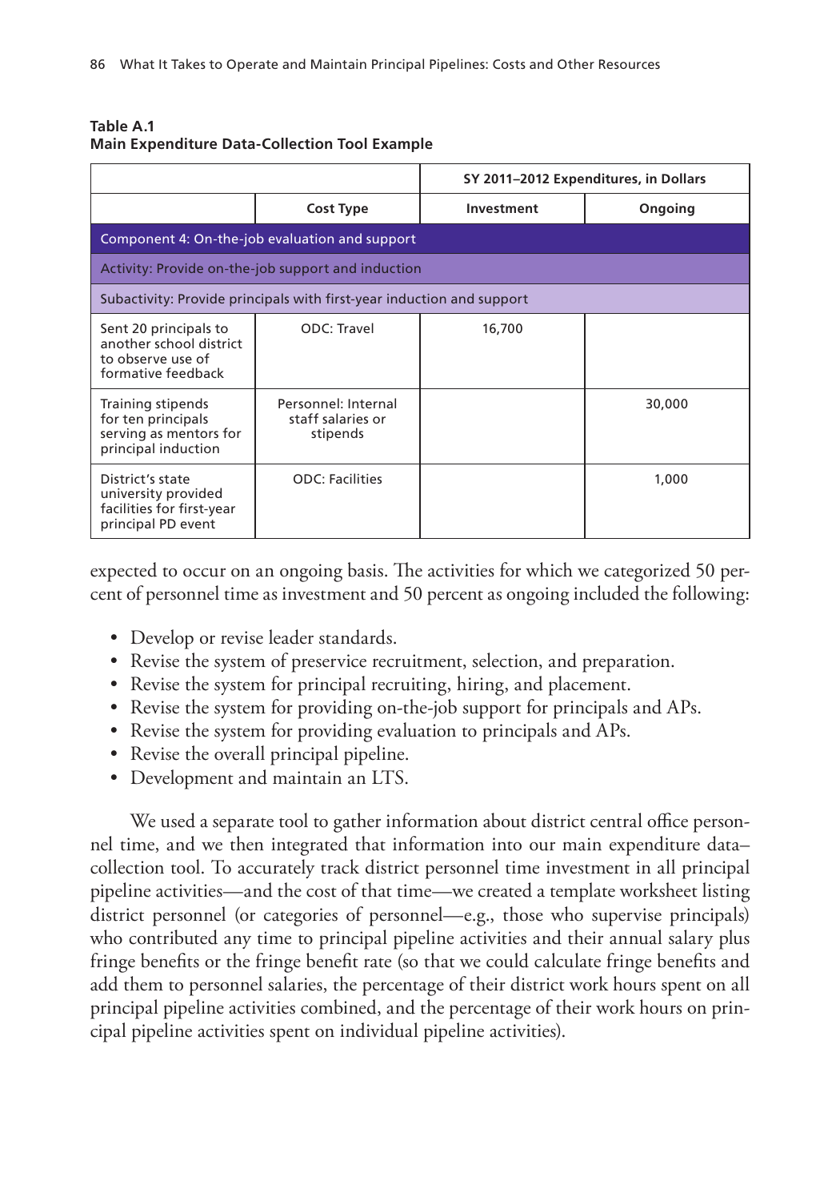**Table A.1**
**Main Expenditure Data-Collection Tool Example**

| | | SY 2011–2012 Expenditures, in Dollars | |
|---|---|---|---|
| | Cost Type | Investment | Ongoing |
| Component 4: On-the-job evaluation and support | | | |
| Activity: Provide on-the-job support and induction | | | |
| Subactivity: Provide principals with first-year induction and support | | | |
| Sent 20 principals to another school district to observe use of formative feedback | ODC: Travel | 16,700 | |
| Training stipends for ten principals serving as mentors for principal induction | Personnel: Internal staff salaries or stipends | | 30,000 |
| District's state university provided facilities for first-year principal PD event | ODC: Facilities | | 1,000 |

expected to occur on an ongoing basis. The activities for which we categorized 50 percent of personnel time as investment and 50 percent as ongoing included the following:

- Develop or revise leader standards.
- Revise the system of preservice recruitment, selection, and preparation.
- Revise the system for principal recruiting, hiring, and placement.
- Revise the system for providing on-the-job support for principals and APs.
- Revise the system for providing evaluation to principals and APs.
- Revise the overall principal pipeline.
- Development and maintain an LTS.

We used a separate tool to gather information about district central office personnel time, and we then integrated that information into our main expenditure data–collection tool. To accurately track district personnel time investment in all principal pipeline activities—and the cost of that time—we created a template worksheet listing district personnel (or categories of personnel—e.g., those who supervise principals) who contributed any time to principal pipeline activities and their annual salary plus fringe benefits or the fringe benefit rate (so that we could calculate fringe benefits and add them to personnel salaries, the percentage of their district work hours spent on all principal pipeline activities combined, and the percentage of their work hours on principal pipeline activities spent on individual pipeline activities).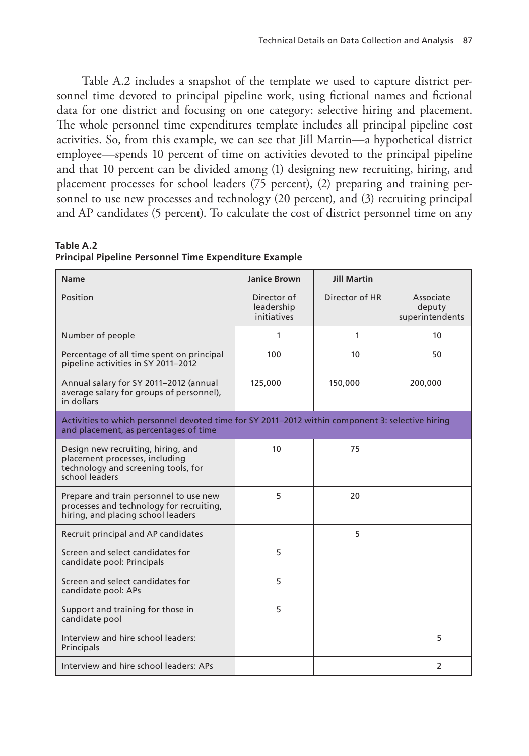Table A.2 includes a snapshot of the template we used to capture district personnel time devoted to principal pipeline work, using fictional names and fictional data for one district and focusing on one category: selective hiring and placement. The whole personnel time expenditures template includes all principal pipeline cost activities. So, from this example, we can see that Jill Martin—a hypothetical district employee—spends 10 percent of time on activities devoted to the principal pipeline and that 10 percent can be divided among (1) designing new recruiting, hiring, and placement processes for school leaders (75 percent), (2) preparing and training personnel to use new processes and technology (20 percent), and (3) recruiting principal and AP candidates (5 percent). To calculate the cost of district personnel time on any

**Table A.2**
**Principal Pipeline Personnel Time Expenditure Example**

| Name | Janice Brown | Jill Martin | |
|---|---|---|---|
| Position | Director of leadership initiatives | Director of HR | Associate deputy superintendents |
| Number of people | 1 | 1 | 10 |
| Percentage of all time spent on principal pipeline activities in SY 2011–2012 | 100 | 10 | 50 |
| Annual salary for SY 2011–2012 (annual average salary for groups of personnel), in dollars | 125,000 | 150,000 | 200,000 |
| Activities to which personnel devoted time for SY 2011–2012 within component 3: selective hiring and placement, as percentages of time | | | |
| Design new recruiting, hiring, and placement processes, including technology and screening tools, for school leaders | 10 | 75 | |
| Prepare and train personnel to use new processes and technology for recruiting, hiring, and placing school leaders | 5 | 20 | |
| Recruit principal and AP candidates | | 5 | |
| Screen and select candidates for candidate pool: Principals | 5 | | |
| Screen and select candidates for candidate pool: APs | 5 | | |
| Support and training for those in candidate pool | 5 | | |
| Interview and hire school leaders: Principals | | | 5 |
| Interview and hire school leaders: APs | | | 2 |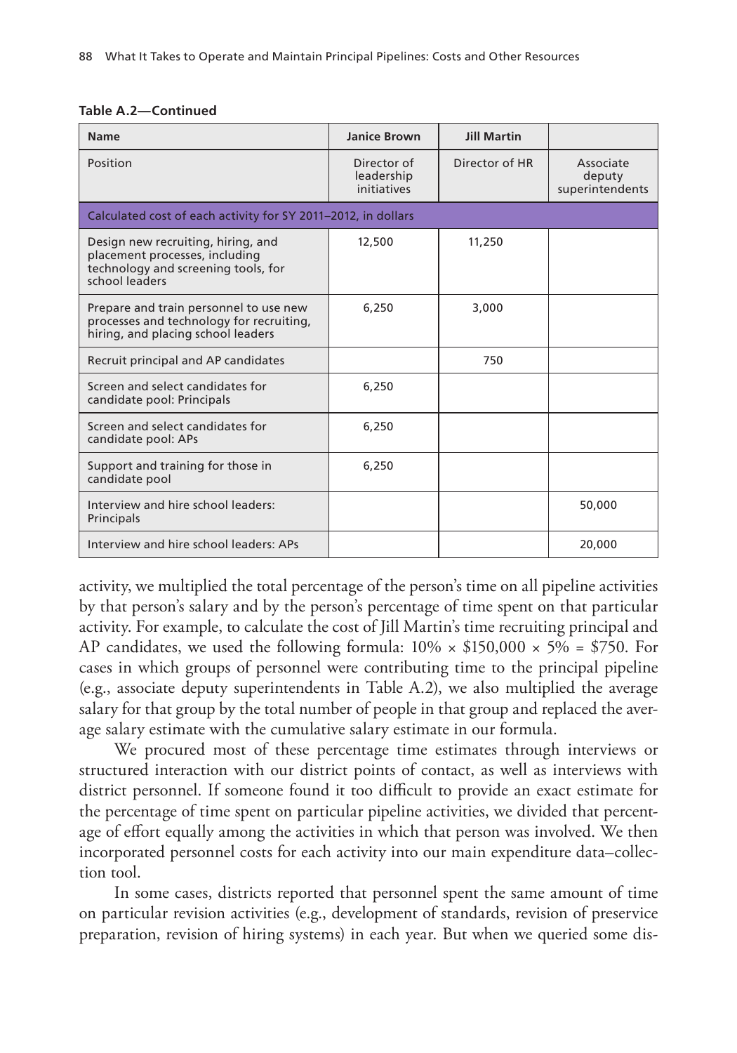**Table A.2—Continued**

| Name | Janice Brown | Jill Martin | |
|---|---|---|---|
| Position | Director of leadership initiatives | Director of HR | Associate deputy superintendents |
| Calculated cost of each activity for SY 2011–2012, in dollars | | | |
| Design new recruiting, hiring, and placement processes, including technology and screening tools, for school leaders | 12,500 | 11,250 | |
| Prepare and train personnel to use new processes and technology for recruiting, hiring, and placing school leaders | 6,250 | 3,000 | |
| Recruit principal and AP candidates | | 750 | |
| Screen and select candidates for candidate pool: Principals | 6,250 | | |
| Screen and select candidates for candidate pool: APs | 6,250 | | |
| Support and training for those in candidate pool | 6,250 | | |
| Interview and hire school leaders: Principals | | | 50,000 |
| Interview and hire school leaders: APs | | | 20,000 |

activity, we multiplied the total percentage of the person's time on all pipeline activities by that person's salary and by the person's percentage of time spent on that particular activity. For example, to calculate the cost of Jill Martin's time recruiting principal and AP candidates, we used the following formula: 10% × \$150,000 × 5% = \$750. For cases in which groups of personnel were contributing time to the principal pipeline (e.g., associate deputy superintendents in Table A.2), we also multiplied the average salary for that group by the total number of people in that group and replaced the average salary estimate with the cumulative salary estimate in our formula.

We procured most of these percentage time estimates through interviews or structured interaction with our district points of contact, as well as interviews with district personnel. If someone found it too difficult to provide an exact estimate for the percentage of time spent on particular pipeline activities, we divided that percentage of effort equally among the activities in which that person was involved. We then incorporated personnel costs for each activity into our main expenditure data–collection tool.

In some cases, districts reported that personnel spent the same amount of time on particular revision activities (e.g., development of standards, revision of preservice preparation, revision of hiring systems) in each year. But when we queried some dis-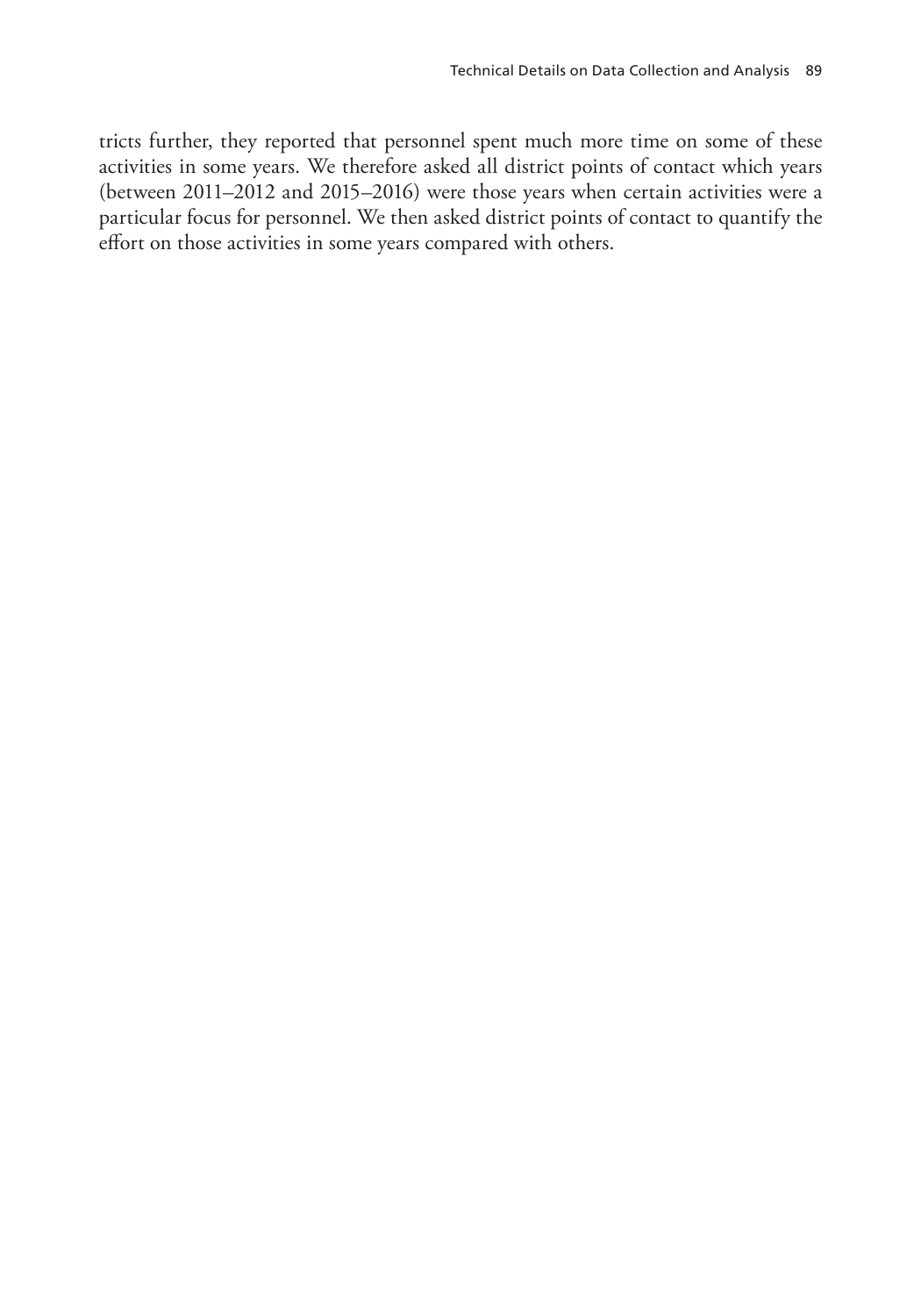tricts further, they reported that personnel spent much more time on some of these activities in some years. We therefore asked all district points of contact which years (between 2011–2012 and 2015–2016) were those years when certain activities were a particular focus for personnel. We then asked district points of contact to quantify the effort on those activities in some years compared with others.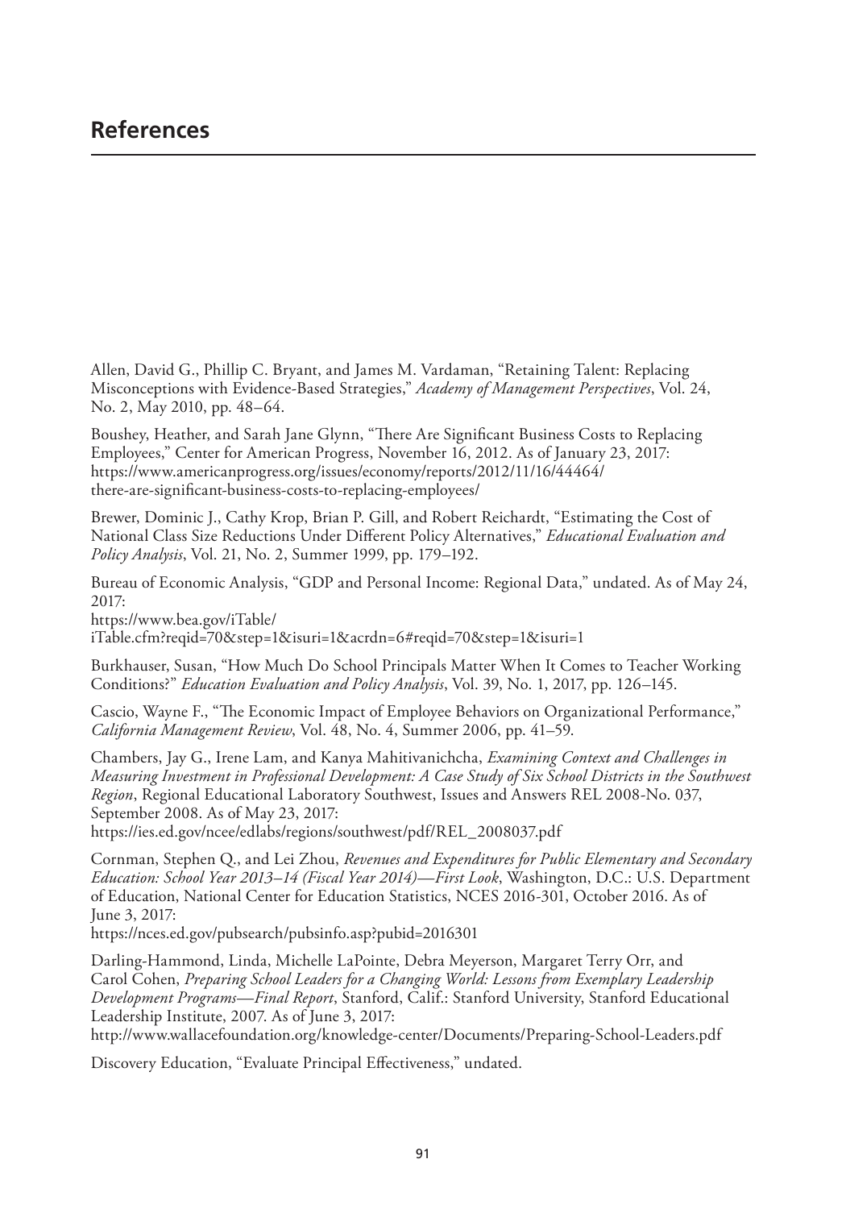# References

Allen, David G., Phillip C. Bryant, and James M. Vardaman, "Retaining Talent: Replacing Misconceptions with Evidence-Based Strategies," *Academy of Management Perspectives*, Vol. 24, No. 2, May 2010, pp. 48–64.

Boushey, Heather, and Sarah Jane Glynn, "There Are Significant Business Costs to Replacing Employees," Center for American Progress, November 16, 2012. As of January 23, 2017: https://www.americanprogress.org/issues/economy/reports/2012/11/16/44464/there-are-significant-business-costs-to-replacing-employees/

Brewer, Dominic J., Cathy Krop, Brian P. Gill, and Robert Reichardt, "Estimating the Cost of National Class Size Reductions Under Different Policy Alternatives," *Educational Evaluation and Policy Analysis*, Vol. 21, No. 2, Summer 1999, pp. 179–192.

Bureau of Economic Analysis, "GDP and Personal Income: Regional Data," undated. As of May 24, 2017:
https://www.bea.gov/iTable/iTable.cfm?reqid=70&step=1&isuri=1&acrdn=6#reqid=70&step=1&isuri=1

Burkhauser, Susan, "How Much Do School Principals Matter When It Comes to Teacher Working Conditions?" *Education Evaluation and Policy Analysis*, Vol. 39, No. 1, 2017, pp. 126–145.

Cascio, Wayne F., "The Economic Impact of Employee Behaviors on Organizational Performance," *California Management Review*, Vol. 48, No. 4, Summer 2006, pp. 41–59.

Chambers, Jay G., Irene Lam, and Kanya Mahitivanichcha, *Examining Context and Challenges in Measuring Investment in Professional Development: A Case Study of Six School Districts in the Southwest Region*, Regional Educational Laboratory Southwest, Issues and Answers REL 2008-No. 037, September 2008. As of May 23, 2017:
https://ies.ed.gov/ncee/edlabs/regions/southwest/pdf/REL_2008037.pdf

Cornman, Stephen Q., and Lei Zhou, *Revenues and Expenditures for Public Elementary and Secondary Education: School Year 2013–14 (Fiscal Year 2014)—First Look*, Washington, D.C.: U.S. Department of Education, National Center for Education Statistics, NCES 2016-301, October 2016. As of June 3, 2017:
https://nces.ed.gov/pubsearch/pubsinfo.asp?pubid=2016301

Darling-Hammond, Linda, Michelle LaPointe, Debra Meyerson, Margaret Terry Orr, and Carol Cohen, *Preparing School Leaders for a Changing World: Lessons from Exemplary Leadership Development Programs—Final Report*, Stanford, Calif.: Stanford University, Stanford Educational Leadership Institute, 2007. As of June 3, 2017:
http://www.wallacefoundation.org/knowledge-center/Documents/Preparing-School-Leaders.pdf

Discovery Education, "Evaluate Principal Effectiveness," undated.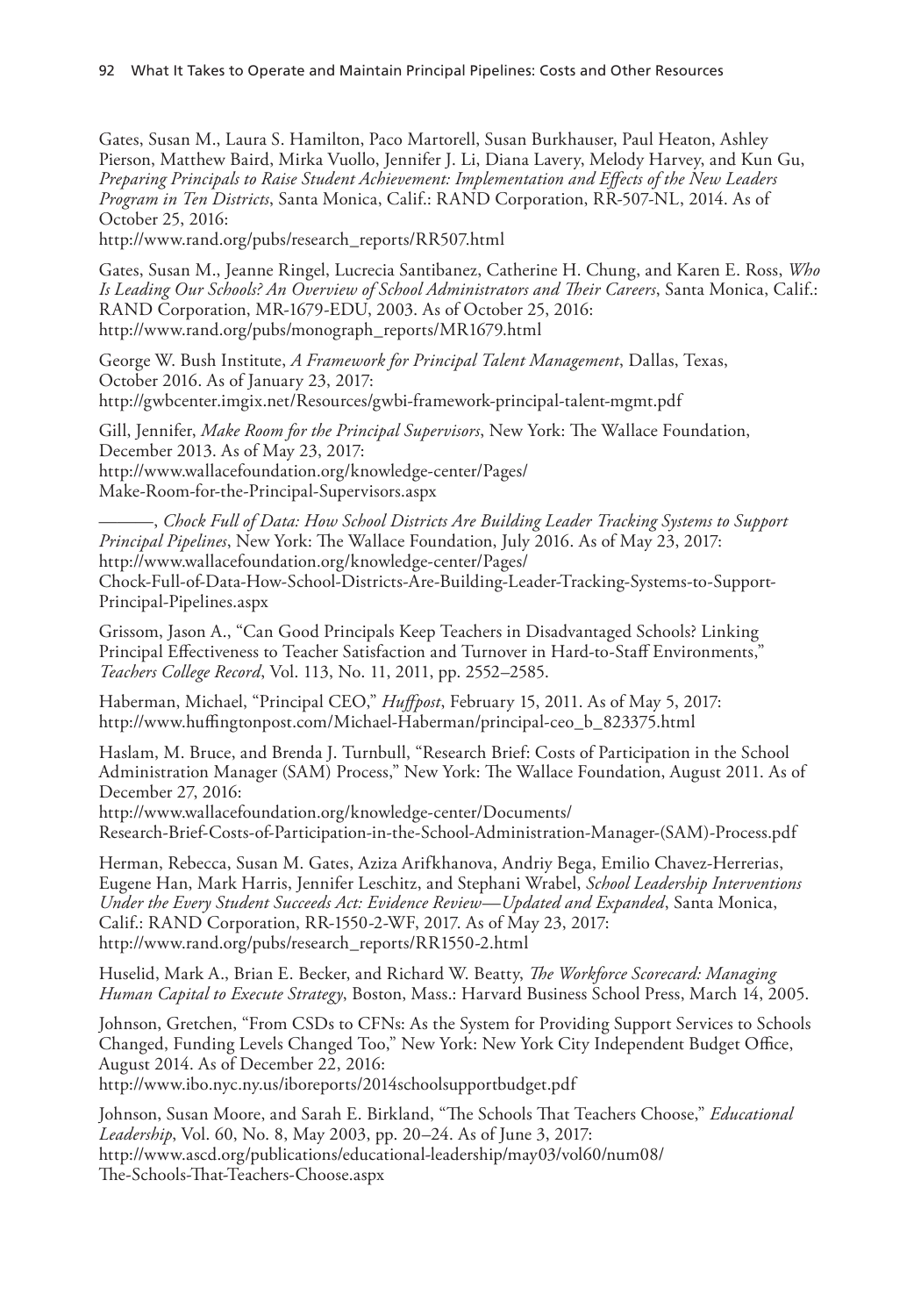Gates, Susan M., Laura S. Hamilton, Paco Martorell, Susan Burkhauser, Paul Heaton, Ashley Pierson, Matthew Baird, Mirka Vuollo, Jennifer J. Li, Diana Lavery, Melody Harvey, and Kun Gu, *Preparing Principals to Raise Student Achievement: Implementation and Effects of the New Leaders Program in Ten Districts*, Santa Monica, Calif.: RAND Corporation, RR-507-NL, 2014. As of October 25, 2016:
http://www.rand.org/pubs/research_reports/RR507.html

Gates, Susan M., Jeanne Ringel, Lucrecia Santibanez, Catherine H. Chung, and Karen E. Ross, *Who Is Leading Our Schools? An Overview of School Administrators and Their Careers*, Santa Monica, Calif.: RAND Corporation, MR-1679-EDU, 2003. As of October 25, 2016:
http://www.rand.org/pubs/monograph_reports/MR1679.html

George W. Bush Institute, *A Framework for Principal Talent Management*, Dallas, Texas, October 2016. As of January 23, 2017:
http://gwbcenter.imgix.net/Resources/gwbi-framework-principal-talent-mgmt.pdf

Gill, Jennifer, *Make Room for the Principal Supervisors*, New York: The Wallace Foundation, December 2013. As of May 23, 2017:
http://www.wallacefoundation.org/knowledge-center/Pages/Make-Room-for-the-Principal-Supervisors.aspx

———, *Chock Full of Data: How School Districts Are Building Leader Tracking Systems to Support Principal Pipelines*, New York: The Wallace Foundation, July 2016. As of May 23, 2017:
http://www.wallacefoundation.org/knowledge-center/Pages/Chock-Full-of-Data-How-School-Districts-Are-Building-Leader-Tracking-Systems-to-Support-Principal-Pipelines.aspx

Grissom, Jason A., "Can Good Principals Keep Teachers in Disadvantaged Schools? Linking Principal Effectiveness to Teacher Satisfaction and Turnover in Hard-to-Staff Environments," *Teachers College Record*, Vol. 113, No. 11, 2011, pp. 2552–2585.

Haberman, Michael, "Principal CEO," *Huffpost*, February 15, 2011. As of May 5, 2017:
http://www.huffingtonpost.com/Michael-Haberman/principal-ceo_b_823375.html

Haslam, M. Bruce, and Brenda J. Turnbull, "Research Brief: Costs of Participation in the School Administration Manager (SAM) Process," New York: The Wallace Foundation, August 2011. As of December 27, 2016:
http://www.wallacefoundation.org/knowledge-center/Documents/Research-Brief-Costs-of-Participation-in-the-School-Administration-Manager-(SAM)-Process.pdf

Herman, Rebecca, Susan M. Gates, Aziza Arifkhanova, Andriy Bega, Emilio Chavez-Herrerias, Eugene Han, Mark Harris, Jennifer Leschitz, and Stephani Wrabel, *School Leadership Interventions Under the Every Student Succeeds Act: Evidence Review—Updated and Expanded*, Santa Monica, Calif.: RAND Corporation, RR-1550-2-WF, 2017. As of May 23, 2017:
http://www.rand.org/pubs/research_reports/RR1550-2.html

Huselid, Mark A., Brian E. Becker, and Richard W. Beatty, *The Workforce Scorecard: Managing Human Capital to Execute Strategy*, Boston, Mass.: Harvard Business School Press, March 14, 2005.

Johnson, Gretchen, "From CSDs to CFNs: As the System for Providing Support Services to Schools Changed, Funding Levels Changed Too," New York: New York City Independent Budget Office, August 2014. As of December 22, 2016:
http://www.ibo.nyc.ny.us/iboreports/2014schoolsupportbudget.pdf

Johnson, Susan Moore, and Sarah E. Birkland, "The Schools That Teachers Choose," *Educational Leadership*, Vol. 60, No. 8, May 2003, pp. 20–24. As of June 3, 2017:
http://www.ascd.org/publications/educational-leadership/may03/vol60/num08/The-Schools-That-Teachers-Choose.aspx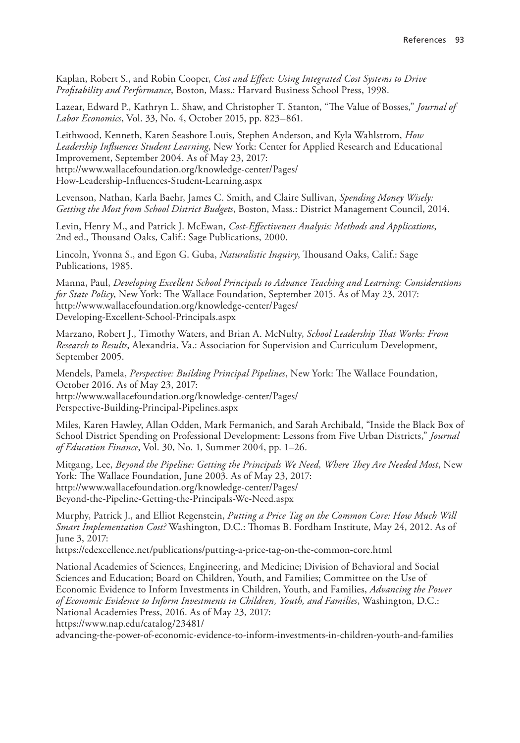Kaplan, Robert S., and Robin Cooper, *Cost and Effect: Using Integrated Cost Systems to Drive Profitability and Performance*, Boston, Mass.: Harvard Business School Press, 1998.

Lazear, Edward P., Kathryn L. Shaw, and Christopher T. Stanton, "The Value of Bosses," *Journal of Labor Economics*, Vol. 33, No. 4, October 2015, pp. 823–861.

Leithwood, Kenneth, Karen Seashore Louis, Stephen Anderson, and Kyla Wahlstrom, *How Leadership Influences Student Learning*, New York: Center for Applied Research and Educational Improvement, September 2004. As of May 23, 2017:
http://www.wallacefoundation.org/knowledge-center/Pages/How-Leadership-Influences-Student-Learning.aspx

Levenson, Nathan, Karla Baehr, James C. Smith, and Claire Sullivan, *Spending Money Wisely: Getting the Most from School District Budgets*, Boston, Mass.: District Management Council, 2014.

Levin, Henry M., and Patrick J. McEwan, *Cost-Effectiveness Analysis: Methods and Applications*, 2nd ed., Thousand Oaks, Calif.: Sage Publications, 2000.

Lincoln, Yvonna S., and Egon G. Guba, *Naturalistic Inquiry*, Thousand Oaks, Calif.: Sage Publications, 1985.

Manna, Paul, *Developing Excellent School Principals to Advance Teaching and Learning: Considerations for State Policy*, New York: The Wallace Foundation, September 2015. As of May 23, 2017:
http://www.wallacefoundation.org/knowledge-center/Pages/Developing-Excellent-School-Principals.aspx

Marzano, Robert J., Timothy Waters, and Brian A. McNulty, *School Leadership That Works: From Research to Results*, Alexandria, Va.: Association for Supervision and Curriculum Development, September 2005.

Mendels, Pamela, *Perspective: Building Principal Pipelines*, New York: The Wallace Foundation, October 2016. As of May 23, 2017:
http://www.wallacefoundation.org/knowledge-center/Pages/Perspective-Building-Principal-Pipelines.aspx

Miles, Karen Hawley, Allan Odden, Mark Fermanich, and Sarah Archibald, "Inside the Black Box of School District Spending on Professional Development: Lessons from Five Urban Districts," *Journal of Education Finance*, Vol. 30, No. 1, Summer 2004, pp. 1–26.

Mitgang, Lee, *Beyond the Pipeline: Getting the Principals We Need, Where They Are Needed Most*, New York: The Wallace Foundation, June 2003. As of May 23, 2017:
http://www.wallacefoundation.org/knowledge-center/Pages/Beyond-the-Pipeline-Getting-the-Principals-We-Need.aspx

Murphy, Patrick J., and Elliot Regenstein, *Putting a Price Tag on the Common Core: How Much Will Smart Implementation Cost?* Washington, D.C.: Thomas B. Fordham Institute, May 24, 2012. As of June 3, 2017:
https://edexcellence.net/publications/putting-a-price-tag-on-the-common-core.html

National Academies of Sciences, Engineering, and Medicine; Division of Behavioral and Social Sciences and Education; Board on Children, Youth, and Families; Committee on the Use of Economic Evidence to Inform Investments in Children, Youth, and Families, *Advancing the Power of Economic Evidence to Inform Investments in Children, Youth, and Families*, Washington, D.C.: National Academies Press, 2016. As of May 23, 2017:
https://www.nap.edu/catalog/23481/advancing-the-power-of-economic-evidence-to-inform-investments-in-children-youth-and-families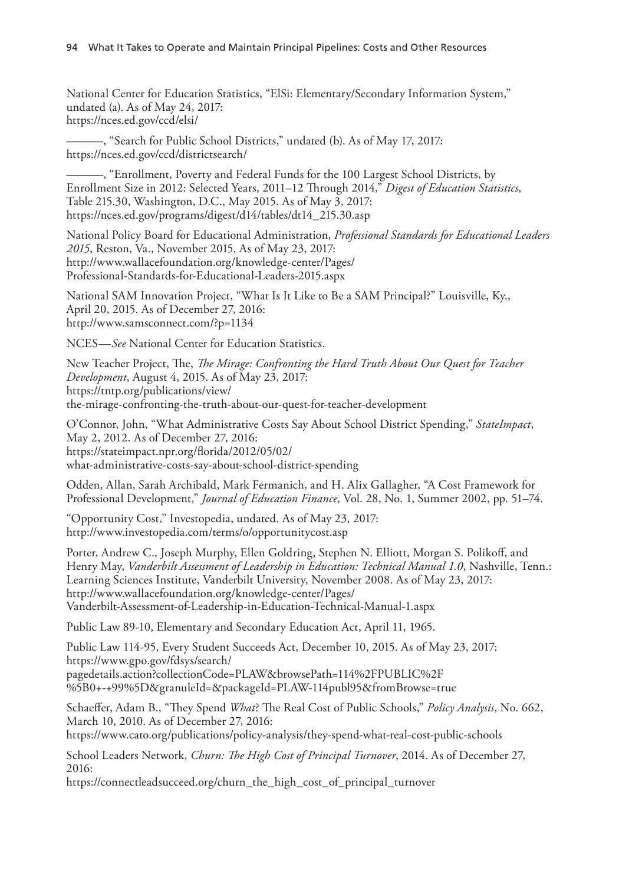National Center for Education Statistics, "ElSi: Elementary/Secondary Information System," undated (a). As of May 24, 2017:
https://nces.ed.gov/ccd/elsi/

———, "Search for Public School Districts," undated (b). As of May 17, 2017:
https://nces.ed.gov/ccd/districtsearch/

———, "Enrollment, Poverty and Federal Funds for the 100 Largest School Districts, by Enrollment Size in 2012: Selected Years, 2011–12 Through 2014," *Digest of Education Statistics*, Table 215.30, Washington, D.C., May 2015. As of May 3, 2017:
https://nces.ed.gov/programs/digest/d14/tables/dt14_215.30.asp

National Policy Board for Educational Administration, *Professional Standards for Educational Leaders 2015*, Reston, Va., November 2015. As of May 23, 2017:
http://www.wallacefoundation.org/knowledge-center/Pages/Professional-Standards-for-Educational-Leaders-2015.aspx

National SAM Innovation Project, "What Is It Like to Be a SAM Principal?" Louisville, Ky., April 20, 2015. As of December 27, 2016:
http://www.samsconnect.com/?p=1134

NCES—*See* National Center for Education Statistics.

New Teacher Project, The, *The Mirage: Confronting the Hard Truth About Our Quest for Teacher Development*, August 4, 2015. As of May 23, 2017:
https://tntp.org/publications/view/the-mirage-confronting-the-truth-about-our-quest-for-teacher-development

O'Connor, John, "What Administrative Costs Say About School District Spending," *StateImpact*, May 2, 2012. As of December 27, 2016:
https://stateimpact.npr.org/florida/2012/05/02/what-administrative-costs-say-about-school-district-spending

Odden, Allan, Sarah Archibald, Mark Fermanich, and H. Alix Gallagher, "A Cost Framework for Professional Development," *Journal of Education Finance*, Vol. 28, No. 1, Summer 2002, pp. 51–74.

"Opportunity Cost," Investopedia, undated. As of May 23, 2017:
http://www.investopedia.com/terms/o/opportunitycost.asp

Porter, Andrew C., Joseph Murphy, Ellen Goldring, Stephen N. Elliott, Morgan S. Polikoff, and Henry May, *Vanderbilt Assessment of Leadership in Education: Technical Manual 1.0*, Nashville, Tenn.: Learning Sciences Institute, Vanderbilt University, November 2008. As of May 23, 2017:
http://www.wallacefoundation.org/knowledge-center/Pages/Vanderbilt-Assessment-of-Leadership-in-Education-Technical-Manual-1.aspx

Public Law 89-10, Elementary and Secondary Education Act, April 11, 1965.

Public Law 114-95, Every Student Succeeds Act, December 10, 2015. As of May 23, 2017:
https://www.gpo.gov/fdsys/search/pagedetails.action?collectionCode=PLAW&browsePath=114%2FPUBLIC%2F%5B0+-+99%5D&granuleId=&packageId=PLAW-114publ95&fromBrowse=true

Schaeffer, Adam B., "They Spend *What*? The Real Cost of Public Schools," *Policy Analysis*, No. 662, March 10, 2010. As of December 27, 2016:
https://www.cato.org/publications/policy-analysis/they-spend-what-real-cost-public-schools

School Leaders Network, *Churn: The High Cost of Principal Turnover*, 2014. As of December 27, 2016:
https://connectleadsucceed.org/churn_the_high_cost_of_principal_turnover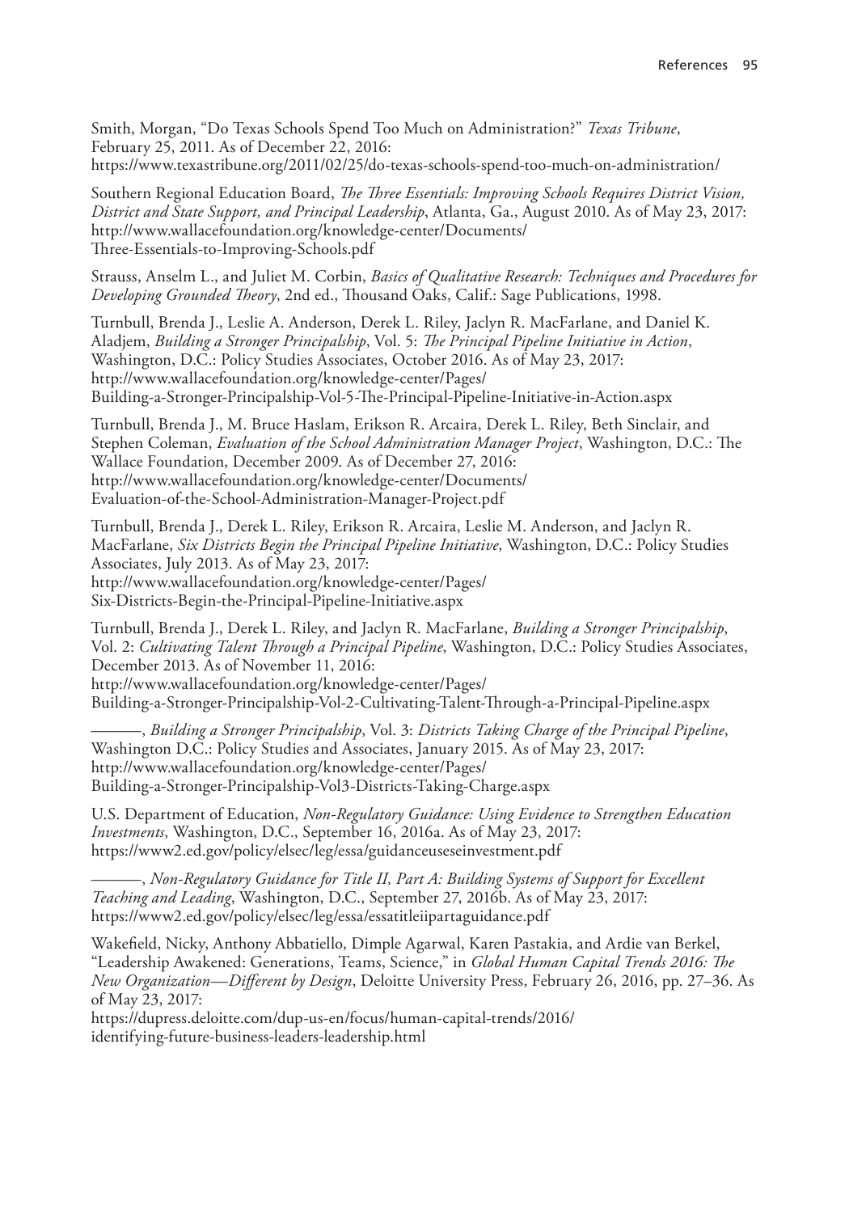Smith, Morgan, "Do Texas Schools Spend Too Much on Administration?" *Texas Tribune*, February 25, 2011. As of December 22, 2016:
https://www.texastribune.org/2011/02/25/do-texas-schools-spend-too-much-on-administration/

Southern Regional Education Board, *The Three Essentials: Improving Schools Requires District Vision, District and State Support, and Principal Leadership*, Atlanta, Ga., August 2010. As of May 23, 2017:
http://www.wallacefoundation.org/knowledge-center/Documents/Three-Essentials-to-Improving-Schools.pdf

Strauss, Anselm L., and Juliet M. Corbin, *Basics of Qualitative Research: Techniques and Procedures for Developing Grounded Theory*, 2nd ed., Thousand Oaks, Calif.: Sage Publications, 1998.

Turnbull, Brenda J., Leslie A. Anderson, Derek L. Riley, Jaclyn R. MacFarlane, and Daniel K. Aladjem, *Building a Stronger Principalship*, Vol. 5: *The Principal Pipeline Initiative in Action*, Washington, D.C.: Policy Studies Associates, October 2016. As of May 23, 2017:
http://www.wallacefoundation.org/knowledge-center/Pages/Building-a-Stronger-Principalship-Vol-5-The-Principal-Pipeline-Initiative-in-Action.aspx

Turnbull, Brenda J., M. Bruce Haslam, Erikson R. Arcaira, Derek L. Riley, Beth Sinclair, and Stephen Coleman, *Evaluation of the School Administration Manager Project*, Washington, D.C.: The Wallace Foundation, December 2009. As of December 27, 2016:
http://www.wallacefoundation.org/knowledge-center/Documents/Evaluation-of-the-School-Administration-Manager-Project.pdf

Turnbull, Brenda J., Derek L. Riley, Erikson R. Arcaira, Leslie M. Anderson, and Jaclyn R. MacFarlane, *Six Districts Begin the Principal Pipeline Initiative*, Washington, D.C.: Policy Studies Associates, July 2013. As of May 23, 2017:
http://www.wallacefoundation.org/knowledge-center/Pages/Six-Districts-Begin-the-Principal-Pipeline-Initiative.aspx

Turnbull, Brenda J., Derek L. Riley, and Jaclyn R. MacFarlane, *Building a Stronger Principalship*, Vol. 2: *Cultivating Talent Through a Principal Pipeline*, Washington, D.C.: Policy Studies Associates, December 2013. As of November 11, 2016:
http://www.wallacefoundation.org/knowledge-center/Pages/Building-a-Stronger-Principalship-Vol-2-Cultivating-Talent-Through-a-Principal-Pipeline.aspx

———, *Building a Stronger Principalship*, Vol. 3: *Districts Taking Charge of the Principal Pipeline*, Washington D.C.: Policy Studies and Associates, January 2015. As of May 23, 2017:
http://www.wallacefoundation.org/knowledge-center/Pages/Building-a-Stronger-Principalship-Vol3-Districts-Taking-Charge.aspx

U.S. Department of Education, *Non-Regulatory Guidance: Using Evidence to Strengthen Education Investments*, Washington, D.C., September 16, 2016a. As of May 23, 2017:
https://www2.ed.gov/policy/elsec/leg/essa/guidanceuseseinvestment.pdf

———, *Non-Regulatory Guidance for Title II, Part A: Building Systems of Support for Excellent Teaching and Leading*, Washington, D.C., September 27, 2016b. As of May 23, 2017:
https://www2.ed.gov/policy/elsec/leg/essa/essatitleiipartaguidance.pdf

Wakefield, Nicky, Anthony Abbatiello, Dimple Agarwal, Karen Pastakia, and Ardie van Berkel, "Leadership Awakened: Generations, Teams, Science," in *Global Human Capital Trends 2016: The New Organization—Different by Design*, Deloitte University Press, February 26, 2016, pp. 27–36. As of May 23, 2017:
https://dupress.deloitte.com/dup-us-en/focus/human-capital-trends/2016/identifying-future-business-leaders-leadership.html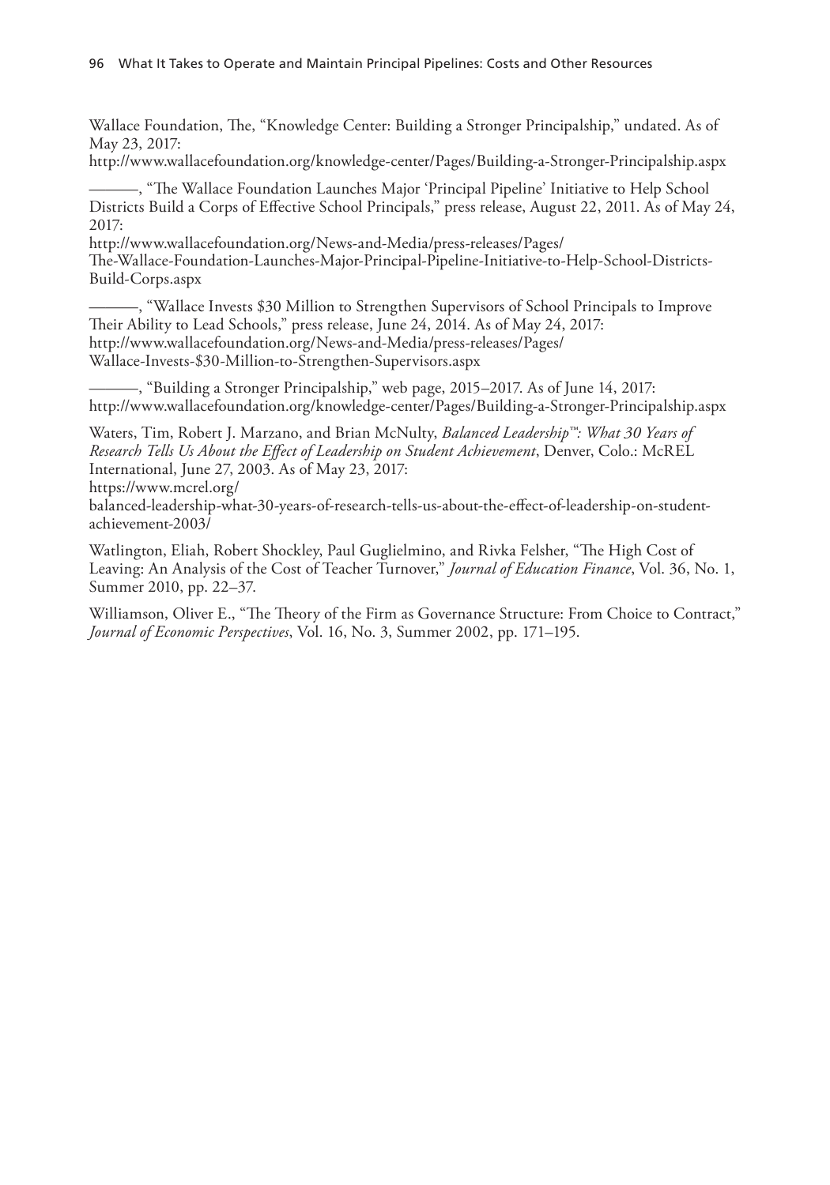Wallace Foundation, The, "Knowledge Center: Building a Stronger Principalship," undated. As of May 23, 2017:
http://www.wallacefoundation.org/knowledge-center/Pages/Building-a-Stronger-Principalship.aspx

———, "The Wallace Foundation Launches Major 'Principal Pipeline' Initiative to Help School Districts Build a Corps of Effective School Principals," press release, August 22, 2011. As of May 24, 2017:
http://www.wallacefoundation.org/News-and-Media/press-releases/Pages/The-Wallace-Foundation-Launches-Major-Principal-Pipeline-Initiative-to-Help-School-Districts-Build-Corps.aspx

———, "Wallace Invests $30 Million to Strengthen Supervisors of School Principals to Improve Their Ability to Lead Schools," press release, June 24, 2014. As of May 24, 2017:
http://www.wallacefoundation.org/News-and-Media/press-releases/Pages/Wallace-Invests-$30-Million-to-Strengthen-Supervisors.aspx

———, "Building a Stronger Principalship," web page, 2015–2017. As of June 14, 2017:
http://www.wallacefoundation.org/knowledge-center/Pages/Building-a-Stronger-Principalship.aspx

Waters, Tim, Robert J. Marzano, and Brian McNulty, *Balanced Leadership™: What 30 Years of Research Tells Us About the Effect of Leadership on Student Achievement*, Denver, Colo.: McREL International, June 27, 2003. As of May 23, 2017:
https://www.mcrel.org/balanced-leadership-what-30-years-of-research-tells-us-about-the-effect-of-leadership-on-student-achievement-2003/

Watlington, Eliah, Robert Shockley, Paul Guglielmino, and Rivka Felsher, "The High Cost of Leaving: An Analysis of the Cost of Teacher Turnover," *Journal of Education Finance*, Vol. 36, No. 1, Summer 2010, pp. 22–37.

Williamson, Oliver E., "The Theory of the Firm as Governance Structure: From Choice to Contract," *Journal of Economic Perspectives*, Vol. 16, No. 3, Summer 2002, pp. 171–195.